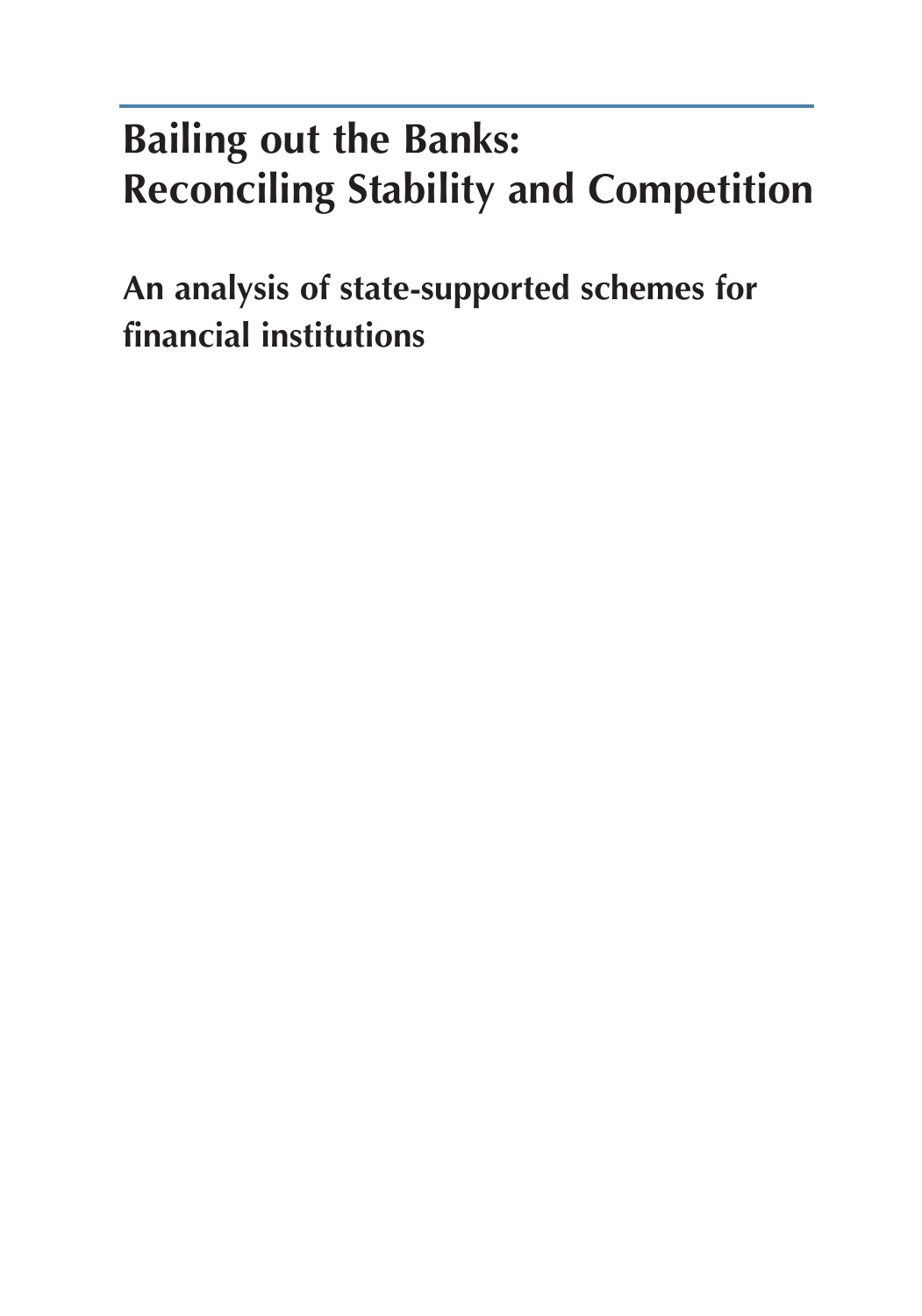# Bailing out the Banks: Reconciling Stability and Competition

## An analysis of state-supported schemes for financial institutions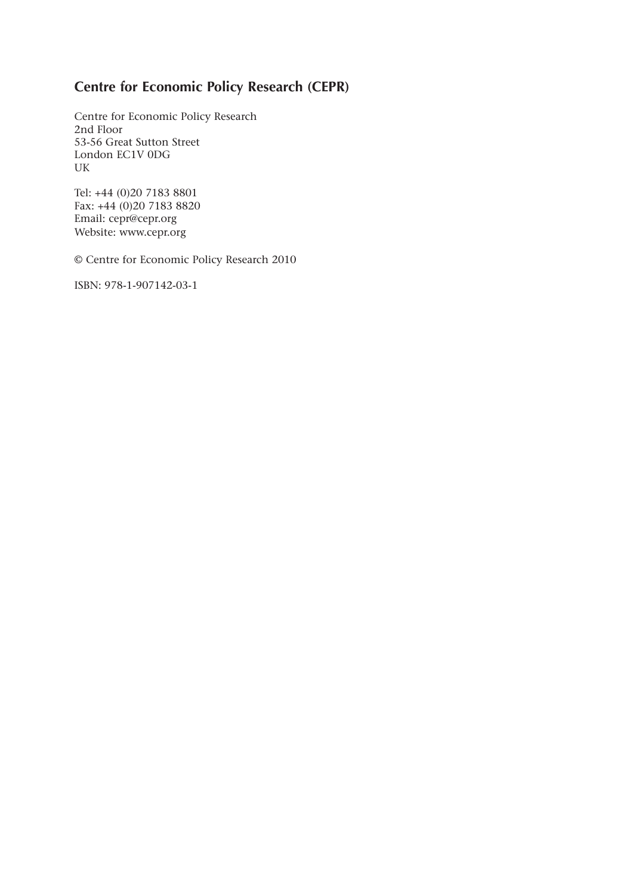## Centre for Economic Policy Research (CEPR)

Centre for Economic Policy Research  
2nd Floor  
53-56 Great Sutton Street  
London EC1V 0DG  
UK

Tel: +44 (0)20 7183 8801  
Fax: +44 (0)20 7183 8820  
Email: cepr@cepr.org  
Website: www.cepr.org

© Centre for Economic Policy Research 2010

ISBN: 978-1-907142-03-1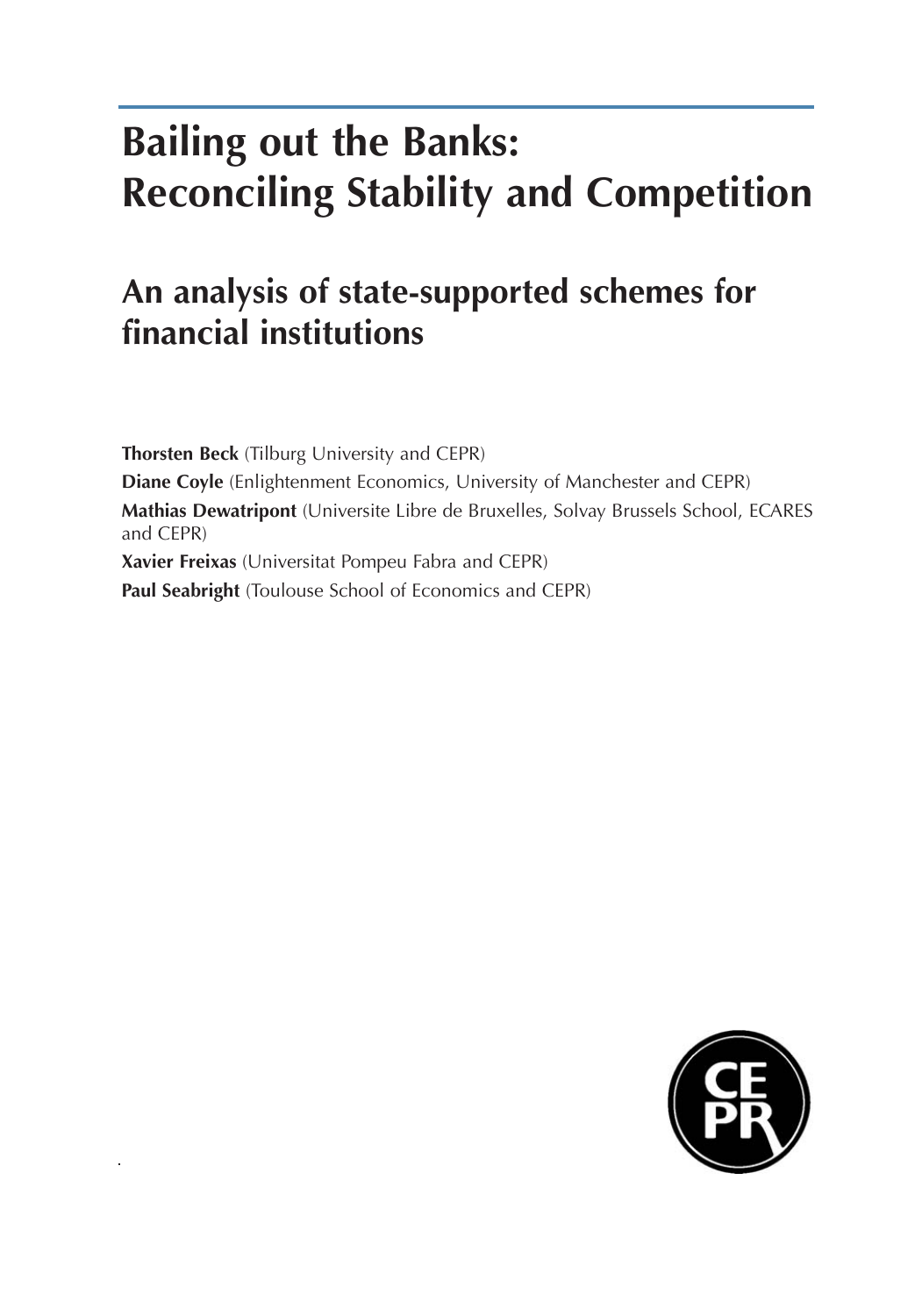# Bailing out the Banks: Reconciling Stability and Competition

## An analysis of state-supported schemes for financial institutions

**Thorsten Beck** (Tilburg University and CEPR)

**Diane Coyle** (Enlightenment Economics, University of Manchester and CEPR)

**Mathias Dewatripont** (Universite Libre de Bruxelles, Solvay Brussels School, ECARES and CEPR)

**Xavier Freixas** (Universitat Pompeu Fabra and CEPR)

**Paul Seabright** (Toulouse School of Economics and CEPR)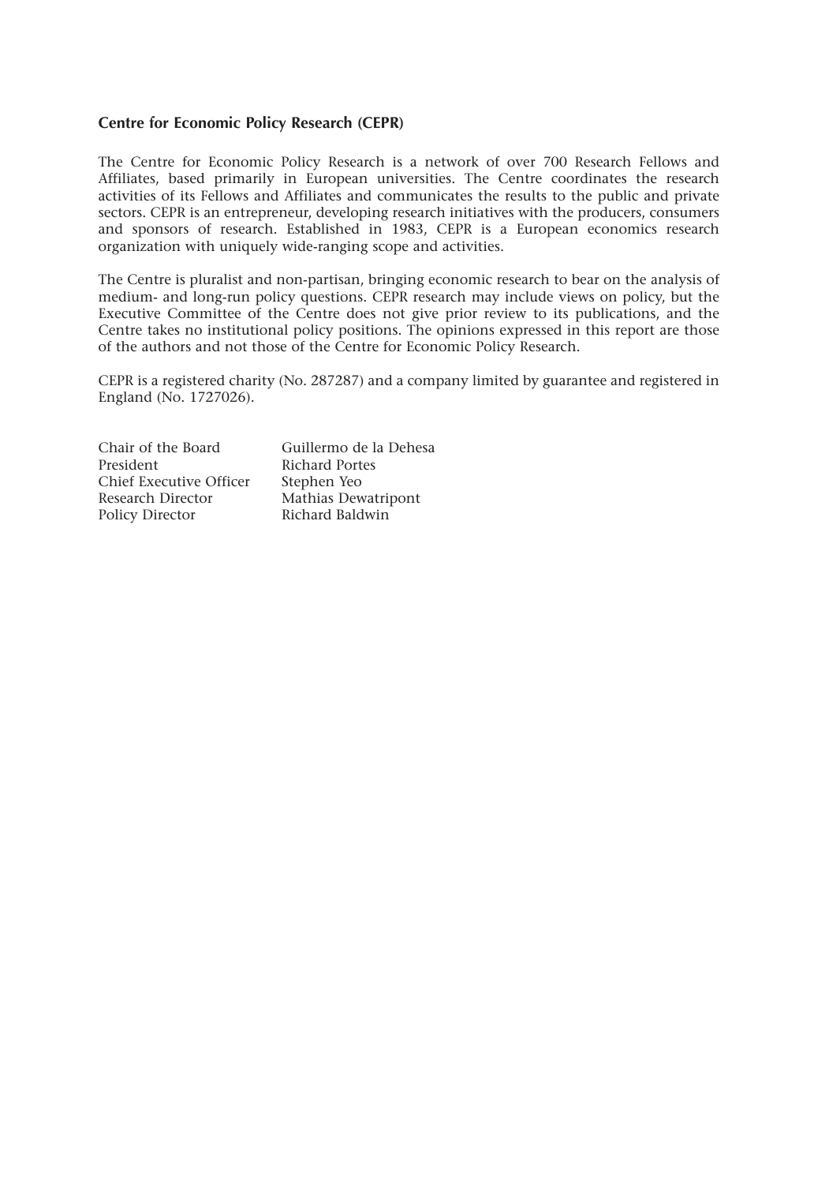**Centre for Economic Policy Research (CEPR)**

The Centre for Economic Policy Research is a network of over 700 Research Fellows and Affiliates, based primarily in European universities. The Centre coordinates the research activities of its Fellows and Affiliates and communicates the results to the public and private sectors. CEPR is an entrepreneur, developing research initiatives with the producers, consumers and sponsors of research. Established in 1983, CEPR is a European economics research organization with uniquely wide-ranging scope and activities.

The Centre is pluralist and non-partisan, bringing economic research to bear on the analysis of medium- and long-run policy questions. CEPR research may include views on policy, but the Executive Committee of the Centre does not give prior review to its publications, and the Centre takes no institutional policy positions. The opinions expressed in this report are those of the authors and not those of the Centre for Economic Policy Research.

CEPR is a registered charity (No. 287287) and a company limited by guarantee and registered in England (No. 1727026).

| | |
|---|---|
| Chair of the Board | Guillermo de la Dehesa |
| President | Richard Portes |
| Chief Executive Officer | Stephen Yeo |
| Research Director | Mathias Dewatripont |
| Policy Director | Richard Baldwin |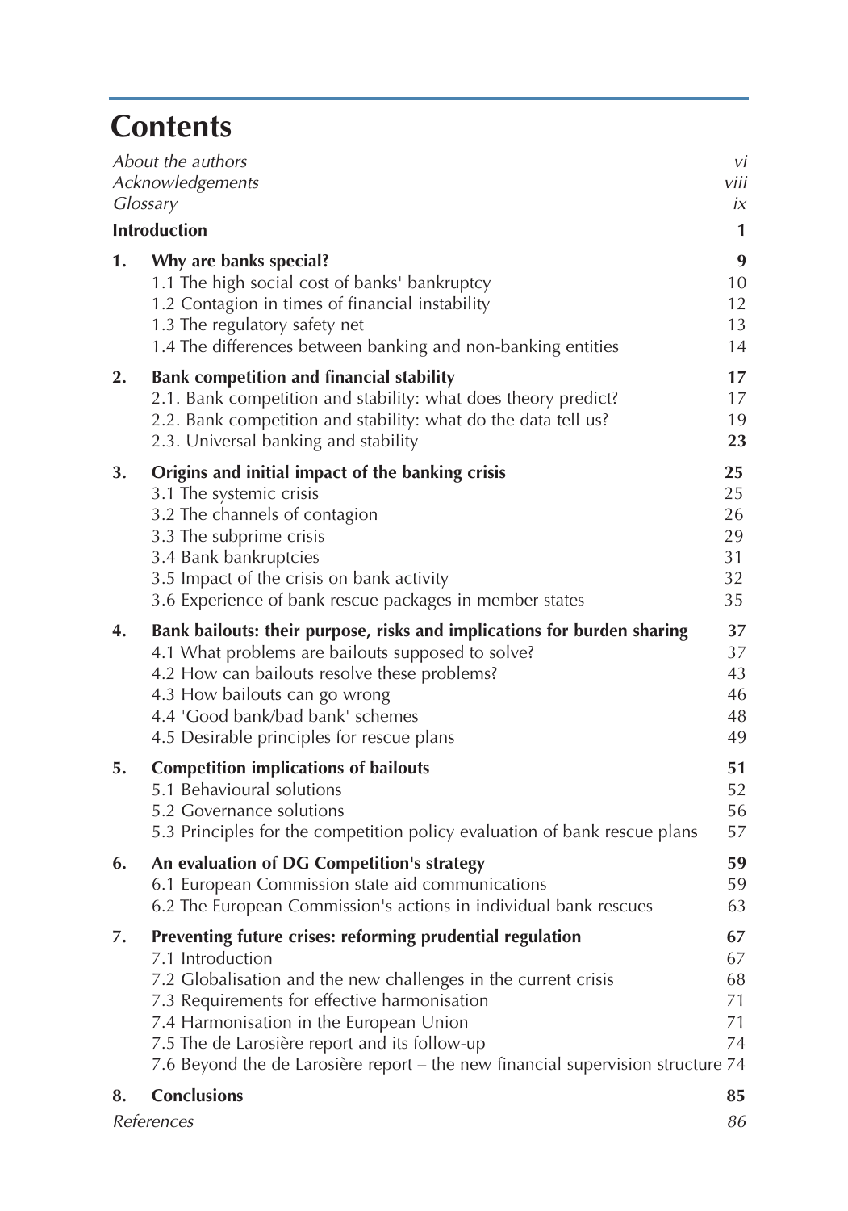# Contents

| | | |
|---|---|---|
| *About the authors* | | *vi* |
| *Acknowledgements* | | *viii* |
| *Glossary* | | *ix* |
| **Introduction** | | **1** |
| **1.** | **Why are banks special?** | **9** |
| | 1.1 The high social cost of banks' bankruptcy | 10 |
| | 1.2 Contagion in times of financial instability | 12 |
| | 1.3 The regulatory safety net | 13 |
| | 1.4 The differences between banking and non-banking entities | 14 |
| **2.** | **Bank competition and financial stability** | **17** |
| | 2.1. Bank competition and stability: what does theory predict? | 17 |
| | 2.2. Bank competition and stability: what do the data tell us? | 19 |
| | 2.3. Universal banking and stability | **23** |
| **3.** | **Origins and initial impact of the banking crisis** | **25** |
| | 3.1 The systemic crisis | 25 |
| | 3.2 The channels of contagion | 26 |
| | 3.3 The subprime crisis | 29 |
| | 3.4 Bank bankruptcies | 31 |
| | 3.5 Impact of the crisis on bank activity | 32 |
| | 3.6 Experience of bank rescue packages in member states | 35 |
| **4.** | **Bank bailouts: their purpose, risks and implications for burden sharing** | **37** |
| | 4.1 What problems are bailouts supposed to solve? | 37 |
| | 4.2 How can bailouts resolve these problems? | 43 |
| | 4.3 How bailouts can go wrong | 46 |
| | 4.4 'Good bank/bad bank' schemes | 48 |
| | 4.5 Desirable principles for rescue plans | 49 |
| **5.** | **Competition implications of bailouts** | **51** |
| | 5.1 Behavioural solutions | 52 |
| | 5.2 Governance solutions | 56 |
| | 5.3 Principles for the competition policy evaluation of bank rescue plans | 57 |
| **6.** | **An evaluation of DG Competition's strategy** | **59** |
| | 6.1 European Commission state aid communications | 59 |
| | 6.2 The European Commission's actions in individual bank rescues | 63 |
| **7.** | **Preventing future crises: reforming prudential regulation** | **67** |
| | 7.1 Introduction | 67 |
| | 7.2 Globalisation and the new challenges in the current crisis | 68 |
| | 7.3 Requirements for effective harmonisation | 71 |
| | 7.4 Harmonisation in the European Union | 71 |
| | 7.5 The de Larosière report and its follow-up | 74 |
| | 7.6 Beyond the de Larosière report – the new financial supervision structure | 74 |
| **8.** | **Conclusions** | **85** |
| *References* | | *86* |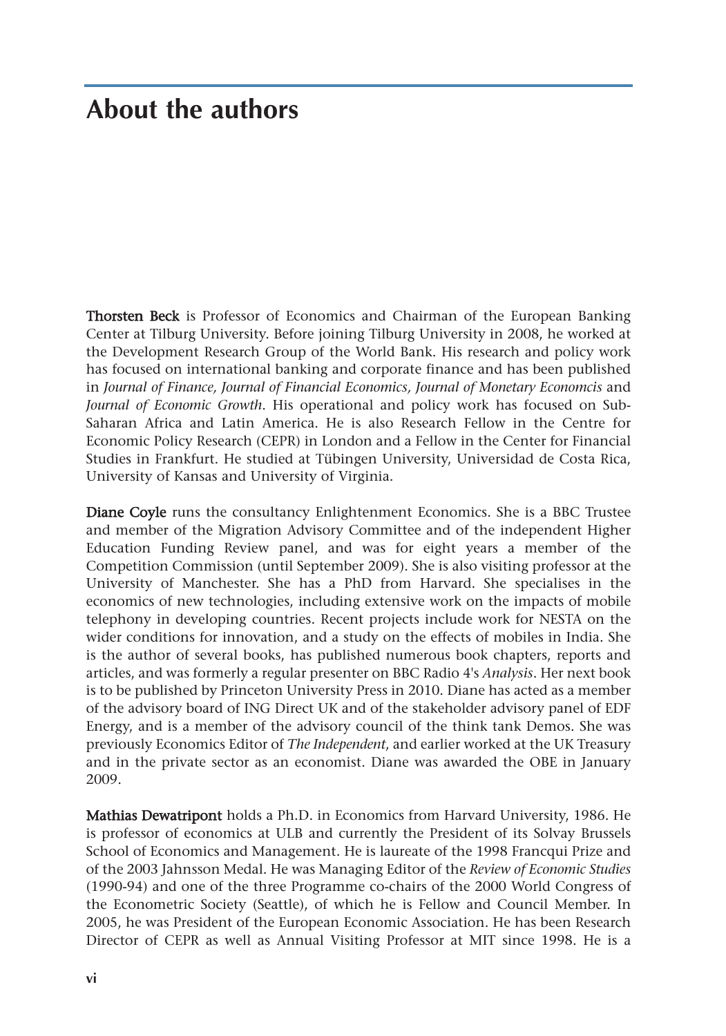# About the authors

**Thorsten Beck** is Professor of Economics and Chairman of the European Banking Center at Tilburg University. Before joining Tilburg University in 2008, he worked at the Development Research Group of the World Bank. His research and policy work has focused on international banking and corporate finance and has been published in *Journal of Finance, Journal of Financial Economics, Journal of Monetary Economcis* and *Journal of Economic Growth*. His operational and policy work has focused on Sub-Saharan Africa and Latin America. He is also Research Fellow in the Centre for Economic Policy Research (CEPR) in London and a Fellow in the Center for Financial Studies in Frankfurt. He studied at Tübingen University, Universidad de Costa Rica, University of Kansas and University of Virginia.

**Diane Coyle** runs the consultancy Enlightenment Economics. She is a BBC Trustee and member of the Migration Advisory Committee and of the independent Higher Education Funding Review panel, and was for eight years a member of the Competition Commission (until September 2009). She is also visiting professor at the University of Manchester. She has a PhD from Harvard. She specialises in the economics of new technologies, including extensive work on the impacts of mobile telephony in developing countries. Recent projects include work for NESTA on the wider conditions for innovation, and a study on the effects of mobiles in India. She is the author of several books, has published numerous book chapters, reports and articles, and was formerly a regular presenter on BBC Radio 4's *Analysis*. Her next book is to be published by Princeton University Press in 2010. Diane has acted as a member of the advisory board of ING Direct UK and of the stakeholder advisory panel of EDF Energy, and is a member of the advisory council of the think tank Demos. She was previously Economics Editor of *The Independent*, and earlier worked at the UK Treasury and in the private sector as an economist. Diane was awarded the OBE in January 2009.

**Mathias Dewatripont** holds a Ph.D. in Economics from Harvard University, 1986. He is professor of economics at ULB and currently the President of its Solvay Brussels School of Economics and Management. He is laureate of the 1998 Francqui Prize and of the 2003 Jahnsson Medal. He was Managing Editor of the *Review of Economic Studies* (1990-94) and one of the three Programme co-chairs of the 2000 World Congress of the Econometric Society (Seattle), of which he is Fellow and Council Member. In 2005, he was President of the European Economic Association. He has been Research Director of CEPR as well as Annual Visiting Professor at MIT since 1998. He is a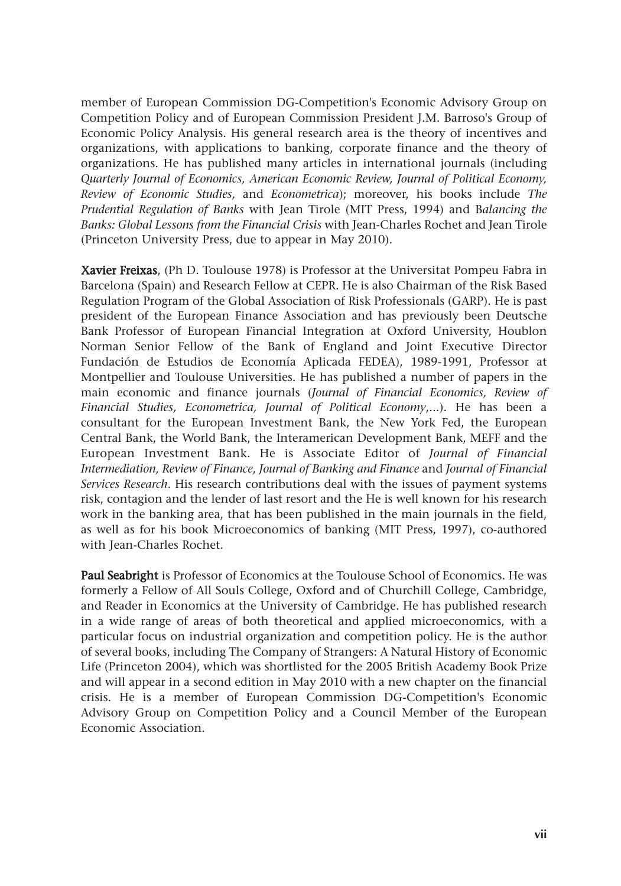member of European Commission DG-Competition's Economic Advisory Group on Competition Policy and of European Commission President J.M. Barroso's Group of Economic Policy Analysis. His general research area is the theory of incentives and organizations, with applications to banking, corporate finance and the theory of organizations. He has published many articles in international journals (including *Quarterly Journal of Economics, American Economic Review, Journal of Political Economy, Review of Economic Studies,* and *Econometrica*); moreover, his books include *The Prudential Regulation of Banks* with Jean Tirole (MIT Press, 1994) and B*alancing the Banks: Global Lessons from the Financial Crisis* with Jean-Charles Rochet and Jean Tirole (Princeton University Press, due to appear in May 2010).

**Xavier Freixas**, (Ph D. Toulouse 1978) is Professor at the Universitat Pompeu Fabra in Barcelona (Spain) and Research Fellow at CEPR. He is also Chairman of the Risk Based Regulation Program of the Global Association of Risk Professionals (GARP). He is past president of the European Finance Association and has previously been Deutsche Bank Professor of European Financial Integration at Oxford University, Houblon Norman Senior Fellow of the Bank of England and Joint Executive Director Fundación de Estudios de Economía Aplicada FEDEA), 1989-1991, Professor at Montpellier and Toulouse Universities. He has published a number of papers in the main economic and finance journals (*Journal of Financial Economics, Review of Financial Studies, Econometrica, Journal of Political Economy*,...). He has been a consultant for the European Investment Bank, the New York Fed, the European Central Bank, the World Bank, the Interamerican Development Bank, MEFF and the European Investment Bank. He is Associate Editor of *Journal of Financial Intermediation, Review of Finance, Journal of Banking and Finance* and *Journal of Financial Services Research*. His research contributions deal with the issues of payment systems risk, contagion and the lender of last resort and the He is well known for his research work in the banking area, that has been published in the main journals in the field, as well as for his book Microeconomics of banking (MIT Press, 1997), co-authored with Jean-Charles Rochet.

**Paul Seabright** is Professor of Economics at the Toulouse School of Economics. He was formerly a Fellow of All Souls College, Oxford and of Churchill College, Cambridge, and Reader in Economics at the University of Cambridge. He has published research in a wide range of areas of both theoretical and applied microeconomics, with a particular focus on industrial organization and competition policy. He is the author of several books, including The Company of Strangers: A Natural History of Economic Life (Princeton 2004), which was shortlisted for the 2005 British Academy Book Prize and will appear in a second edition in May 2010 with a new chapter on the financial crisis. He is a member of European Commission DG-Competition's Economic Advisory Group on Competition Policy and a Council Member of the European Economic Association.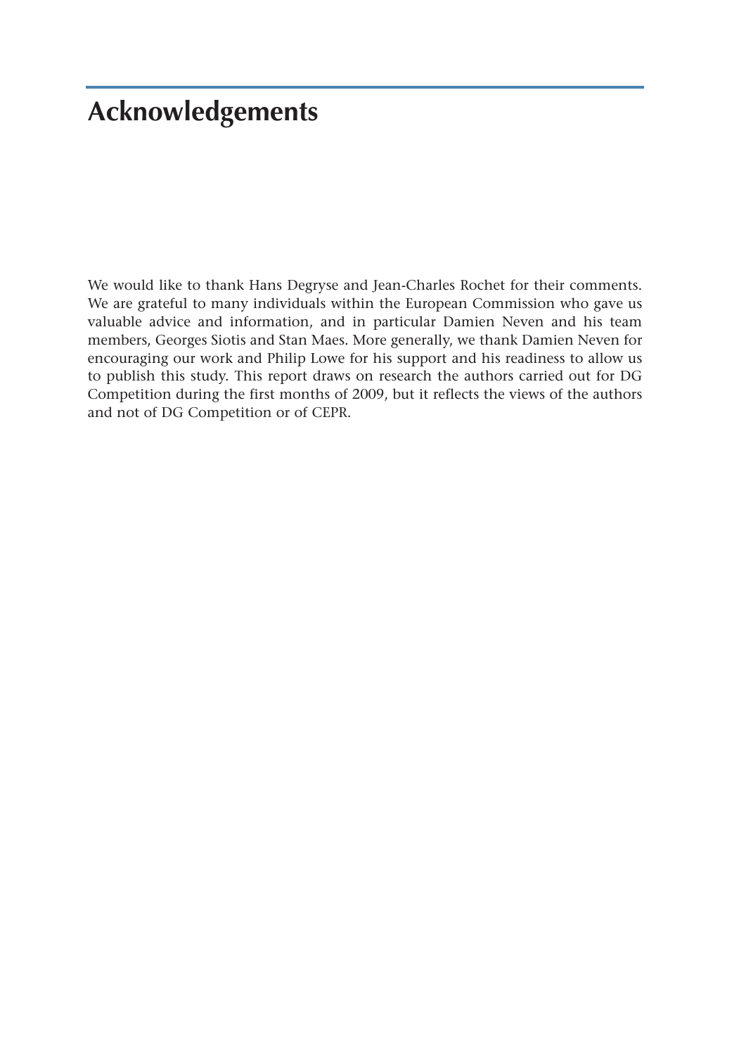# Acknowledgements

We would like to thank Hans Degryse and Jean-Charles Rochet for their comments. We are grateful to many individuals within the European Commission who gave us valuable advice and information, and in particular Damien Neven and his team members, Georges Siotis and Stan Maes. More generally, we thank Damien Neven for encouraging our work and Philip Lowe for his support and his readiness to allow us to publish this study. This report draws on research the authors carried out for DG Competition during the first months of 2009, but it reflects the views of the authors and not of DG Competition or of CEPR.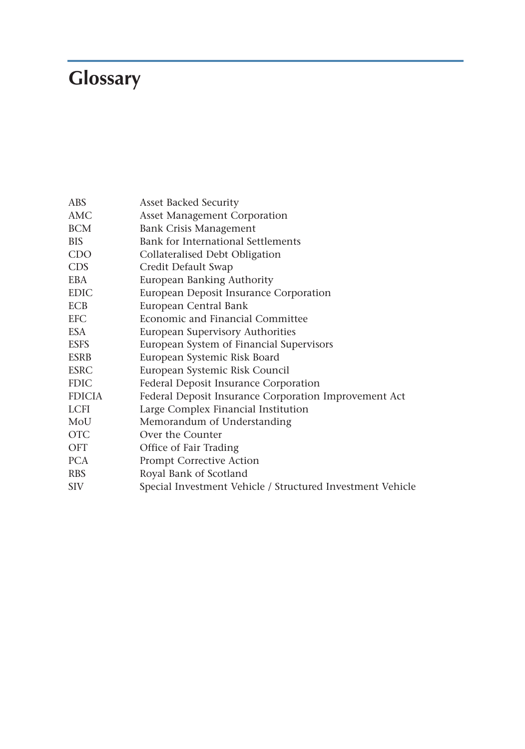# Glossary

| | |
|---|---|
| ABS | Asset Backed Security |
| AMC | Asset Management Corporation |
| BCM | Bank Crisis Management |
| BIS | Bank for International Settlements |
| CDO | Collateralised Debt Obligation |
| CDS | Credit Default Swap |
| EBA | European Banking Authority |
| EDIC | European Deposit Insurance Corporation |
| ECB | European Central Bank |
| EFC | Economic and Financial Committee |
| ESA | European Supervisory Authorities |
| ESFS | European System of Financial Supervisors |
| ESRB | European Systemic Risk Board |
| ESRC | European Systemic Risk Council |
| FDIC | Federal Deposit Insurance Corporation |
| FDICIA | Federal Deposit Insurance Corporation Improvement Act |
| LCFI | Large Complex Financial Institution |
| MoU | Memorandum of Understanding |
| OTC | Over the Counter |
| OFT | Office of Fair Trading |
| PCA | Prompt Corrective Action |
| RBS | Royal Bank of Scotland |
| SIV | Special Investment Vehicle / Structured Investment Vehicle |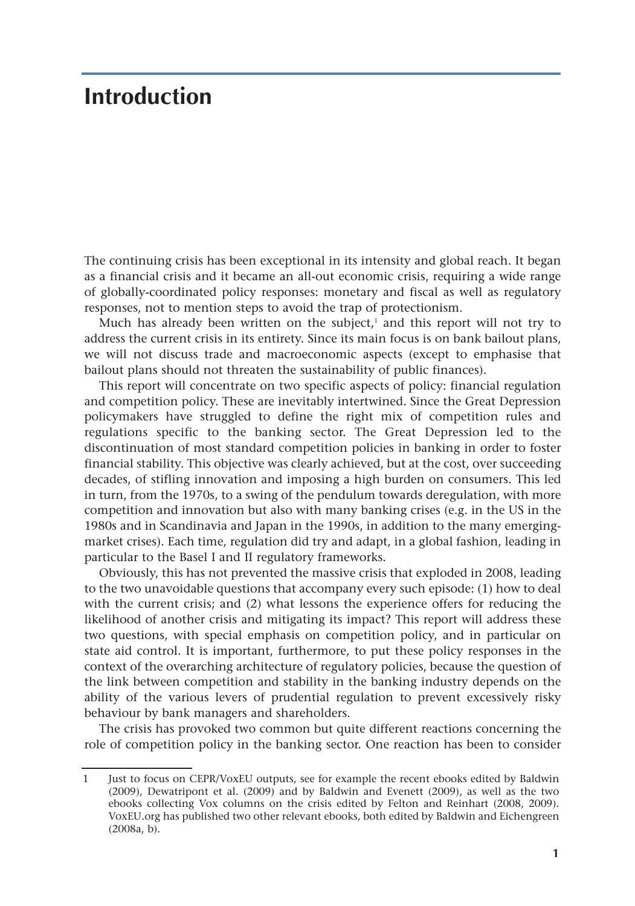# Introduction

The continuing crisis has been exceptional in its intensity and global reach. It began as a financial crisis and it became an all-out economic crisis, requiring a wide range of globally-coordinated policy responses: monetary and fiscal as well as regulatory responses, not to mention steps to avoid the trap of protectionism.

Much has already been written on the subject,[1] and this report will not try to address the current crisis in its entirety. Since its main focus is on bank bailout plans, we will not discuss trade and macroeconomic aspects (except to emphasise that bailout plans should not threaten the sustainability of public finances).

This report will concentrate on two specific aspects of policy: financial regulation and competition policy. These are inevitably intertwined. Since the Great Depression policymakers have struggled to define the right mix of competition rules and regulations specific to the banking sector. The Great Depression led to the discontinuation of most standard competition policies in banking in order to foster financial stability. This objective was clearly achieved, but at the cost, over succeeding decades, of stifling innovation and imposing a high burden on consumers. This led in turn, from the 1970s, to a swing of the pendulum towards deregulation, with more competition and innovation but also with many banking crises (e.g. in the US in the 1980s and in Scandinavia and Japan in the 1990s, in addition to the many emerging-market crises). Each time, regulation did try and adapt, in a global fashion, leading in particular to the Basel I and II regulatory frameworks.

Obviously, this has not prevented the massive crisis that exploded in 2008, leading to the two unavoidable questions that accompany every such episode: (1) how to deal with the current crisis; and (2) what lessons the experience offers for reducing the likelihood of another crisis and mitigating its impact? This report will address these two questions, with special emphasis on competition policy, and in particular on state aid control. It is important, furthermore, to put these policy responses in the context of the overarching architecture of regulatory policies, because the question of the link between competition and stability in the banking industry depends on the ability of the various levers of prudential regulation to prevent excessively risky behaviour by bank managers and shareholders.

The crisis has provoked two common but quite different reactions concerning the role of competition policy in the banking sector. One reaction has been to consider

---

1 Just to focus on CEPR/VoxEU outputs, see for example the recent ebooks edited by Baldwin (2009), Dewatripont et al. (2009) and by Baldwin and Evenett (2009), as well as the two ebooks collecting Vox columns on the crisis edited by Felton and Reinhart (2008, 2009). VoxEU.org has published two other relevant ebooks, both edited by Baldwin and Eichengreen (2008a, b).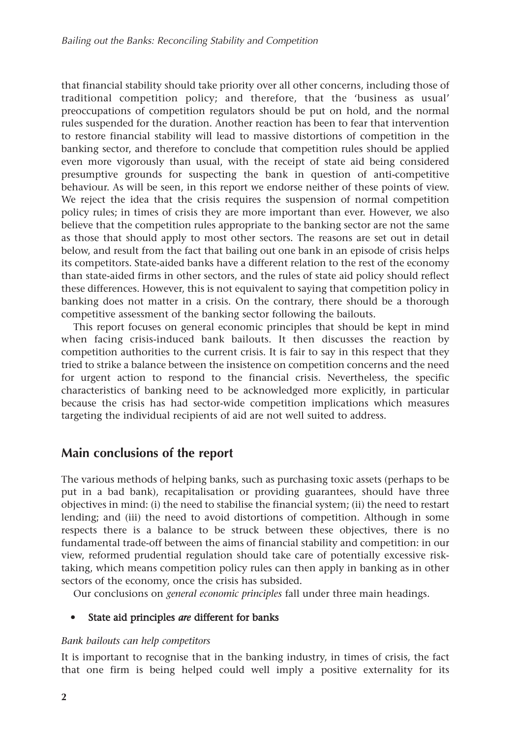that financial stability should take priority over all other concerns, including those of traditional competition policy; and therefore, that the 'business as usual' preoccupations of competition regulators should be put on hold, and the normal rules suspended for the duration. Another reaction has been to fear that intervention to restore financial stability will lead to massive distortions of competition in the banking sector, and therefore to conclude that competition rules should be applied even more vigorously than usual, with the receipt of state aid being considered presumptive grounds for suspecting the bank in question of anti-competitive behaviour. As will be seen, in this report we endorse neither of these points of view. We reject the idea that the crisis requires the suspension of normal competition policy rules; in times of crisis they are more important than ever. However, we also believe that the competition rules appropriate to the banking sector are not the same as those that should apply to most other sectors. The reasons are set out in detail below, and result from the fact that bailing out one bank in an episode of crisis helps its competitors. State-aided banks have a different relation to the rest of the economy than state-aided firms in other sectors, and the rules of state aid policy should reflect these differences. However, this is not equivalent to saying that competition policy in banking does not matter in a crisis. On the contrary, there should be a thorough competitive assessment of the banking sector following the bailouts.

This report focuses on general economic principles that should be kept in mind when facing crisis-induced bank bailouts. It then discusses the reaction by competition authorities to the current crisis. It is fair to say in this respect that they tried to strike a balance between the insistence on competition concerns and the need for urgent action to respond to the financial crisis. Nevertheless, the specific characteristics of banking need to be acknowledged more explicitly, in particular because the crisis has had sector-wide competition implications which measures targeting the individual recipients of aid are not well suited to address.

## Main conclusions of the report

The various methods of helping banks, such as purchasing toxic assets (perhaps to be put in a bad bank), recapitalisation or providing guarantees, should have three objectives in mind: (i) the need to stabilise the financial system; (ii) the need to restart lending; and (iii) the need to avoid distortions of competition. Although in some respects there is a balance to be struck between these objectives, there is no fundamental trade-off between the aims of financial stability and competition: in our view, reformed prudential regulation should take care of potentially excessive risk-taking, which means competition policy rules can then apply in banking as in other sectors of the economy, once the crisis has subsided.

Our conclusions on *general economic principles* fall under three main headings.

- **State aid principles *are* different for banks**

*Bank bailouts can help competitors*

It is important to recognise that in the banking industry, in times of crisis, the fact that one firm is being helped could well imply a positive externality for its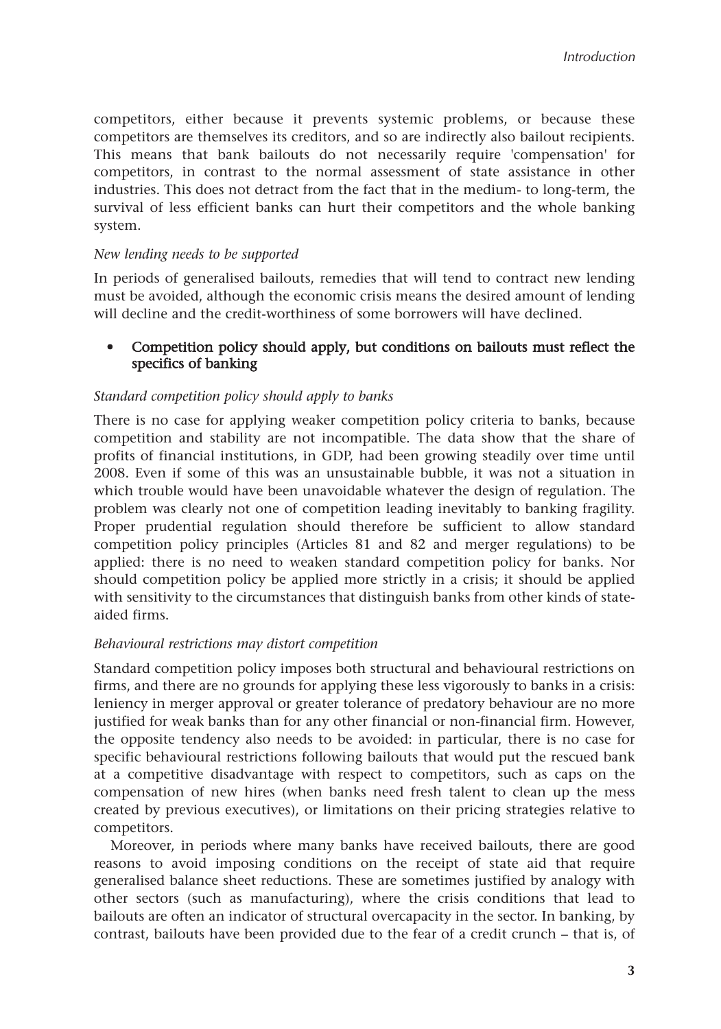competitors, either because it prevents systemic problems, or because these competitors are themselves its creditors, and so are indirectly also bailout recipients. This means that bank bailouts do not necessarily require 'compensation' for competitors, in contrast to the normal assessment of state assistance in other industries. This does not detract from the fact that in the medium- to long-term, the survival of less efficient banks can hurt their competitors and the whole banking system.

*New lending needs to be supported*

In periods of generalised bailouts, remedies that will tend to contract new lending must be avoided, although the economic crisis means the desired amount of lending will decline and the credit-worthiness of some borrowers will have declined.

- **Competition policy should apply, but conditions on bailouts must reflect the specifics of banking**

*Standard competition policy should apply to banks*

There is no case for applying weaker competition policy criteria to banks, because competition and stability are not incompatible. The data show that the share of profits of financial institutions, in GDP, had been growing steadily over time until 2008. Even if some of this was an unsustainable bubble, it was not a situation in which trouble would have been unavoidable whatever the design of regulation. The problem was clearly not one of competition leading inevitably to banking fragility. Proper prudential regulation should therefore be sufficient to allow standard competition policy principles (Articles 81 and 82 and merger regulations) to be applied: there is no need to weaken standard competition policy for banks. Nor should competition policy be applied more strictly in a crisis; it should be applied with sensitivity to the circumstances that distinguish banks from other kinds of state-aided firms.

*Behavioural restrictions may distort competition*

Standard competition policy imposes both structural and behavioural restrictions on firms, and there are no grounds for applying these less vigorously to banks in a crisis: leniency in merger approval or greater tolerance of predatory behaviour are no more justified for weak banks than for any other financial or non-financial firm. However, the opposite tendency also needs to be avoided: in particular, there is no case for specific behavioural restrictions following bailouts that would put the rescued bank at a competitive disadvantage with respect to competitors, such as caps on the compensation of new hires (when banks need fresh talent to clean up the mess created by previous executives), or limitations on their pricing strategies relative to competitors.

Moreover, in periods where many banks have received bailouts, there are good reasons to avoid imposing conditions on the receipt of state aid that require generalised balance sheet reductions. These are sometimes justified by analogy with other sectors (such as manufacturing), where the crisis conditions that lead to bailouts are often an indicator of structural overcapacity in the sector. In banking, by contrast, bailouts have been provided due to the fear of a credit crunch – that is, of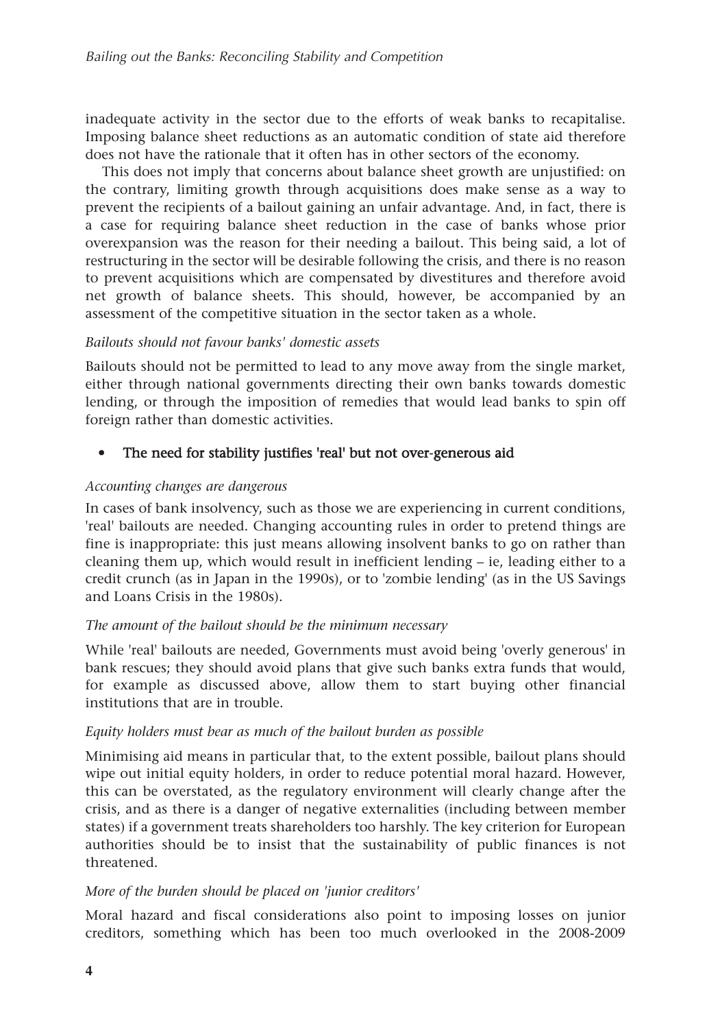inadequate activity in the sector due to the efforts of weak banks to recapitalise. Imposing balance sheet reductions as an automatic condition of state aid therefore does not have the rationale that it often has in other sectors of the economy.

This does not imply that concerns about balance sheet growth are unjustified: on the contrary, limiting growth through acquisitions does make sense as a way to prevent the recipients of a bailout gaining an unfair advantage. And, in fact, there is a case for requiring balance sheet reduction in the case of banks whose prior overexpansion was the reason for their needing a bailout. This being said, a lot of restructuring in the sector will be desirable following the crisis, and there is no reason to prevent acquisitions which are compensated by divestitures and therefore avoid net growth of balance sheets. This should, however, be accompanied by an assessment of the competitive situation in the sector taken as a whole.

*Bailouts should not favour banks' domestic assets*

Bailouts should not be permitted to lead to any move away from the single market, either through national governments directing their own banks towards domestic lending, or through the imposition of remedies that would lead banks to spin off foreign rather than domestic activities.

- **The need for stability justifies 'real' but not over-generous aid**

*Accounting changes are dangerous*

In cases of bank insolvency, such as those we are experiencing in current conditions, 'real' bailouts are needed. Changing accounting rules in order to pretend things are fine is inappropriate: this just means allowing insolvent banks to go on rather than cleaning them up, which would result in inefficient lending – ie, leading either to a credit crunch (as in Japan in the 1990s), or to 'zombie lending' (as in the US Savings and Loans Crisis in the 1980s).

*The amount of the bailout should be the minimum necessary*

While 'real' bailouts are needed, Governments must avoid being 'overly generous' in bank rescues; they should avoid plans that give such banks extra funds that would, for example as discussed above, allow them to start buying other financial institutions that are in trouble.

*Equity holders must bear as much of the bailout burden as possible*

Minimising aid means in particular that, to the extent possible, bailout plans should wipe out initial equity holders, in order to reduce potential moral hazard. However, this can be overstated, as the regulatory environment will clearly change after the crisis, and as there is a danger of negative externalities (including between member states) if a government treats shareholders too harshly. The key criterion for European authorities should be to insist that the sustainability of public finances is not threatened.

*More of the burden should be placed on 'junior creditors'*

Moral hazard and fiscal considerations also point to imposing losses on junior creditors, something which has been too much overlooked in the 2008-2009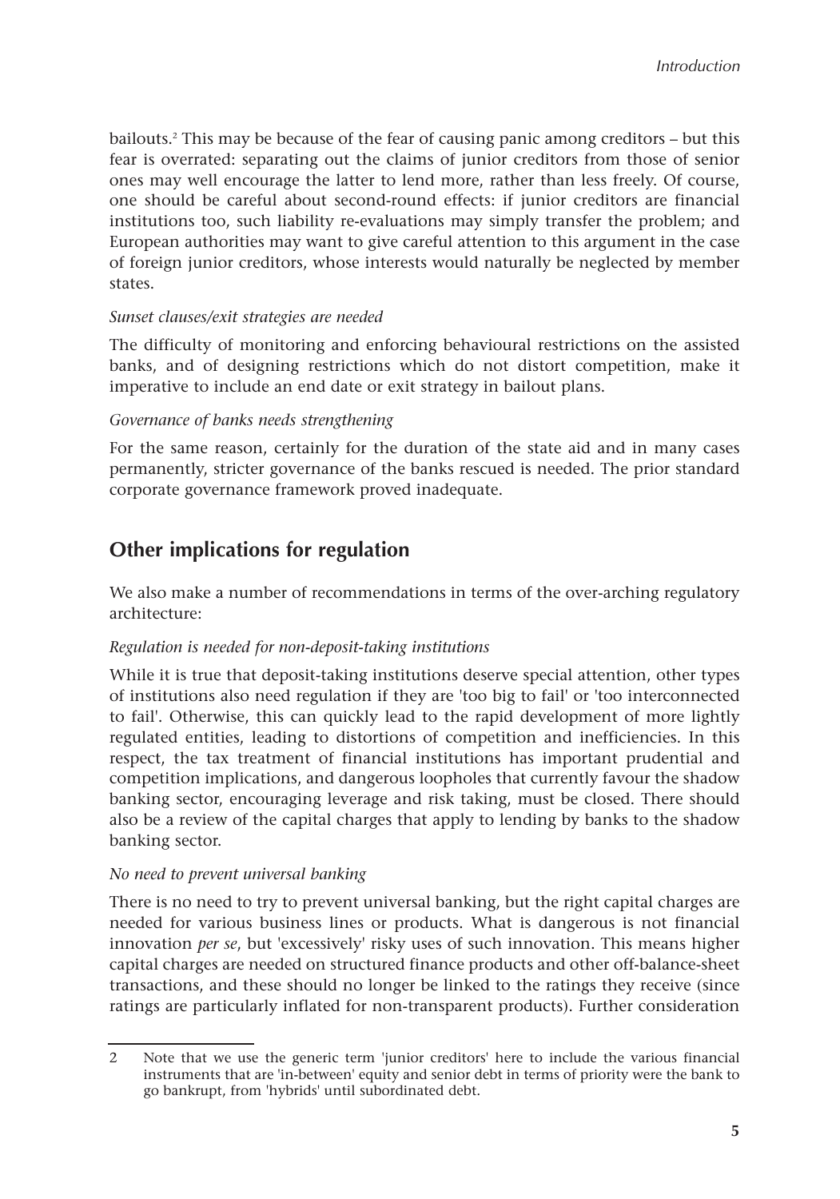bailouts.[2] This may be because of the fear of causing panic among creditors – but this fear is overrated: separating out the claims of junior creditors from those of senior ones may well encourage the latter to lend more, rather than less freely. Of course, one should be careful about second-round effects: if junior creditors are financial institutions too, such liability re-evaluations may simply transfer the problem; and European authorities may want to give careful attention to this argument in the case of foreign junior creditors, whose interests would naturally be neglected by member states.

*Sunset clauses/exit strategies are needed*

The difficulty of monitoring and enforcing behavioural restrictions on the assisted banks, and of designing restrictions which do not distort competition, make it imperative to include an end date or exit strategy in bailout plans.

*Governance of banks needs strengthening*

For the same reason, certainly for the duration of the state aid and in many cases permanently, stricter governance of the banks rescued is needed. The prior standard corporate governance framework proved inadequate.

## Other implications for regulation

We also make a number of recommendations in terms of the over-arching regulatory architecture:

*Regulation is needed for non-deposit-taking institutions*

While it is true that deposit-taking institutions deserve special attention, other types of institutions also need regulation if they are 'too big to fail' or 'too interconnected to fail'. Otherwise, this can quickly lead to the rapid development of more lightly regulated entities, leading to distortions of competition and inefficiencies. In this respect, the tax treatment of financial institutions has important prudential and competition implications, and dangerous loopholes that currently favour the shadow banking sector, encouraging leverage and risk taking, must be closed. There should also be a review of the capital charges that apply to lending by banks to the shadow banking sector.

*No need to prevent universal banking*

There is no need to try to prevent universal banking, but the right capital charges are needed for various business lines or products. What is dangerous is not financial innovation *per se*, but 'excessively' risky uses of such innovation. This means higher capital charges are needed on structured finance products and other off-balance-sheet transactions, and these should no longer be linked to the ratings they receive (since ratings are particularly inflated for non-transparent products). Further consideration

---

2 Note that we use the generic term 'junior creditors' here to include the various financial instruments that are 'in-between' equity and senior debt in terms of priority were the bank to go bankrupt, from 'hybrids' until subordinated debt.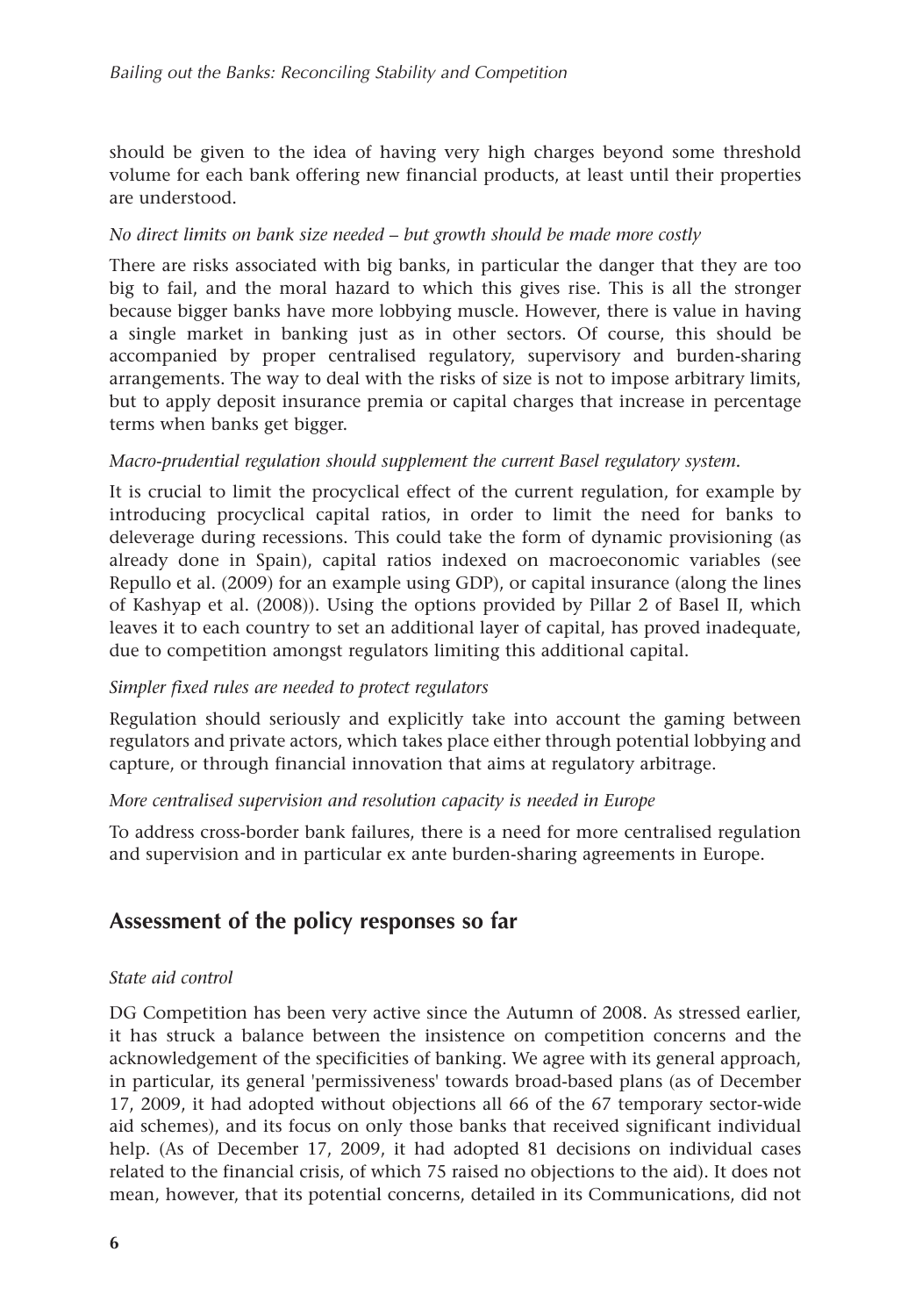should be given to the idea of having very high charges beyond some threshold volume for each bank offering new financial products, at least until their properties are understood.

*No direct limits on bank size needed – but growth should be made more costly*

There are risks associated with big banks, in particular the danger that they are too big to fail, and the moral hazard to which this gives rise. This is all the stronger because bigger banks have more lobbying muscle. However, there is value in having a single market in banking just as in other sectors. Of course, this should be accompanied by proper centralised regulatory, supervisory and burden-sharing arrangements. The way to deal with the risks of size is not to impose arbitrary limits, but to apply deposit insurance premia or capital charges that increase in percentage terms when banks get bigger.

*Macro-prudential regulation should supplement the current Basel regulatory system.*

It is crucial to limit the procyclical effect of the current regulation, for example by introducing procyclical capital ratios, in order to limit the need for banks to deleverage during recessions. This could take the form of dynamic provisioning (as already done in Spain), capital ratios indexed on macroeconomic variables (see Repullo et al. (2009) for an example using GDP), or capital insurance (along the lines of Kashyap et al. (2008)). Using the options provided by Pillar 2 of Basel II, which leaves it to each country to set an additional layer of capital, has proved inadequate, due to competition amongst regulators limiting this additional capital.

*Simpler fixed rules are needed to protect regulators*

Regulation should seriously and explicitly take into account the gaming between regulators and private actors, which takes place either through potential lobbying and capture, or through financial innovation that aims at regulatory arbitrage.

*More centralised supervision and resolution capacity is needed in Europe*

To address cross-border bank failures, there is a need for more centralised regulation and supervision and in particular ex ante burden-sharing agreements in Europe.

## Assessment of the policy responses so far

*State aid control*

DG Competition has been very active since the Autumn of 2008. As stressed earlier, it has struck a balance between the insistence on competition concerns and the acknowledgement of the specificities of banking. We agree with its general approach, in particular, its general 'permissiveness' towards broad-based plans (as of December 17, 2009, it had adopted without objections all 66 of the 67 temporary sector-wide aid schemes), and its focus on only those banks that received significant individual help. (As of December 17, 2009, it had adopted 81 decisions on individual cases related to the financial crisis, of which 75 raised no objections to the aid). It does not mean, however, that its potential concerns, detailed in its Communications, did not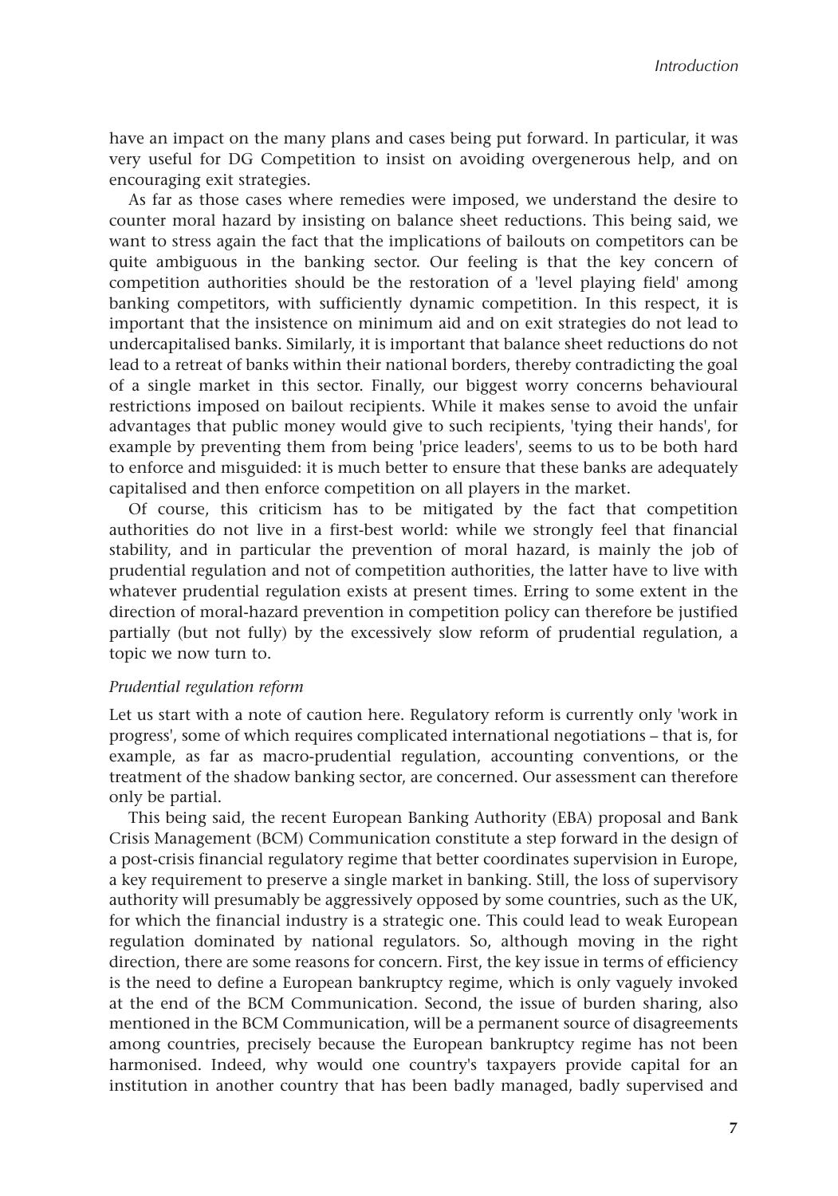have an impact on the many plans and cases being put forward. In particular, it was very useful for DG Competition to insist on avoiding overgenerous help, and on encouraging exit strategies.

As far as those cases where remedies were imposed, we understand the desire to counter moral hazard by insisting on balance sheet reductions. This being said, we want to stress again the fact that the implications of bailouts on competitors can be quite ambiguous in the banking sector. Our feeling is that the key concern of competition authorities should be the restoration of a 'level playing field' among banking competitors, with sufficiently dynamic competition. In this respect, it is important that the insistence on minimum aid and on exit strategies do not lead to undercapitalised banks. Similarly, it is important that balance sheet reductions do not lead to a retreat of banks within their national borders, thereby contradicting the goal of a single market in this sector. Finally, our biggest worry concerns behavioural restrictions imposed on bailout recipients. While it makes sense to avoid the unfair advantages that public money would give to such recipients, 'tying their hands', for example by preventing them from being 'price leaders', seems to us to be both hard to enforce and misguided: it is much better to ensure that these banks are adequately capitalised and then enforce competition on all players in the market.

Of course, this criticism has to be mitigated by the fact that competition authorities do not live in a first-best world: while we strongly feel that financial stability, and in particular the prevention of moral hazard, is mainly the job of prudential regulation and not of competition authorities, the latter have to live with whatever prudential regulation exists at present times. Erring to some extent in the direction of moral-hazard prevention in competition policy can therefore be justified partially (but not fully) by the excessively slow reform of prudential regulation, a topic we now turn to.

*Prudential regulation reform*

Let us start with a note of caution here. Regulatory reform is currently only 'work in progress', some of which requires complicated international negotiations – that is, for example, as far as macro-prudential regulation, accounting conventions, or the treatment of the shadow banking sector, are concerned. Our assessment can therefore only be partial.

This being said, the recent European Banking Authority (EBA) proposal and Bank Crisis Management (BCM) Communication constitute a step forward in the design of a post-crisis financial regulatory regime that better coordinates supervision in Europe, a key requirement to preserve a single market in banking. Still, the loss of supervisory authority will presumably be aggressively opposed by some countries, such as the UK, for which the financial industry is a strategic one. This could lead to weak European regulation dominated by national regulators. So, although moving in the right direction, there are some reasons for concern. First, the key issue in terms of efficiency is the need to define a European bankruptcy regime, which is only vaguely invoked at the end of the BCM Communication. Second, the issue of burden sharing, also mentioned in the BCM Communication, will be a permanent source of disagreements among countries, precisely because the European bankruptcy regime has not been harmonised. Indeed, why would one country's taxpayers provide capital for an institution in another country that has been badly managed, badly supervised and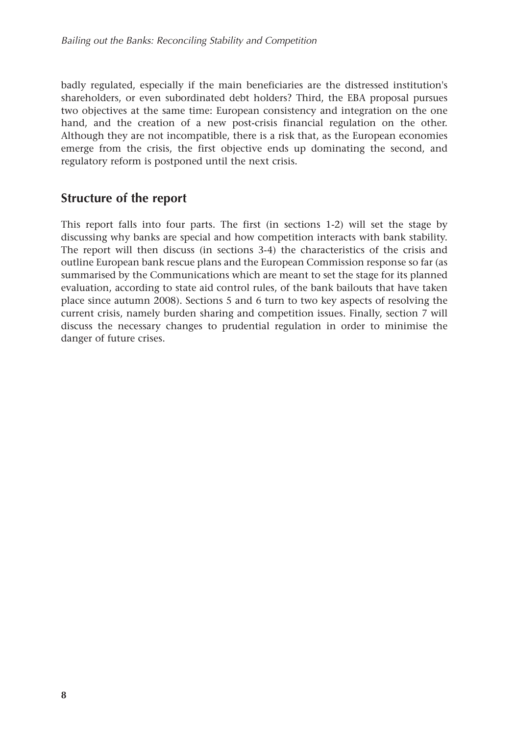badly regulated, especially if the main beneficiaries are the distressed institution's shareholders, or even subordinated debt holders? Third, the EBA proposal pursues two objectives at the same time: European consistency and integration on the one hand, and the creation of a new post-crisis financial regulation on the other. Although they are not incompatible, there is a risk that, as the European economies emerge from the crisis, the first objective ends up dominating the second, and regulatory reform is postponed until the next crisis.

## Structure of the report

This report falls into four parts. The first (in sections 1-2) will set the stage by discussing why banks are special and how competition interacts with bank stability. The report will then discuss (in sections 3-4) the characteristics of the crisis and outline European bank rescue plans and the European Commission response so far (as summarised by the Communications which are meant to set the stage for its planned evaluation, according to state aid control rules, of the bank bailouts that have taken place since autumn 2008). Sections 5 and 6 turn to two key aspects of resolving the current crisis, namely burden sharing and competition issues. Finally, section 7 will discuss the necessary changes to prudential regulation in order to minimise the danger of future crises.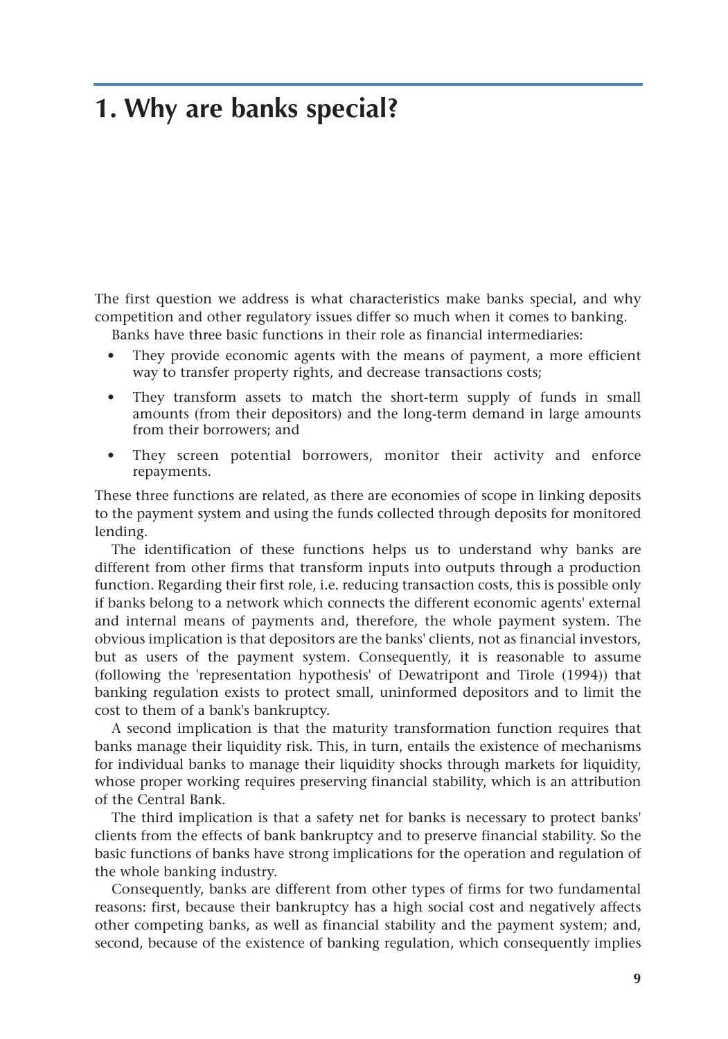# 1. Why are banks special?

The first question we address is what characteristics make banks special, and why competition and other regulatory issues differ so much when it comes to banking.

Banks have three basic functions in their role as financial intermediaries:

- They provide economic agents with the means of payment, a more efficient way to transfer property rights, and decrease transactions costs;
- They transform assets to match the short-term supply of funds in small amounts (from their depositors) and the long-term demand in large amounts from their borrowers; and
- They screen potential borrowers, monitor their activity and enforce repayments.

These three functions are related, as there are economies of scope in linking deposits to the payment system and using the funds collected through deposits for monitored lending.

The identification of these functions helps us to understand why banks are different from other firms that transform inputs into outputs through a production function. Regarding their first role, i.e. reducing transaction costs, this is possible only if banks belong to a network which connects the different economic agents' external and internal means of payments and, therefore, the whole payment system. The obvious implication is that depositors are the banks' clients, not as financial investors, but as users of the payment system. Consequently, it is reasonable to assume (following the 'representation hypothesis' of Dewatripont and Tirole (1994)) that banking regulation exists to protect small, uninformed depositors and to limit the cost to them of a bank's bankruptcy.

A second implication is that the maturity transformation function requires that banks manage their liquidity risk. This, in turn, entails the existence of mechanisms for individual banks to manage their liquidity shocks through markets for liquidity, whose proper working requires preserving financial stability, which is an attribution of the Central Bank.

The third implication is that a safety net for banks is necessary to protect banks' clients from the effects of bank bankruptcy and to preserve financial stability. So the basic functions of banks have strong implications for the operation and regulation of the whole banking industry.

Consequently, banks are different from other types of firms for two fundamental reasons: first, because their bankruptcy has a high social cost and negatively affects other competing banks, as well as financial stability and the payment system; and, second, because of the existence of banking regulation, which consequently implies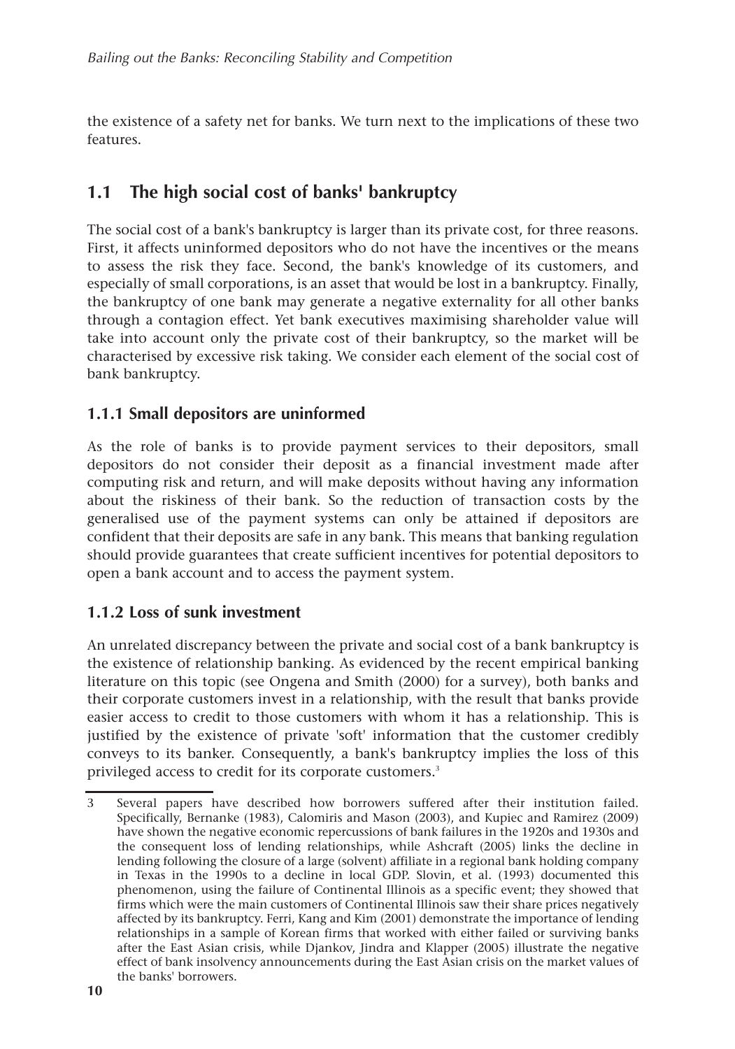the existence of a safety net for banks. We turn next to the implications of these two features.

## 1.1 The high social cost of banks' bankruptcy

The social cost of a bank's bankruptcy is larger than its private cost, for three reasons. First, it affects uninformed depositors who do not have the incentives or the means to assess the risk they face. Second, the bank's knowledge of its customers, and especially of small corporations, is an asset that would be lost in a bankruptcy. Finally, the bankruptcy of one bank may generate a negative externality for all other banks through a contagion effect. Yet bank executives maximising shareholder value will take into account only the private cost of their bankruptcy, so the market will be characterised by excessive risk taking. We consider each element of the social cost of bank bankruptcy.

### 1.1.1 Small depositors are uninformed

As the role of banks is to provide payment services to their depositors, small depositors do not consider their deposit as a financial investment made after computing risk and return, and will make deposits without having any information about the riskiness of their bank. So the reduction of transaction costs by the generalised use of the payment systems can only be attained if depositors are confident that their deposits are safe in any bank. This means that banking regulation should provide guarantees that create sufficient incentives for potential depositors to open a bank account and to access the payment system.

### 1.1.2 Loss of sunk investment

An unrelated discrepancy between the private and social cost of a bank bankruptcy is the existence of relationship banking. As evidenced by the recent empirical banking literature on this topic (see Ongena and Smith (2000) for a survey), both banks and their corporate customers invest in a relationship, with the result that banks provide easier access to credit to those customers with whom it has a relationship. This is justified by the existence of private 'soft' information that the customer credibly conveys to its banker. Consequently, a bank's bankruptcy implies the loss of this privileged access to credit for its corporate customers.[3]

3 Several papers have described how borrowers suffered after their institution failed. Specifically, Bernanke (1983), Calomiris and Mason (2003), and Kupiec and Ramirez (2009) have shown the negative economic repercussions of bank failures in the 1920s and 1930s and the consequent loss of lending relationships, while Ashcraft (2005) links the decline in lending following the closure of a large (solvent) affiliate in a regional bank holding company in Texas in the 1990s to a decline in local GDP. Slovin, et al. (1993) documented this phenomenon, using the failure of Continental Illinois as a specific event; they showed that firms which were the main customers of Continental Illinois saw their share prices negatively affected by its bankruptcy. Ferri, Kang and Kim (2001) demonstrate the importance of lending relationships in a sample of Korean firms that worked with either failed or surviving banks after the East Asian crisis, while Djankov, Jindra and Klapper (2005) illustrate the negative effect of bank insolvency announcements during the East Asian crisis on the market values of the banks' borrowers.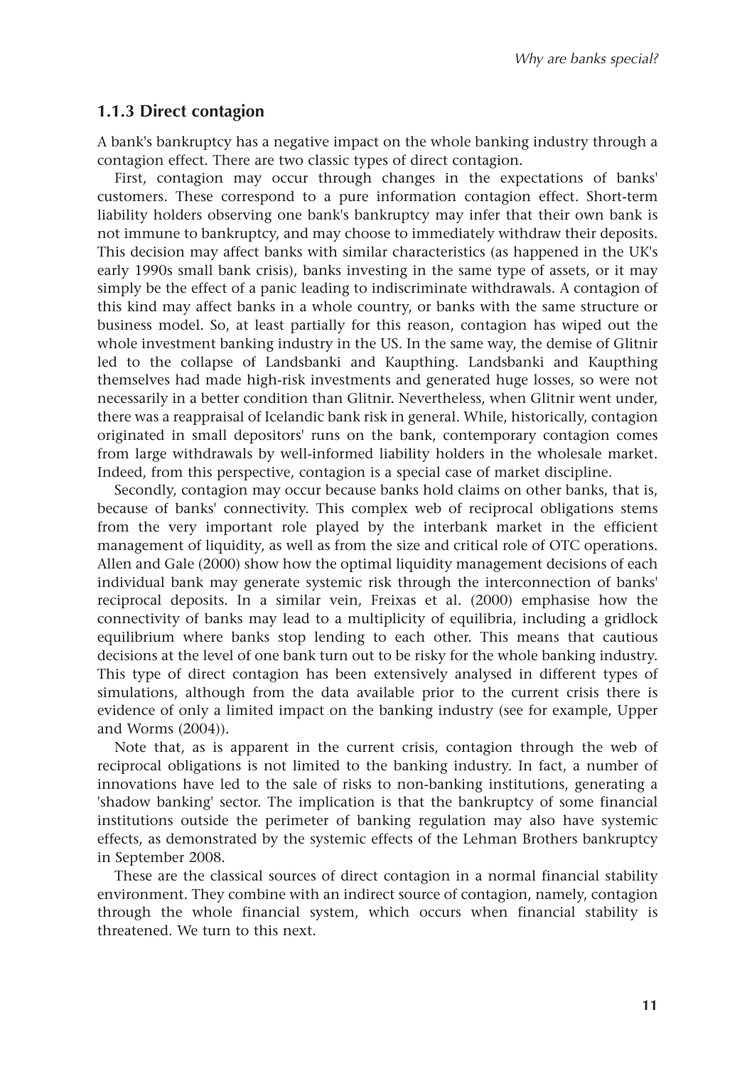### 1.1.3 Direct contagion

A bank's bankruptcy has a negative impact on the whole banking industry through a contagion effect. There are two classic types of direct contagion.

First, contagion may occur through changes in the expectations of banks' customers. These correspond to a pure information contagion effect. Short-term liability holders observing one bank's bankruptcy may infer that their own bank is not immune to bankruptcy, and may choose to immediately withdraw their deposits. This decision may affect banks with similar characteristics (as happened in the UK's early 1990s small bank crisis), banks investing in the same type of assets, or it may simply be the effect of a panic leading to indiscriminate withdrawals. A contagion of this kind may affect banks in a whole country, or banks with the same structure or business model. So, at least partially for this reason, contagion has wiped out the whole investment banking industry in the US. In the same way, the demise of Glitnir led to the collapse of Landsbanki and Kaupthing. Landsbanki and Kaupthing themselves had made high-risk investments and generated huge losses, so were not necessarily in a better condition than Glitnir. Nevertheless, when Glitnir went under, there was a reappraisal of Icelandic bank risk in general. While, historically, contagion originated in small depositors' runs on the bank, contemporary contagion comes from large withdrawals by well-informed liability holders in the wholesale market. Indeed, from this perspective, contagion is a special case of market discipline.

Secondly, contagion may occur because banks hold claims on other banks, that is, because of banks' connectivity. This complex web of reciprocal obligations stems from the very important role played by the interbank market in the efficient management of liquidity, as well as from the size and critical role of OTC operations. Allen and Gale (2000) show how the optimal liquidity management decisions of each individual bank may generate systemic risk through the interconnection of banks' reciprocal deposits. In a similar vein, Freixas et al. (2000) emphasise how the connectivity of banks may lead to a multiplicity of equilibria, including a gridlock equilibrium where banks stop lending to each other. This means that cautious decisions at the level of one bank turn out to be risky for the whole banking industry. This type of direct contagion has been extensively analysed in different types of simulations, although from the data available prior to the current crisis there is evidence of only a limited impact on the banking industry (see for example, Upper and Worms (2004)).

Note that, as is apparent in the current crisis, contagion through the web of reciprocal obligations is not limited to the banking industry. In fact, a number of innovations have led to the sale of risks to non-banking institutions, generating a 'shadow banking' sector. The implication is that the bankruptcy of some financial institutions outside the perimeter of banking regulation may also have systemic effects, as demonstrated by the systemic effects of the Lehman Brothers bankruptcy in September 2008.

These are the classical sources of direct contagion in a normal financial stability environment. They combine with an indirect source of contagion, namely, contagion through the whole financial system, which occurs when financial stability is threatened. We turn to this next.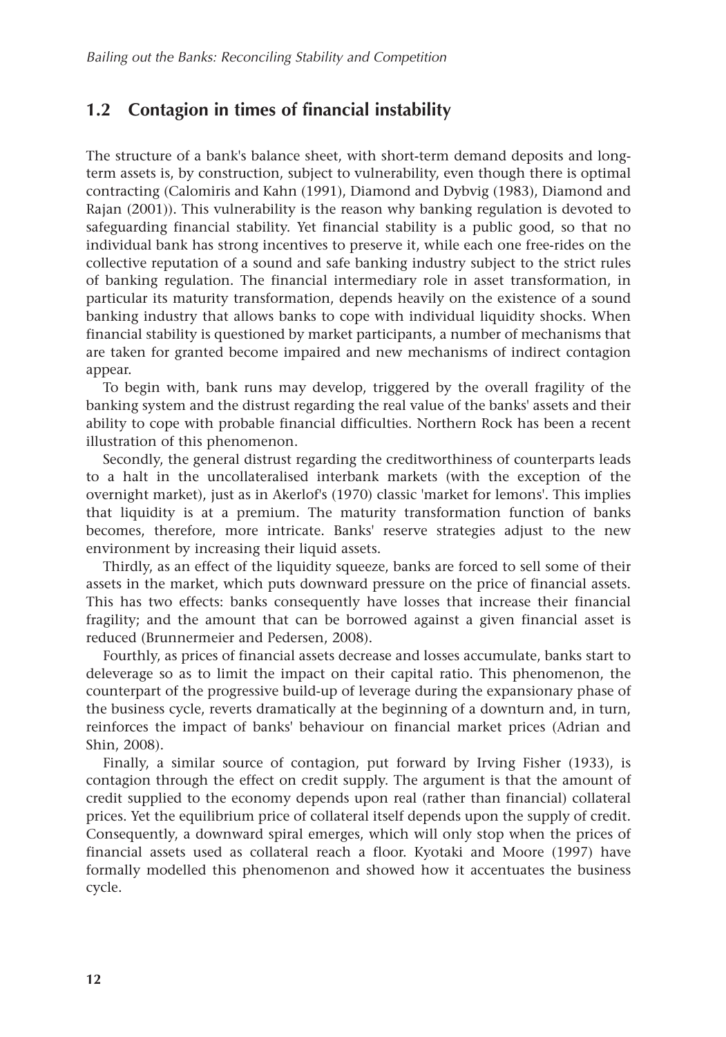## 1.2 Contagion in times of financial instability

The structure of a bank's balance sheet, with short-term demand deposits and long-term assets is, by construction, subject to vulnerability, even though there is optimal contracting (Calomiris and Kahn (1991), Diamond and Dybvig (1983), Diamond and Rajan (2001)). This vulnerability is the reason why banking regulation is devoted to safeguarding financial stability. Yet financial stability is a public good, so that no individual bank has strong incentives to preserve it, while each one free-rides on the collective reputation of a sound and safe banking industry subject to the strict rules of banking regulation. The financial intermediary role in asset transformation, in particular its maturity transformation, depends heavily on the existence of a sound banking industry that allows banks to cope with individual liquidity shocks. When financial stability is questioned by market participants, a number of mechanisms that are taken for granted become impaired and new mechanisms of indirect contagion appear.

To begin with, bank runs may develop, triggered by the overall fragility of the banking system and the distrust regarding the real value of the banks' assets and their ability to cope with probable financial difficulties. Northern Rock has been a recent illustration of this phenomenon.

Secondly, the general distrust regarding the creditworthiness of counterparts leads to a halt in the uncollateralised interbank markets (with the exception of the overnight market), just as in Akerlof's (1970) classic 'market for lemons'. This implies that liquidity is at a premium. The maturity transformation function of banks becomes, therefore, more intricate. Banks' reserve strategies adjust to the new environment by increasing their liquid assets.

Thirdly, as an effect of the liquidity squeeze, banks are forced to sell some of their assets in the market, which puts downward pressure on the price of financial assets. This has two effects: banks consequently have losses that increase their financial fragility; and the amount that can be borrowed against a given financial asset is reduced (Brunnermeier and Pedersen, 2008).

Fourthly, as prices of financial assets decrease and losses accumulate, banks start to deleverage so as to limit the impact on their capital ratio. This phenomenon, the counterpart of the progressive build-up of leverage during the expansionary phase of the business cycle, reverts dramatically at the beginning of a downturn and, in turn, reinforces the impact of banks' behaviour on financial market prices (Adrian and Shin, 2008).

Finally, a similar source of contagion, put forward by Irving Fisher (1933), is contagion through the effect on credit supply. The argument is that the amount of credit supplied to the economy depends upon real (rather than financial) collateral prices. Yet the equilibrium price of collateral itself depends upon the supply of credit. Consequently, a downward spiral emerges, which will only stop when the prices of financial assets used as collateral reach a floor. Kyotaki and Moore (1997) have formally modelled this phenomenon and showed how it accentuates the business cycle.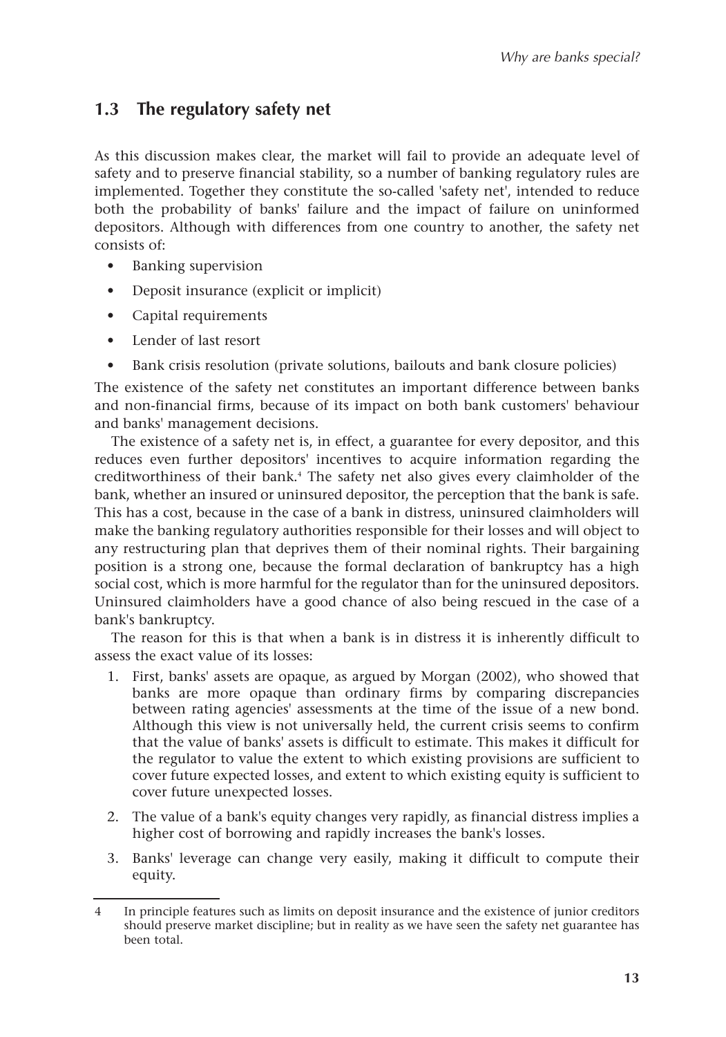## 1.3 The regulatory safety net

As this discussion makes clear, the market will fail to provide an adequate level of safety and to preserve financial stability, so a number of banking regulatory rules are implemented. Together they constitute the so-called 'safety net', intended to reduce both the probability of banks' failure and the impact of failure on uninformed depositors. Although with differences from one country to another, the safety net consists of:

- Banking supervision
- Deposit insurance (explicit or implicit)
- Capital requirements
- Lender of last resort
- Bank crisis resolution (private solutions, bailouts and bank closure policies)

The existence of the safety net constitutes an important difference between banks and non-financial firms, because of its impact on both bank customers' behaviour and banks' management decisions.

The existence of a safety net is, in effect, a guarantee for every depositor, and this reduces even further depositors' incentives to acquire information regarding the creditworthiness of their bank.[4] The safety net also gives every claimholder of the bank, whether an insured or uninsured depositor, the perception that the bank is safe. This has a cost, because in the case of a bank in distress, uninsured claimholders will make the banking regulatory authorities responsible for their losses and will object to any restructuring plan that deprives them of their nominal rights. Their bargaining position is a strong one, because the formal declaration of bankruptcy has a high social cost, which is more harmful for the regulator than for the uninsured depositors. Uninsured claimholders have a good chance of also being rescued in the case of a bank's bankruptcy.

The reason for this is that when a bank is in distress it is inherently difficult to assess the exact value of its losses:

1. First, banks' assets are opaque, as argued by Morgan (2002), who showed that banks are more opaque than ordinary firms by comparing discrepancies between rating agencies' assessments at the time of the issue of a new bond. Although this view is not universally held, the current crisis seems to confirm that the value of banks' assets is difficult to estimate. This makes it difficult for the regulator to value the extent to which existing provisions are sufficient to cover future expected losses, and extent to which existing equity is sufficient to cover future unexpected losses.
2. The value of a bank's equity changes very rapidly, as financial distress implies a higher cost of borrowing and rapidly increases the bank's losses.
3. Banks' leverage can change very easily, making it difficult to compute their equity.

---

4 In principle features such as limits on deposit insurance and the existence of junior creditors should preserve market discipline; but in reality as we have seen the safety net guarantee has been total.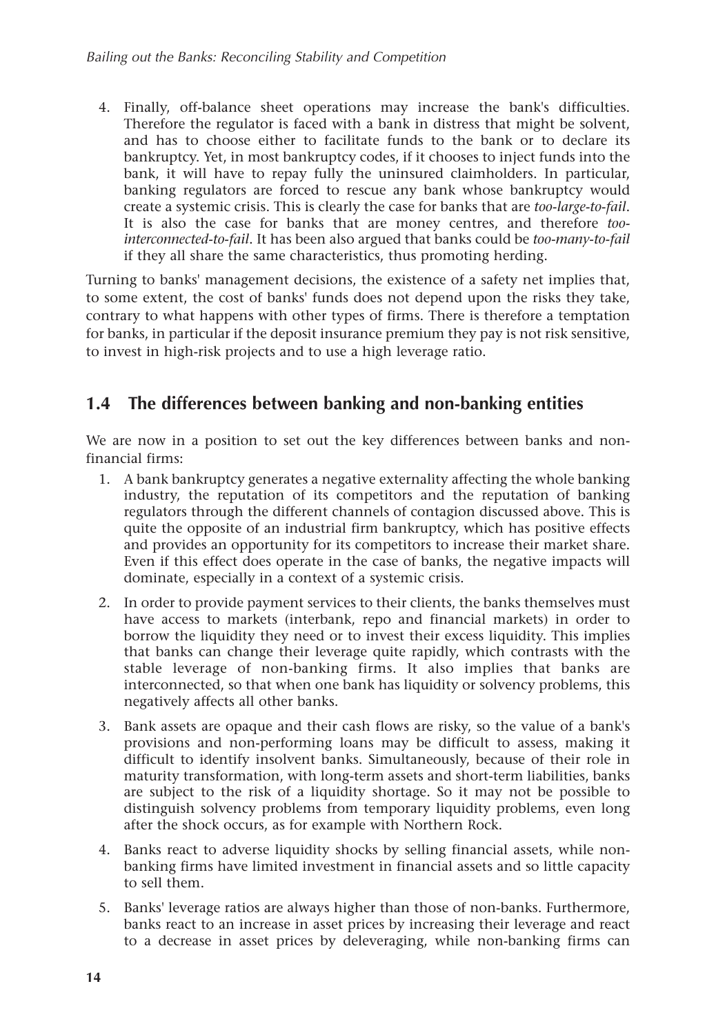4. Finally, off-balance sheet operations may increase the bank's difficulties. Therefore the regulator is faced with a bank in distress that might be solvent, and has to choose either to facilitate funds to the bank or to declare its bankruptcy. Yet, in most bankruptcy codes, if it chooses to inject funds into the bank, it will have to repay fully the uninsured claimholders. In particular, banking regulators are forced to rescue any bank whose bankruptcy would create a systemic crisis. This is clearly the case for banks that are *too-large-to-fail*. It is also the case for banks that are money centres, and therefore *too-interconnected-to-fail*. It has been also argued that banks could be *too-many-to-fail* if they all share the same characteristics, thus promoting herding.

Turning to banks' management decisions, the existence of a safety net implies that, to some extent, the cost of banks' funds does not depend upon the risks they take, contrary to what happens with other types of firms. There is therefore a temptation for banks, in particular if the deposit insurance premium they pay is not risk sensitive, to invest in high-risk projects and to use a high leverage ratio.

## 1.4 The differences between banking and non-banking entities

We are now in a position to set out the key differences between banks and non-financial firms:

1. A bank bankruptcy generates a negative externality affecting the whole banking industry, the reputation of its competitors and the reputation of banking regulators through the different channels of contagion discussed above. This is quite the opposite of an industrial firm bankruptcy, which has positive effects and provides an opportunity for its competitors to increase their market share. Even if this effect does operate in the case of banks, the negative impacts will dominate, especially in a context of a systemic crisis.
2. In order to provide payment services to their clients, the banks themselves must have access to markets (interbank, repo and financial markets) in order to borrow the liquidity they need or to invest their excess liquidity. This implies that banks can change their leverage quite rapidly, which contrasts with the stable leverage of non-banking firms. It also implies that banks are interconnected, so that when one bank has liquidity or solvency problems, this negatively affects all other banks.
3. Bank assets are opaque and their cash flows are risky, so the value of a bank's provisions and non-performing loans may be difficult to assess, making it difficult to identify insolvent banks. Simultaneously, because of their role in maturity transformation, with long-term assets and short-term liabilities, banks are subject to the risk of a liquidity shortage. So it may not be possible to distinguish solvency problems from temporary liquidity problems, even long after the shock occurs, as for example with Northern Rock.
4. Banks react to adverse liquidity shocks by selling financial assets, while non-banking firms have limited investment in financial assets and so little capacity to sell them.
5. Banks' leverage ratios are always higher than those of non-banks. Furthermore, banks react to an increase in asset prices by increasing their leverage and react to a decrease in asset prices by deleveraging, while non-banking firms can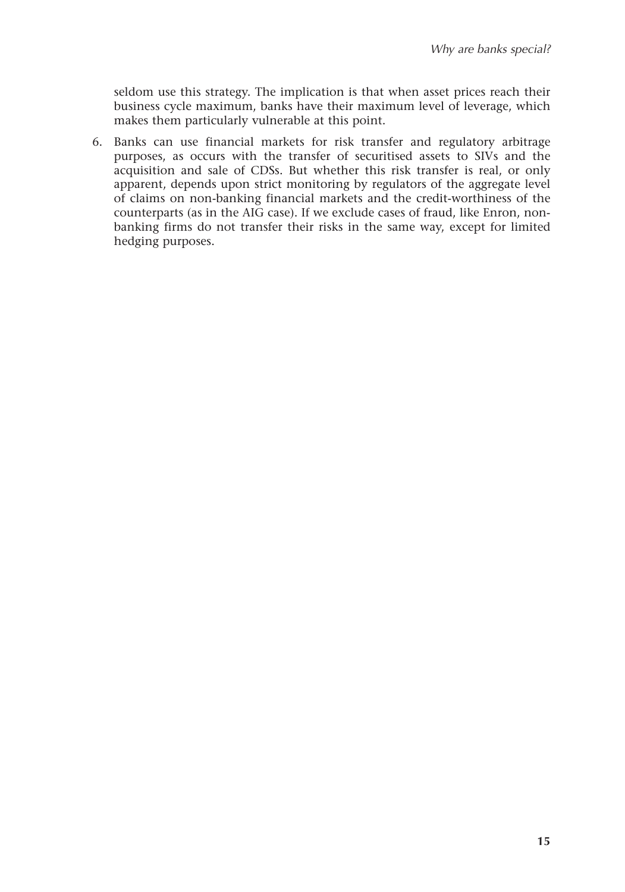seldom use this strategy. The implication is that when asset prices reach their business cycle maximum, banks have their maximum level of leverage, which makes them particularly vulnerable at this point.

6. Banks can use financial markets for risk transfer and regulatory arbitrage purposes, as occurs with the transfer of securitised assets to SIVs and the acquisition and sale of CDSs. But whether this risk transfer is real, or only apparent, depends upon strict monitoring by regulators of the aggregate level of claims on non-banking financial markets and the credit-worthiness of the counterparts (as in the AIG case). If we exclude cases of fraud, like Enron, non-banking firms do not transfer their risks in the same way, except for limited hedging purposes.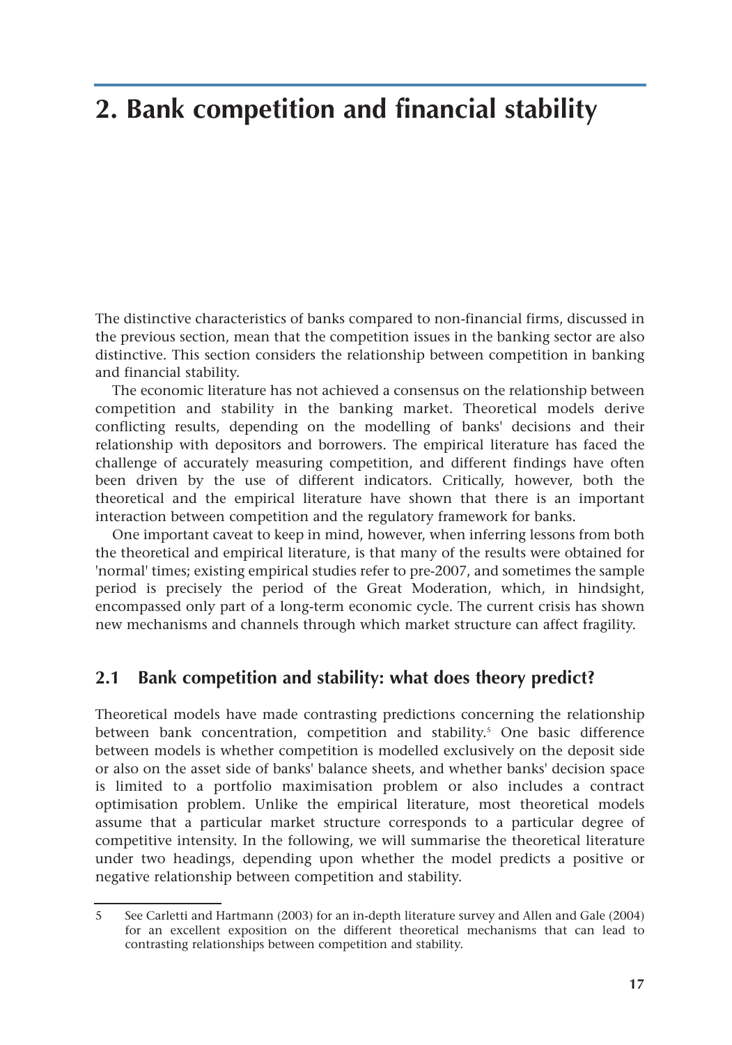# 2. Bank competition and financial stability

The distinctive characteristics of banks compared to non-financial firms, discussed in the previous section, mean that the competition issues in the banking sector are also distinctive. This section considers the relationship between competition in banking and financial stability.

The economic literature has not achieved a consensus on the relationship between competition and stability in the banking market. Theoretical models derive conflicting results, depending on the modelling of banks' decisions and their relationship with depositors and borrowers. The empirical literature has faced the challenge of accurately measuring competition, and different findings have often been driven by the use of different indicators. Critically, however, both the theoretical and the empirical literature have shown that there is an important interaction between competition and the regulatory framework for banks.

One important caveat to keep in mind, however, when inferring lessons from both the theoretical and empirical literature, is that many of the results were obtained for 'normal' times; existing empirical studies refer to pre-2007, and sometimes the sample period is precisely the period of the Great Moderation, which, in hindsight, encompassed only part of a long-term economic cycle. The current crisis has shown new mechanisms and channels through which market structure can affect fragility.

## 2.1 Bank competition and stability: what does theory predict?

Theoretical models have made contrasting predictions concerning the relationship between bank concentration, competition and stability.[5] One basic difference between models is whether competition is modelled exclusively on the deposit side or also on the asset side of banks' balance sheets, and whether banks' decision space is limited to a portfolio maximisation problem or also includes a contract optimisation problem. Unlike the empirical literature, most theoretical models assume that a particular market structure corresponds to a particular degree of competitive intensity. In the following, we will summarise the theoretical literature under two headings, depending upon whether the model predicts a positive or negative relationship between competition and stability.

5 See Carletti and Hartmann (2003) for an in-depth literature survey and Allen and Gale (2004) for an excellent exposition on the different theoretical mechanisms that can lead to contrasting relationships between competition and stability.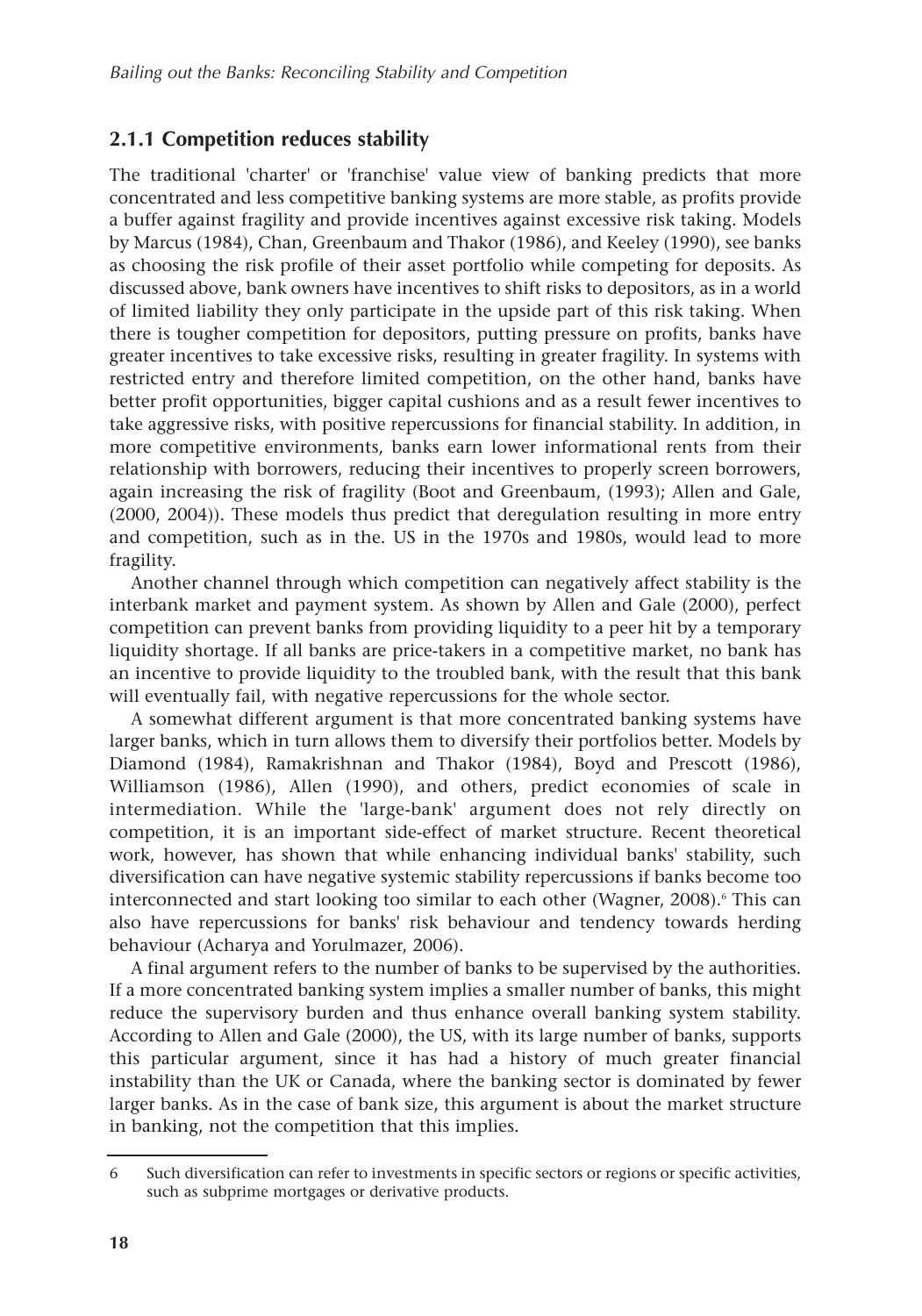### 2.1.1 Competition reduces stability

The traditional 'charter' or 'franchise' value view of banking predicts that more concentrated and less competitive banking systems are more stable, as profits provide a buffer against fragility and provide incentives against excessive risk taking. Models by Marcus (1984), Chan, Greenbaum and Thakor (1986), and Keeley (1990), see banks as choosing the risk profile of their asset portfolio while competing for deposits. As discussed above, bank owners have incentives to shift risks to depositors, as in a world of limited liability they only participate in the upside part of this risk taking. When there is tougher competition for depositors, putting pressure on profits, banks have greater incentives to take excessive risks, resulting in greater fragility. In systems with restricted entry and therefore limited competition, on the other hand, banks have better profit opportunities, bigger capital cushions and as a result fewer incentives to take aggressive risks, with positive repercussions for financial stability. In addition, in more competitive environments, banks earn lower informational rents from their relationship with borrowers, reducing their incentives to properly screen borrowers, again increasing the risk of fragility (Boot and Greenbaum, (1993); Allen and Gale, (2000, 2004)). These models thus predict that deregulation resulting in more entry and competition, such as in the. US in the 1970s and 1980s, would lead to more fragility.

Another channel through which competition can negatively affect stability is the interbank market and payment system. As shown by Allen and Gale (2000), perfect competition can prevent banks from providing liquidity to a peer hit by a temporary liquidity shortage. If all banks are price-takers in a competitive market, no bank has an incentive to provide liquidity to the troubled bank, with the result that this bank will eventually fail, with negative repercussions for the whole sector.

A somewhat different argument is that more concentrated banking systems have larger banks, which in turn allows them to diversify their portfolios better. Models by Diamond (1984), Ramakrishnan and Thakor (1984), Boyd and Prescott (1986), Williamson (1986), Allen (1990), and others, predict economies of scale in intermediation. While the 'large-bank' argument does not rely directly on competition, it is an important side-effect of market structure. Recent theoretical work, however, has shown that while enhancing individual banks' stability, such diversification can have negative systemic stability repercussions if banks become too interconnected and start looking too similar to each other (Wagner, 2008).[6] This can also have repercussions for banks' risk behaviour and tendency towards herding behaviour (Acharya and Yorulmazer, 2006).

A final argument refers to the number of banks to be supervised by the authorities. If a more concentrated banking system implies a smaller number of banks, this might reduce the supervisory burden and thus enhance overall banking system stability. According to Allen and Gale (2000), the US, with its large number of banks, supports this particular argument, since it has had a history of much greater financial instability than the UK or Canada, where the banking sector is dominated by fewer larger banks. As in the case of bank size, this argument is about the market structure in banking, not the competition that this implies.

6 Such diversification can refer to investments in specific sectors or regions or specific activities, such as subprime mortgages or derivative products.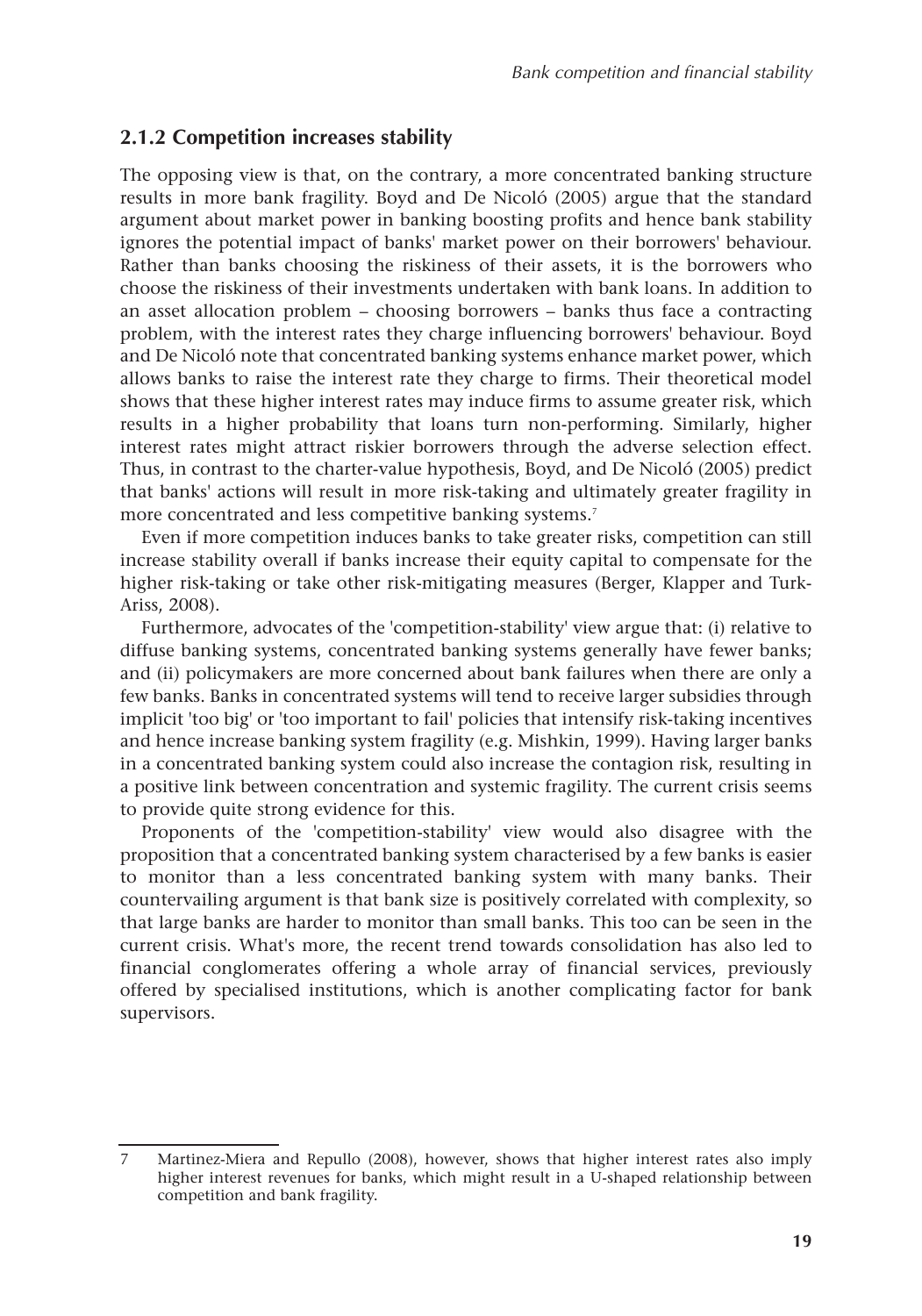### 2.1.2 Competition increases stability

The opposing view is that, on the contrary, a more concentrated banking structure results in more bank fragility. Boyd and De Nicoló (2005) argue that the standard argument about market power in banking boosting profits and hence bank stability ignores the potential impact of banks' market power on their borrowers' behaviour. Rather than banks choosing the riskiness of their assets, it is the borrowers who choose the riskiness of their investments undertaken with bank loans. In addition to an asset allocation problem – choosing borrowers – banks thus face a contracting problem, with the interest rates they charge influencing borrowers' behaviour. Boyd and De Nicoló note that concentrated banking systems enhance market power, which allows banks to raise the interest rate they charge to firms. Their theoretical model shows that these higher interest rates may induce firms to assume greater risk, which results in a higher probability that loans turn non-performing. Similarly, higher interest rates might attract riskier borrowers through the adverse selection effect. Thus, in contrast to the charter-value hypothesis, Boyd, and De Nicoló (2005) predict that banks' actions will result in more risk-taking and ultimately greater fragility in more concentrated and less competitive banking systems.[7]

Even if more competition induces banks to take greater risks, competition can still increase stability overall if banks increase their equity capital to compensate for the higher risk-taking or take other risk-mitigating measures (Berger, Klapper and Turk-Ariss, 2008).

Furthermore, advocates of the 'competition-stability' view argue that: (i) relative to diffuse banking systems, concentrated banking systems generally have fewer banks; and (ii) policymakers are more concerned about bank failures when there are only a few banks. Banks in concentrated systems will tend to receive larger subsidies through implicit 'too big' or 'too important to fail' policies that intensify risk-taking incentives and hence increase banking system fragility (e.g. Mishkin, 1999). Having larger banks in a concentrated banking system could also increase the contagion risk, resulting in a positive link between concentration and systemic fragility. The current crisis seems to provide quite strong evidence for this.

Proponents of the 'competition-stability' view would also disagree with the proposition that a concentrated banking system characterised by a few banks is easier to monitor than a less concentrated banking system with many banks. Their countervailing argument is that bank size is positively correlated with complexity, so that large banks are harder to monitor than small banks. This too can be seen in the current crisis. What's more, the recent trend towards consolidation has also led to financial conglomerates offering a whole array of financial services, previously offered by specialised institutions, which is another complicating factor for bank supervisors.

---

7 Martinez-Miera and Repullo (2008), however, shows that higher interest rates also imply higher interest revenues for banks, which might result in a U-shaped relationship between competition and bank fragility.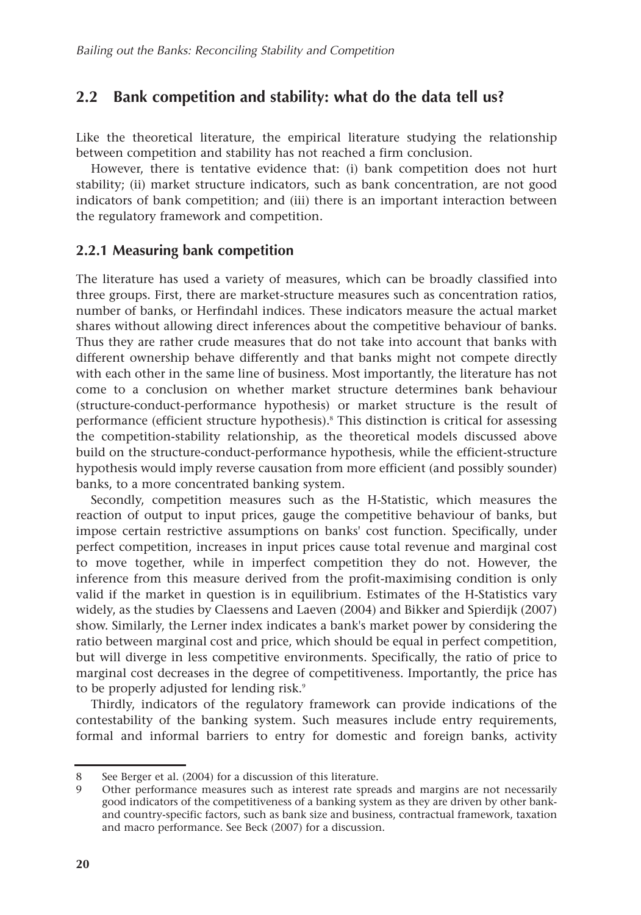## 2.2 Bank competition and stability: what do the data tell us?

Like the theoretical literature, the empirical literature studying the relationship between competition and stability has not reached a firm conclusion.

However, there is tentative evidence that: (i) bank competition does not hurt stability; (ii) market structure indicators, such as bank concentration, are not good indicators of bank competition; and (iii) there is an important interaction between the regulatory framework and competition.

### 2.2.1 Measuring bank competition

The literature has used a variety of measures, which can be broadly classified into three groups. First, there are market-structure measures such as concentration ratios, number of banks, or Herfindahl indices. These indicators measure the actual market shares without allowing direct inferences about the competitive behaviour of banks. Thus they are rather crude measures that do not take into account that banks with different ownership behave differently and that banks might not compete directly with each other in the same line of business. Most importantly, the literature has not come to a conclusion on whether market structure determines bank behaviour (structure-conduct-performance hypothesis) or market structure is the result of performance (efficient structure hypothesis).[8] This distinction is critical for assessing the competition-stability relationship, as the theoretical models discussed above build on the structure-conduct-performance hypothesis, while the efficient-structure hypothesis would imply reverse causation from more efficient (and possibly sounder) banks, to a more concentrated banking system.

Secondly, competition measures such as the H-Statistic, which measures the reaction of output to input prices, gauge the competitive behaviour of banks, but impose certain restrictive assumptions on banks' cost function. Specifically, under perfect competition, increases in input prices cause total revenue and marginal cost to move together, while in imperfect competition they do not. However, the inference from this measure derived from the profit-maximising condition is only valid if the market in question is in equilibrium. Estimates of the H-Statistics vary widely, as the studies by Claessens and Laeven (2004) and Bikker and Spierdijk (2007) show. Similarly, the Lerner index indicates a bank's market power by considering the ratio between marginal cost and price, which should be equal in perfect competition, but will diverge in less competitive environments. Specifically, the ratio of price to marginal cost decreases in the degree of competitiveness. Importantly, the price has to be properly adjusted for lending risk.[9]

Thirdly, indicators of the regulatory framework can provide indications of the contestability of the banking system. Such measures include entry requirements, formal and informal barriers to entry for domestic and foreign banks, activity

---

8 See Berger et al. (2004) for a discussion of this literature.

9 Other performance measures such as interest rate spreads and margins are not necessarily good indicators of the competitiveness of a banking system as they are driven by other bank- and country-specific factors, such as bank size and business, contractual framework, taxation and macro performance. See Beck (2007) for a discussion.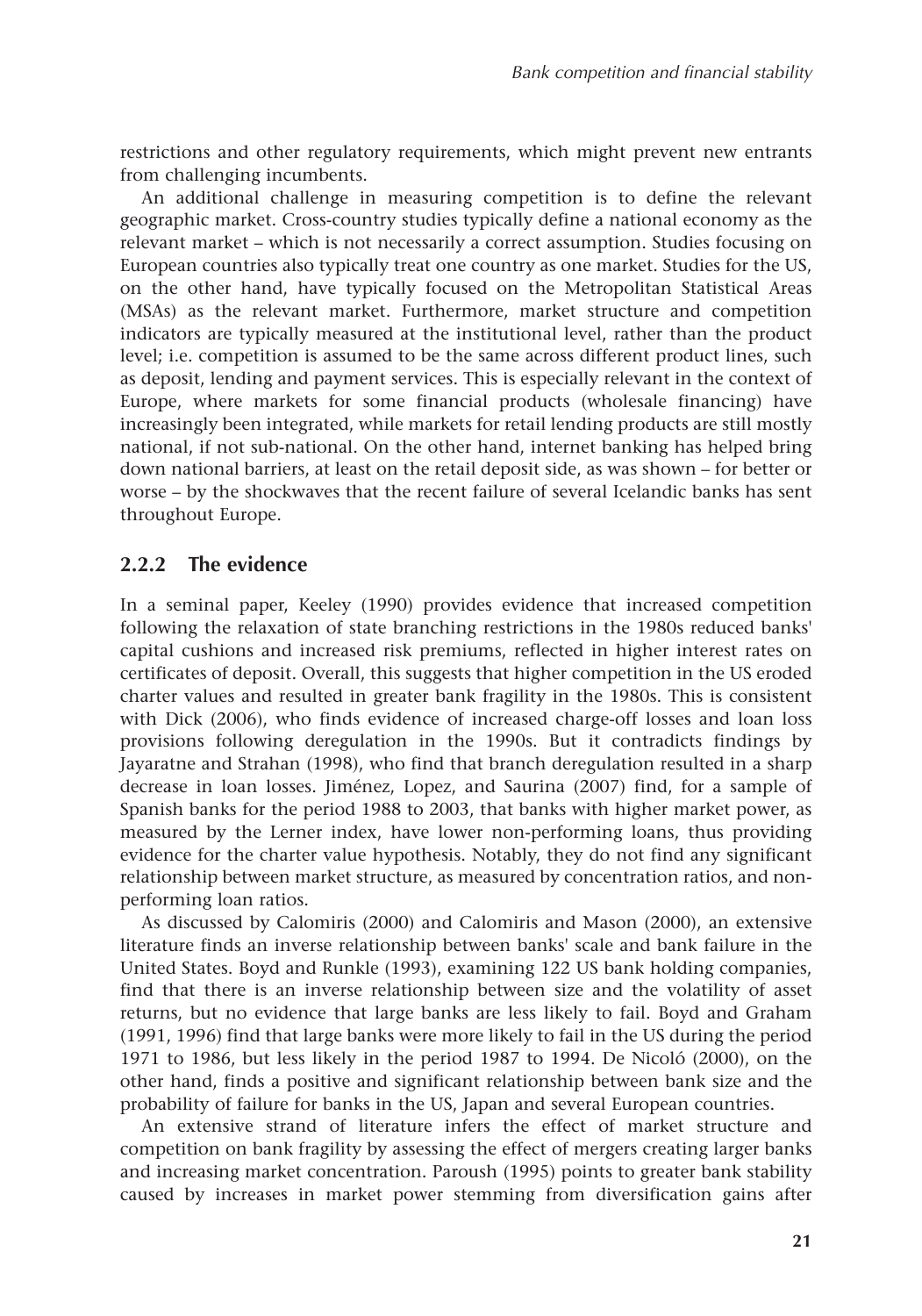restrictions and other regulatory requirements, which might prevent new entrants from challenging incumbents.

An additional challenge in measuring competition is to define the relevant geographic market. Cross-country studies typically define a national economy as the relevant market – which is not necessarily a correct assumption. Studies focusing on European countries also typically treat one country as one market. Studies for the US, on the other hand, have typically focused on the Metropolitan Statistical Areas (MSAs) as the relevant market. Furthermore, market structure and competition indicators are typically measured at the institutional level, rather than the product level; i.e. competition is assumed to be the same across different product lines, such as deposit, lending and payment services. This is especially relevant in the context of Europe, where markets for some financial products (wholesale financing) have increasingly been integrated, while markets for retail lending products are still mostly national, if not sub-national. On the other hand, internet banking has helped bring down national barriers, at least on the retail deposit side, as was shown – for better or worse – by the shockwaves that the recent failure of several Icelandic banks has sent throughout Europe.

### 2.2.2 The evidence

In a seminal paper, Keeley (1990) provides evidence that increased competition following the relaxation of state branching restrictions in the 1980s reduced banks' capital cushions and increased risk premiums, reflected in higher interest rates on certificates of deposit. Overall, this suggests that higher competition in the US eroded charter values and resulted in greater bank fragility in the 1980s. This is consistent with Dick (2006), who finds evidence of increased charge-off losses and loan loss provisions following deregulation in the 1990s. But it contradicts findings by Jayaratne and Strahan (1998), who find that branch deregulation resulted in a sharp decrease in loan losses. Jiménez, Lopez, and Saurina (2007) find, for a sample of Spanish banks for the period 1988 to 2003, that banks with higher market power, as measured by the Lerner index, have lower non-performing loans, thus providing evidence for the charter value hypothesis. Notably, they do not find any significant relationship between market structure, as measured by concentration ratios, and non-performing loan ratios.

As discussed by Calomiris (2000) and Calomiris and Mason (2000), an extensive literature finds an inverse relationship between banks' scale and bank failure in the United States. Boyd and Runkle (1993), examining 122 US bank holding companies, find that there is an inverse relationship between size and the volatility of asset returns, but no evidence that large banks are less likely to fail. Boyd and Graham (1991, 1996) find that large banks were more likely to fail in the US during the period 1971 to 1986, but less likely in the period 1987 to 1994. De Nicoló (2000), on the other hand, finds a positive and significant relationship between bank size and the probability of failure for banks in the US, Japan and several European countries.

An extensive strand of literature infers the effect of market structure and competition on bank fragility by assessing the effect of mergers creating larger banks and increasing market concentration. Paroush (1995) points to greater bank stability caused by increases in market power stemming from diversification gains after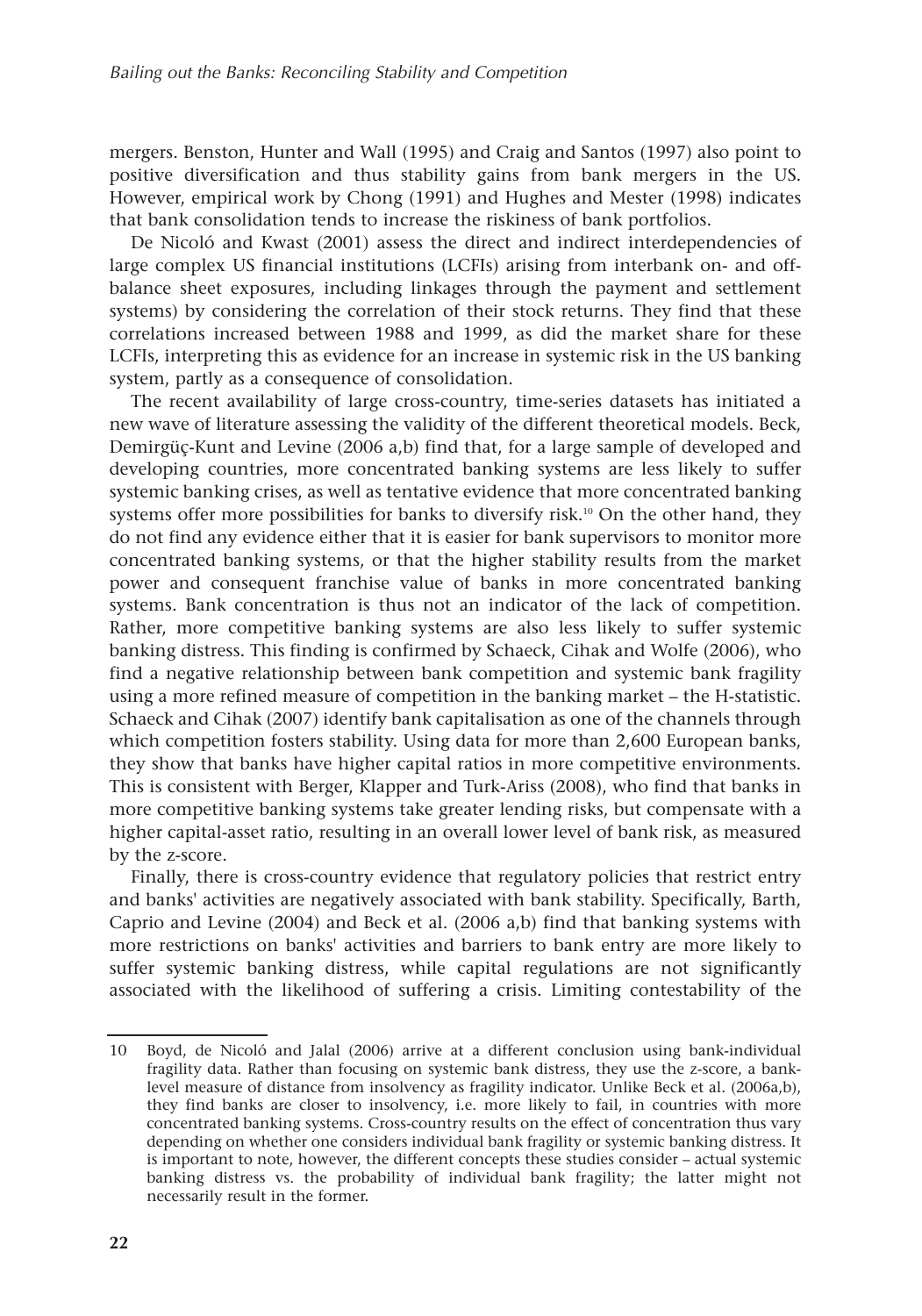mergers. Benston, Hunter and Wall (1995) and Craig and Santos (1997) also point to positive diversification and thus stability gains from bank mergers in the US. However, empirical work by Chong (1991) and Hughes and Mester (1998) indicates that bank consolidation tends to increase the riskiness of bank portfolios.

De Nicoló and Kwast (2001) assess the direct and indirect interdependencies of large complex US financial institutions (LCFIs) arising from interbank on- and off-balance sheet exposures, including linkages through the payment and settlement systems) by considering the correlation of their stock returns. They find that these correlations increased between 1988 and 1999, as did the market share for these LCFIs, interpreting this as evidence for an increase in systemic risk in the US banking system, partly as a consequence of consolidation.

The recent availability of large cross-country, time-series datasets has initiated a new wave of literature assessing the validity of the different theoretical models. Beck, Demirgüç-Kunt and Levine (2006 a,b) find that, for a large sample of developed and developing countries, more concentrated banking systems are less likely to suffer systemic banking crises, as well as tentative evidence that more concentrated banking systems offer more possibilities for banks to diversify risk.[10] On the other hand, they do not find any evidence either that it is easier for bank supervisors to monitor more concentrated banking systems, or that the higher stability results from the market power and consequent franchise value of banks in more concentrated banking systems. Bank concentration is thus not an indicator of the lack of competition. Rather, more competitive banking systems are also less likely to suffer systemic banking distress. This finding is confirmed by Schaeck, Cihak and Wolfe (2006), who find a negative relationship between bank competition and systemic bank fragility using a more refined measure of competition in the banking market – the H-statistic. Schaeck and Cihak (2007) identify bank capitalisation as one of the channels through which competition fosters stability. Using data for more than 2,600 European banks, they show that banks have higher capital ratios in more competitive environments. This is consistent with Berger, Klapper and Turk-Ariss (2008), who find that banks in more competitive banking systems take greater lending risks, but compensate with a higher capital-asset ratio, resulting in an overall lower level of bank risk, as measured by the z-score.

Finally, there is cross-country evidence that regulatory policies that restrict entry and banks' activities are negatively associated with bank stability. Specifically, Barth, Caprio and Levine (2004) and Beck et al. (2006 a,b) find that banking systems with more restrictions on banks' activities and barriers to bank entry are more likely to suffer systemic banking distress, while capital regulations are not significantly associated with the likelihood of suffering a crisis. Limiting contestability of the

---

10 Boyd, de Nicoló and Jalal (2006) arrive at a different conclusion using bank-individual fragility data. Rather than focusing on systemic bank distress, they use the z-score, a bank-level measure of distance from insolvency as fragility indicator. Unlike Beck et al. (2006a,b), they find banks are closer to insolvency, i.e. more likely to fail, in countries with more concentrated banking systems. Cross-country results on the effect of concentration thus vary depending on whether one considers individual bank fragility or systemic banking distress. It is important to note, however, the different concepts these studies consider – actual systemic banking distress vs. the probability of individual bank fragility; the latter might not necessarily result in the former.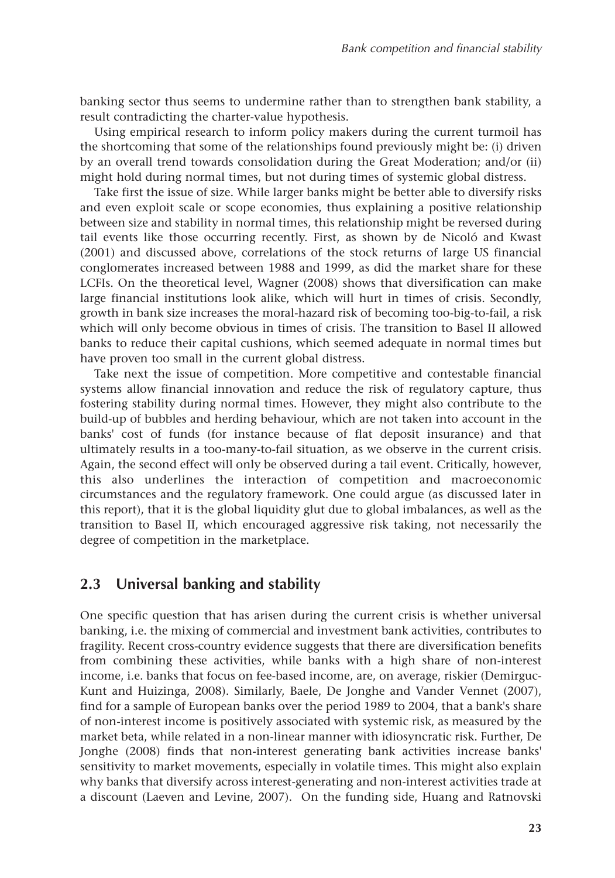banking sector thus seems to undermine rather than to strengthen bank stability, a result contradicting the charter-value hypothesis.

Using empirical research to inform policy makers during the current turmoil has the shortcoming that some of the relationships found previously might be: (i) driven by an overall trend towards consolidation during the Great Moderation; and/or (ii) might hold during normal times, but not during times of systemic global distress.

Take first the issue of size. While larger banks might be better able to diversify risks and even exploit scale or scope economies, thus explaining a positive relationship between size and stability in normal times, this relationship might be reversed during tail events like those occurring recently. First, as shown by de Nicoló and Kwast (2001) and discussed above, correlations of the stock returns of large US financial conglomerates increased between 1988 and 1999, as did the market share for these LCFIs. On the theoretical level, Wagner (2008) shows that diversification can make large financial institutions look alike, which will hurt in times of crisis. Secondly, growth in bank size increases the moral-hazard risk of becoming too-big-to-fail, a risk which will only become obvious in times of crisis. The transition to Basel II allowed banks to reduce their capital cushions, which seemed adequate in normal times but have proven too small in the current global distress.

Take next the issue of competition. More competitive and contestable financial systems allow financial innovation and reduce the risk of regulatory capture, thus fostering stability during normal times. However, they might also contribute to the build-up of bubbles and herding behaviour, which are not taken into account in the banks' cost of funds (for instance because of flat deposit insurance) and that ultimately results in a too-many-to-fail situation, as we observe in the current crisis. Again, the second effect will only be observed during a tail event. Critically, however, this also underlines the interaction of competition and macroeconomic circumstances and the regulatory framework. One could argue (as discussed later in this report), that it is the global liquidity glut due to global imbalances, as well as the transition to Basel II, which encouraged aggressive risk taking, not necessarily the degree of competition in the marketplace.

## 2.3 Universal banking and stability

One specific question that has arisen during the current crisis is whether universal banking, i.e. the mixing of commercial and investment bank activities, contributes to fragility. Recent cross-country evidence suggests that there are diversification benefits from combining these activities, while banks with a high share of non-interest income, i.e. banks that focus on fee-based income, are, on average, riskier (Demirguc-Kunt and Huizinga, 2008). Similarly, Baele, De Jonghe and Vander Vennet (2007), find for a sample of European banks over the period 1989 to 2004, that a bank's share of non-interest income is positively associated with systemic risk, as measured by the market beta, while related in a non-linear manner with idiosyncratic risk. Further, De Jonghe (2008) finds that non-interest generating bank activities increase banks' sensitivity to market movements, especially in volatile times. This might also explain why banks that diversify across interest-generating and non-interest activities trade at a discount (Laeven and Levine, 2007). On the funding side, Huang and Ratnovski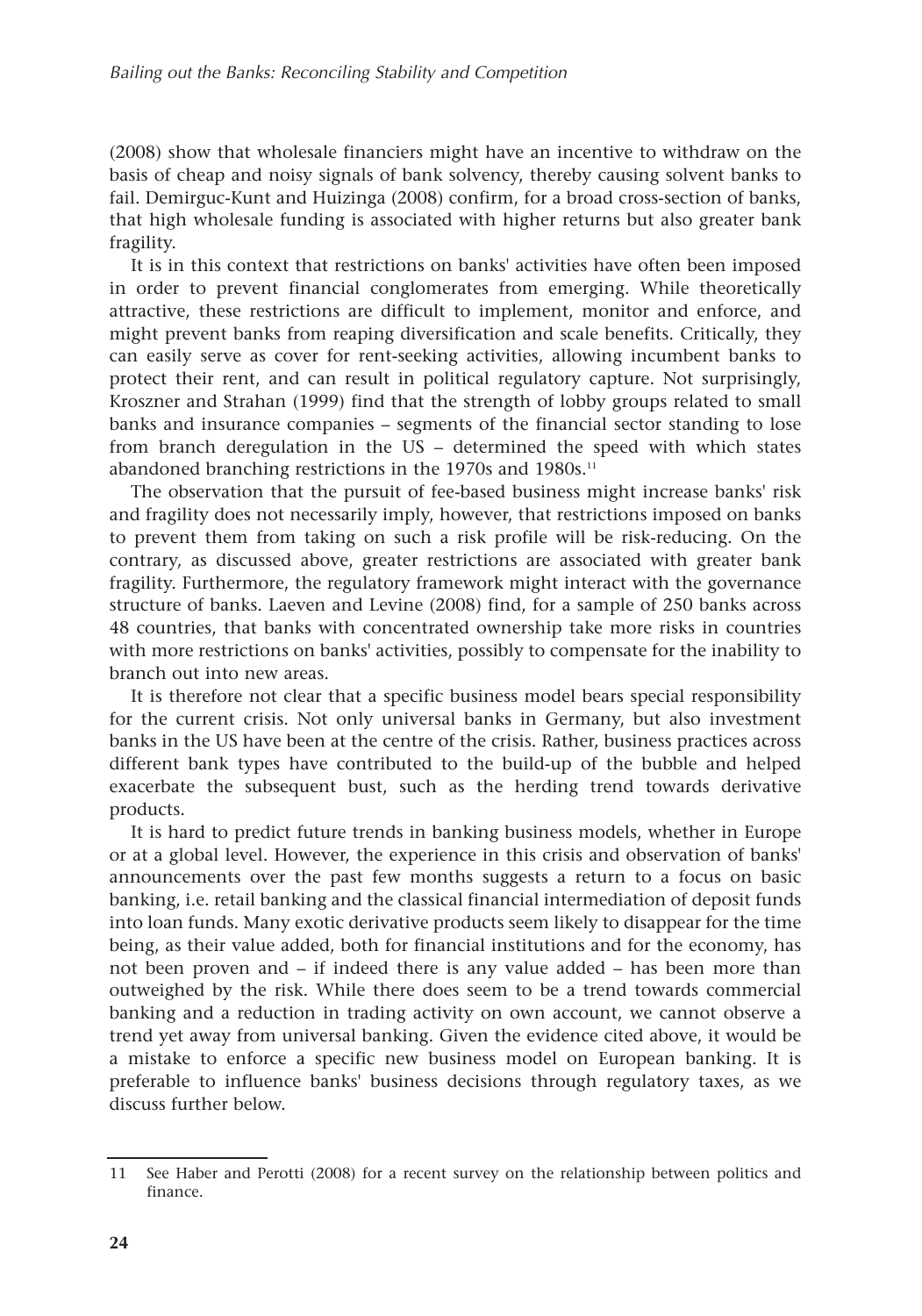(2008) show that wholesale financiers might have an incentive to withdraw on the basis of cheap and noisy signals of bank solvency, thereby causing solvent banks to fail. Demirguc-Kunt and Huizinga (2008) confirm, for a broad cross-section of banks, that high wholesale funding is associated with higher returns but also greater bank fragility.

It is in this context that restrictions on banks' activities have often been imposed in order to prevent financial conglomerates from emerging. While theoretically attractive, these restrictions are difficult to implement, monitor and enforce, and might prevent banks from reaping diversification and scale benefits. Critically, they can easily serve as cover for rent-seeking activities, allowing incumbent banks to protect their rent, and can result in political regulatory capture. Not surprisingly, Kroszner and Strahan (1999) find that the strength of lobby groups related to small banks and insurance companies – segments of the financial sector standing to lose from branch deregulation in the US – determined the speed with which states abandoned branching restrictions in the 1970s and 1980s.[11]

The observation that the pursuit of fee-based business might increase banks' risk and fragility does not necessarily imply, however, that restrictions imposed on banks to prevent them from taking on such a risk profile will be risk-reducing. On the contrary, as discussed above, greater restrictions are associated with greater bank fragility. Furthermore, the regulatory framework might interact with the governance structure of banks. Laeven and Levine (2008) find, for a sample of 250 banks across 48 countries, that banks with concentrated ownership take more risks in countries with more restrictions on banks' activities, possibly to compensate for the inability to branch out into new areas.

It is therefore not clear that a specific business model bears special responsibility for the current crisis. Not only universal banks in Germany, but also investment banks in the US have been at the centre of the crisis. Rather, business practices across different bank types have contributed to the build-up of the bubble and helped exacerbate the subsequent bust, such as the herding trend towards derivative products.

It is hard to predict future trends in banking business models, whether in Europe or at a global level. However, the experience in this crisis and observation of banks' announcements over the past few months suggests a return to a focus on basic banking, i.e. retail banking and the classical financial intermediation of deposit funds into loan funds. Many exotic derivative products seem likely to disappear for the time being, as their value added, both for financial institutions and for the economy, has not been proven and – if indeed there is any value added – has been more than outweighed by the risk. While there does seem to be a trend towards commercial banking and a reduction in trading activity on own account, we cannot observe a trend yet away from universal banking. Given the evidence cited above, it would be a mistake to enforce a specific new business model on European banking. It is preferable to influence banks' business decisions through regulatory taxes, as we discuss further below.

---

11 See Haber and Perotti (2008) for a recent survey on the relationship between politics and finance.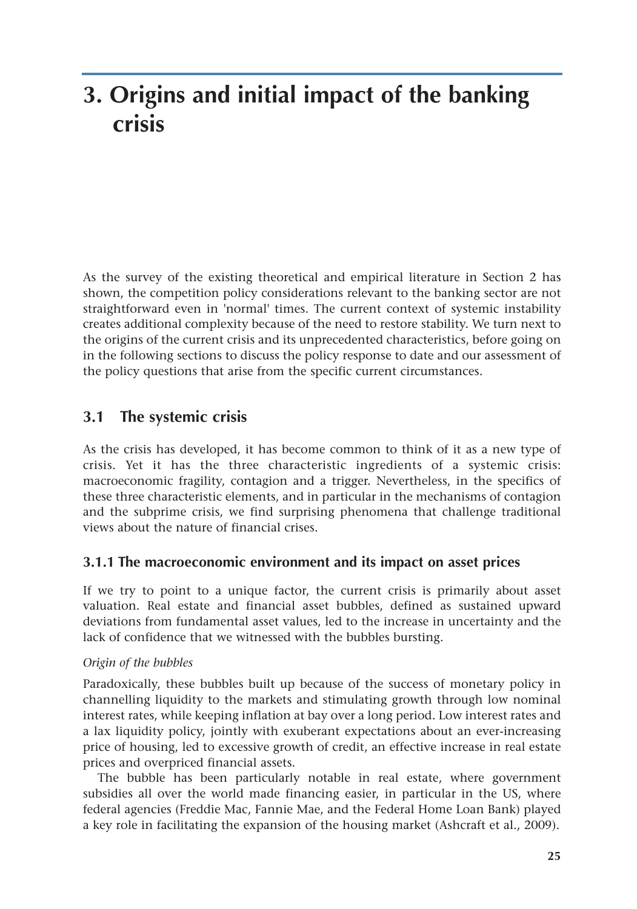# 3. Origins and initial impact of the banking crisis

As the survey of the existing theoretical and empirical literature in Section 2 has shown, the competition policy considerations relevant to the banking sector are not straightforward even in 'normal' times. The current context of systemic instability creates additional complexity because of the need to restore stability. We turn next to the origins of the current crisis and its unprecedented characteristics, before going on in the following sections to discuss the policy response to date and our assessment of the policy questions that arise from the specific current circumstances.

## 3.1 The systemic crisis

As the crisis has developed, it has become common to think of it as a new type of crisis. Yet it has the three characteristic ingredients of a systemic crisis: macroeconomic fragility, contagion and a trigger. Nevertheless, in the specifics of these three characteristic elements, and in particular in the mechanisms of contagion and the subprime crisis, we find surprising phenomena that challenge traditional views about the nature of financial crises.

### 3.1.1 The macroeconomic environment and its impact on asset prices

If we try to point to a unique factor, the current crisis is primarily about asset valuation. Real estate and financial asset bubbles, defined as sustained upward deviations from fundamental asset values, led to the increase in uncertainty and the lack of confidence that we witnessed with the bubbles bursting.

*Origin of the bubbles*

Paradoxically, these bubbles built up because of the success of monetary policy in channelling liquidity to the markets and stimulating growth through low nominal interest rates, while keeping inflation at bay over a long period. Low interest rates and a lax liquidity policy, jointly with exuberant expectations about an ever-increasing price of housing, led to excessive growth of credit, an effective increase in real estate prices and overpriced financial assets.

The bubble has been particularly notable in real estate, where government subsidies all over the world made financing easier, in particular in the US, where federal agencies (Freddie Mac, Fannie Mae, and the Federal Home Loan Bank) played a key role in facilitating the expansion of the housing market (Ashcraft et al., 2009).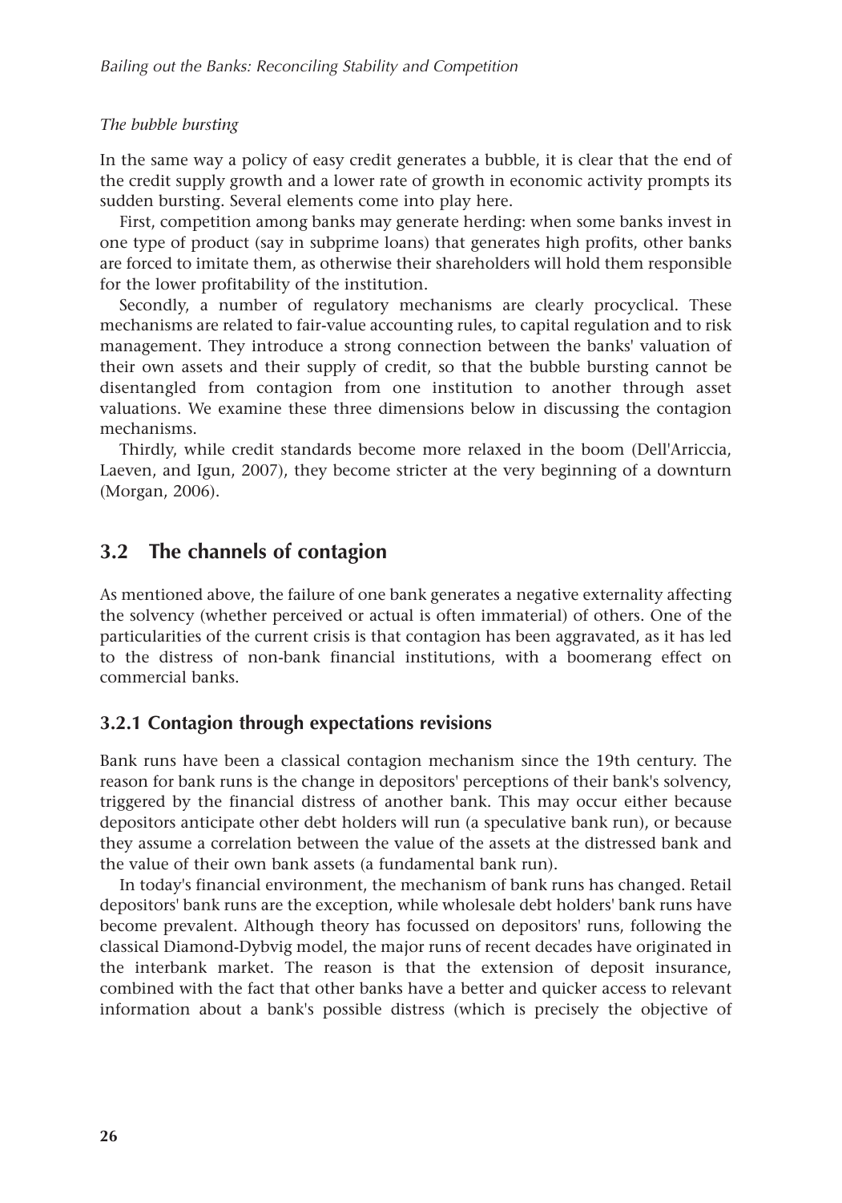*The bubble bursting*

In the same way a policy of easy credit generates a bubble, it is clear that the end of the credit supply growth and a lower rate of growth in economic activity prompts its sudden bursting. Several elements come into play here.

First, competition among banks may generate herding: when some banks invest in one type of product (say in subprime loans) that generates high profits, other banks are forced to imitate them, as otherwise their shareholders will hold them responsible for the lower profitability of the institution.

Secondly, a number of regulatory mechanisms are clearly procyclical. These mechanisms are related to fair-value accounting rules, to capital regulation and to risk management. They introduce a strong connection between the banks' valuation of their own assets and their supply of credit, so that the bubble bursting cannot be disentangled from contagion from one institution to another through asset valuations. We examine these three dimensions below in discussing the contagion mechanisms.

Thirdly, while credit standards become more relaxed in the boom (Dell'Arriccia, Laeven, and Igun, 2007), they become stricter at the very beginning of a downturn (Morgan, 2006).

## 3.2 The channels of contagion

As mentioned above, the failure of one bank generates a negative externality affecting the solvency (whether perceived or actual is often immaterial) of others. One of the particularities of the current crisis is that contagion has been aggravated, as it has led to the distress of non-bank financial institutions, with a boomerang effect on commercial banks.

### 3.2.1 Contagion through expectations revisions

Bank runs have been a classical contagion mechanism since the 19th century. The reason for bank runs is the change in depositors' perceptions of their bank's solvency, triggered by the financial distress of another bank. This may occur either because depositors anticipate other debt holders will run (a speculative bank run), or because they assume a correlation between the value of the assets at the distressed bank and the value of their own bank assets (a fundamental bank run).

In today's financial environment, the mechanism of bank runs has changed. Retail depositors' bank runs are the exception, while wholesale debt holders' bank runs have become prevalent. Although theory has focussed on depositors' runs, following the classical Diamond-Dybvig model, the major runs of recent decades have originated in the interbank market. The reason is that the extension of deposit insurance, combined with the fact that other banks have a better and quicker access to relevant information about a bank's possible distress (which is precisely the objective of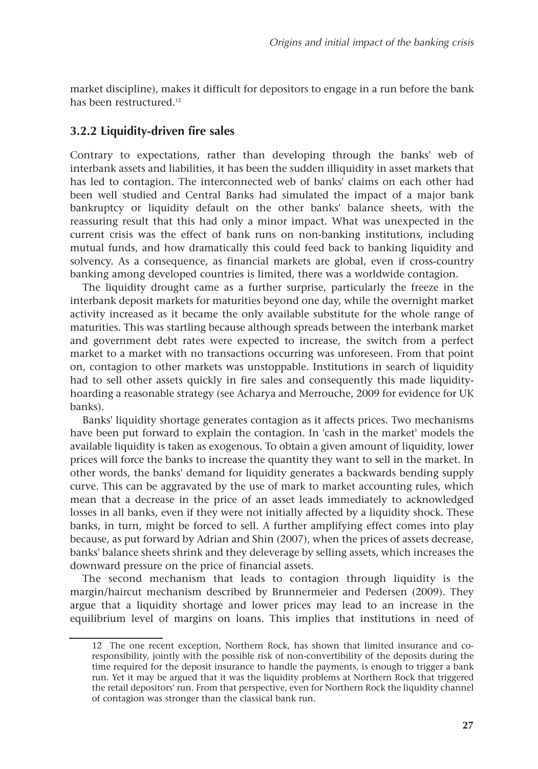market discipline), makes it difficult for depositors to engage in a run before the bank has been restructured.[12]

### 3.2.2 Liquidity-driven fire sales

Contrary to expectations, rather than developing through the banks' web of interbank assets and liabilities, it has been the sudden illiquidity in asset markets that has led to contagion. The interconnected web of banks' claims on each other had been well studied and Central Banks had simulated the impact of a major bank bankruptcy or liquidity default on the other banks' balance sheets, with the reassuring result that this had only a minor impact. What was unexpected in the current crisis was the effect of bank runs on non-banking institutions, including mutual funds, and how dramatically this could feed back to banking liquidity and solvency. As a consequence, as financial markets are global, even if cross-country banking among developed countries is limited, there was a worldwide contagion.

The liquidity drought came as a further surprise, particularly the freeze in the interbank deposit markets for maturities beyond one day, while the overnight market activity increased as it became the only available substitute for the whole range of maturities. This was startling because although spreads between the interbank market and government debt rates were expected to increase, the switch from a perfect market to a market with no transactions occurring was unforeseen. From that point on, contagion to other markets was unstoppable. Institutions in search of liquidity had to sell other assets quickly in fire sales and consequently this made liquidity-hoarding a reasonable strategy (see Acharya and Merrouche, 2009 for evidence for UK banks).

Banks' liquidity shortage generates contagion as it affects prices. Two mechanisms have been put forward to explain the contagion. In 'cash in the market' models the available liquidity is taken as exogenous. To obtain a given amount of liquidity, lower prices will force the banks to increase the quantity they want to sell in the market. In other words, the banks' demand for liquidity generates a backwards bending supply curve. This can be aggravated by the use of mark to market accounting rules, which mean that a decrease in the price of an asset leads immediately to acknowledged losses in all banks, even if they were not initially affected by a liquidity shock. These banks, in turn, might be forced to sell. A further amplifying effect comes into play because, as put forward by Adrian and Shin (2007), when the prices of assets decrease, banks' balance sheets shrink and they deleverage by selling assets, which increases the downward pressure on the price of financial assets.

The second mechanism that leads to contagion through liquidity is the margin/haircut mechanism described by Brunnermeier and Pedersen (2009). They argue that a liquidity shortage and lower prices may lead to an increase in the equilibrium level of margins on loans. This implies that institutions in need of

---

12 The one recent exception, Northern Rock, has shown that limited insurance and co-responsibility, jointly with the possible risk of non-convertibility of the deposits during the time required for the deposit insurance to handle the payments, is enough to trigger a bank run. Yet it may be argued that it was the liquidity problems at Northern Rock that triggered the retail depositors' run. From that perspective, even for Northern Rock the liquidity channel of contagion was stronger than the classical bank run.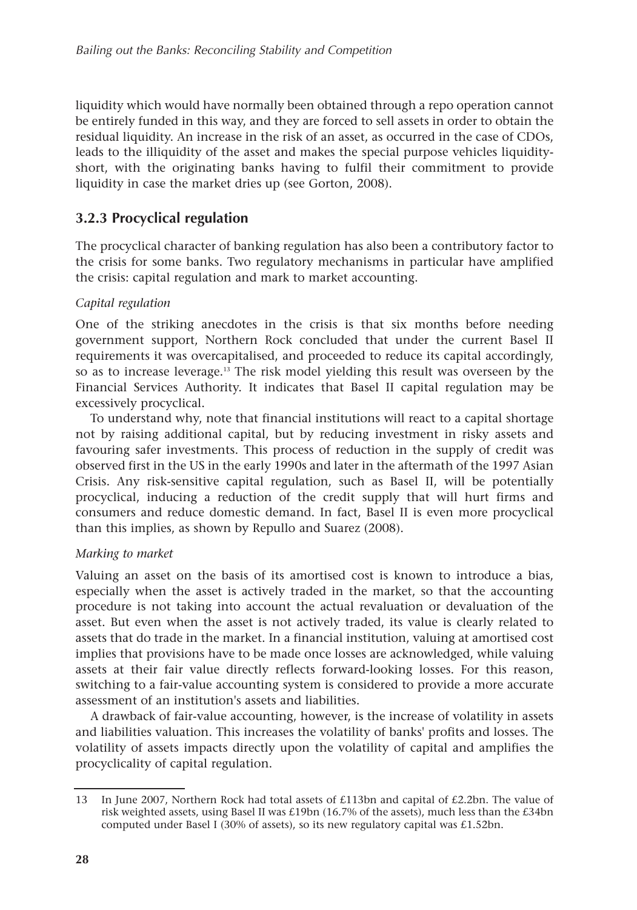liquidity which would have normally been obtained through a repo operation cannot be entirely funded in this way, and they are forced to sell assets in order to obtain the residual liquidity. An increase in the risk of an asset, as occurred in the case of CDOs, leads to the illiquidity of the asset and makes the special purpose vehicles liquidity-short, with the originating banks having to fulfil their commitment to provide liquidity in case the market dries up (see Gorton, 2008).

### 3.2.3 Procyclical regulation

The procyclical character of banking regulation has also been a contributory factor to the crisis for some banks. Two regulatory mechanisms in particular have amplified the crisis: capital regulation and mark to market accounting.

*Capital regulation*

One of the striking anecdotes in the crisis is that six months before needing government support, Northern Rock concluded that under the current Basel II requirements it was overcapitalised, and proceeded to reduce its capital accordingly, so as to increase leverage.[13] The risk model yielding this result was overseen by the Financial Services Authority. It indicates that Basel II capital regulation may be excessively procyclical.

To understand why, note that financial institutions will react to a capital shortage not by raising additional capital, but by reducing investment in risky assets and favouring safer investments. This process of reduction in the supply of credit was observed first in the US in the early 1990s and later in the aftermath of the 1997 Asian Crisis. Any risk-sensitive capital regulation, such as Basel II, will be potentially procyclical, inducing a reduction of the credit supply that will hurt firms and consumers and reduce domestic demand. In fact, Basel II is even more procyclical than this implies, as shown by Repullo and Suarez (2008).

*Marking to market*

Valuing an asset on the basis of its amortised cost is known to introduce a bias, especially when the asset is actively traded in the market, so that the accounting procedure is not taking into account the actual revaluation or devaluation of the asset. But even when the asset is not actively traded, its value is clearly related to assets that do trade in the market. In a financial institution, valuing at amortised cost implies that provisions have to be made once losses are acknowledged, while valuing assets at their fair value directly reflects forward-looking losses. For this reason, switching to a fair-value accounting system is considered to provide a more accurate assessment of an institution's assets and liabilities.

A drawback of fair-value accounting, however, is the increase of volatility in assets and liabilities valuation. This increases the volatility of banks' profits and losses. The volatility of assets impacts directly upon the volatility of capital and amplifies the procyclicality of capital regulation.

---

13 In June 2007, Northern Rock had total assets of £113bn and capital of £2.2bn. The value of risk weighted assets, using Basel II was £19bn (16.7% of the assets), much less than the £34bn computed under Basel I (30% of assets), so its new regulatory capital was £1.52bn.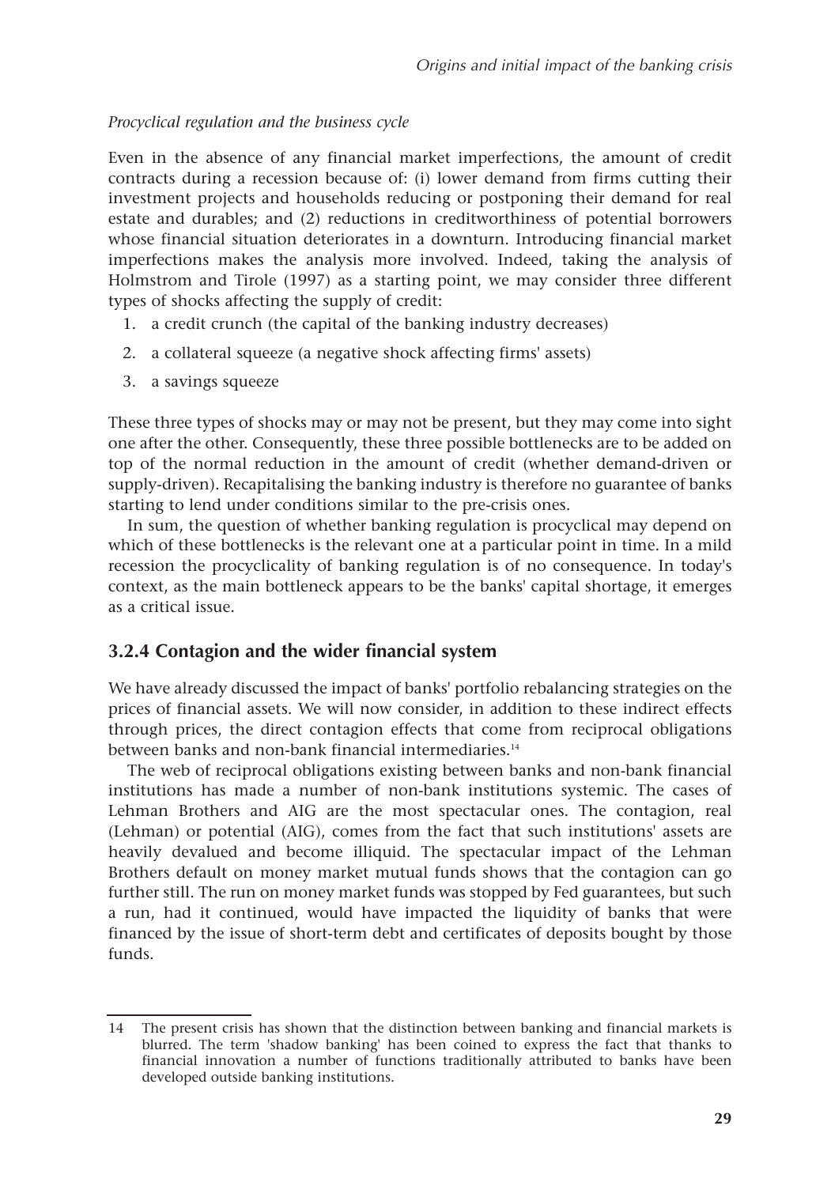*Procyclical regulation and the business cycle*

Even in the absence of any financial market imperfections, the amount of credit contracts during a recession because of: (i) lower demand from firms cutting their investment projects and households reducing or postponing their demand for real estate and durables; and (2) reductions in creditworthiness of potential borrowers whose financial situation deteriorates in a downturn. Introducing financial market imperfections makes the analysis more involved. Indeed, taking the analysis of Holmstrom and Tirole (1997) as a starting point, we may consider three different types of shocks affecting the supply of credit:

1. a credit crunch (the capital of the banking industry decreases)
2. a collateral squeeze (a negative shock affecting firms' assets)
3. a savings squeeze

These three types of shocks may or may not be present, but they may come into sight one after the other. Consequently, these three possible bottlenecks are to be added on top of the normal reduction in the amount of credit (whether demand-driven or supply-driven). Recapitalising the banking industry is therefore no guarantee of banks starting to lend under conditions similar to the pre-crisis ones.

In sum, the question of whether banking regulation is procyclical may depend on which of these bottlenecks is the relevant one at a particular point in time. In a mild recession the procyclicality of banking regulation is of no consequence. In today's context, as the main bottleneck appears to be the banks' capital shortage, it emerges as a critical issue.

### 3.2.4 Contagion and the wider financial system

We have already discussed the impact of banks' portfolio rebalancing strategies on the prices of financial assets. We will now consider, in addition to these indirect effects through prices, the direct contagion effects that come from reciprocal obligations between banks and non-bank financial intermediaries.[14]

The web of reciprocal obligations existing between banks and non-bank financial institutions has made a number of non-bank institutions systemic. The cases of Lehman Brothers and AIG are the most spectacular ones. The contagion, real (Lehman) or potential (AIG), comes from the fact that such institutions' assets are heavily devalued and become illiquid. The spectacular impact of the Lehman Brothers default on money market mutual funds shows that the contagion can go further still. The run on money market funds was stopped by Fed guarantees, but such a run, had it continued, would have impacted the liquidity of banks that were financed by the issue of short-term debt and certificates of deposits bought by those funds.

14 The present crisis has shown that the distinction between banking and financial markets is blurred. The term 'shadow banking' has been coined to express the fact that thanks to financial innovation a number of functions traditionally attributed to banks have been developed outside banking institutions.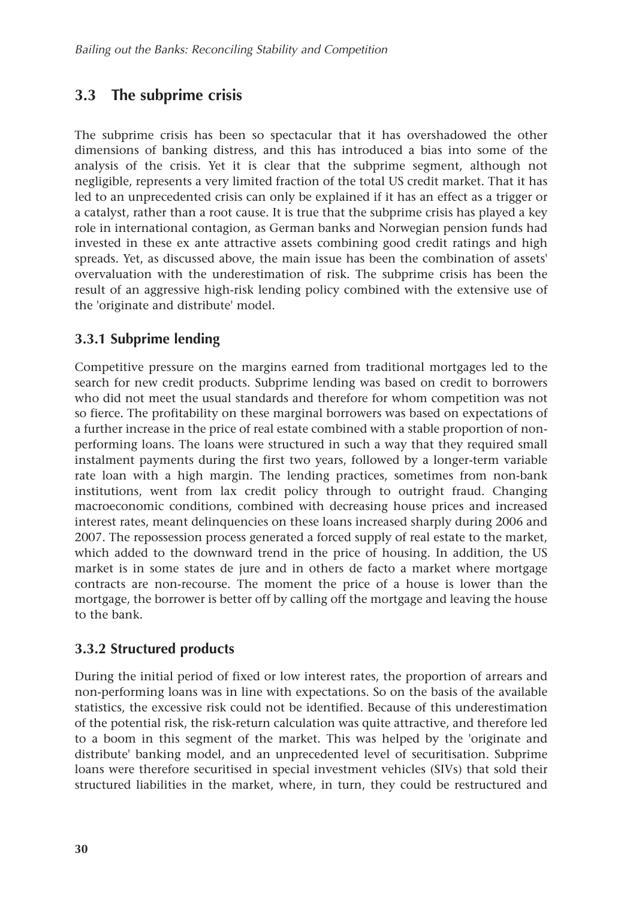## 3.3 The subprime crisis

The subprime crisis has been so spectacular that it has overshadowed the other dimensions of banking distress, and this has introduced a bias into some of the analysis of the crisis. Yet it is clear that the subprime segment, although not negligible, represents a very limited fraction of the total US credit market. That it has led to an unprecedented crisis can only be explained if it has an effect as a trigger or a catalyst, rather than a root cause. It is true that the subprime crisis has played a key role in international contagion, as German banks and Norwegian pension funds had invested in these ex ante attractive assets combining good credit ratings and high spreads. Yet, as discussed above, the main issue has been the combination of assets' overvaluation with the underestimation of risk. The subprime crisis has been the result of an aggressive high-risk lending policy combined with the extensive use of the 'originate and distribute' model.

### 3.3.1 Subprime lending

Competitive pressure on the margins earned from traditional mortgages led to the search for new credit products. Subprime lending was based on credit to borrowers who did not meet the usual standards and therefore for whom competition was not so fierce. The profitability on these marginal borrowers was based on expectations of a further increase in the price of real estate combined with a stable proportion of non-performing loans. The loans were structured in such a way that they required small instalment payments during the first two years, followed by a longer-term variable rate loan with a high margin. The lending practices, sometimes from non-bank institutions, went from lax credit policy through to outright fraud. Changing macroeconomic conditions, combined with decreasing house prices and increased interest rates, meant delinquencies on these loans increased sharply during 2006 and 2007. The repossession process generated a forced supply of real estate to the market, which added to the downward trend in the price of housing. In addition, the US market is in some states de jure and in others de facto a market where mortgage contracts are non-recourse. The moment the price of a house is lower than the mortgage, the borrower is better off by calling off the mortgage and leaving the house to the bank.

### 3.3.2 Structured products

During the initial period of fixed or low interest rates, the proportion of arrears and non-performing loans was in line with expectations. So on the basis of the available statistics, the excessive risk could not be identified. Because of this underestimation of the potential risk, the risk-return calculation was quite attractive, and therefore led to a boom in this segment of the market. This was helped by the 'originate and distribute' banking model, and an unprecedented level of securitisation. Subprime loans were therefore securitised in special investment vehicles (SIVs) that sold their structured liabilities in the market, where, in turn, they could be restructured and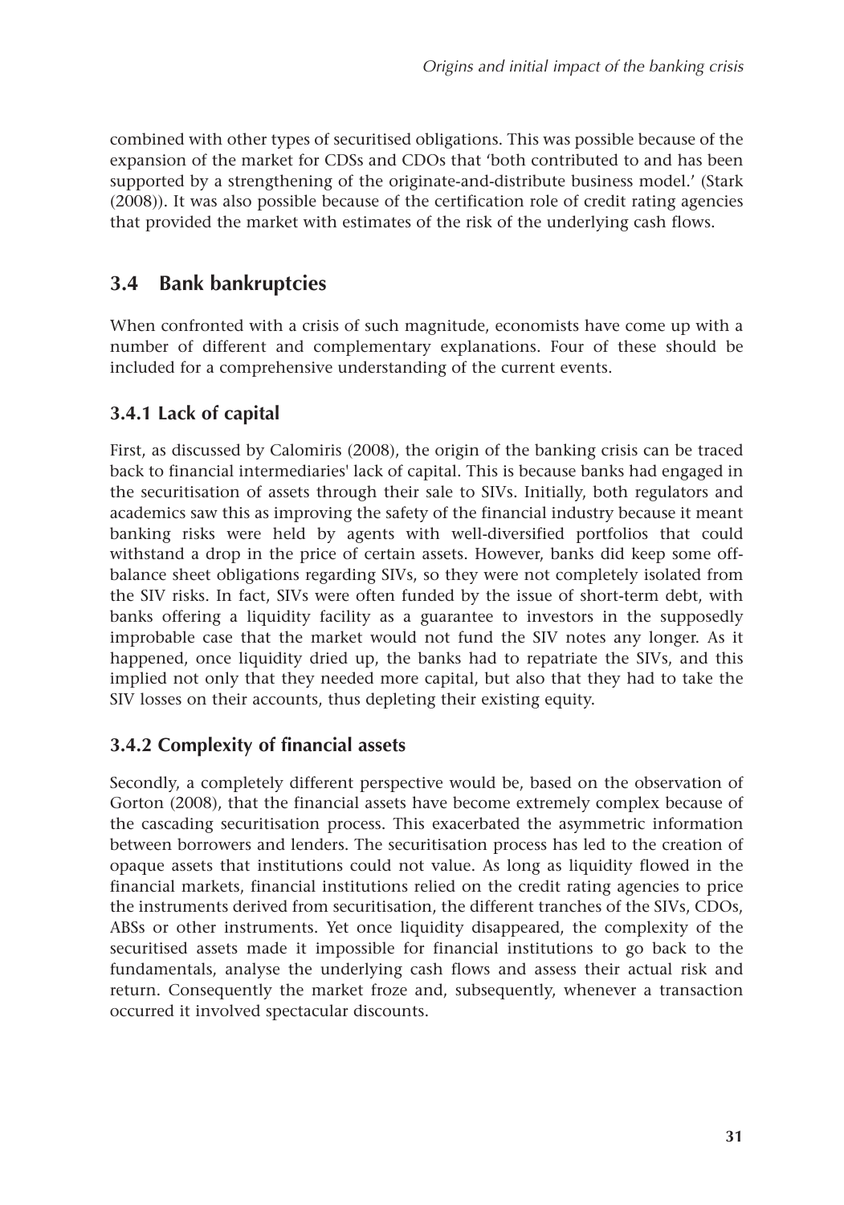combined with other types of securitised obligations. This was possible because of the expansion of the market for CDSs and CDOs that 'both contributed to and has been supported by a strengthening of the originate-and-distribute business model.' (Stark (2008)). It was also possible because of the certification role of credit rating agencies that provided the market with estimates of the risk of the underlying cash flows.

## 3.4 Bank bankruptcies

When confronted with a crisis of such magnitude, economists have come up with a number of different and complementary explanations. Four of these should be included for a comprehensive understanding of the current events.

### 3.4.1 Lack of capital

First, as discussed by Calomiris (2008), the origin of the banking crisis can be traced back to financial intermediaries' lack of capital. This is because banks had engaged in the securitisation of assets through their sale to SIVs. Initially, both regulators and academics saw this as improving the safety of the financial industry because it meant banking risks were held by agents with well-diversified portfolios that could withstand a drop in the price of certain assets. However, banks did keep some off-balance sheet obligations regarding SIVs, so they were not completely isolated from the SIV risks. In fact, SIVs were often funded by the issue of short-term debt, with banks offering a liquidity facility as a guarantee to investors in the supposedly improbable case that the market would not fund the SIV notes any longer. As it happened, once liquidity dried up, the banks had to repatriate the SIVs, and this implied not only that they needed more capital, but also that they had to take the SIV losses on their accounts, thus depleting their existing equity.

### 3.4.2 Complexity of financial assets

Secondly, a completely different perspective would be, based on the observation of Gorton (2008), that the financial assets have become extremely complex because of the cascading securitisation process. This exacerbated the asymmetric information between borrowers and lenders. The securitisation process has led to the creation of opaque assets that institutions could not value. As long as liquidity flowed in the financial markets, financial institutions relied on the credit rating agencies to price the instruments derived from securitisation, the different tranches of the SIVs, CDOs, ABSs or other instruments. Yet once liquidity disappeared, the complexity of the securitised assets made it impossible for financial institutions to go back to the fundamentals, analyse the underlying cash flows and assess their actual risk and return. Consequently the market froze and, subsequently, whenever a transaction occurred it involved spectacular discounts.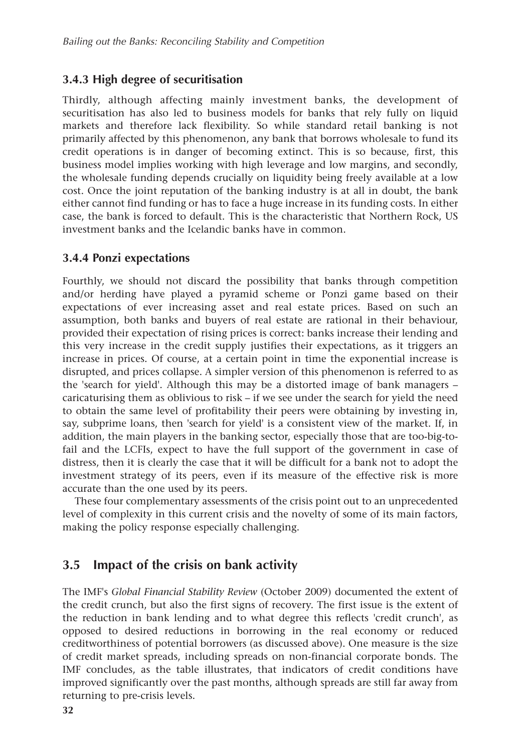### 3.4.3 High degree of securitisation

Thirdly, although affecting mainly investment banks, the development of securitisation has also led to business models for banks that rely fully on liquid markets and therefore lack flexibility. So while standard retail banking is not primarily affected by this phenomenon, any bank that borrows wholesale to fund its credit operations is in danger of becoming extinct. This is so because, first, this business model implies working with high leverage and low margins, and secondly, the wholesale funding depends crucially on liquidity being freely available at a low cost. Once the joint reputation of the banking industry is at all in doubt, the bank either cannot find funding or has to face a huge increase in its funding costs. In either case, the bank is forced to default. This is the characteristic that Northern Rock, US investment banks and the Icelandic banks have in common.

### 3.4.4 Ponzi expectations

Fourthly, we should not discard the possibility that banks through competition and/or herding have played a pyramid scheme or Ponzi game based on their expectations of ever increasing asset and real estate prices. Based on such an assumption, both banks and buyers of real estate are rational in their behaviour, provided their expectation of rising prices is correct: banks increase their lending and this very increase in the credit supply justifies their expectations, as it triggers an increase in prices. Of course, at a certain point in time the exponential increase is disrupted, and prices collapse. A simpler version of this phenomenon is referred to as the 'search for yield'. Although this may be a distorted image of bank managers – caricaturising them as oblivious to risk – if we see under the search for yield the need to obtain the same level of profitability their peers were obtaining by investing in, say, subprime loans, then 'search for yield' is a consistent view of the market. If, in addition, the main players in the banking sector, especially those that are too-big-to-fail and the LCFIs, expect to have the full support of the government in case of distress, then it is clearly the case that it will be difficult for a bank not to adopt the investment strategy of its peers, even if its measure of the effective risk is more accurate than the one used by its peers.

These four complementary assessments of the crisis point out to an unprecedented level of complexity in this current crisis and the novelty of some of its main factors, making the policy response especially challenging.

## 3.5 Impact of the crisis on bank activity

The IMF's *Global Financial Stability Review* (October 2009) documented the extent of the credit crunch, but also the first signs of recovery. The first issue is the extent of the reduction in bank lending and to what degree this reflects 'credit crunch', as opposed to desired reductions in borrowing in the real economy or reduced creditworthiness of potential borrowers (as discussed above). One measure is the size of credit market spreads, including spreads on non-financial corporate bonds. The IMF concludes, as the table illustrates, that indicators of credit conditions have improved significantly over the past months, although spreads are still far away from returning to pre-crisis levels.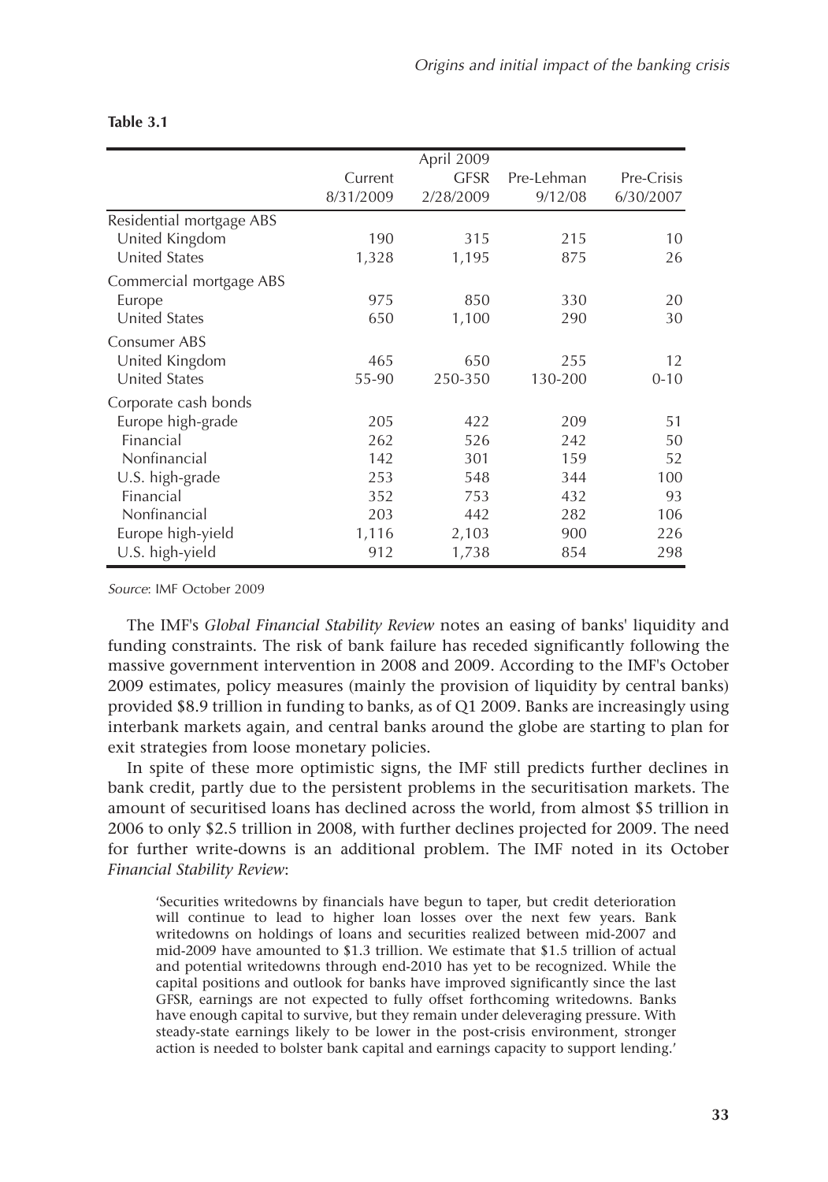**Table 3.1**

| | Current 8/31/2009 | April 2009 GFSR 2/28/2009 | Pre-Lehman 9/12/08 | Pre-Crisis 6/30/2007 |
|---|---|---|---|---|
| Residential mortgage ABS | | | | |
| United Kingdom | 190 | 315 | 215 | 10 |
| United States | 1,328 | 1,195 | 875 | 26 |
| Commercial mortgage ABS | | | | |
| Europe | 975 | 850 | 330 | 20 |
| United States | 650 | 1,100 | 290 | 30 |
| Consumer ABS | | | | |
| United Kingdom | 465 | 650 | 255 | 12 |
| United States | 55-90 | 250-350 | 130-200 | 0-10 |
| Corporate cash bonds | | | | |
| Europe high-grade | 205 | 422 | 209 | 51 |
| Financial | 262 | 526 | 242 | 50 |
| Nonfinancial | 142 | 301 | 159 | 52 |
| U.S. high-grade | 253 | 548 | 344 | 100 |
| Financial | 352 | 753 | 432 | 93 |
| Nonfinancial | 203 | 442 | 282 | 106 |
| Europe high-yield | 1,116 | 2,103 | 900 | 226 |
| U.S. high-yield | 912 | 1,738 | 854 | 298 |

*Source*: IMF October 2009

The IMF's *Global Financial Stability Review* notes an easing of banks' liquidity and funding constraints. The risk of bank failure has receded significantly following the massive government intervention in 2008 and 2009. According to the IMF's October 2009 estimates, policy measures (mainly the provision of liquidity by central banks) provided \$8.9 trillion in funding to banks, as of Q1 2009. Banks are increasingly using interbank markets again, and central banks around the globe are starting to plan for exit strategies from loose monetary policies.

In spite of these more optimistic signs, the IMF still predicts further declines in bank credit, partly due to the persistent problems in the securitisation markets. The amount of securitised loans has declined across the world, from almost \$5 trillion in 2006 to only \$2.5 trillion in 2008, with further declines projected for 2009. The need for further write-downs is an additional problem. The IMF noted in its October *Financial Stability Review*:

> 'Securities writedowns by financials have begun to taper, but credit deterioration will continue to lead to higher loan losses over the next few years. Bank writedowns on holdings of loans and securities realized between mid-2007 and mid-2009 have amounted to \$1.3 trillion. We estimate that \$1.5 trillion of actual and potential writedowns through end-2010 has yet to be recognized. While the capital positions and outlook for banks have improved significantly since the last GFSR, earnings are not expected to fully offset forthcoming writedowns. Banks have enough capital to survive, but they remain under deleveraging pressure. With steady-state earnings likely to be lower in the post-crisis environment, stronger action is needed to bolster bank capital and earnings capacity to support lending.'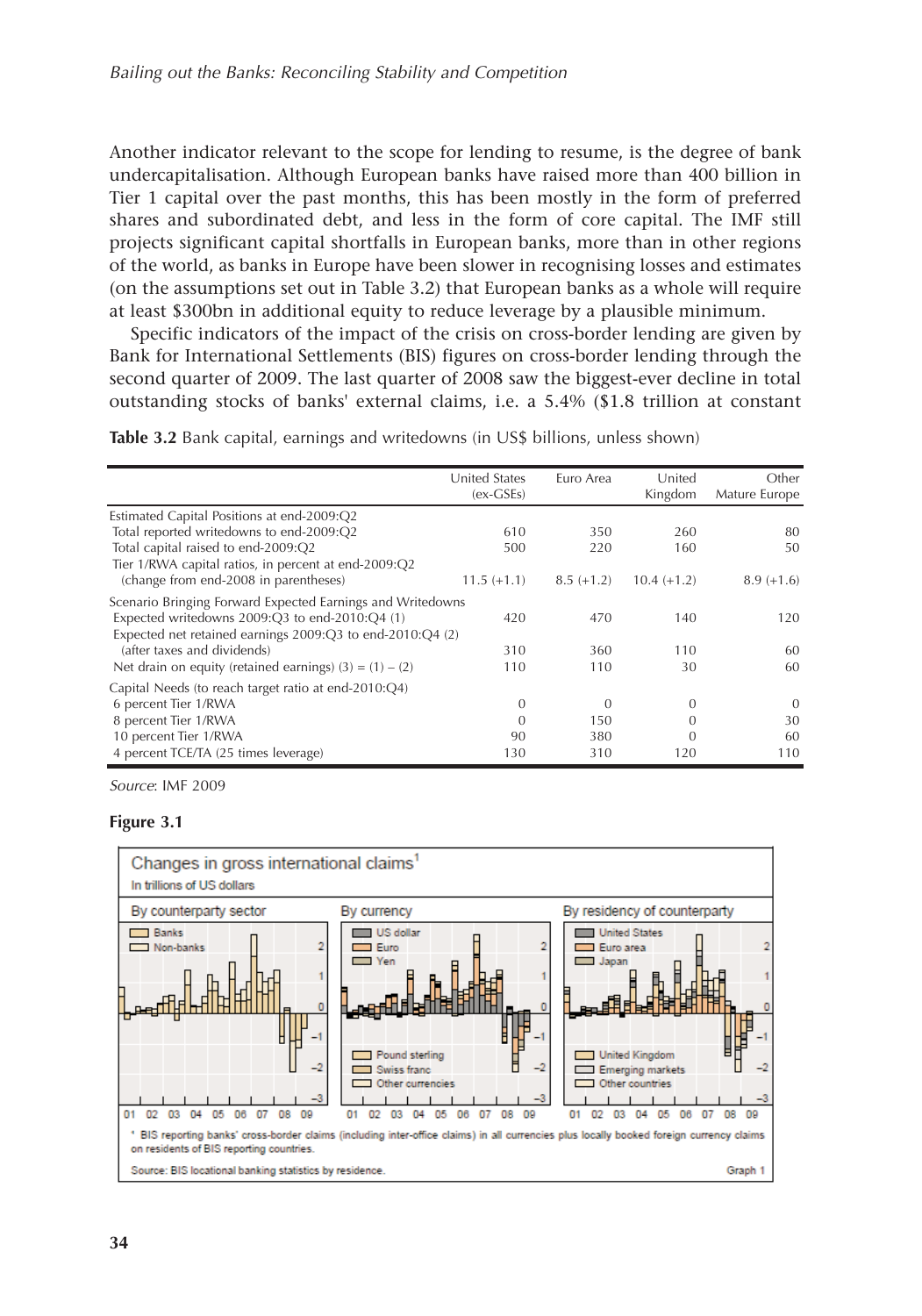Another indicator relevant to the scope for lending to resume, is the degree of bank undercapitalisation. Although European banks have raised more than 400 billion in Tier 1 capital over the past months, this has been mostly in the form of preferred shares and subordinated debt, and less in the form of core capital. The IMF still projects significant capital shortfalls in European banks, more than in other regions of the world, as banks in Europe have been slower in recognising losses and estimates (on the assumptions set out in Table 3.2) that European banks as a whole will require at least \$300bn in additional equity to reduce leverage by a plausible minimum.

Specific indicators of the impact of the crisis on cross-border lending are given by Bank for International Settlements (BIS) figures on cross-border lending through the second quarter of 2009. The last quarter of 2008 saw the biggest-ever decline in total outstanding stocks of banks' external claims, i.e. a 5.4% (\$1.8 trillion at constant

**Table 3.2** Bank capital, earnings and writedowns (in US\$ billions, unless shown)

| | United States (ex-GSEs) | Euro Area | United Kingdom | Other Mature Europe |
|---|---|---|---|---|
| Estimated Capital Positions at end-2009:Q2 | | | | |
| Total reported writedowns to end-2009:Q2 | 610 | 350 | 260 | 80 |
| Total capital raised to end-2009:Q2 | 500 | 220 | 160 | 50 |
| Tier 1/RWA capital ratios, in percent at end-2009:Q2 (change from end-2008 in parentheses) | 11.5 (+1.1) | 8.5 (+1.2) | 10.4 (+1.2) | 8.9 (+1.6) |
| Scenario Bringing Forward Expected Earnings and Writedowns | | | | |
| Expected writedowns 2009:Q3 to end-2010:Q4 (1) | 420 | 470 | 140 | 120 |
| Expected net retained earnings 2009:Q3 to end-2010:Q4 (2) (after taxes and dividends) | 310 | 360 | 110 | 60 |
| Net drain on equity (retained earnings) (3) = (1) – (2) | 110 | 110 | 30 | 60 |
| Capital Needs (to reach target ratio at end-2010:Q4) | | | | |
| 6 percent Tier 1/RWA | 0 | 0 | 0 | 0 |
| 8 percent Tier 1/RWA | 0 | 150 | 0 | 30 |
| 10 percent Tier 1/RWA | 90 | 380 | 0 | 60 |
| 4 percent TCE/TA (25 times leverage) | 130 | 310 | 120 | 110 |

*Source*: IMF 2009

**Figure 3.1**

Changes in gross international claims[1]

In trillions of US dollars

By counterparty sector — By currency — By residency of counterparty

[1] BIS reporting banks' cross-border claims (including inter-office claims) in all currencies plus locally booked foreign currency claims on residents of BIS reporting countries.

Source: BIS locational banking statistics by residence. Graph 1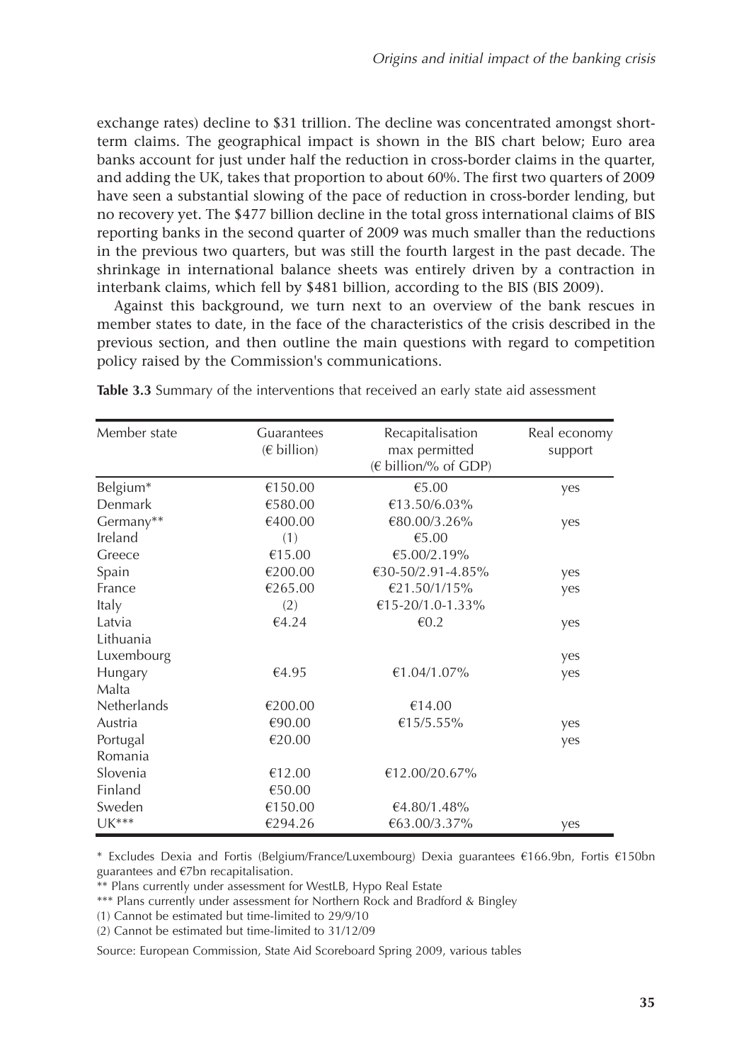exchange rates) decline to $31 trillion. The decline was concentrated amongst short-term claims. The geographical impact is shown in the BIS chart below; Euro area banks account for just under half the reduction in cross-border claims in the quarter, and adding the UK, takes that proportion to about 60%. The first two quarters of 2009 have seen a substantial slowing of the pace of reduction in cross-border lending, but no recovery yet. The $477 billion decline in the total gross international claims of BIS reporting banks in the second quarter of 2009 was much smaller than the reductions in the previous two quarters, but was still the fourth largest in the past decade. The shrinkage in international balance sheets was entirely driven by a contraction in interbank claims, which fell by $481 billion, according to the BIS (BIS 2009).

Against this background, we turn next to an overview of the bank rescues in member states to date, in the face of the characteristics of the crisis described in the previous section, and then outline the main questions with regard to competition policy raised by the Commission's communications.

**Table 3.3** Summary of the interventions that received an early state aid assessment

| Member state | Guarantees (€ billion) | Recapitalisation max permitted (€ billion/% of GDP) | Real economy support |
|---|---|---|---|
| Belgium* | €150.00 | €5.00 | yes |
| Denmark | €580.00 | €13.50/6.03% | |
| Germany** | €400.00 | €80.00/3.26% | yes |
| Ireland | (1) | €5.00 | |
| Greece | €15.00 | €5.00/2.19% | |
| Spain | €200.00 | €30-50/2.91-4.85% | yes |
| France | €265.00 | €21.50/1/15% | yes |
| Italy | (2) | €15-20/1.0-1.33% | |
| Latvia | €4.24 | €0.2 | yes |
| Lithuania | | | |
| Luxembourg | | | yes |
| Hungary | €4.95 | €1.04/1.07% | yes |
| Malta | | | |
| Netherlands | €200.00 | €14.00 | |
| Austria | €90.00 | €15/5.55% | yes |
| Portugal | €20.00 | | yes |
| Romania | | | |
| Slovenia | €12.00 | €12.00/20.67% | |
| Finland | €50.00 | | |
| Sweden | €150.00 | €4.80/1.48% | |
| UK*** | €294.26 | €63.00/3.37% | yes |

\* Excludes Dexia and Fortis (Belgium/France/Luxembourg) Dexia guarantees €166.9bn, Fortis €150bn guarantees and €7bn recapitalisation.

** Plans currently under assessment for WestLB, Hypo Real Estate

*** Plans currently under assessment for Northern Rock and Bradford & Bingley

(1) Cannot be estimated but time-limited to 29/9/10

(2) Cannot be estimated but time-limited to 31/12/09

Source: European Commission, State Aid Scoreboard Spring 2009, various tables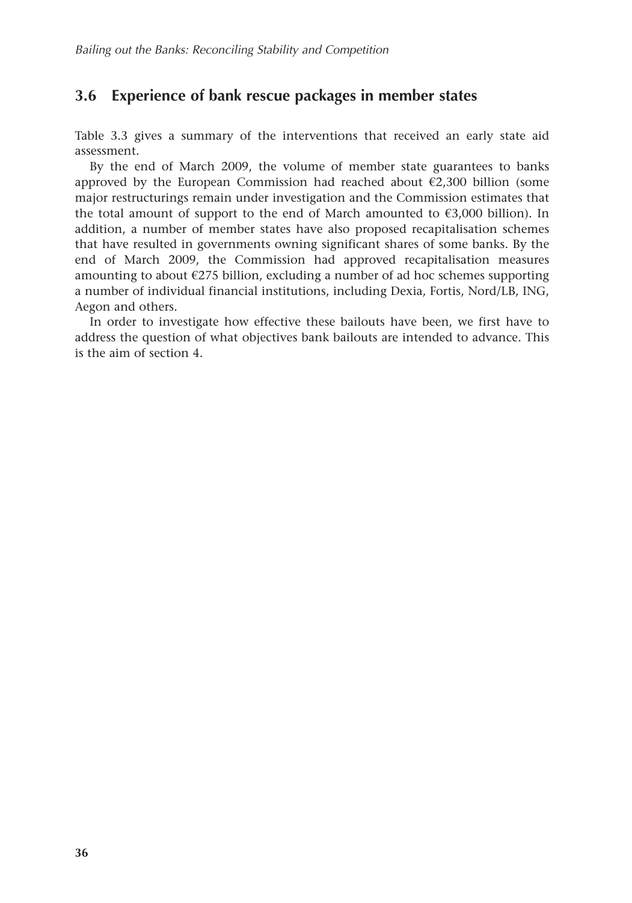## 3.6 Experience of bank rescue packages in member states

Table 3.3 gives a summary of the interventions that received an early state aid assessment.

By the end of March 2009, the volume of member state guarantees to banks approved by the European Commission had reached about €2,300 billion (some major restructurings remain under investigation and the Commission estimates that the total amount of support to the end of March amounted to €3,000 billion). In addition, a number of member states have also proposed recapitalisation schemes that have resulted in governments owning significant shares of some banks. By the end of March 2009, the Commission had approved recapitalisation measures amounting to about €275 billion, excluding a number of ad hoc schemes supporting a number of individual financial institutions, including Dexia, Fortis, Nord/LB, ING, Aegon and others.

In order to investigate how effective these bailouts have been, we first have to address the question of what objectives bank bailouts are intended to advance. This is the aim of section 4.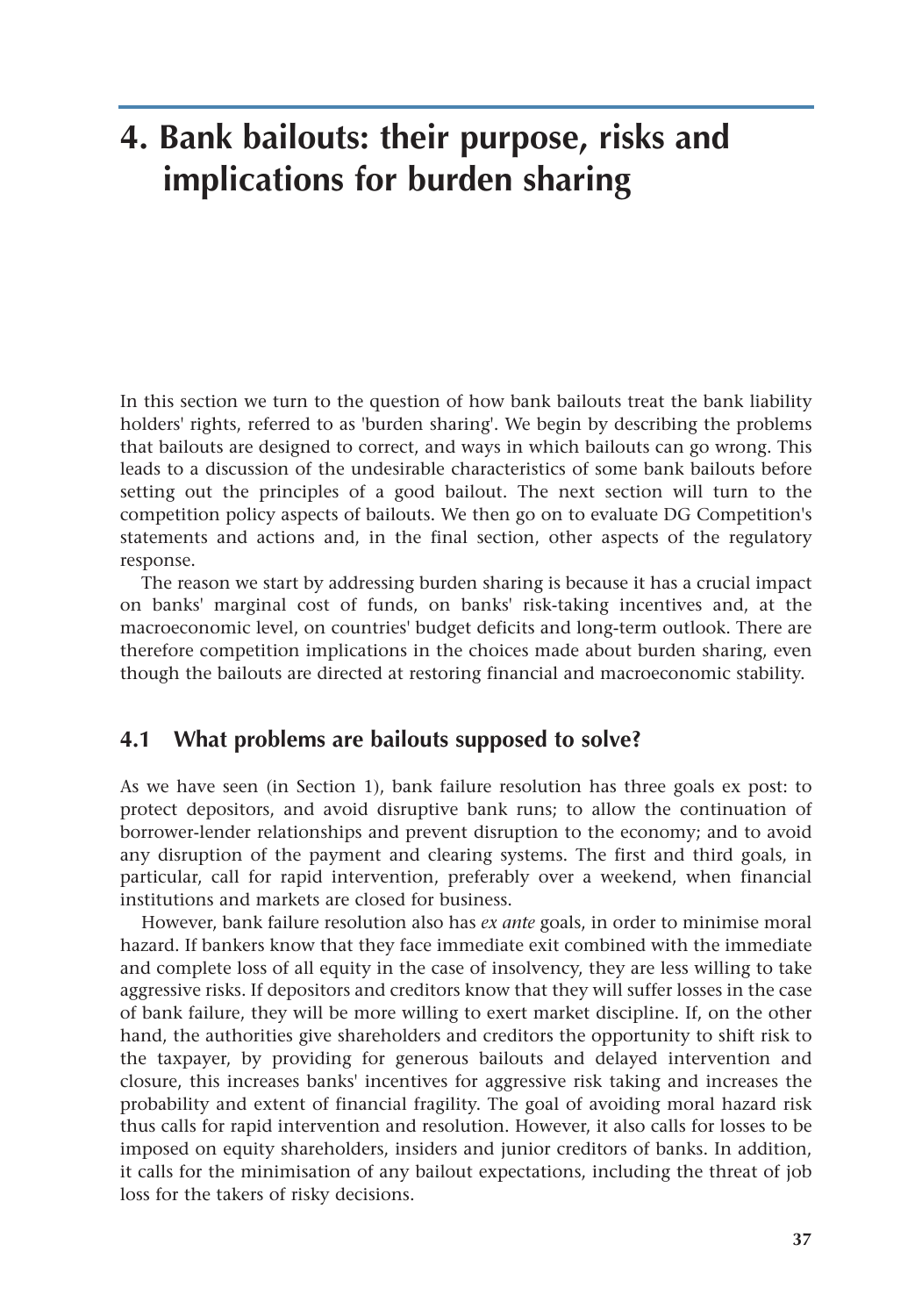# 4. Bank bailouts: their purpose, risks and implications for burden sharing

In this section we turn to the question of how bank bailouts treat the bank liability holders' rights, referred to as 'burden sharing'. We begin by describing the problems that bailouts are designed to correct, and ways in which bailouts can go wrong. This leads to a discussion of the undesirable characteristics of some bank bailouts before setting out the principles of a good bailout. The next section will turn to the competition policy aspects of bailouts. We then go on to evaluate DG Competition's statements and actions and, in the final section, other aspects of the regulatory response.

The reason we start by addressing burden sharing is because it has a crucial impact on banks' marginal cost of funds, on banks' risk-taking incentives and, at the macroeconomic level, on countries' budget deficits and long-term outlook. There are therefore competition implications in the choices made about burden sharing, even though the bailouts are directed at restoring financial and macroeconomic stability.

## 4.1 What problems are bailouts supposed to solve?

As we have seen (in Section 1), bank failure resolution has three goals ex post: to protect depositors, and avoid disruptive bank runs; to allow the continuation of borrower-lender relationships and prevent disruption to the economy; and to avoid any disruption of the payment and clearing systems. The first and third goals, in particular, call for rapid intervention, preferably over a weekend, when financial institutions and markets are closed for business.

However, bank failure resolution also has *ex ante* goals, in order to minimise moral hazard. If bankers know that they face immediate exit combined with the immediate and complete loss of all equity in the case of insolvency, they are less willing to take aggressive risks. If depositors and creditors know that they will suffer losses in the case of bank failure, they will be more willing to exert market discipline. If, on the other hand, the authorities give shareholders and creditors the opportunity to shift risk to the taxpayer, by providing for generous bailouts and delayed intervention and closure, this increases banks' incentives for aggressive risk taking and increases the probability and extent of financial fragility. The goal of avoiding moral hazard risk thus calls for rapid intervention and resolution. However, it also calls for losses to be imposed on equity shareholders, insiders and junior creditors of banks. In addition, it calls for the minimisation of any bailout expectations, including the threat of job loss for the takers of risky decisions.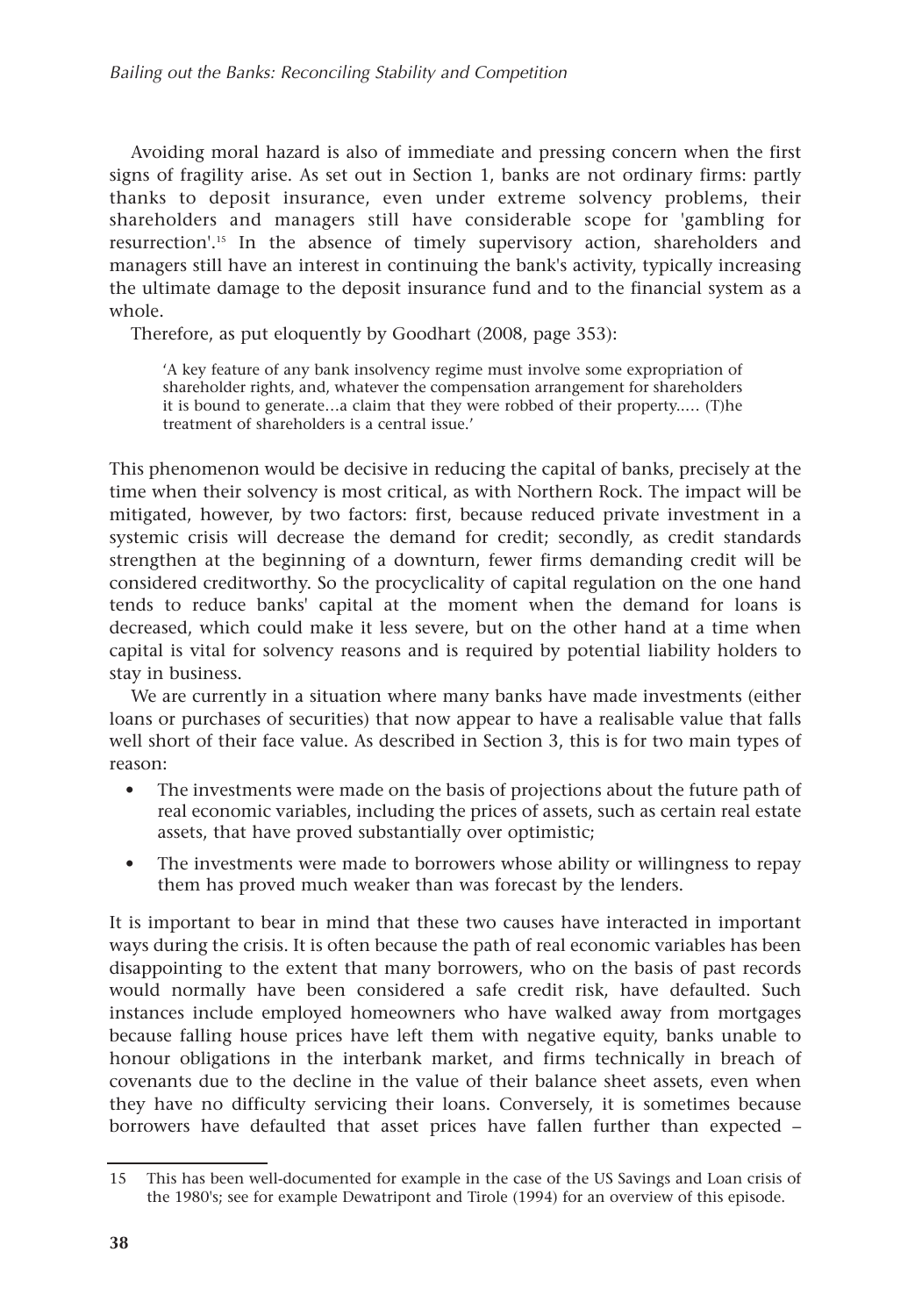Avoiding moral hazard is also of immediate and pressing concern when the first signs of fragility arise. As set out in Section 1, banks are not ordinary firms: partly thanks to deposit insurance, even under extreme solvency problems, their shareholders and managers still have considerable scope for 'gambling for resurrection'.[15] In the absence of timely supervisory action, shareholders and managers still have an interest in continuing the bank's activity, typically increasing the ultimate damage to the deposit insurance fund and to the financial system as a whole.

Therefore, as put eloquently by Goodhart (2008, page 353):

> 'A key feature of any bank insolvency regime must involve some expropriation of shareholder rights, and, whatever the compensation arrangement for shareholders it is bound to generate…a claim that they were robbed of their property..… (T)he treatment of shareholders is a central issue.'

This phenomenon would be decisive in reducing the capital of banks, precisely at the time when their solvency is most critical, as with Northern Rock. The impact will be mitigated, however, by two factors: first, because reduced private investment in a systemic crisis will decrease the demand for credit; secondly, as credit standards strengthen at the beginning of a downturn, fewer firms demanding credit will be considered creditworthy. So the procyclicality of capital regulation on the one hand tends to reduce banks' capital at the moment when the demand for loans is decreased, which could make it less severe, but on the other hand at a time when capital is vital for solvency reasons and is required by potential liability holders to stay in business.

We are currently in a situation where many banks have made investments (either loans or purchases of securities) that now appear to have a realisable value that falls well short of their face value. As described in Section 3, this is for two main types of reason:

- The investments were made on the basis of projections about the future path of real economic variables, including the prices of assets, such as certain real estate assets, that have proved substantially over optimistic;
- The investments were made to borrowers whose ability or willingness to repay them has proved much weaker than was forecast by the lenders.

It is important to bear in mind that these two causes have interacted in important ways during the crisis. It is often because the path of real economic variables has been disappointing to the extent that many borrowers, who on the basis of past records would normally have been considered a safe credit risk, have defaulted. Such instances include employed homeowners who have walked away from mortgages because falling house prices have left them with negative equity, banks unable to honour obligations in the interbank market, and firms technically in breach of covenants due to the decline in the value of their balance sheet assets, even when they have no difficulty servicing their loans. Conversely, it is sometimes because borrowers have defaulted that asset prices have fallen further than expected –

---

15 This has been well-documented for example in the case of the US Savings and Loan crisis of the 1980's; see for example Dewatripont and Tirole (1994) for an overview of this episode.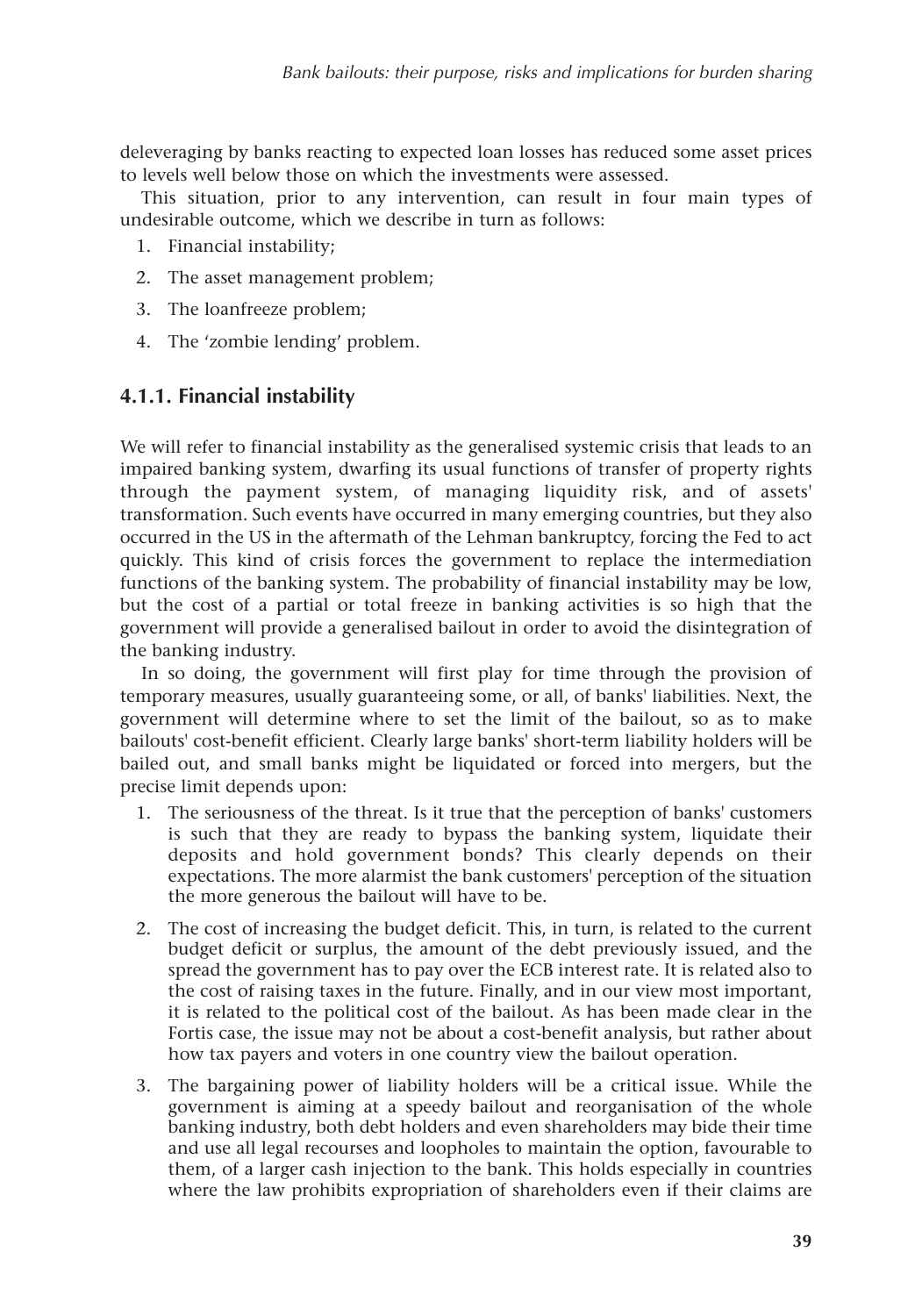deleveraging by banks reacting to expected loan losses has reduced some asset prices to levels well below those on which the investments were assessed.

This situation, prior to any intervention, can result in four main types of undesirable outcome, which we describe in turn as follows:

1. Financial instability;
2. The asset management problem;
3. The loanfreeze problem;
4. The 'zombie lending' problem.

### 4.1.1. Financial instability

We will refer to financial instability as the generalised systemic crisis that leads to an impaired banking system, dwarfing its usual functions of transfer of property rights through the payment system, of managing liquidity risk, and of assets' transformation. Such events have occurred in many emerging countries, but they also occurred in the US in the aftermath of the Lehman bankruptcy, forcing the Fed to act quickly. This kind of crisis forces the government to replace the intermediation functions of the banking system. The probability of financial instability may be low, but the cost of a partial or total freeze in banking activities is so high that the government will provide a generalised bailout in order to avoid the disintegration of the banking industry.

In so doing, the government will first play for time through the provision of temporary measures, usually guaranteeing some, or all, of banks' liabilities. Next, the government will determine where to set the limit of the bailout, so as to make bailouts' cost-benefit efficient. Clearly large banks' short-term liability holders will be bailed out, and small banks might be liquidated or forced into mergers, but the precise limit depends upon:

1. The seriousness of the threat. Is it true that the perception of banks' customers is such that they are ready to bypass the banking system, liquidate their deposits and hold government bonds? This clearly depends on their expectations. The more alarmist the bank customers' perception of the situation the more generous the bailout will have to be.
2. The cost of increasing the budget deficit. This, in turn, is related to the current budget deficit or surplus, the amount of the debt previously issued, and the spread the government has to pay over the ECB interest rate. It is related also to the cost of raising taxes in the future. Finally, and in our view most important, it is related to the political cost of the bailout. As has been made clear in the Fortis case, the issue may not be about a cost-benefit analysis, but rather about how tax payers and voters in one country view the bailout operation.
3. The bargaining power of liability holders will be a critical issue. While the government is aiming at a speedy bailout and reorganisation of the whole banking industry, both debt holders and even shareholders may bide their time and use all legal recourses and loopholes to maintain the option, favourable to them, of a larger cash injection to the bank. This holds especially in countries where the law prohibits expropriation of shareholders even if their claims are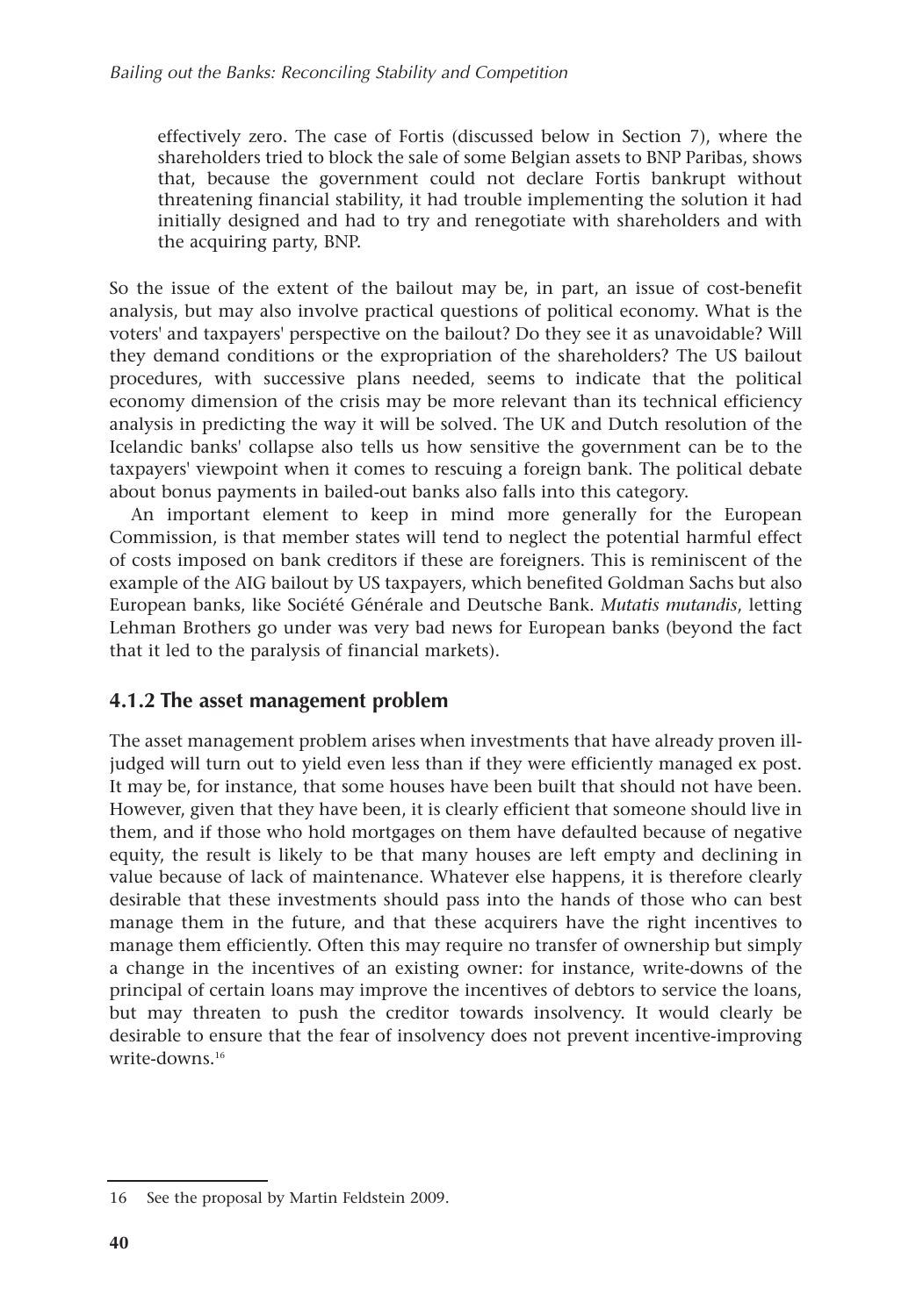effectively zero. The case of Fortis (discussed below in Section 7), where the shareholders tried to block the sale of some Belgian assets to BNP Paribas, shows that, because the government could not declare Fortis bankrupt without threatening financial stability, it had trouble implementing the solution it had initially designed and had to try and renegotiate with shareholders and with the acquiring party, BNP.

So the issue of the extent of the bailout may be, in part, an issue of cost-benefit analysis, but may also involve practical questions of political economy. What is the voters' and taxpayers' perspective on the bailout? Do they see it as unavoidable? Will they demand conditions or the expropriation of the shareholders? The US bailout procedures, with successive plans needed, seems to indicate that the political economy dimension of the crisis may be more relevant than its technical efficiency analysis in predicting the way it will be solved. The UK and Dutch resolution of the Icelandic banks' collapse also tells us how sensitive the government can be to the taxpayers' viewpoint when it comes to rescuing a foreign bank. The political debate about bonus payments in bailed-out banks also falls into this category.

An important element to keep in mind more generally for the European Commission, is that member states will tend to neglect the potential harmful effect of costs imposed on bank creditors if these are foreigners. This is reminiscent of the example of the AIG bailout by US taxpayers, which benefited Goldman Sachs but also European banks, like Société Générale and Deutsche Bank. *Mutatis mutandis*, letting Lehman Brothers go under was very bad news for European banks (beyond the fact that it led to the paralysis of financial markets).

### 4.1.2 The asset management problem

The asset management problem arises when investments that have already proven ill-judged will turn out to yield even less than if they were efficiently managed ex post. It may be, for instance, that some houses have been built that should not have been. However, given that they have been, it is clearly efficient that someone should live in them, and if those who hold mortgages on them have defaulted because of negative equity, the result is likely to be that many houses are left empty and declining in value because of lack of maintenance. Whatever else happens, it is therefore clearly desirable that these investments should pass into the hands of those who can best manage them in the future, and that these acquirers have the right incentives to manage them efficiently. Often this may require no transfer of ownership but simply a change in the incentives of an existing owner: for instance, write-downs of the principal of certain loans may improve the incentives of debtors to service the loans, but may threaten to push the creditor towards insolvency. It would clearly be desirable to ensure that the fear of insolvency does not prevent incentive-improving write-downs.[16]

16 See the proposal by Martin Feldstein 2009.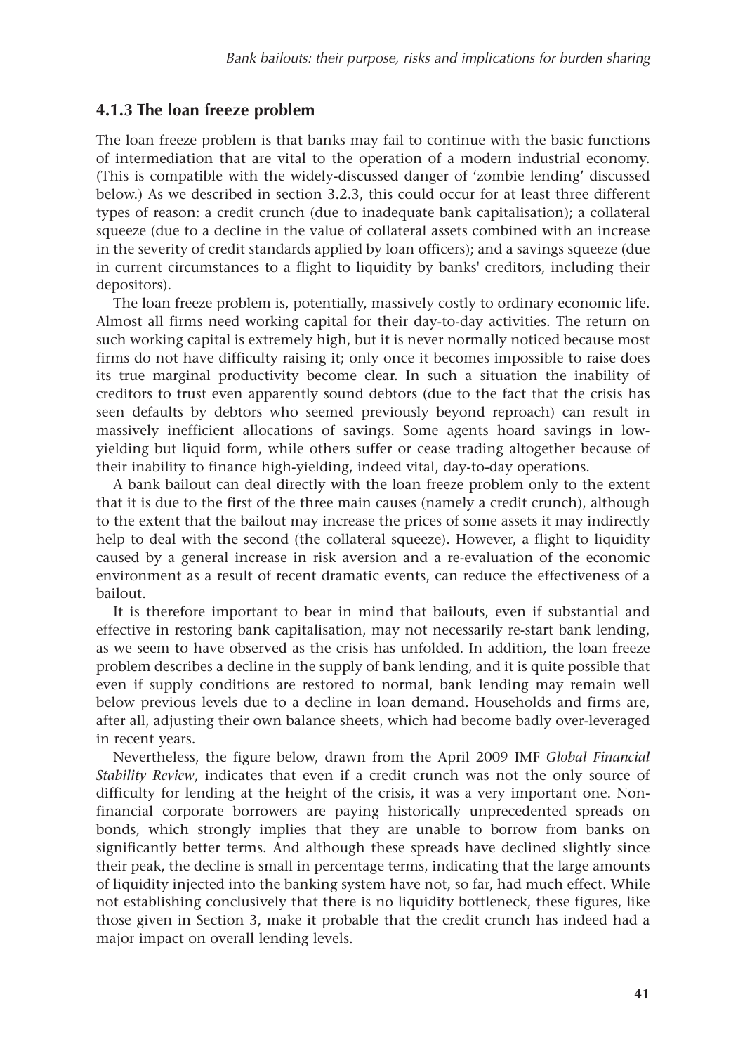### 4.1.3 The loan freeze problem

The loan freeze problem is that banks may fail to continue with the basic functions of intermediation that are vital to the operation of a modern industrial economy. (This is compatible with the widely-discussed danger of 'zombie lending' discussed below.) As we described in section 3.2.3, this could occur for at least three different types of reason: a credit crunch (due to inadequate bank capitalisation); a collateral squeeze (due to a decline in the value of collateral assets combined with an increase in the severity of credit standards applied by loan officers); and a savings squeeze (due in current circumstances to a flight to liquidity by banks' creditors, including their depositors).

The loan freeze problem is, potentially, massively costly to ordinary economic life. Almost all firms need working capital for their day-to-day activities. The return on such working capital is extremely high, but it is never normally noticed because most firms do not have difficulty raising it; only once it becomes impossible to raise does its true marginal productivity become clear. In such a situation the inability of creditors to trust even apparently sound debtors (due to the fact that the crisis has seen defaults by debtors who seemed previously beyond reproach) can result in massively inefficient allocations of savings. Some agents hoard savings in low-yielding but liquid form, while others suffer or cease trading altogether because of their inability to finance high-yielding, indeed vital, day-to-day operations.

A bank bailout can deal directly with the loan freeze problem only to the extent that it is due to the first of the three main causes (namely a credit crunch), although to the extent that the bailout may increase the prices of some assets it may indirectly help to deal with the second (the collateral squeeze). However, a flight to liquidity caused by a general increase in risk aversion and a re-evaluation of the economic environment as a result of recent dramatic events, can reduce the effectiveness of a bailout.

It is therefore important to bear in mind that bailouts, even if substantial and effective in restoring bank capitalisation, may not necessarily re-start bank lending, as we seem to have observed as the crisis has unfolded. In addition, the loan freeze problem describes a decline in the supply of bank lending, and it is quite possible that even if supply conditions are restored to normal, bank lending may remain well below previous levels due to a decline in loan demand. Households and firms are, after all, adjusting their own balance sheets, which had become badly over-leveraged in recent years.

Nevertheless, the figure below, drawn from the April 2009 IMF *Global Financial Stability Review*, indicates that even if a credit crunch was not the only source of difficulty for lending at the height of the crisis, it was a very important one. Non-financial corporate borrowers are paying historically unprecedented spreads on bonds, which strongly implies that they are unable to borrow from banks on significantly better terms. And although these spreads have declined slightly since their peak, the decline is small in percentage terms, indicating that the large amounts of liquidity injected into the banking system have not, so far, had much effect. While not establishing conclusively that there is no liquidity bottleneck, these figures, like those given in Section 3, make it probable that the credit crunch has indeed had a major impact on overall lending levels.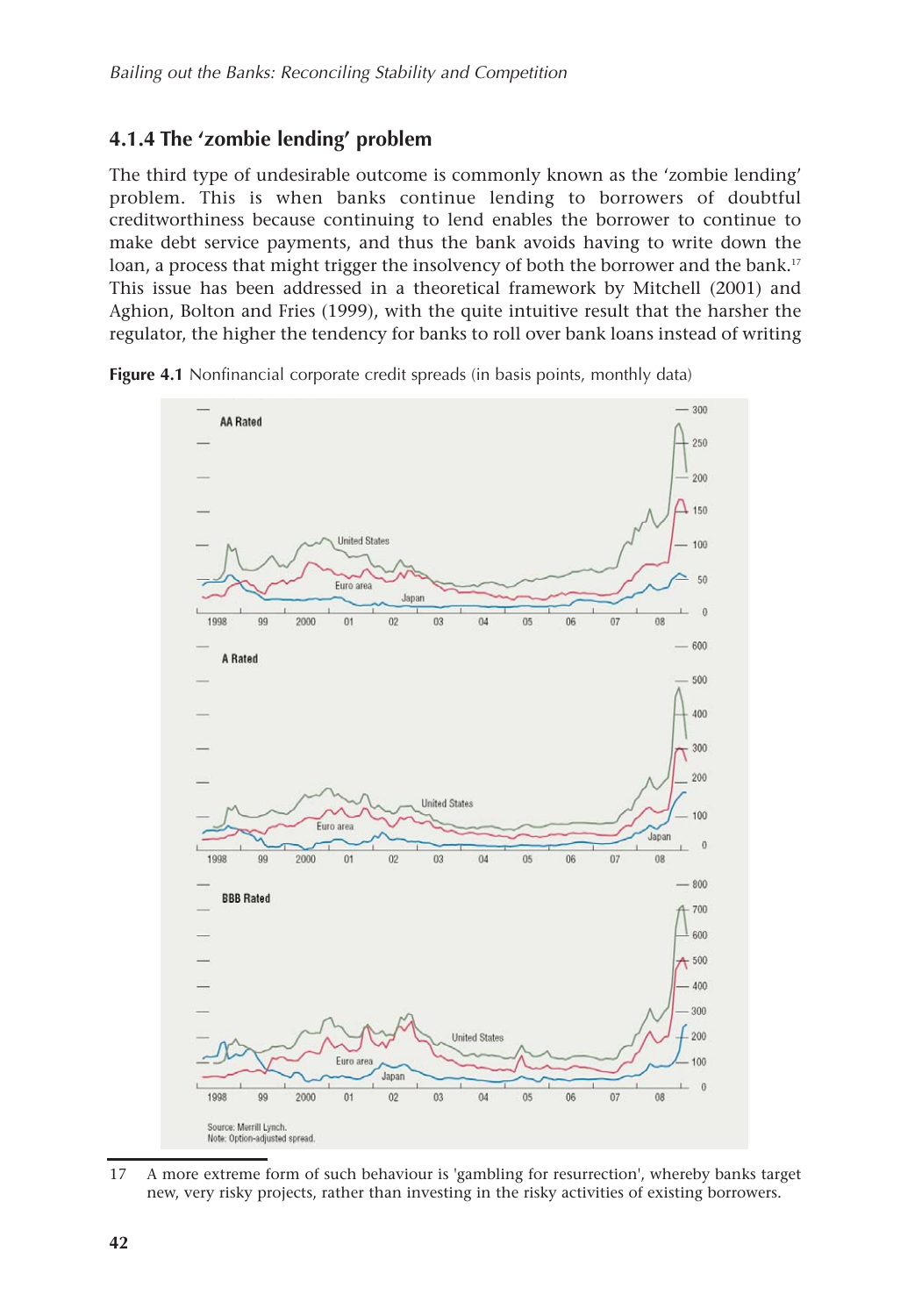### 4.1.4 The 'zombie lending' problem

The third type of undesirable outcome is commonly known as the 'zombie lending' problem. This is when banks continue lending to borrowers of doubtful creditworthiness because continuing to lend enables the borrower to continue to make debt service payments, and thus the bank avoids having to write down the loan, a process that might trigger the insolvency of both the borrower and the bank.[17] This issue has been addressed in a theoretical framework by Mitchell (2001) and Aghion, Bolton and Fries (1999), with the quite intuitive result that the harsher the regulator, the higher the tendency for banks to roll over bank loans instead of writing

**Figure 4.1** Nonfinancial corporate credit spreads (in basis points, monthly data)

Source: Merrill Lynch.
Note: Option-adjusted spread.

17 A more extreme form of such behaviour is 'gambling for resurrection', whereby banks target new, very risky projects, rather than investing in the risky activities of existing borrowers.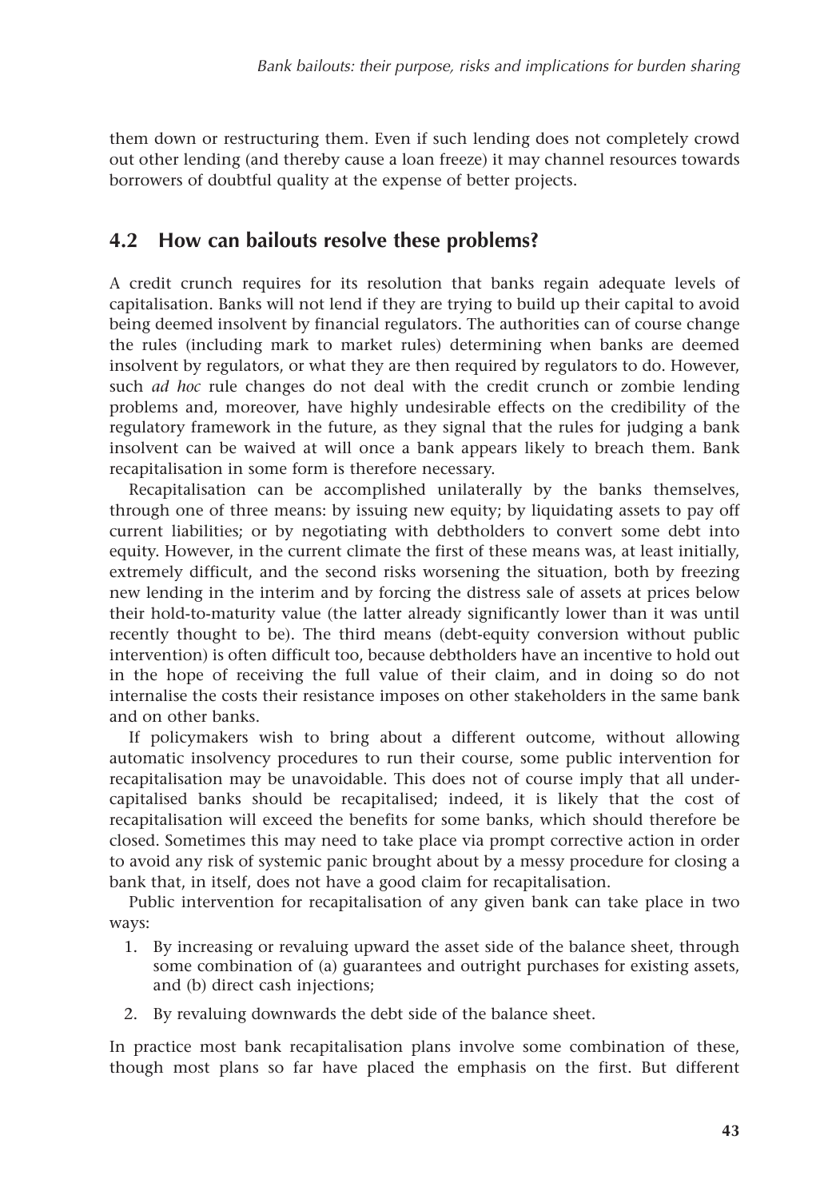them down or restructuring them. Even if such lending does not completely crowd out other lending (and thereby cause a loan freeze) it may channel resources towards borrowers of doubtful quality at the expense of better projects.

## 4.2 How can bailouts resolve these problems?

A credit crunch requires for its resolution that banks regain adequate levels of capitalisation. Banks will not lend if they are trying to build up their capital to avoid being deemed insolvent by financial regulators. The authorities can of course change the rules (including mark to market rules) determining when banks are deemed insolvent by regulators, or what they are then required by regulators to do. However, such *ad hoc* rule changes do not deal with the credit crunch or zombie lending problems and, moreover, have highly undesirable effects on the credibility of the regulatory framework in the future, as they signal that the rules for judging a bank insolvent can be waived at will once a bank appears likely to breach them. Bank recapitalisation in some form is therefore necessary.

Recapitalisation can be accomplished unilaterally by the banks themselves, through one of three means: by issuing new equity; by liquidating assets to pay off current liabilities; or by negotiating with debtholders to convert some debt into equity. However, in the current climate the first of these means was, at least initially, extremely difficult, and the second risks worsening the situation, both by freezing new lending in the interim and by forcing the distress sale of assets at prices below their hold-to-maturity value (the latter already significantly lower than it was until recently thought to be). The third means (debt-equity conversion without public intervention) is often difficult too, because debtholders have an incentive to hold out in the hope of receiving the full value of their claim, and in doing so do not internalise the costs their resistance imposes on other stakeholders in the same bank and on other banks.

If policymakers wish to bring about a different outcome, without allowing automatic insolvency procedures to run their course, some public intervention for recapitalisation may be unavoidable. This does not of course imply that all under-capitalised banks should be recapitalised; indeed, it is likely that the cost of recapitalisation will exceed the benefits for some banks, which should therefore be closed. Sometimes this may need to take place via prompt corrective action in order to avoid any risk of systemic panic brought about by a messy procedure for closing a bank that, in itself, does not have a good claim for recapitalisation.

Public intervention for recapitalisation of any given bank can take place in two ways:

1. By increasing or revaluing upward the asset side of the balance sheet, through some combination of (a) guarantees and outright purchases for existing assets, and (b) direct cash injections;
2. By revaluing downwards the debt side of the balance sheet.

In practice most bank recapitalisation plans involve some combination of these, though most plans so far have placed the emphasis on the first. But different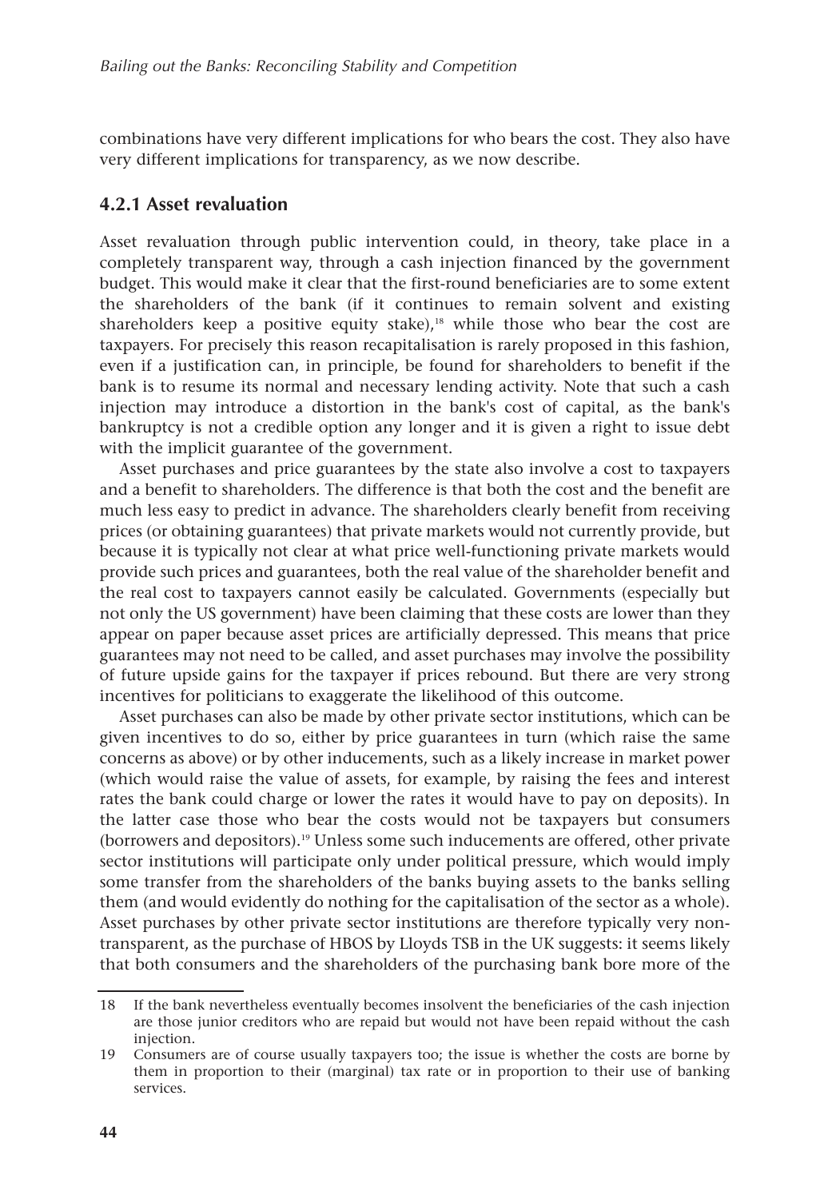combinations have very different implications for who bears the cost. They also have very different implications for transparency, as we now describe.

### 4.2.1 Asset revaluation

Asset revaluation through public intervention could, in theory, take place in a completely transparent way, through a cash injection financed by the government budget. This would make it clear that the first-round beneficiaries are to some extent the shareholders of the bank (if it continues to remain solvent and existing shareholders keep a positive equity stake),[18] while those who bear the cost are taxpayers. For precisely this reason recapitalisation is rarely proposed in this fashion, even if a justification can, in principle, be found for shareholders to benefit if the bank is to resume its normal and necessary lending activity. Note that such a cash injection may introduce a distortion in the bank's cost of capital, as the bank's bankruptcy is not a credible option any longer and it is given a right to issue debt with the implicit guarantee of the government.

Asset purchases and price guarantees by the state also involve a cost to taxpayers and a benefit to shareholders. The difference is that both the cost and the benefit are much less easy to predict in advance. The shareholders clearly benefit from receiving prices (or obtaining guarantees) that private markets would not currently provide, but because it is typically not clear at what price well-functioning private markets would provide such prices and guarantees, both the real value of the shareholder benefit and the real cost to taxpayers cannot easily be calculated. Governments (especially but not only the US government) have been claiming that these costs are lower than they appear on paper because asset prices are artificially depressed. This means that price guarantees may not need to be called, and asset purchases may involve the possibility of future upside gains for the taxpayer if prices rebound. But there are very strong incentives for politicians to exaggerate the likelihood of this outcome.

Asset purchases can also be made by other private sector institutions, which can be given incentives to do so, either by price guarantees in turn (which raise the same concerns as above) or by other inducements, such as a likely increase in market power (which would raise the value of assets, for example, by raising the fees and interest rates the bank could charge or lower the rates it would have to pay on deposits). In the latter case those who bear the costs would not be taxpayers but consumers (borrowers and depositors).[19] Unless some such inducements are offered, other private sector institutions will participate only under political pressure, which would imply some transfer from the shareholders of the banks buying assets to the banks selling them (and would evidently do nothing for the capitalisation of the sector as a whole). Asset purchases by other private sector institutions are therefore typically very non-transparent, as the purchase of HBOS by Lloyds TSB in the UK suggests: it seems likely that both consumers and the shareholders of the purchasing bank bore more of the

---

18 If the bank nevertheless eventually becomes insolvent the beneficiaries of the cash injection are those junior creditors who are repaid but would not have been repaid without the cash injection.

19 Consumers are of course usually taxpayers too; the issue is whether the costs are borne by them in proportion to their (marginal) tax rate or in proportion to their use of banking services.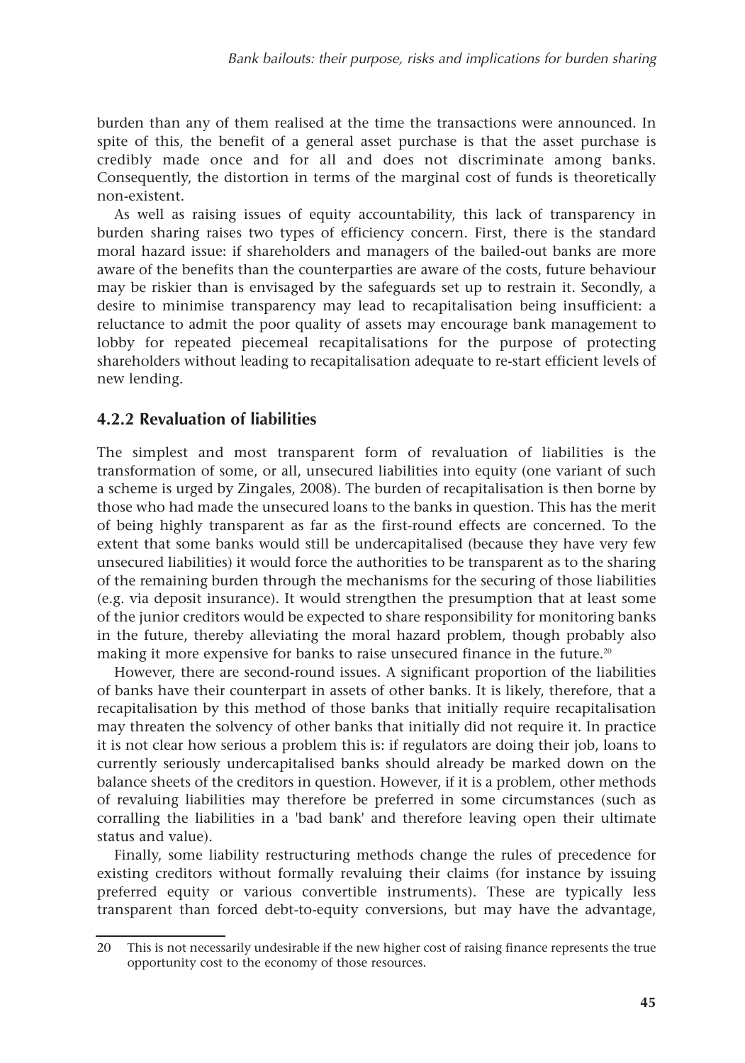burden than any of them realised at the time the transactions were announced. In spite of this, the benefit of a general asset purchase is that the asset purchase is credibly made once and for all and does not discriminate among banks. Consequently, the distortion in terms of the marginal cost of funds is theoretically non-existent.

As well as raising issues of equity accountability, this lack of transparency in burden sharing raises two types of efficiency concern. First, there is the standard moral hazard issue: if shareholders and managers of the bailed-out banks are more aware of the benefits than the counterparties are aware of the costs, future behaviour may be riskier than is envisaged by the safeguards set up to restrain it. Secondly, a desire to minimise transparency may lead to recapitalisation being insufficient: a reluctance to admit the poor quality of assets may encourage bank management to lobby for repeated piecemeal recapitalisations for the purpose of protecting shareholders without leading to recapitalisation adequate to re-start efficient levels of new lending.

### 4.2.2 Revaluation of liabilities

The simplest and most transparent form of revaluation of liabilities is the transformation of some, or all, unsecured liabilities into equity (one variant of such a scheme is urged by Zingales, 2008). The burden of recapitalisation is then borne by those who had made the unsecured loans to the banks in question. This has the merit of being highly transparent as far as the first-round effects are concerned. To the extent that some banks would still be undercapitalised (because they have very few unsecured liabilities) it would force the authorities to be transparent as to the sharing of the remaining burden through the mechanisms for the securing of those liabilities (e.g. via deposit insurance). It would strengthen the presumption that at least some of the junior creditors would be expected to share responsibility for monitoring banks in the future, thereby alleviating the moral hazard problem, though probably also making it more expensive for banks to raise unsecured finance in the future.[20]

However, there are second-round issues. A significant proportion of the liabilities of banks have their counterpart in assets of other banks. It is likely, therefore, that a recapitalisation by this method of those banks that initially require recapitalisation may threaten the solvency of other banks that initially did not require it. In practice it is not clear how serious a problem this is: if regulators are doing their job, loans to currently seriously undercapitalised banks should already be marked down on the balance sheets of the creditors in question. However, if it is a problem, other methods of revaluing liabilities may therefore be preferred in some circumstances (such as corralling the liabilities in a 'bad bank' and therefore leaving open their ultimate status and value).

Finally, some liability restructuring methods change the rules of precedence for existing creditors without formally revaluing their claims (for instance by issuing preferred equity or various convertible instruments). These are typically less transparent than forced debt-to-equity conversions, but may have the advantage,

20 This is not necessarily undesirable if the new higher cost of raising finance represents the true opportunity cost to the economy of those resources.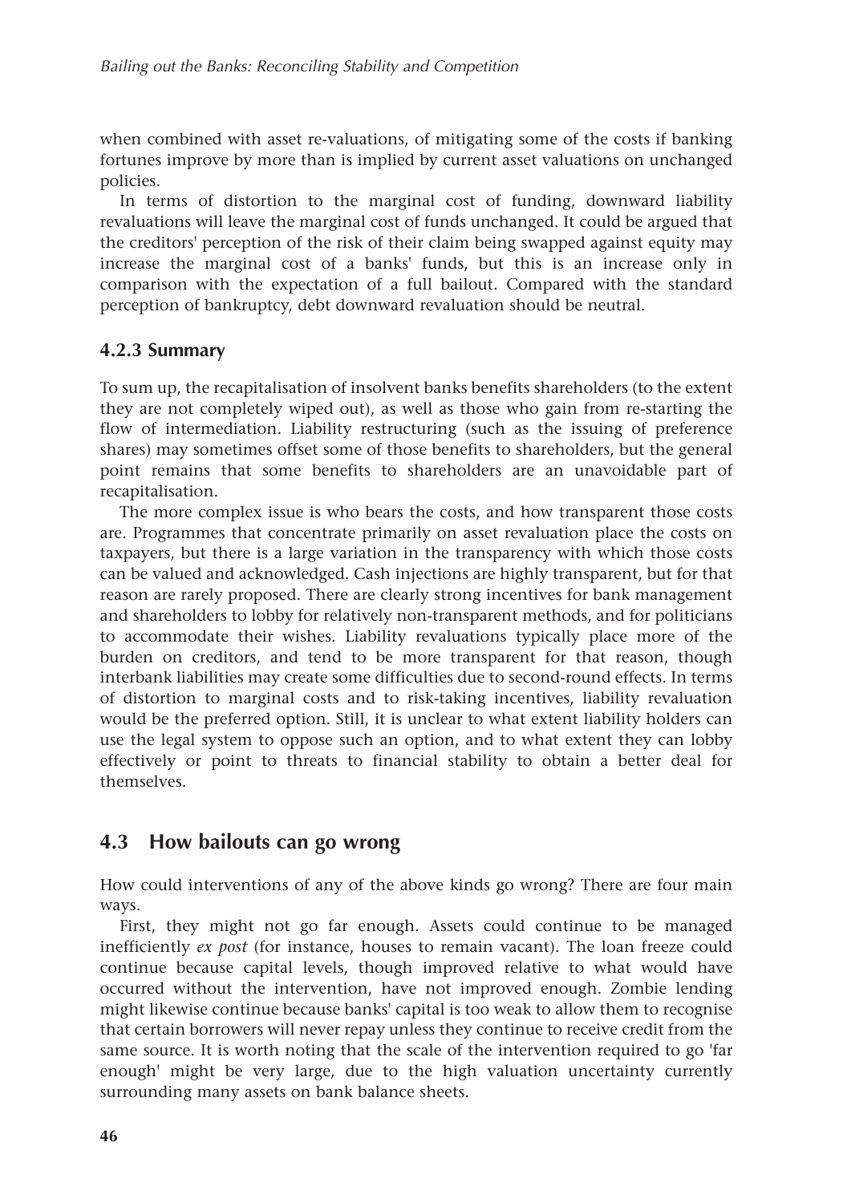when combined with asset re-valuations, of mitigating some of the costs if banking fortunes improve by more than is implied by current asset valuations on unchanged policies.

In terms of distortion to the marginal cost of funding, downward liability revaluations will leave the marginal cost of funds unchanged. It could be argued that the creditors' perception of the risk of their claim being swapped against equity may increase the marginal cost of a banks' funds, but this is an increase only in comparison with the expectation of a full bailout. Compared with the standard perception of bankruptcy, debt downward revaluation should be neutral.

### 4.2.3 Summary

To sum up, the recapitalisation of insolvent banks benefits shareholders (to the extent they are not completely wiped out), as well as those who gain from re-starting the flow of intermediation. Liability restructuring (such as the issuing of preference shares) may sometimes offset some of those benefits to shareholders, but the general point remains that some benefits to shareholders are an unavoidable part of recapitalisation.

The more complex issue is who bears the costs, and how transparent those costs are. Programmes that concentrate primarily on asset revaluation place the costs on taxpayers, but there is a large variation in the transparency with which those costs can be valued and acknowledged. Cash injections are highly transparent, but for that reason are rarely proposed. There are clearly strong incentives for bank management and shareholders to lobby for relatively non-transparent methods, and for politicians to accommodate their wishes. Liability revaluations typically place more of the burden on creditors, and tend to be more transparent for that reason, though interbank liabilities may create some difficulties due to second-round effects. In terms of distortion to marginal costs and to risk-taking incentives, liability revaluation would be the preferred option. Still, it is unclear to what extent liability holders can use the legal system to oppose such an option, and to what extent they can lobby effectively or point to threats to financial stability to obtain a better deal for themselves.

## 4.3 How bailouts can go wrong

How could interventions of any of the above kinds go wrong? There are four main ways.

First, they might not go far enough. Assets could continue to be managed inefficiently *ex post* (for instance, houses to remain vacant). The loan freeze could continue because capital levels, though improved relative to what would have occurred without the intervention, have not improved enough. Zombie lending might likewise continue because banks' capital is too weak to allow them to recognise that certain borrowers will never repay unless they continue to receive credit from the same source. It is worth noting that the scale of the intervention required to go 'far enough' might be very large, due to the high valuation uncertainty currently surrounding many assets on bank balance sheets.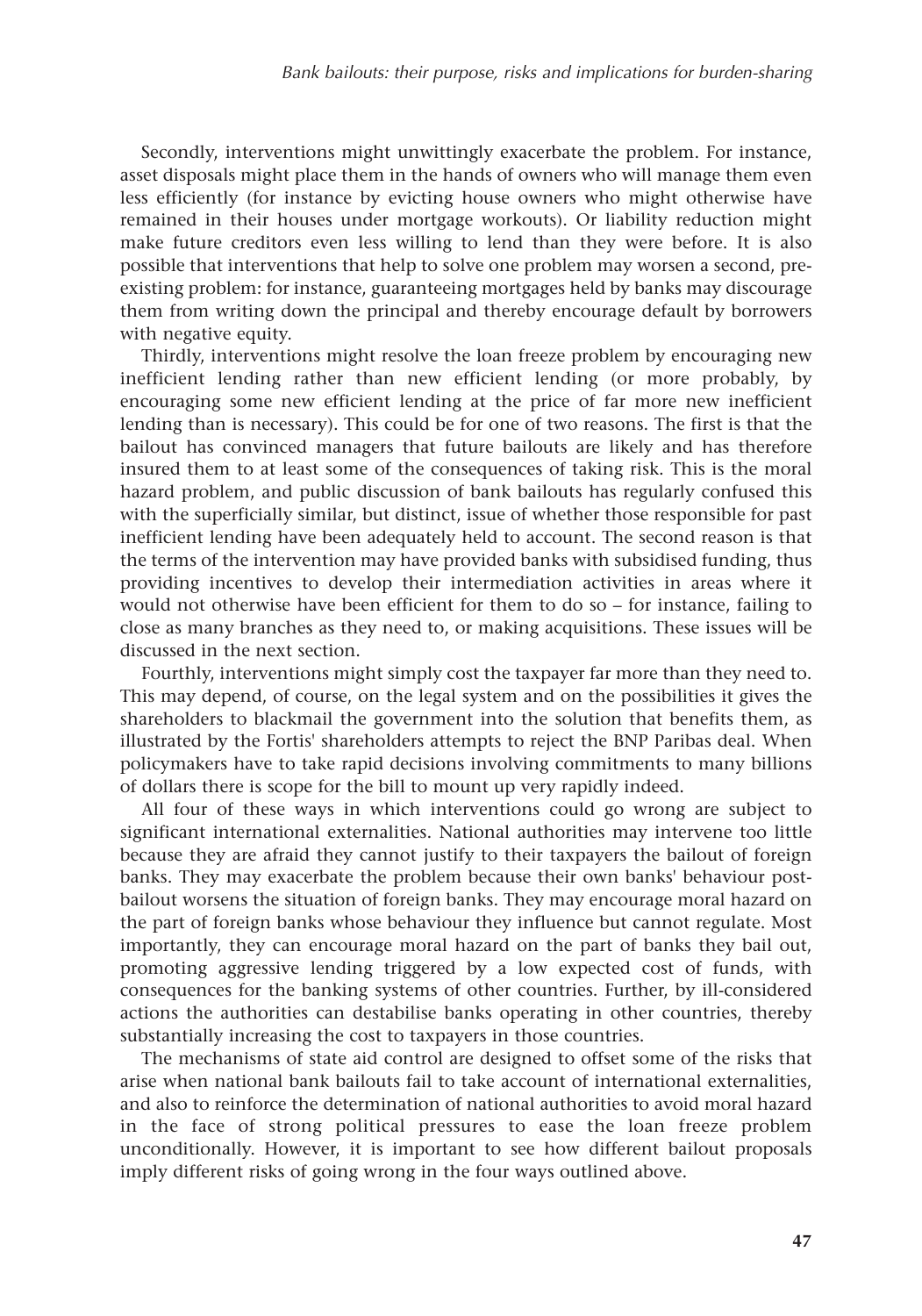Secondly, interventions might unwittingly exacerbate the problem. For instance, asset disposals might place them in the hands of owners who will manage them even less efficiently (for instance by evicting house owners who might otherwise have remained in their houses under mortgage workouts). Or liability reduction might make future creditors even less willing to lend than they were before. It is also possible that interventions that help to solve one problem may worsen a second, pre-existing problem: for instance, guaranteeing mortgages held by banks may discourage them from writing down the principal and thereby encourage default by borrowers with negative equity.

Thirdly, interventions might resolve the loan freeze problem by encouraging new inefficient lending rather than new efficient lending (or more probably, by encouraging some new efficient lending at the price of far more new inefficient lending than is necessary). This could be for one of two reasons. The first is that the bailout has convinced managers that future bailouts are likely and has therefore insured them to at least some of the consequences of taking risk. This is the moral hazard problem, and public discussion of bank bailouts has regularly confused this with the superficially similar, but distinct, issue of whether those responsible for past inefficient lending have been adequately held to account. The second reason is that the terms of the intervention may have provided banks with subsidised funding, thus providing incentives to develop their intermediation activities in areas where it would not otherwise have been efficient for them to do so – for instance, failing to close as many branches as they need to, or making acquisitions. These issues will be discussed in the next section.

Fourthly, interventions might simply cost the taxpayer far more than they need to. This may depend, of course, on the legal system and on the possibilities it gives the shareholders to blackmail the government into the solution that benefits them, as illustrated by the Fortis' shareholders attempts to reject the BNP Paribas deal. When policymakers have to take rapid decisions involving commitments to many billions of dollars there is scope for the bill to mount up very rapidly indeed.

All four of these ways in which interventions could go wrong are subject to significant international externalities. National authorities may intervene too little because they are afraid they cannot justify to their taxpayers the bailout of foreign banks. They may exacerbate the problem because their own banks' behaviour post-bailout worsens the situation of foreign banks. They may encourage moral hazard on the part of foreign banks whose behaviour they influence but cannot regulate. Most importantly, they can encourage moral hazard on the part of banks they bail out, promoting aggressive lending triggered by a low expected cost of funds, with consequences for the banking systems of other countries. Further, by ill-considered actions the authorities can destabilise banks operating in other countries, thereby substantially increasing the cost to taxpayers in those countries.

The mechanisms of state aid control are designed to offset some of the risks that arise when national bank bailouts fail to take account of international externalities, and also to reinforce the determination of national authorities to avoid moral hazard in the face of strong political pressures to ease the loan freeze problem unconditionally. However, it is important to see how different bailout proposals imply different risks of going wrong in the four ways outlined above.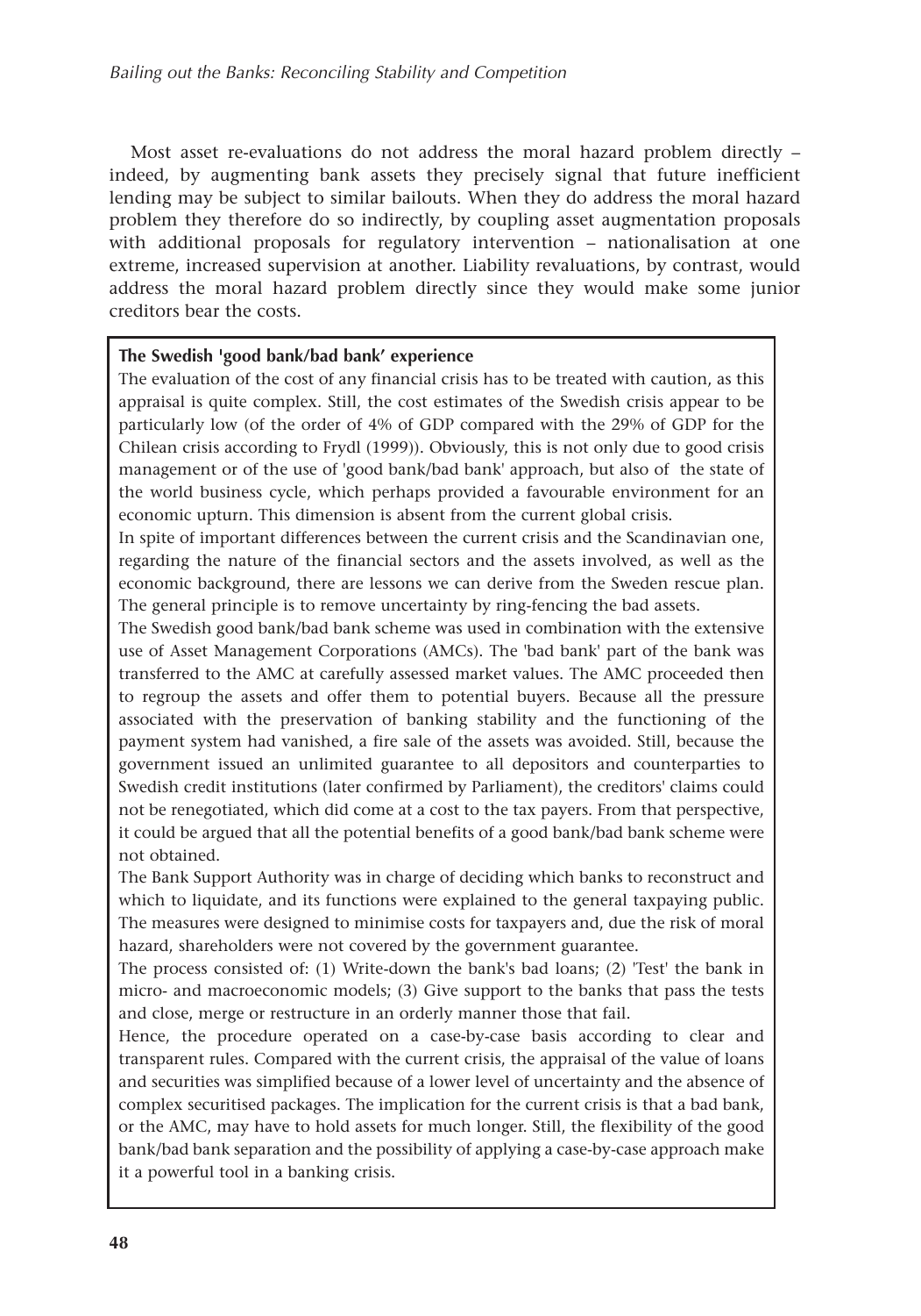Most asset re-evaluations do not address the moral hazard problem directly – indeed, by augmenting bank assets they precisely signal that future inefficient lending may be subject to similar bailouts. When they do address the moral hazard problem they therefore do so indirectly, by coupling asset augmentation proposals with additional proposals for regulatory intervention – nationalisation at one extreme, increased supervision at another. Liability revaluations, by contrast, would address the moral hazard problem directly since they would make some junior creditors bear the costs.

**The Swedish 'good bank/bad bank' experience**

The evaluation of the cost of any financial crisis has to be treated with caution, as this appraisal is quite complex. Still, the cost estimates of the Swedish crisis appear to be particularly low (of the order of 4% of GDP compared with the 29% of GDP for the Chilean crisis according to Frydl (1999)). Obviously, this is not only due to good crisis management or of the use of 'good bank/bad bank' approach, but also of the state of the world business cycle, which perhaps provided a favourable environment for an economic upturn. This dimension is absent from the current global crisis.

In spite of important differences between the current crisis and the Scandinavian one, regarding the nature of the financial sectors and the assets involved, as well as the economic background, there are lessons we can derive from the Sweden rescue plan. The general principle is to remove uncertainty by ring-fencing the bad assets.

The Swedish good bank/bad bank scheme was used in combination with the extensive use of Asset Management Corporations (AMCs). The 'bad bank' part of the bank was transferred to the AMC at carefully assessed market values. The AMC proceeded then to regroup the assets and offer them to potential buyers. Because all the pressure associated with the preservation of banking stability and the functioning of the payment system had vanished, a fire sale of the assets was avoided. Still, because the government issued an unlimited guarantee to all depositors and counterparties to Swedish credit institutions (later confirmed by Parliament), the creditors' claims could not be renegotiated, which did come at a cost to the tax payers. From that perspective, it could be argued that all the potential benefits of a good bank/bad bank scheme were not obtained.

The Bank Support Authority was in charge of deciding which banks to reconstruct and which to liquidate, and its functions were explained to the general taxpaying public. The measures were designed to minimise costs for taxpayers and, due the risk of moral hazard, shareholders were not covered by the government guarantee.

The process consisted of: (1) Write-down the bank's bad loans; (2) 'Test' the bank in micro- and macroeconomic models; (3) Give support to the banks that pass the tests and close, merge or restructure in an orderly manner those that fail.

Hence, the procedure operated on a case-by-case basis according to clear and transparent rules. Compared with the current crisis, the appraisal of the value of loans and securities was simplified because of a lower level of uncertainty and the absence of complex securitised packages. The implication for the current crisis is that a bad bank, or the AMC, may have to hold assets for much longer. Still, the flexibility of the good bank/bad bank separation and the possibility of applying a case-by-case approach make it a powerful tool in a banking crisis.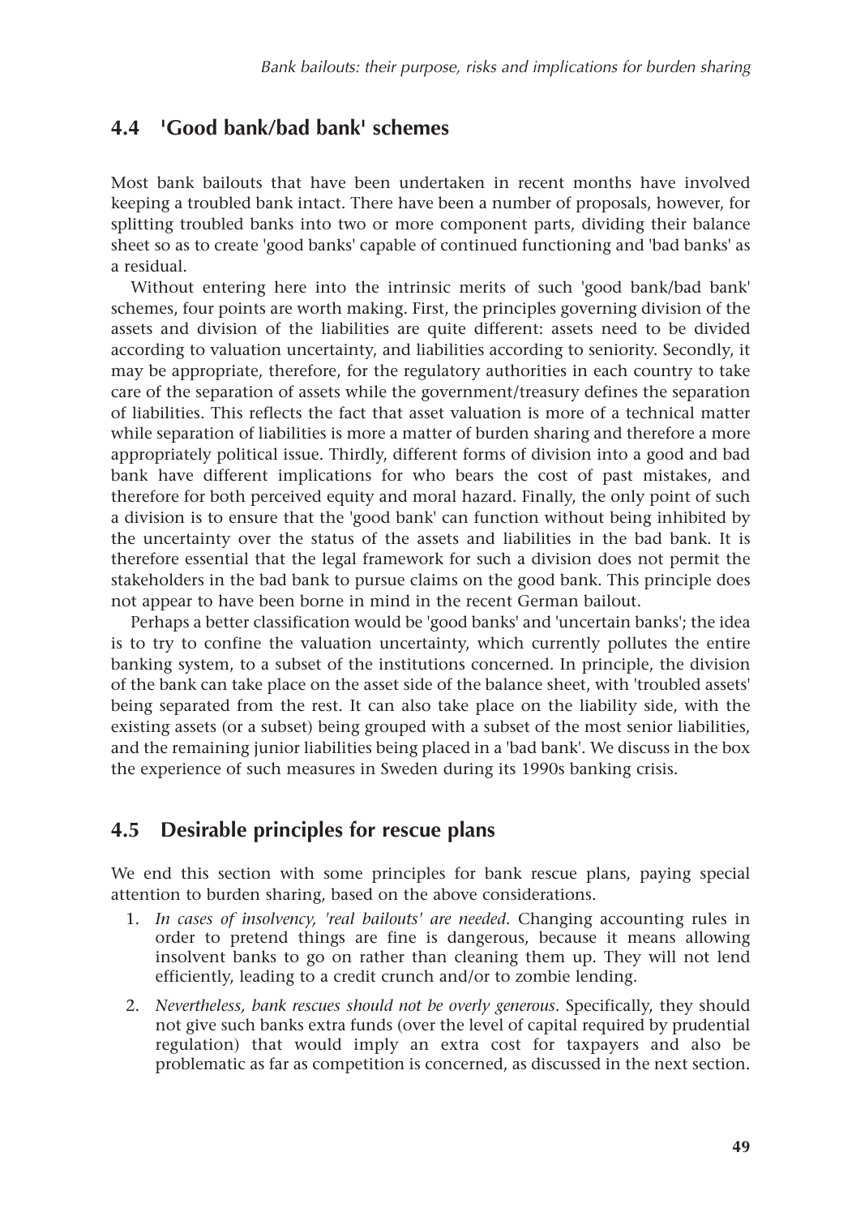## 4.4 'Good bank/bad bank' schemes

Most bank bailouts that have been undertaken in recent months have involved keeping a troubled bank intact. There have been a number of proposals, however, for splitting troubled banks into two or more component parts, dividing their balance sheet so as to create 'good banks' capable of continued functioning and 'bad banks' as a residual.

Without entering here into the intrinsic merits of such 'good bank/bad bank' schemes, four points are worth making. First, the principles governing division of the assets and division of the liabilities are quite different: assets need to be divided according to valuation uncertainty, and liabilities according to seniority. Secondly, it may be appropriate, therefore, for the regulatory authorities in each country to take care of the separation of assets while the government/treasury defines the separation of liabilities. This reflects the fact that asset valuation is more of a technical matter while separation of liabilities is more a matter of burden sharing and therefore a more appropriately political issue. Thirdly, different forms of division into a good and bad bank have different implications for who bears the cost of past mistakes, and therefore for both perceived equity and moral hazard. Finally, the only point of such a division is to ensure that the 'good bank' can function without being inhibited by the uncertainty over the status of the assets and liabilities in the bad bank. It is therefore essential that the legal framework for such a division does not permit the stakeholders in the bad bank to pursue claims on the good bank. This principle does not appear to have been borne in mind in the recent German bailout.

Perhaps a better classification would be 'good banks' and 'uncertain banks'; the idea is to try to confine the valuation uncertainty, which currently pollutes the entire banking system, to a subset of the institutions concerned. In principle, the division of the bank can take place on the asset side of the balance sheet, with 'troubled assets' being separated from the rest. It can also take place on the liability side, with the existing assets (or a subset) being grouped with a subset of the most senior liabilities, and the remaining junior liabilities being placed in a 'bad bank'. We discuss in the box the experience of such measures in Sweden during its 1990s banking crisis.

## 4.5 Desirable principles for rescue plans

We end this section with some principles for bank rescue plans, paying special attention to burden sharing, based on the above considerations.

1. *In cases of insolvency, 'real bailouts' are needed*. Changing accounting rules in order to pretend things are fine is dangerous, because it means allowing insolvent banks to go on rather than cleaning them up. They will not lend efficiently, leading to a credit crunch and/or to zombie lending.
2. *Nevertheless, bank rescues should not be overly generous*. Specifically, they should not give such banks extra funds (over the level of capital required by prudential regulation) that would imply an extra cost for taxpayers and also be problematic as far as competition is concerned, as discussed in the next section.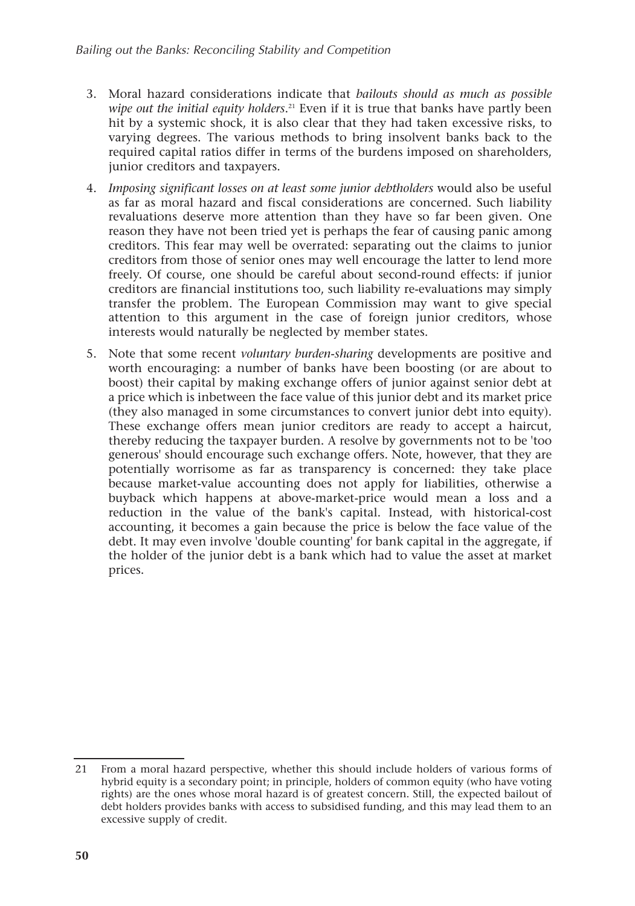3. Moral hazard considerations indicate that *bailouts should as much as possible wipe out the initial equity holders*.[21] Even if it is true that banks have partly been hit by a systemic shock, it is also clear that they had taken excessive risks, to varying degrees. The various methods to bring insolvent banks back to the required capital ratios differ in terms of the burdens imposed on shareholders, junior creditors and taxpayers.

4. *Imposing significant losses on at least some junior debtholders* would also be useful as far as moral hazard and fiscal considerations are concerned. Such liability revaluations deserve more attention than they have so far been given. One reason they have not been tried yet is perhaps the fear of causing panic among creditors. This fear may well be overrated: separating out the claims to junior creditors from those of senior ones may well encourage the latter to lend more freely. Of course, one should be careful about second-round effects: if junior creditors are financial institutions too, such liability re-evaluations may simply transfer the problem. The European Commission may want to give special attention to this argument in the case of foreign junior creditors, whose interests would naturally be neglected by member states.

5. Note that some recent *voluntary burden-sharing* developments are positive and worth encouraging: a number of banks have been boosting (or are about to boost) their capital by making exchange offers of junior against senior debt at a price which is inbetween the face value of this junior debt and its market price (they also managed in some circumstances to convert junior debt into equity). These exchange offers mean junior creditors are ready to accept a haircut, thereby reducing the taxpayer burden. A resolve by governments not to be 'too generous' should encourage such exchange offers. Note, however, that they are potentially worrisome as far as transparency is concerned: they take place because market-value accounting does not apply for liabilities, otherwise a buyback which happens at above-market-price would mean a loss and a reduction in the value of the bank's capital. Instead, with historical-cost accounting, it becomes a gain because the price is below the face value of the debt. It may even involve 'double counting' for bank capital in the aggregate, if the holder of the junior debt is a bank which had to value the asset at market prices.

---

21 From a moral hazard perspective, whether this should include holders of various forms of hybrid equity is a secondary point; in principle, holders of common equity (who have voting rights) are the ones whose moral hazard is of greatest concern. Still, the expected bailout of debt holders provides banks with access to subsidised funding, and this may lead them to an excessive supply of credit.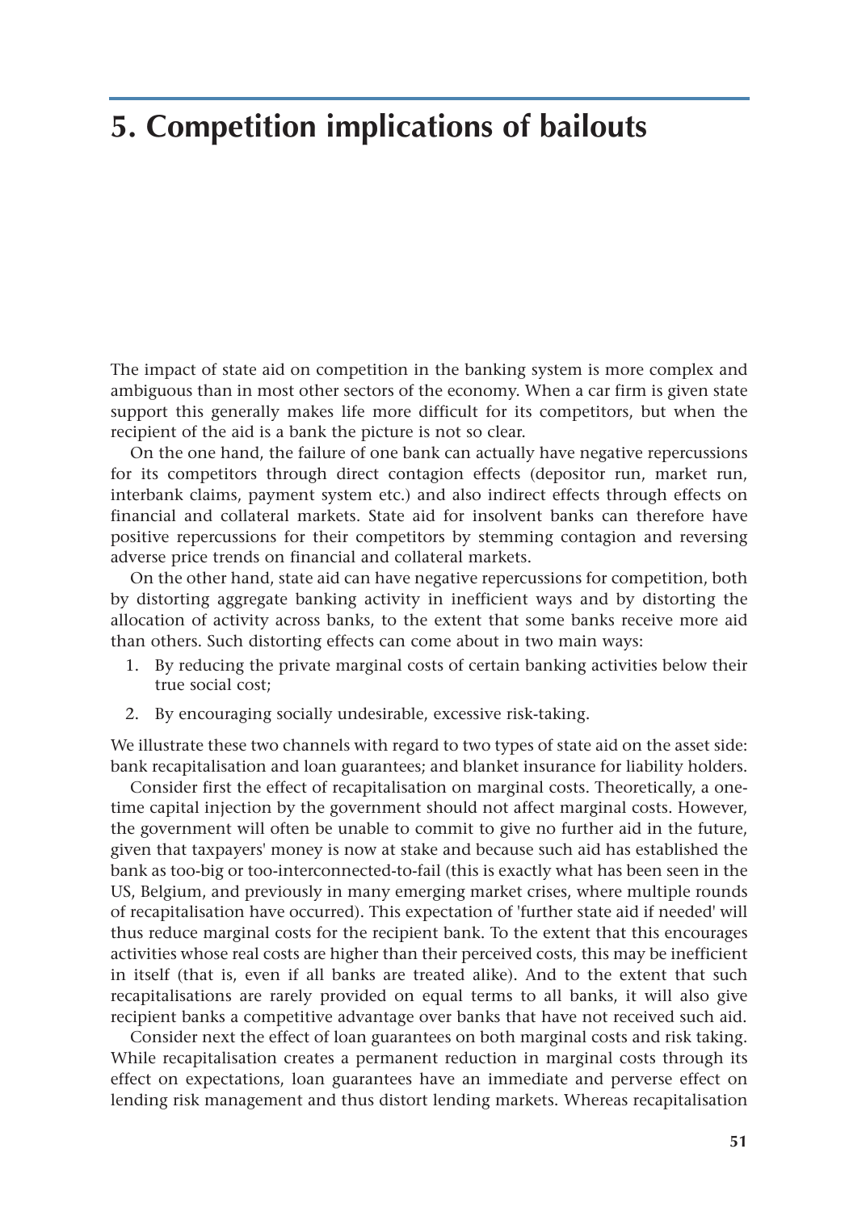# 5. Competition implications of bailouts

The impact of state aid on competition in the banking system is more complex and ambiguous than in most other sectors of the economy. When a car firm is given state support this generally makes life more difficult for its competitors, but when the recipient of the aid is a bank the picture is not so clear.

On the one hand, the failure of one bank can actually have negative repercussions for its competitors through direct contagion effects (depositor run, market run, interbank claims, payment system etc.) and also indirect effects through effects on financial and collateral markets. State aid for insolvent banks can therefore have positive repercussions for their competitors by stemming contagion and reversing adverse price trends on financial and collateral markets.

On the other hand, state aid can have negative repercussions for competition, both by distorting aggregate banking activity in inefficient ways and by distorting the allocation of activity across banks, to the extent that some banks receive more aid than others. Such distorting effects can come about in two main ways:

1. By reducing the private marginal costs of certain banking activities below their true social cost;
2. By encouraging socially undesirable, excessive risk-taking.

We illustrate these two channels with regard to two types of state aid on the asset side: bank recapitalisation and loan guarantees; and blanket insurance for liability holders.

Consider first the effect of recapitalisation on marginal costs. Theoretically, a one-time capital injection by the government should not affect marginal costs. However, the government will often be unable to commit to give no further aid in the future, given that taxpayers' money is now at stake and because such aid has established the bank as too-big or too-interconnected-to-fail (this is exactly what has been seen in the US, Belgium, and previously in many emerging market crises, where multiple rounds of recapitalisation have occurred). This expectation of 'further state aid if needed' will thus reduce marginal costs for the recipient bank. To the extent that this encourages activities whose real costs are higher than their perceived costs, this may be inefficient in itself (that is, even if all banks are treated alike). And to the extent that such recapitalisations are rarely provided on equal terms to all banks, it will also give recipient banks a competitive advantage over banks that have not received such aid.

Consider next the effect of loan guarantees on both marginal costs and risk taking. While recapitalisation creates a permanent reduction in marginal costs through its effect on expectations, loan guarantees have an immediate and perverse effect on lending risk management and thus distort lending markets. Whereas recapitalisation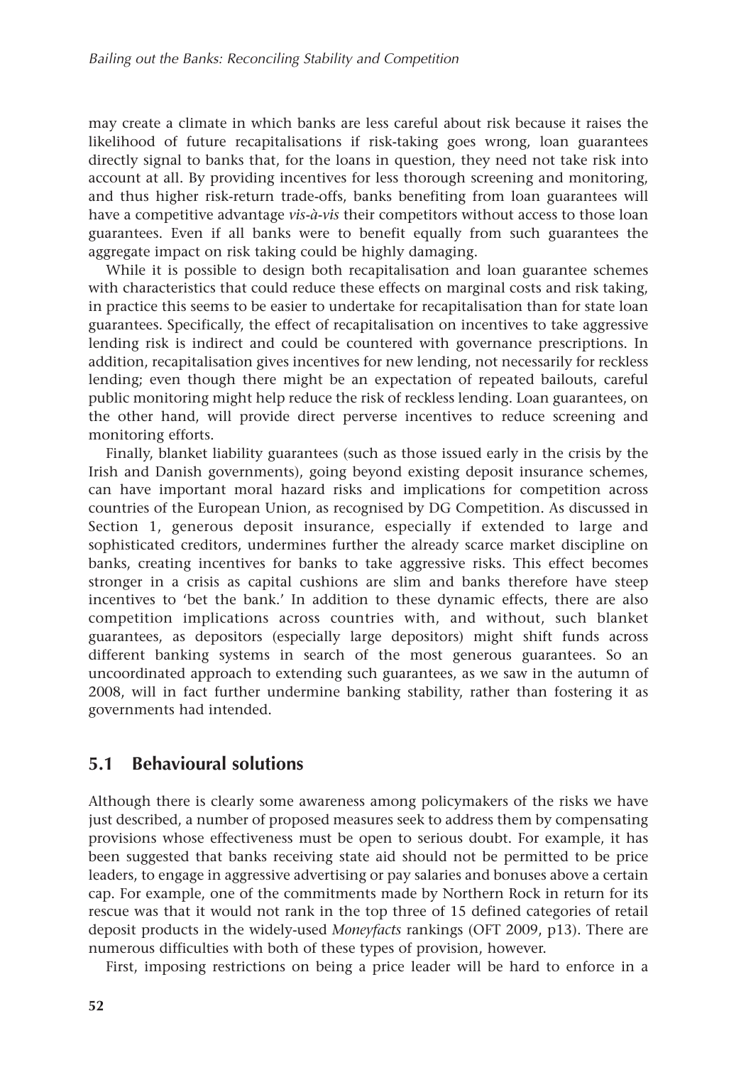may create a climate in which banks are less careful about risk because it raises the likelihood of future recapitalisations if risk-taking goes wrong, loan guarantees directly signal to banks that, for the loans in question, they need not take risk into account at all. By providing incentives for less thorough screening and monitoring, and thus higher risk-return trade-offs, banks benefiting from loan guarantees will have a competitive advantage *vis-à-vis* their competitors without access to those loan guarantees. Even if all banks were to benefit equally from such guarantees the aggregate impact on risk taking could be highly damaging.

While it is possible to design both recapitalisation and loan guarantee schemes with characteristics that could reduce these effects on marginal costs and risk taking, in practice this seems to be easier to undertake for recapitalisation than for state loan guarantees. Specifically, the effect of recapitalisation on incentives to take aggressive lending risk is indirect and could be countered with governance prescriptions. In addition, recapitalisation gives incentives for new lending, not necessarily for reckless lending; even though there might be an expectation of repeated bailouts, careful public monitoring might help reduce the risk of reckless lending. Loan guarantees, on the other hand, will provide direct perverse incentives to reduce screening and monitoring efforts.

Finally, blanket liability guarantees (such as those issued early in the crisis by the Irish and Danish governments), going beyond existing deposit insurance schemes, can have important moral hazard risks and implications for competition across countries of the European Union, as recognised by DG Competition. As discussed in Section 1, generous deposit insurance, especially if extended to large and sophisticated creditors, undermines further the already scarce market discipline on banks, creating incentives for banks to take aggressive risks. This effect becomes stronger in a crisis as capital cushions are slim and banks therefore have steep incentives to 'bet the bank.' In addition to these dynamic effects, there are also competition implications across countries with, and without, such blanket guarantees, as depositors (especially large depositors) might shift funds across different banking systems in search of the most generous guarantees. So an uncoordinated approach to extending such guarantees, as we saw in the autumn of 2008, will in fact further undermine banking stability, rather than fostering it as governments had intended.

## 5.1 Behavioural solutions

Although there is clearly some awareness among policymakers of the risks we have just described, a number of proposed measures seek to address them by compensating provisions whose effectiveness must be open to serious doubt. For example, it has been suggested that banks receiving state aid should not be permitted to be price leaders, to engage in aggressive advertising or pay salaries and bonuses above a certain cap. For example, one of the commitments made by Northern Rock in return for its rescue was that it would not rank in the top three of 15 defined categories of retail deposit products in the widely-used *Moneyfacts* rankings (OFT 2009, p13). There are numerous difficulties with both of these types of provision, however.

First, imposing restrictions on being a price leader will be hard to enforce in a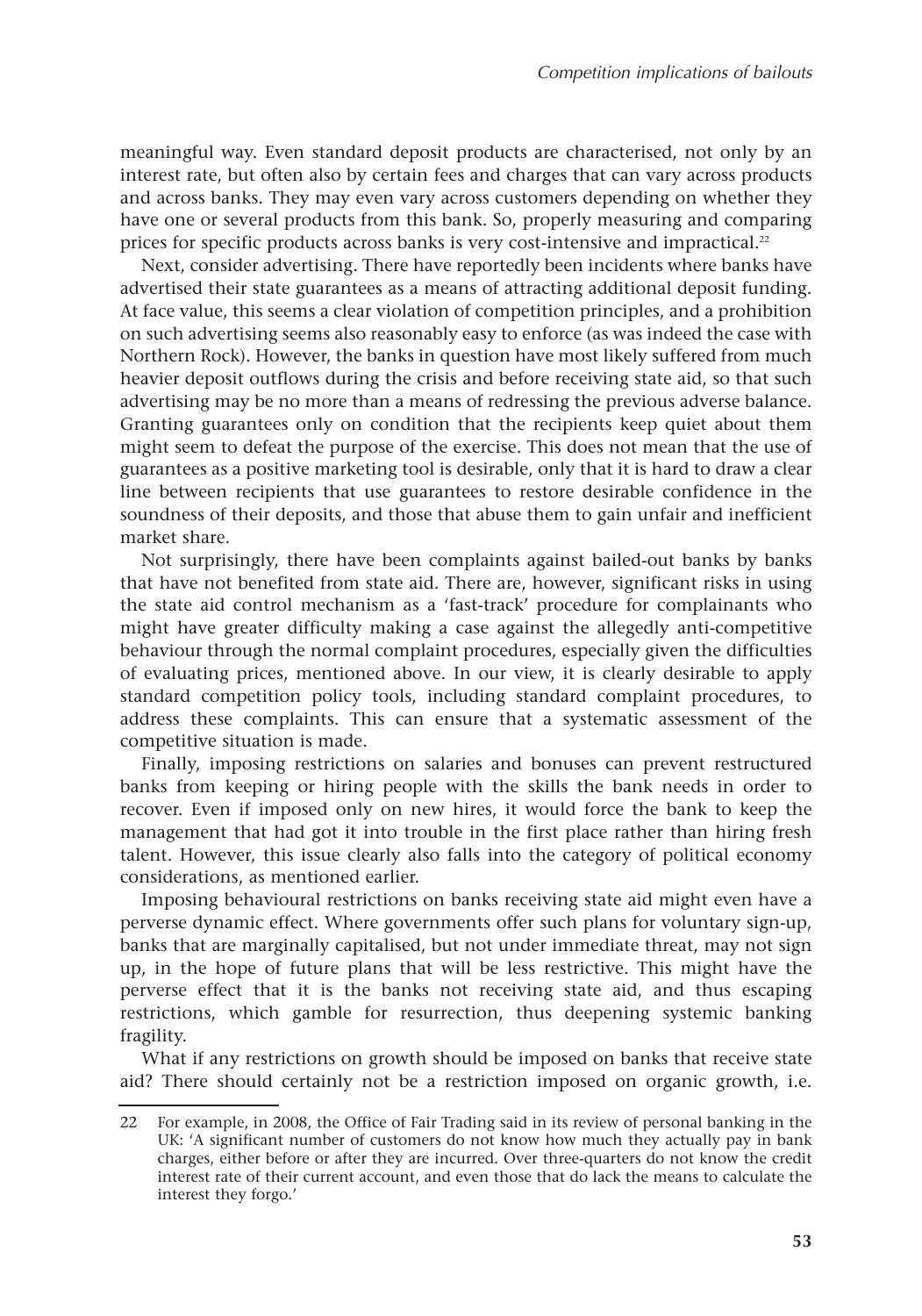meaningful way. Even standard deposit products are characterised, not only by an interest rate, but often also by certain fees and charges that can vary across products and across banks. They may even vary across customers depending on whether they have one or several products from this bank. So, properly measuring and comparing prices for specific products across banks is very cost-intensive and impractical.[22]

Next, consider advertising. There have reportedly been incidents where banks have advertised their state guarantees as a means of attracting additional deposit funding. At face value, this seems a clear violation of competition principles, and a prohibition on such advertising seems also reasonably easy to enforce (as was indeed the case with Northern Rock). However, the banks in question have most likely suffered from much heavier deposit outflows during the crisis and before receiving state aid, so that such advertising may be no more than a means of redressing the previous adverse balance. Granting guarantees only on condition that the recipients keep quiet about them might seem to defeat the purpose of the exercise. This does not mean that the use of guarantees as a positive marketing tool is desirable, only that it is hard to draw a clear line between recipients that use guarantees to restore desirable confidence in the soundness of their deposits, and those that abuse them to gain unfair and inefficient market share.

Not surprisingly, there have been complaints against bailed-out banks by banks that have not benefited from state aid. There are, however, significant risks in using the state aid control mechanism as a 'fast-track' procedure for complainants who might have greater difficulty making a case against the allegedly anti-competitive behaviour through the normal complaint procedures, especially given the difficulties of evaluating prices, mentioned above. In our view, it is clearly desirable to apply standard competition policy tools, including standard complaint procedures, to address these complaints. This can ensure that a systematic assessment of the competitive situation is made.

Finally, imposing restrictions on salaries and bonuses can prevent restructured banks from keeping or hiring people with the skills the bank needs in order to recover. Even if imposed only on new hires, it would force the bank to keep the management that had got it into trouble in the first place rather than hiring fresh talent. However, this issue clearly also falls into the category of political economy considerations, as mentioned earlier.

Imposing behavioural restrictions on banks receiving state aid might even have a perverse dynamic effect. Where governments offer such plans for voluntary sign-up, banks that are marginally capitalised, but not under immediate threat, may not sign up, in the hope of future plans that will be less restrictive. This might have the perverse effect that it is the banks not receiving state aid, and thus escaping restrictions, which gamble for resurrection, thus deepening systemic banking fragility.

What if any restrictions on growth should be imposed on banks that receive state aid? There should certainly not be a restriction imposed on organic growth, i.e.

---

22 For example, in 2008, the Office of Fair Trading said in its review of personal banking in the UK: 'A significant number of customers do not know how much they actually pay in bank charges, either before or after they are incurred. Over three-quarters do not know the credit interest rate of their current account, and even those that do lack the means to calculate the interest they forgo.'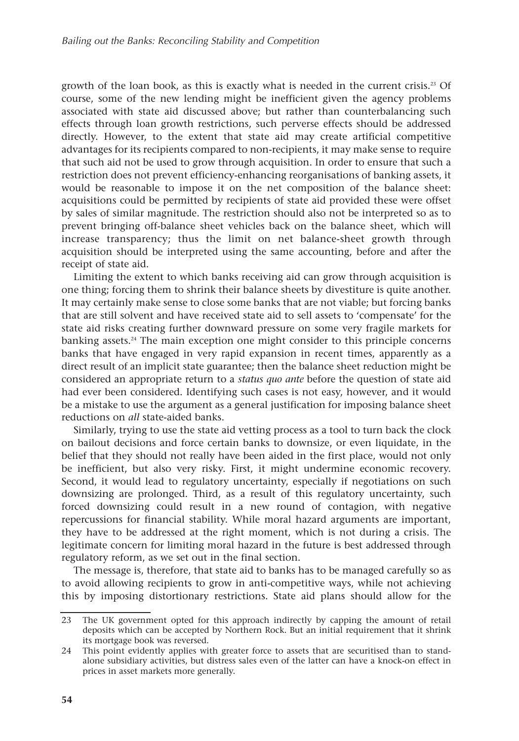growth of the loan book, as this is exactly what is needed in the current crisis.[23] Of course, some of the new lending might be inefficient given the agency problems associated with state aid discussed above; but rather than counterbalancing such effects through loan growth restrictions, such perverse effects should be addressed directly. However, to the extent that state aid may create artificial competitive advantages for its recipients compared to non-recipients, it may make sense to require that such aid not be used to grow through acquisition. In order to ensure that such a restriction does not prevent efficiency-enhancing reorganisations of banking assets, it would be reasonable to impose it on the net composition of the balance sheet: acquisitions could be permitted by recipients of state aid provided these were offset by sales of similar magnitude. The restriction should also not be interpreted so as to prevent bringing off-balance sheet vehicles back on the balance sheet, which will increase transparency; thus the limit on net balance-sheet growth through acquisition should be interpreted using the same accounting, before and after the receipt of state aid.

Limiting the extent to which banks receiving aid can grow through acquisition is one thing; forcing them to shrink their balance sheets by divestiture is quite another. It may certainly make sense to close some banks that are not viable; but forcing banks that are still solvent and have received state aid to sell assets to 'compensate' for the state aid risks creating further downward pressure on some very fragile markets for banking assets.[24] The main exception one might consider to this principle concerns banks that have engaged in very rapid expansion in recent times, apparently as a direct result of an implicit state guarantee; then the balance sheet reduction might be considered an appropriate return to a *status quo ante* before the question of state aid had ever been considered. Identifying such cases is not easy, however, and it would be a mistake to use the argument as a general justification for imposing balance sheet reductions on *all* state-aided banks.

Similarly, trying to use the state aid vetting process as a tool to turn back the clock on bailout decisions and force certain banks to downsize, or even liquidate, in the belief that they should not really have been aided in the first place, would not only be inefficient, but also very risky. First, it might undermine economic recovery. Second, it would lead to regulatory uncertainty, especially if negotiations on such downsizing are prolonged. Third, as a result of this regulatory uncertainty, such forced downsizing could result in a new round of contagion, with negative repercussions for financial stability. While moral hazard arguments are important, they have to be addressed at the right moment, which is not during a crisis. The legitimate concern for limiting moral hazard in the future is best addressed through regulatory reform, as we set out in the final section.

The message is, therefore, that state aid to banks has to be managed carefully so as to avoid allowing recipients to grow in anti-competitive ways, while not achieving this by imposing distortionary restrictions. State aid plans should allow for the

---

23 The UK government opted for this approach indirectly by capping the amount of retail deposits which can be accepted by Northern Rock. But an initial requirement that it shrink its mortgage book was reversed.

24 This point evidently applies with greater force to assets that are securitised than to stand-alone subsidiary activities, but distress sales even of the latter can have a knock-on effect in prices in asset markets more generally.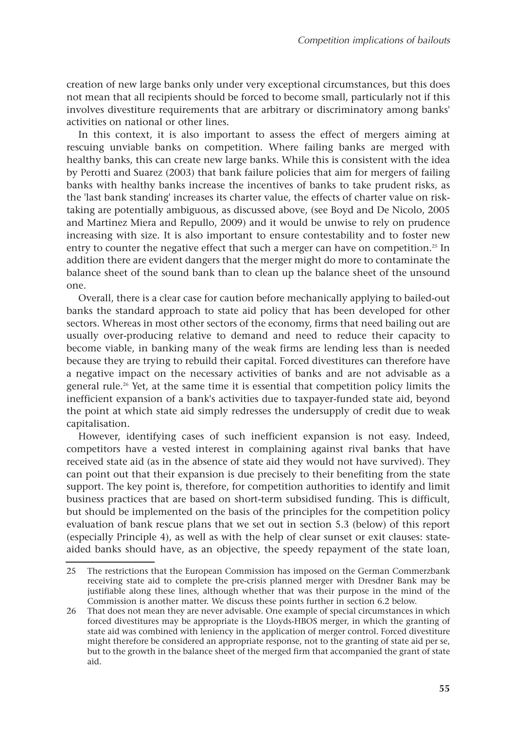creation of new large banks only under very exceptional circumstances, but this does not mean that all recipients should be forced to become small, particularly not if this involves divestiture requirements that are arbitrary or discriminatory among banks' activities on national or other lines.

In this context, it is also important to assess the effect of mergers aiming at rescuing unviable banks on competition. Where failing banks are merged with healthy banks, this can create new large banks. While this is consistent with the idea by Perotti and Suarez (2003) that bank failure policies that aim for mergers of failing banks with healthy banks increase the incentives of banks to take prudent risks, as the 'last bank standing' increases its charter value, the effects of charter value on risk-taking are potentially ambiguous, as discussed above, (see Boyd and De Nicolo, 2005 and Martinez Miera and Repullo, 2009) and it would be unwise to rely on prudence increasing with size. It is also important to ensure contestability and to foster new entry to counter the negative effect that such a merger can have on competition.[25] In addition there are evident dangers that the merger might do more to contaminate the balance sheet of the sound bank than to clean up the balance sheet of the unsound one.

Overall, there is a clear case for caution before mechanically applying to bailed-out banks the standard approach to state aid policy that has been developed for other sectors. Whereas in most other sectors of the economy, firms that need bailing out are usually over-producing relative to demand and need to reduce their capacity to become viable, in banking many of the weak firms are lending less than is needed because they are trying to rebuild their capital. Forced divestitures can therefore have a negative impact on the necessary activities of banks and are not advisable as a general rule.[26] Yet, at the same time it is essential that competition policy limits the inefficient expansion of a bank's activities due to taxpayer-funded state aid, beyond the point at which state aid simply redresses the undersupply of credit due to weak capitalisation.

However, identifying cases of such inefficient expansion is not easy. Indeed, competitors have a vested interest in complaining against rival banks that have received state aid (as in the absence of state aid they would not have survived). They can point out that their expansion is due precisely to their benefiting from the state support. The key point is, therefore, for competition authorities to identify and limit business practices that are based on short-term subsidised funding. This is difficult, but should be implemented on the basis of the principles for the competition policy evaluation of bank rescue plans that we set out in section 5.3 (below) of this report (especially Principle 4), as well as with the help of clear sunset or exit clauses: state-aided banks should have, as an objective, the speedy repayment of the state loan,

---

25 The restrictions that the European Commission has imposed on the German Commerzbank receiving state aid to complete the pre-crisis planned merger with Dresdner Bank may be justifiable along these lines, although whether that was their purpose in the mind of the Commission is another matter. We discuss these points further in section 6.2 below.

26 That does not mean they are never advisable. One example of special circumstances in which forced divestitures may be appropriate is the Lloyds-HBOS merger, in which the granting of state aid was combined with leniency in the application of merger control. Forced divestiture might therefore be considered an appropriate response, not to the granting of state aid per se, but to the growth in the balance sheet of the merged firm that accompanied the grant of state aid.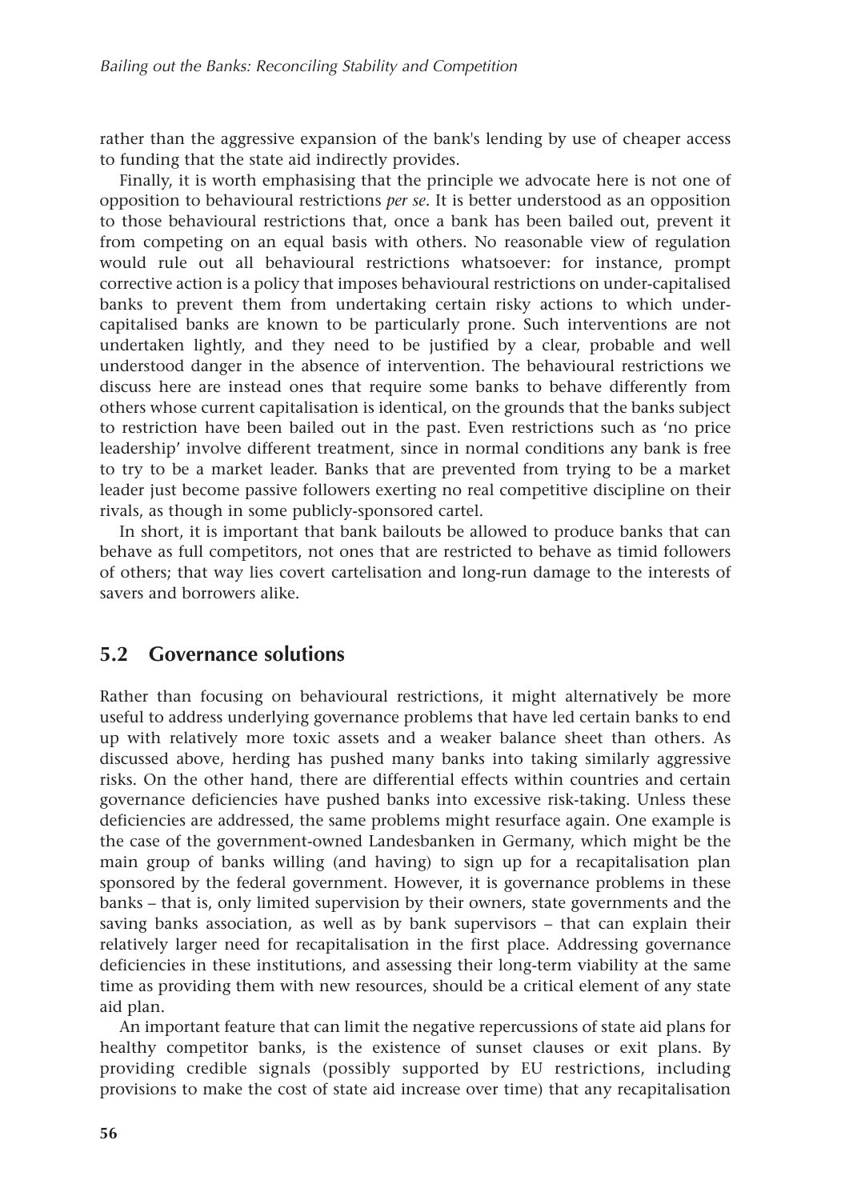rather than the aggressive expansion of the bank's lending by use of cheaper access to funding that the state aid indirectly provides.

Finally, it is worth emphasising that the principle we advocate here is not one of opposition to behavioural restrictions *per se*. It is better understood as an opposition to those behavioural restrictions that, once a bank has been bailed out, prevent it from competing on an equal basis with others. No reasonable view of regulation would rule out all behavioural restrictions whatsoever: for instance, prompt corrective action is a policy that imposes behavioural restrictions on under-capitalised banks to prevent them from undertaking certain risky actions to which under-capitalised banks are known to be particularly prone. Such interventions are not undertaken lightly, and they need to be justified by a clear, probable and well understood danger in the absence of intervention. The behavioural restrictions we discuss here are instead ones that require some banks to behave differently from others whose current capitalisation is identical, on the grounds that the banks subject to restriction have been bailed out in the past. Even restrictions such as 'no price leadership' involve different treatment, since in normal conditions any bank is free to try to be a market leader. Banks that are prevented from trying to be a market leader just become passive followers exerting no real competitive discipline on their rivals, as though in some publicly-sponsored cartel.

In short, it is important that bank bailouts be allowed to produce banks that can behave as full competitors, not ones that are restricted to behave as timid followers of others; that way lies covert cartelisation and long-run damage to the interests of savers and borrowers alike.

## 5.2 Governance solutions

Rather than focusing on behavioural restrictions, it might alternatively be more useful to address underlying governance problems that have led certain banks to end up with relatively more toxic assets and a weaker balance sheet than others. As discussed above, herding has pushed many banks into taking similarly aggressive risks. On the other hand, there are differential effects within countries and certain governance deficiencies have pushed banks into excessive risk-taking. Unless these deficiencies are addressed, the same problems might resurface again. One example is the case of the government-owned Landesbanken in Germany, which might be the main group of banks willing (and having) to sign up for a recapitalisation plan sponsored by the federal government. However, it is governance problems in these banks – that is, only limited supervision by their owners, state governments and the saving banks association, as well as by bank supervisors – that can explain their relatively larger need for recapitalisation in the first place. Addressing governance deficiencies in these institutions, and assessing their long-term viability at the same time as providing them with new resources, should be a critical element of any state aid plan.

An important feature that can limit the negative repercussions of state aid plans for healthy competitor banks, is the existence of sunset clauses or exit plans. By providing credible signals (possibly supported by EU restrictions, including provisions to make the cost of state aid increase over time) that any recapitalisation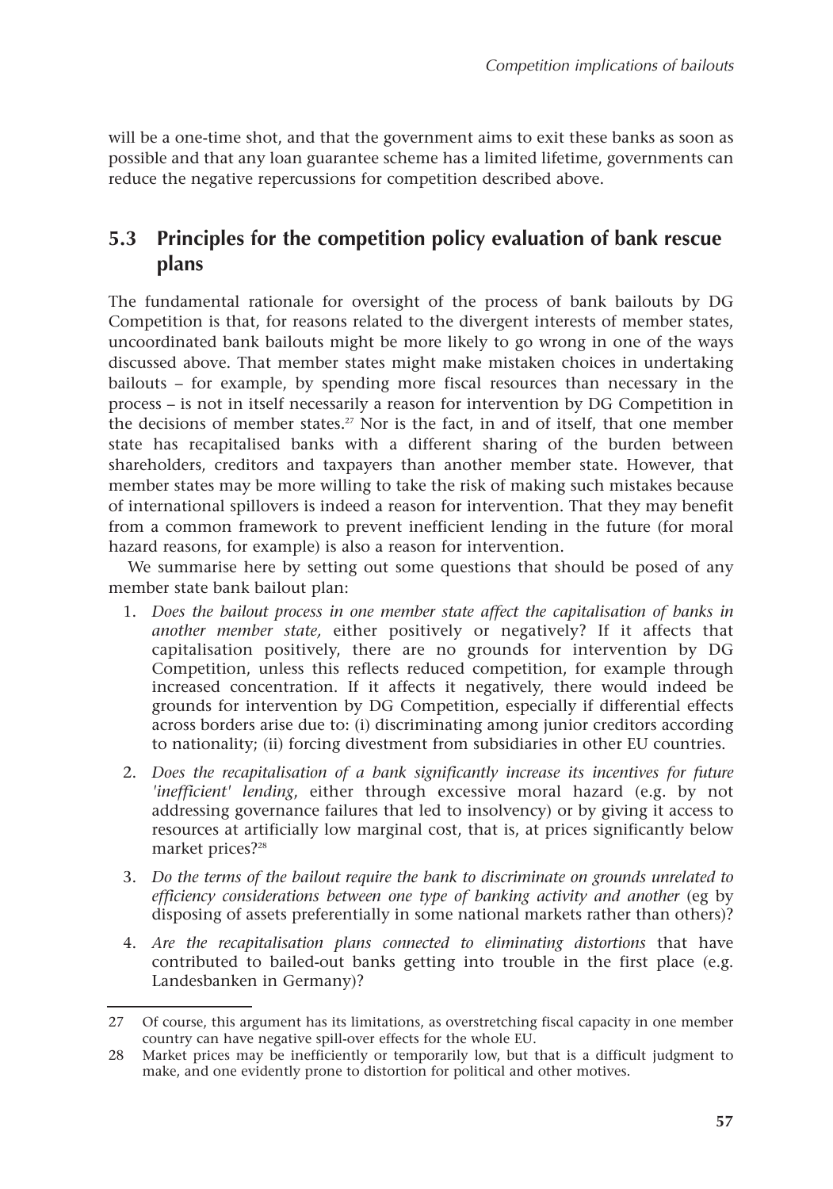will be a one-time shot, and that the government aims to exit these banks as soon as possible and that any loan guarantee scheme has a limited lifetime, governments can reduce the negative repercussions for competition described above.

## 5.3 Principles for the competition policy evaluation of bank rescue plans

The fundamental rationale for oversight of the process of bank bailouts by DG Competition is that, for reasons related to the divergent interests of member states, uncoordinated bank bailouts might be more likely to go wrong in one of the ways discussed above. That member states might make mistaken choices in undertaking bailouts – for example, by spending more fiscal resources than necessary in the process – is not in itself necessarily a reason for intervention by DG Competition in the decisions of member states.[27] Nor is the fact, in and of itself, that one member state has recapitalised banks with a different sharing of the burden between shareholders, creditors and taxpayers than another member state. However, that member states may be more willing to take the risk of making such mistakes because of international spillovers is indeed a reason for intervention. That they may benefit from a common framework to prevent inefficient lending in the future (for moral hazard reasons, for example) is also a reason for intervention.

We summarise here by setting out some questions that should be posed of any member state bank bailout plan:

1. *Does the bailout process in one member state affect the capitalisation of banks in another member state,* either positively or negatively? If it affects that capitalisation positively, there are no grounds for intervention by DG Competition, unless this reflects reduced competition, for example through increased concentration. If it affects it negatively, there would indeed be grounds for intervention by DG Competition, especially if differential effects across borders arise due to: (i) discriminating among junior creditors according to nationality; (ii) forcing divestment from subsidiaries in other EU countries.
2. *Does the recapitalisation of a bank significantly increase its incentives for future 'inefficient' lending*, either through excessive moral hazard (e.g. by not addressing governance failures that led to insolvency) or by giving it access to resources at artificially low marginal cost, that is, at prices significantly below market prices?[28]
3. *Do the terms of the bailout require the bank to discriminate on grounds unrelated to efficiency considerations between one type of banking activity and another* (eg by disposing of assets preferentially in some national markets rather than others)?
4. *Are the recapitalisation plans connected to eliminating distortions* that have contributed to bailed-out banks getting into trouble in the first place (e.g. Landesbanken in Germany)?

---

27 Of course, this argument has its limitations, as overstretching fiscal capacity in one member country can have negative spill-over effects for the whole EU.

28 Market prices may be inefficiently or temporarily low, but that is a difficult judgment to make, and one evidently prone to distortion for political and other motives.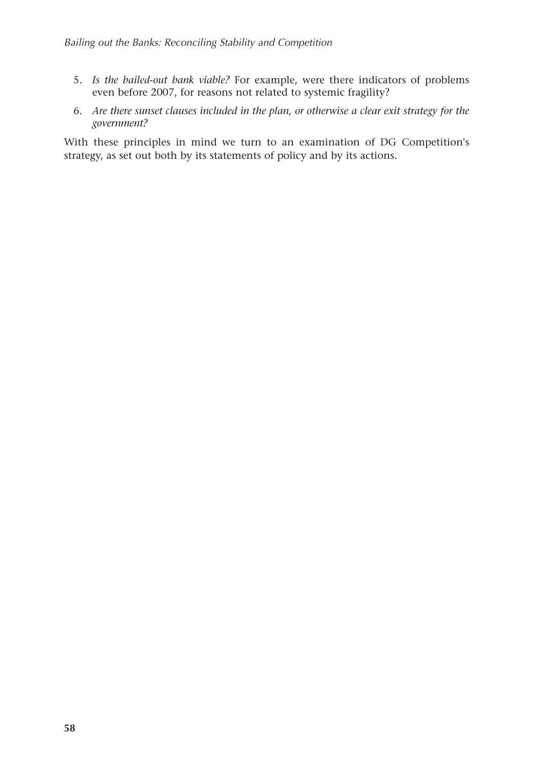5. *Is the bailed-out bank viable?* For example, were there indicators of problems even before 2007, for reasons not related to systemic fragility?
6. *Are there sunset clauses included in the plan, or otherwise a clear exit strategy for the government?*

With these principles in mind we turn to an examination of DG Competition's strategy, as set out both by its statements of policy and by its actions.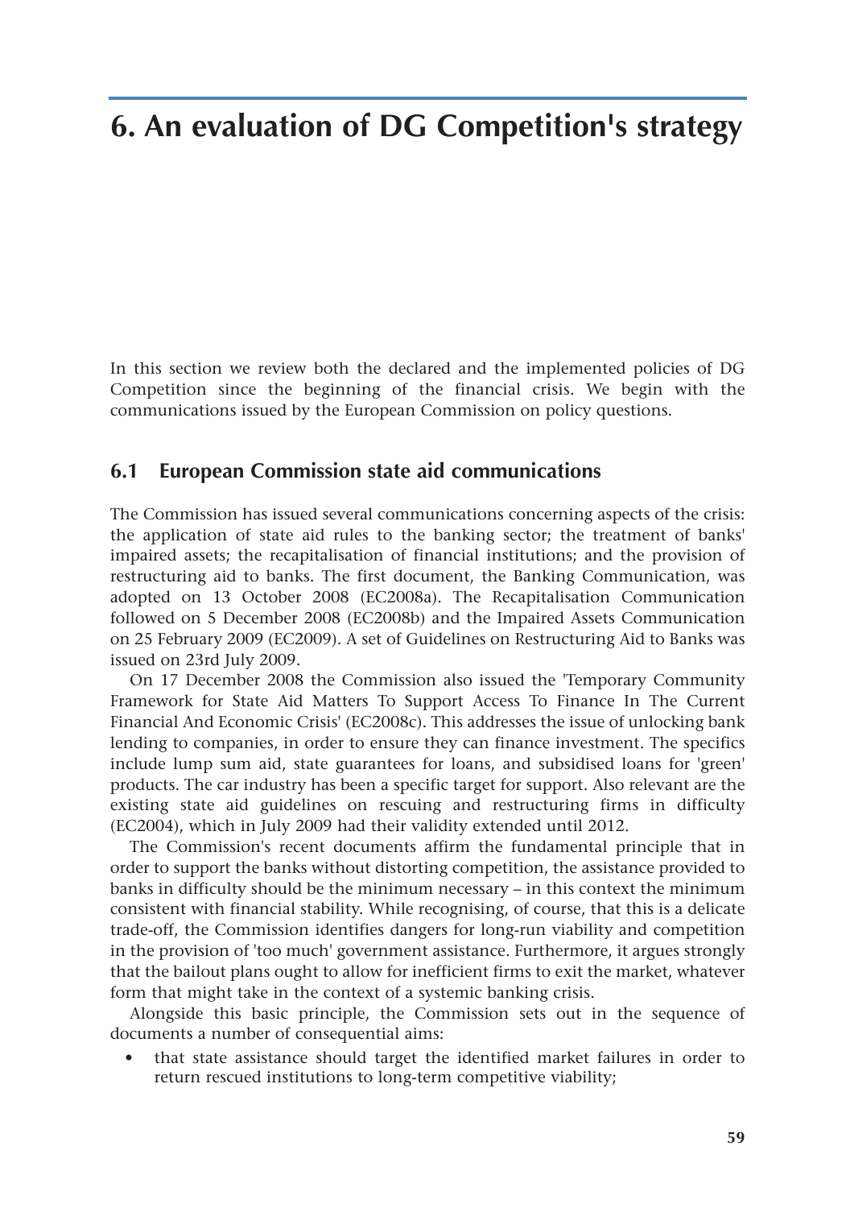# 6. An evaluation of DG Competition's strategy

In this section we review both the declared and the implemented policies of DG Competition since the beginning of the financial crisis. We begin with the communications issued by the European Commission on policy questions.

## 6.1 European Commission state aid communications

The Commission has issued several communications concerning aspects of the crisis: the application of state aid rules to the banking sector; the treatment of banks' impaired assets; the recapitalisation of financial institutions; and the provision of restructuring aid to banks. The first document, the Banking Communication, was adopted on 13 October 2008 (EC2008a). The Recapitalisation Communication followed on 5 December 2008 (EC2008b) and the Impaired Assets Communication on 25 February 2009 (EC2009). A set of Guidelines on Restructuring Aid to Banks was issued on 23rd July 2009.

On 17 December 2008 the Commission also issued the 'Temporary Community Framework for State Aid Matters To Support Access To Finance In The Current Financial And Economic Crisis' (EC2008c). This addresses the issue of unlocking bank lending to companies, in order to ensure they can finance investment. The specifics include lump sum aid, state guarantees for loans, and subsidised loans for 'green' products. The car industry has been a specific target for support. Also relevant are the existing state aid guidelines on rescuing and restructuring firms in difficulty (EC2004), which in July 2009 had their validity extended until 2012.

The Commission's recent documents affirm the fundamental principle that in order to support the banks without distorting competition, the assistance provided to banks in difficulty should be the minimum necessary – in this context the minimum consistent with financial stability. While recognising, of course, that this is a delicate trade-off, the Commission identifies dangers for long-run viability and competition in the provision of 'too much' government assistance. Furthermore, it argues strongly that the bailout plans ought to allow for inefficient firms to exit the market, whatever form that might take in the context of a systemic banking crisis.

Alongside this basic principle, the Commission sets out in the sequence of documents a number of consequential aims:

- that state assistance should target the identified market failures in order to return rescued institutions to long-term competitive viability;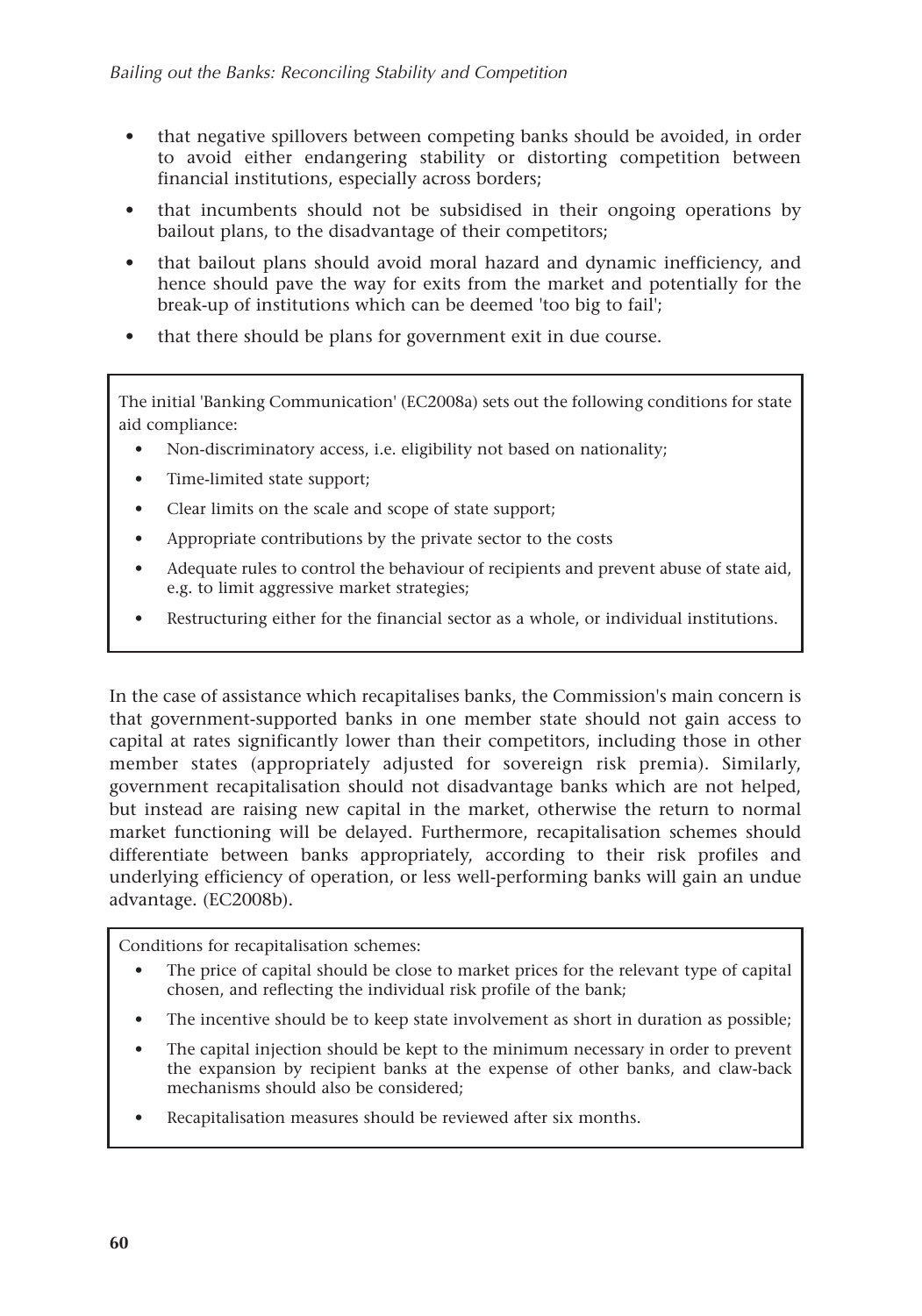- that negative spillovers between competing banks should be avoided, in order to avoid either endangering stability or distorting competition between financial institutions, especially across borders;
- that incumbents should not be subsidised in their ongoing operations by bailout plans, to the disadvantage of their competitors;
- that bailout plans should avoid moral hazard and dynamic inefficiency, and hence should pave the way for exits from the market and potentially for the break-up of institutions which can be deemed 'too big to fail';
- that there should be plans for government exit in due course.

> The initial 'Banking Communication' (EC2008a) sets out the following conditions for state aid compliance:
>
> - Non-discriminatory access, i.e. eligibility not based on nationality;
> - Time-limited state support;
> - Clear limits on the scale and scope of state support;
> - Appropriate contributions by the private sector to the costs
> - Adequate rules to control the behaviour of recipients and prevent abuse of state aid, e.g. to limit aggressive market strategies;
> - Restructuring either for the financial sector as a whole, or individual institutions.

In the case of assistance which recapitalises banks, the Commission's main concern is that government-supported banks in one member state should not gain access to capital at rates significantly lower than their competitors, including those in other member states (appropriately adjusted for sovereign risk premia). Similarly, government recapitalisation should not disadvantage banks which are not helped, but instead are raising new capital in the market, otherwise the return to normal market functioning will be delayed. Furthermore, recapitalisation schemes should differentiate between banks appropriately, according to their risk profiles and underlying efficiency of operation, or less well-performing banks will gain an undue advantage. (EC2008b).

> Conditions for recapitalisation schemes:
>
> - The price of capital should be close to market prices for the relevant type of capital chosen, and reflecting the individual risk profile of the bank;
> - The incentive should be to keep state involvement as short in duration as possible;
> - The capital injection should be kept to the minimum necessary in order to prevent the expansion by recipient banks at the expense of other banks, and claw-back mechanisms should also be considered;
> - Recapitalisation measures should be reviewed after six months.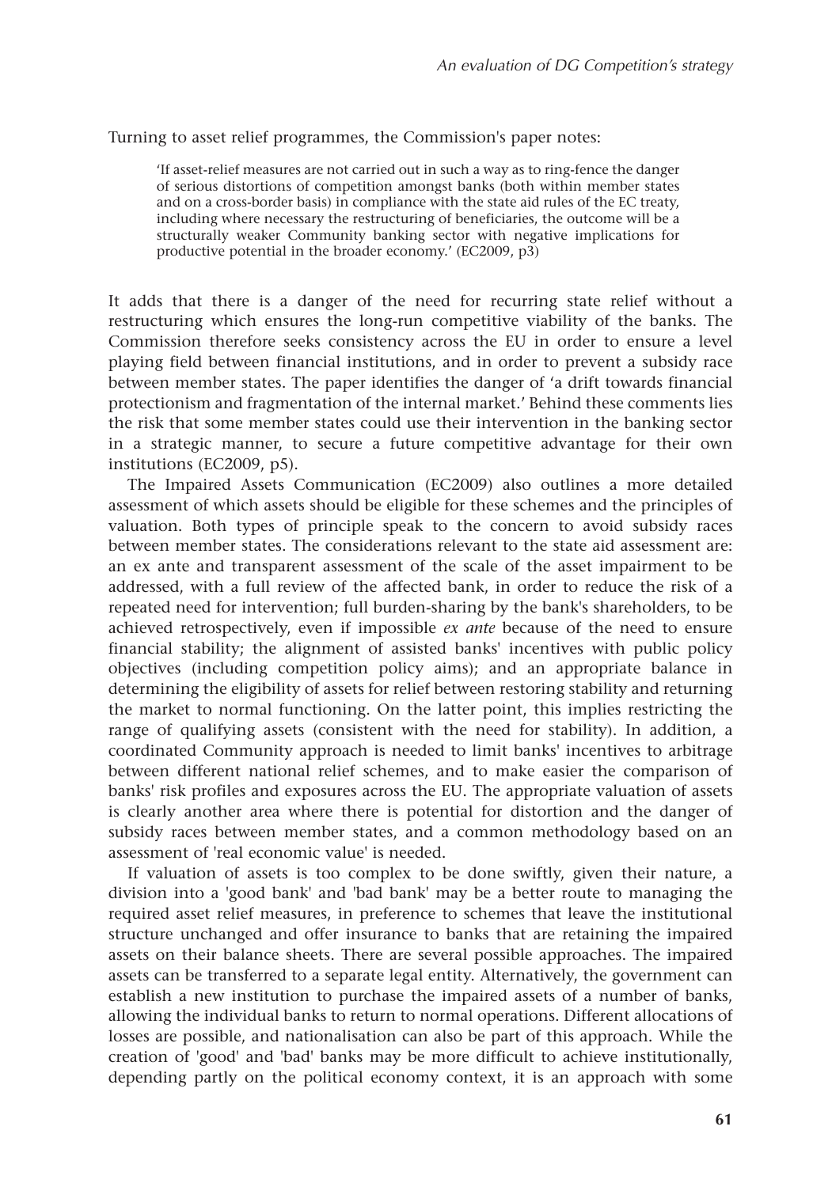Turning to asset relief programmes, the Commission's paper notes:

> 'If asset-relief measures are not carried out in such a way as to ring-fence the danger of serious distortions of competition amongst banks (both within member states and on a cross-border basis) in compliance with the state aid rules of the EC treaty, including where necessary the restructuring of beneficiaries, the outcome will be a structurally weaker Community banking sector with negative implications for productive potential in the broader economy.' (EC2009, p3)

It adds that there is a danger of the need for recurring state relief without a restructuring which ensures the long-run competitive viability of the banks. The Commission therefore seeks consistency across the EU in order to ensure a level playing field between financial institutions, and in order to prevent a subsidy race between member states. The paper identifies the danger of 'a drift towards financial protectionism and fragmentation of the internal market.' Behind these comments lies the risk that some member states could use their intervention in the banking sector in a strategic manner, to secure a future competitive advantage for their own institutions (EC2009, p5).

The Impaired Assets Communication (EC2009) also outlines a more detailed assessment of which assets should be eligible for these schemes and the principles of valuation. Both types of principle speak to the concern to avoid subsidy races between member states. The considerations relevant to the state aid assessment are: an ex ante and transparent assessment of the scale of the asset impairment to be addressed, with a full review of the affected bank, in order to reduce the risk of a repeated need for intervention; full burden-sharing by the bank's shareholders, to be achieved retrospectively, even if impossible *ex ante* because of the need to ensure financial stability; the alignment of assisted banks' incentives with public policy objectives (including competition policy aims); and an appropriate balance in determining the eligibility of assets for relief between restoring stability and returning the market to normal functioning. On the latter point, this implies restricting the range of qualifying assets (consistent with the need for stability). In addition, a coordinated Community approach is needed to limit banks' incentives to arbitrage between different national relief schemes, and to make easier the comparison of banks' risk profiles and exposures across the EU. The appropriate valuation of assets is clearly another area where there is potential for distortion and the danger of subsidy races between member states, and a common methodology based on an assessment of 'real economic value' is needed.

If valuation of assets is too complex to be done swiftly, given their nature, a division into a 'good bank' and 'bad bank' may be a better route to managing the required asset relief measures, in preference to schemes that leave the institutional structure unchanged and offer insurance to banks that are retaining the impaired assets on their balance sheets. There are several possible approaches. The impaired assets can be transferred to a separate legal entity. Alternatively, the government can establish a new institution to purchase the impaired assets of a number of banks, allowing the individual banks to return to normal operations. Different allocations of losses are possible, and nationalisation can also be part of this approach. While the creation of 'good' and 'bad' banks may be more difficult to achieve institutionally, depending partly on the political economy context, it is an approach with some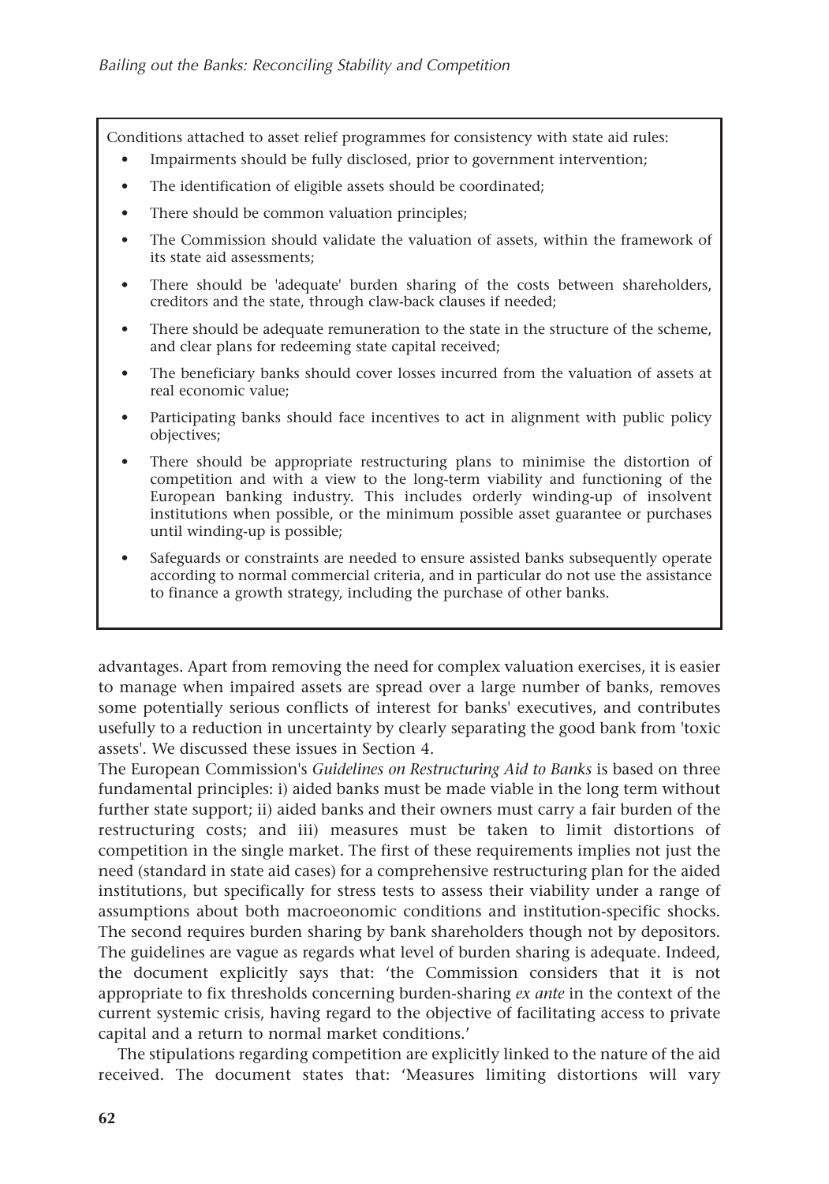Conditions attached to asset relief programmes for consistency with state aid rules:

- Impairments should be fully disclosed, prior to government intervention;
- The identification of eligible assets should be coordinated;
- There should be common valuation principles;
- The Commission should validate the valuation of assets, within the framework of its state aid assessments;
- There should be 'adequate' burden sharing of the costs between shareholders, creditors and the state, through claw-back clauses if needed;
- There should be adequate remuneration to the state in the structure of the scheme, and clear plans for redeeming state capital received;
- The beneficiary banks should cover losses incurred from the valuation of assets at real economic value;
- Participating banks should face incentives to act in alignment with public policy objectives;
- There should be appropriate restructuring plans to minimise the distortion of competition and with a view to the long-term viability and functioning of the European banking industry. This includes orderly winding-up of insolvent institutions when possible, or the minimum possible asset guarantee or purchases until winding-up is possible;
- Safeguards or constraints are needed to ensure assisted banks subsequently operate according to normal commercial criteria, and in particular do not use the assistance to finance a growth strategy, including the purchase of other banks.

advantages. Apart from removing the need for complex valuation exercises, it is easier to manage when impaired assets are spread over a large number of banks, removes some potentially serious conflicts of interest for banks' executives, and contributes usefully to a reduction in uncertainty by clearly separating the good bank from 'toxic assets'. We discussed these issues in Section 4.

The European Commission's *Guidelines on Restructuring Aid to Banks* is based on three fundamental principles: i) aided banks must be made viable in the long term without further state support; ii) aided banks and their owners must carry a fair burden of the restructuring costs; and iii) measures must be taken to limit distortions of competition in the single market. The first of these requirements implies not just the need (standard in state aid cases) for a comprehensive restructuring plan for the aided institutions, but specifically for stress tests to assess their viability under a range of assumptions about both macroeconomic conditions and institution-specific shocks. The second requires burden sharing by bank shareholders though not by depositors. The guidelines are vague as regards what level of burden sharing is adequate. Indeed, the document explicitly says that: 'the Commission considers that it is not appropriate to fix thresholds concerning burden-sharing *ex ante* in the context of the current systemic crisis, having regard to the objective of facilitating access to private capital and a return to normal market conditions.'

The stipulations regarding competition are explicitly linked to the nature of the aid received. The document states that: 'Measures limiting distortions will vary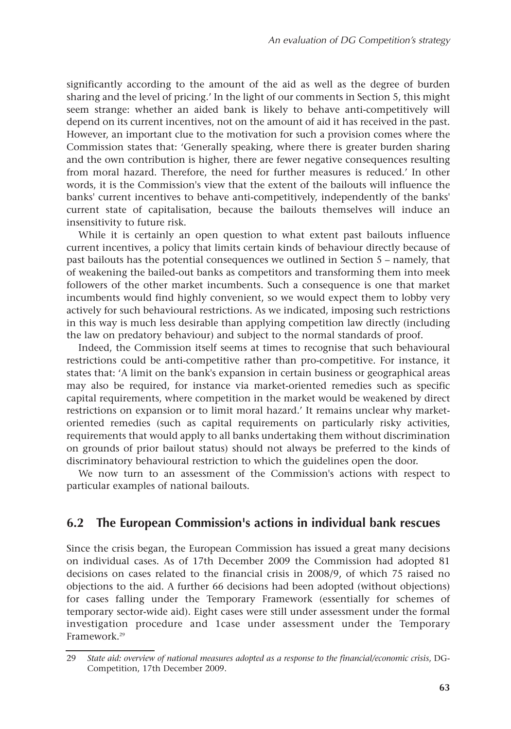significantly according to the amount of the aid as well as the degree of burden sharing and the level of pricing.' In the light of our comments in Section 5, this might seem strange: whether an aided bank is likely to behave anti-competitively will depend on its current incentives, not on the amount of aid it has received in the past. However, an important clue to the motivation for such a provision comes where the Commission states that: 'Generally speaking, where there is greater burden sharing and the own contribution is higher, there are fewer negative consequences resulting from moral hazard. Therefore, the need for further measures is reduced.' In other words, it is the Commission's view that the extent of the bailouts will influence the banks' current incentives to behave anti-competitively, independently of the banks' current state of capitalisation, because the bailouts themselves will induce an insensitivity to future risk.

While it is certainly an open question to what extent past bailouts influence current incentives, a policy that limits certain kinds of behaviour directly because of past bailouts has the potential consequences we outlined in Section 5 – namely, that of weakening the bailed-out banks as competitors and transforming them into meek followers of the other market incumbents. Such a consequence is one that market incumbents would find highly convenient, so we would expect them to lobby very actively for such behavioural restrictions. As we indicated, imposing such restrictions in this way is much less desirable than applying competition law directly (including the law on predatory behaviour) and subject to the normal standards of proof.

Indeed, the Commission itself seems at times to recognise that such behavioural restrictions could be anti-competitive rather than pro-competitive. For instance, it states that: 'A limit on the bank's expansion in certain business or geographical areas may also be required, for instance via market-oriented remedies such as specific capital requirements, where competition in the market would be weakened by direct restrictions on expansion or to limit moral hazard.' It remains unclear why market-oriented remedies (such as capital requirements on particularly risky activities, requirements that would apply to all banks undertaking them without discrimination on grounds of prior bailout status) should not always be preferred to the kinds of discriminatory behavioural restriction to which the guidelines open the door.

We now turn to an assessment of the Commission's actions with respect to particular examples of national bailouts.

## 6.2 The European Commission's actions in individual bank rescues

Since the crisis began, the European Commission has issued a great many decisions on individual cases. As of 17th December 2009 the Commission had adopted 81 decisions on cases related to the financial crisis in 2008/9, of which 75 raised no objections to the aid. A further 66 decisions had been adopted (without objections) for cases falling under the Temporary Framework (essentially for schemes of temporary sector-wide aid). Eight cases were still under assessment under the formal investigation procedure and 1case under assessment under the Temporary Framework.[29]

---

29 *State aid: overview of national measures adopted as a response to the financial/economic crisis*, DG-Competition, 17th December 2009.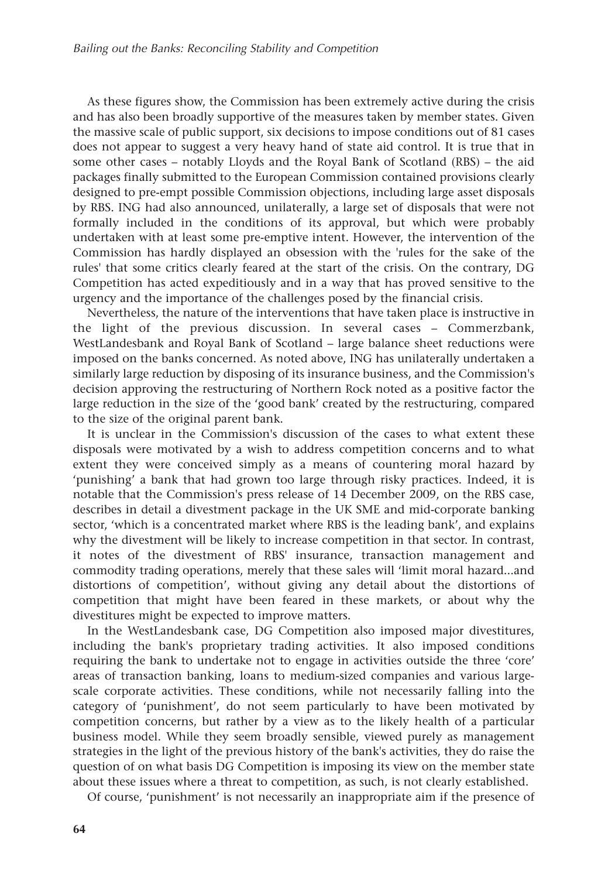As these figures show, the Commission has been extremely active during the crisis and has also been broadly supportive of the measures taken by member states. Given the massive scale of public support, six decisions to impose conditions out of 81 cases does not appear to suggest a very heavy hand of state aid control. It is true that in some other cases – notably Lloyds and the Royal Bank of Scotland (RBS) – the aid packages finally submitted to the European Commission contained provisions clearly designed to pre-empt possible Commission objections, including large asset disposals by RBS. ING had also announced, unilaterally, a large set of disposals that were not formally included in the conditions of its approval, but which were probably undertaken with at least some pre-emptive intent. However, the intervention of the Commission has hardly displayed an obsession with the 'rules for the sake of the rules' that some critics clearly feared at the start of the crisis. On the contrary, DG Competition has acted expeditiously and in a way that has proved sensitive to the urgency and the importance of the challenges posed by the financial crisis.

Nevertheless, the nature of the interventions that have taken place is instructive in the light of the previous discussion. In several cases – Commerzbank, WestLandesbank and Royal Bank of Scotland – large balance sheet reductions were imposed on the banks concerned. As noted above, ING has unilaterally undertaken a similarly large reduction by disposing of its insurance business, and the Commission's decision approving the restructuring of Northern Rock noted as a positive factor the large reduction in the size of the 'good bank' created by the restructuring, compared to the size of the original parent bank.

It is unclear in the Commission's discussion of the cases to what extent these disposals were motivated by a wish to address competition concerns and to what extent they were conceived simply as a means of countering moral hazard by 'punishing' a bank that had grown too large through risky practices. Indeed, it is notable that the Commission's press release of 14 December 2009, on the RBS case, describes in detail a divestment package in the UK SME and mid-corporate banking sector, 'which is a concentrated market where RBS is the leading bank', and explains why the divestment will be likely to increase competition in that sector. In contrast, it notes of the divestment of RBS' insurance, transaction management and commodity trading operations, merely that these sales will 'limit moral hazard...and distortions of competition', without giving any detail about the distortions of competition that might have been feared in these markets, or about why the divestitures might be expected to improve matters.

In the WestLandesbank case, DG Competition also imposed major divestitures, including the bank's proprietary trading activities. It also imposed conditions requiring the bank to undertake not to engage in activities outside the three 'core' areas of transaction banking, loans to medium-sized companies and various large-scale corporate activities. These conditions, while not necessarily falling into the category of 'punishment', do not seem particularly to have been motivated by competition concerns, but rather by a view as to the likely health of a particular business model. While they seem broadly sensible, viewed purely as management strategies in the light of the previous history of the bank's activities, they do raise the question of on what basis DG Competition is imposing its view on the member state about these issues where a threat to competition, as such, is not clearly established.

Of course, 'punishment' is not necessarily an inappropriate aim if the presence of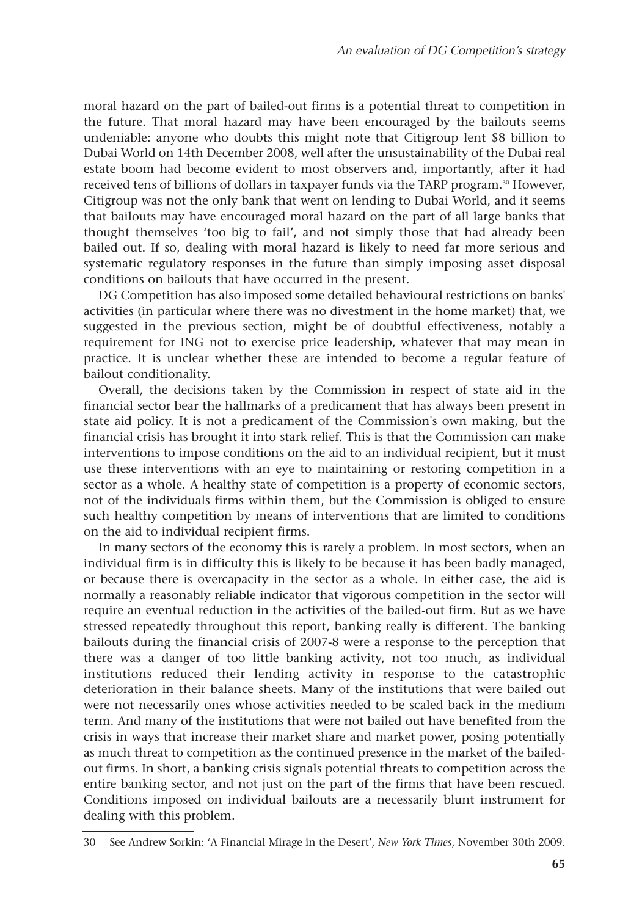moral hazard on the part of bailed-out firms is a potential threat to competition in the future. That moral hazard may have been encouraged by the bailouts seems undeniable: anyone who doubts this might note that Citigroup lent $8 billion to Dubai World on 14th December 2008, well after the unsustainability of the Dubai real estate boom had become evident to most observers and, importantly, after it had received tens of billions of dollars in taxpayer funds via the TARP program.[30] However, Citigroup was not the only bank that went on lending to Dubai World, and it seems that bailouts may have encouraged moral hazard on the part of all large banks that thought themselves 'too big to fail', and not simply those that had already been bailed out. If so, dealing with moral hazard is likely to need far more serious and systematic regulatory responses in the future than simply imposing asset disposal conditions on bailouts that have occurred in the present.

DG Competition has also imposed some detailed behavioural restrictions on banks' activities (in particular where there was no divestment in the home market) that, we suggested in the previous section, might be of doubtful effectiveness, notably a requirement for ING not to exercise price leadership, whatever that may mean in practice. It is unclear whether these are intended to become a regular feature of bailout conditionality.

Overall, the decisions taken by the Commission in respect of state aid in the financial sector bear the hallmarks of a predicament that has always been present in state aid policy. It is not a predicament of the Commission's own making, but the financial crisis has brought it into stark relief. This is that the Commission can make interventions to impose conditions on the aid to an individual recipient, but it must use these interventions with an eye to maintaining or restoring competition in a sector as a whole. A healthy state of competition is a property of economic sectors, not of the individuals firms within them, but the Commission is obliged to ensure such healthy competition by means of interventions that are limited to conditions on the aid to individual recipient firms.

In many sectors of the economy this is rarely a problem. In most sectors, when an individual firm is in difficulty this is likely to be because it has been badly managed, or because there is overcapacity in the sector as a whole. In either case, the aid is normally a reasonably reliable indicator that vigorous competition in the sector will require an eventual reduction in the activities of the bailed-out firm. But as we have stressed repeatedly throughout this report, banking really is different. The banking bailouts during the financial crisis of 2007-8 were a response to the perception that there was a danger of too little banking activity, not too much, as individual institutions reduced their lending activity in response to the catastrophic deterioration in their balance sheets. Many of the institutions that were bailed out were not necessarily ones whose activities needed to be scaled back in the medium term. And many of the institutions that were not bailed out have benefited from the crisis in ways that increase their market share and market power, posing potentially as much threat to competition as the continued presence in the market of the bailed-out firms. In short, a banking crisis signals potential threats to competition across the entire banking sector, and not just on the part of the firms that have been rescued. Conditions imposed on individual bailouts are a necessarily blunt instrument for dealing with this problem.

---

30 See Andrew Sorkin: 'A Financial Mirage in the Desert', *New York Times*, November 30th 2009.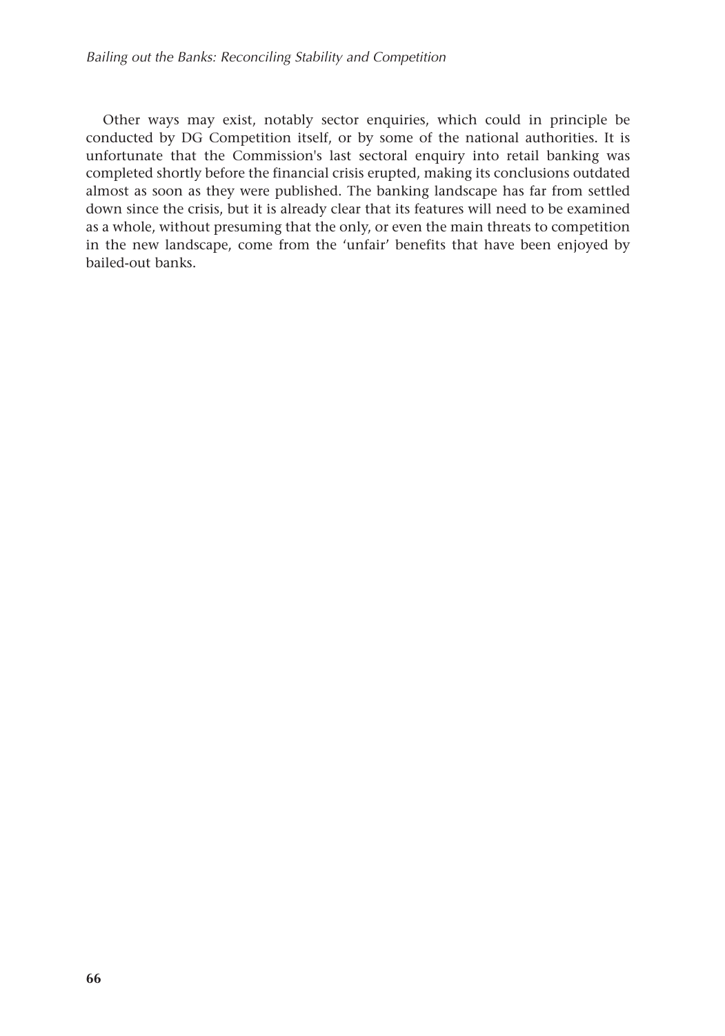Other ways may exist, notably sector enquiries, which could in principle be conducted by DG Competition itself, or by some of the national authorities. It is unfortunate that the Commission's last sectoral enquiry into retail banking was completed shortly before the financial crisis erupted, making its conclusions outdated almost as soon as they were published. The banking landscape has far from settled down since the crisis, but it is already clear that its features will need to be examined as a whole, without presuming that the only, or even the main threats to competition in the new landscape, come from the 'unfair' benefits that have been enjoyed by bailed-out banks.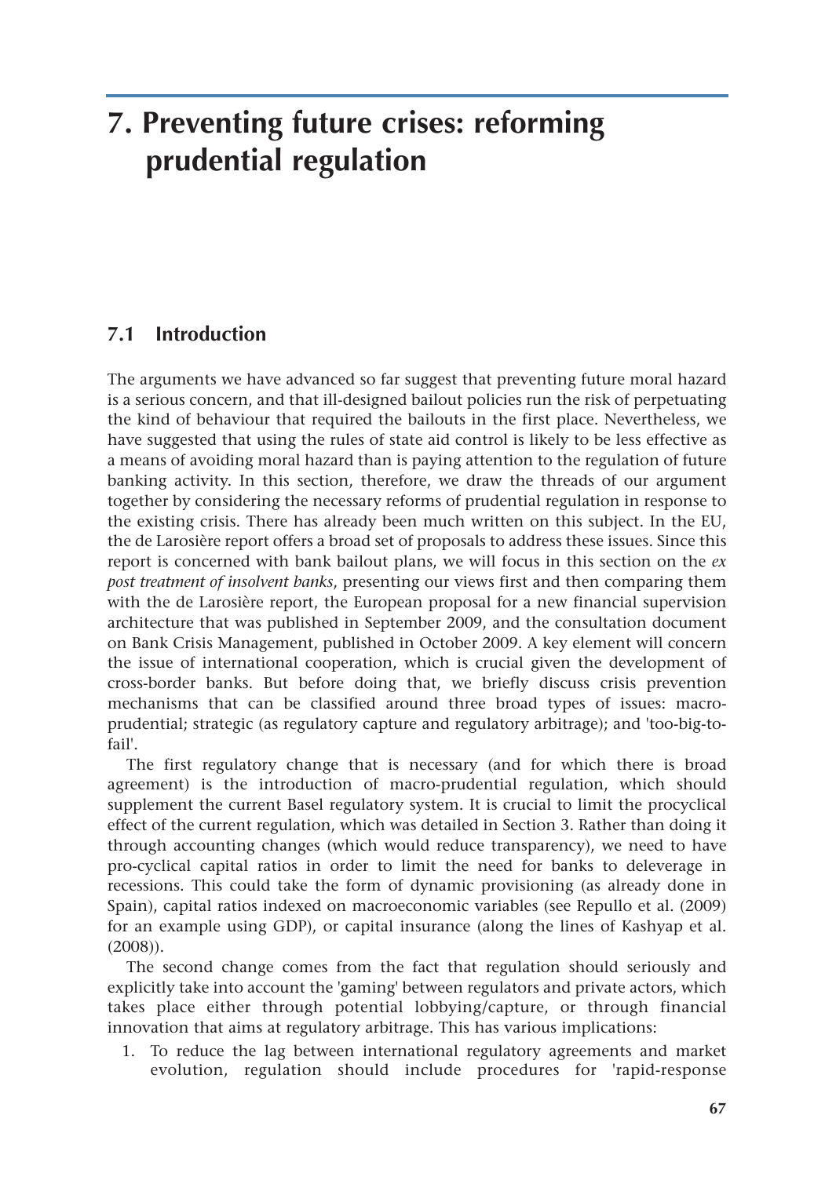# 7. Preventing future crises: reforming prudential regulation

## 7.1 Introduction

The arguments we have advanced so far suggest that preventing future moral hazard is a serious concern, and that ill-designed bailout policies run the risk of perpetuating the kind of behaviour that required the bailouts in the first place. Nevertheless, we have suggested that using the rules of state aid control is likely to be less effective as a means of avoiding moral hazard than is paying attention to the regulation of future banking activity. In this section, therefore, we draw the threads of our argument together by considering the necessary reforms of prudential regulation in response to the existing crisis. There has already been much written on this subject. In the EU, the de Larosière report offers a broad set of proposals to address these issues. Since this report is concerned with bank bailout plans, we will focus in this section on the *ex post treatment of insolvent banks*, presenting our views first and then comparing them with the de Larosière report, the European proposal for a new financial supervision architecture that was published in September 2009, and the consultation document on Bank Crisis Management, published in October 2009. A key element will concern the issue of international cooperation, which is crucial given the development of cross-border banks. But before doing that, we briefly discuss crisis prevention mechanisms that can be classified around three broad types of issues: macro-prudential; strategic (as regulatory capture and regulatory arbitrage); and 'too-big-to-fail'.

The first regulatory change that is necessary (and for which there is broad agreement) is the introduction of macro-prudential regulation, which should supplement the current Basel regulatory system. It is crucial to limit the procyclical effect of the current regulation, which was detailed in Section 3. Rather than doing it through accounting changes (which would reduce transparency), we need to have pro-cyclical capital ratios in order to limit the need for banks to deleverage in recessions. This could take the form of dynamic provisioning (as already done in Spain), capital ratios indexed on macroeconomic variables (see Repullo et al. (2009) for an example using GDP), or capital insurance (along the lines of Kashyap et al. (2008)).

The second change comes from the fact that regulation should seriously and explicitly take into account the 'gaming' between regulators and private actors, which takes place either through potential lobbying/capture, or through financial innovation that aims at regulatory arbitrage. This has various implications:

1. To reduce the lag between international regulatory agreements and market evolution, regulation should include procedures for 'rapid-response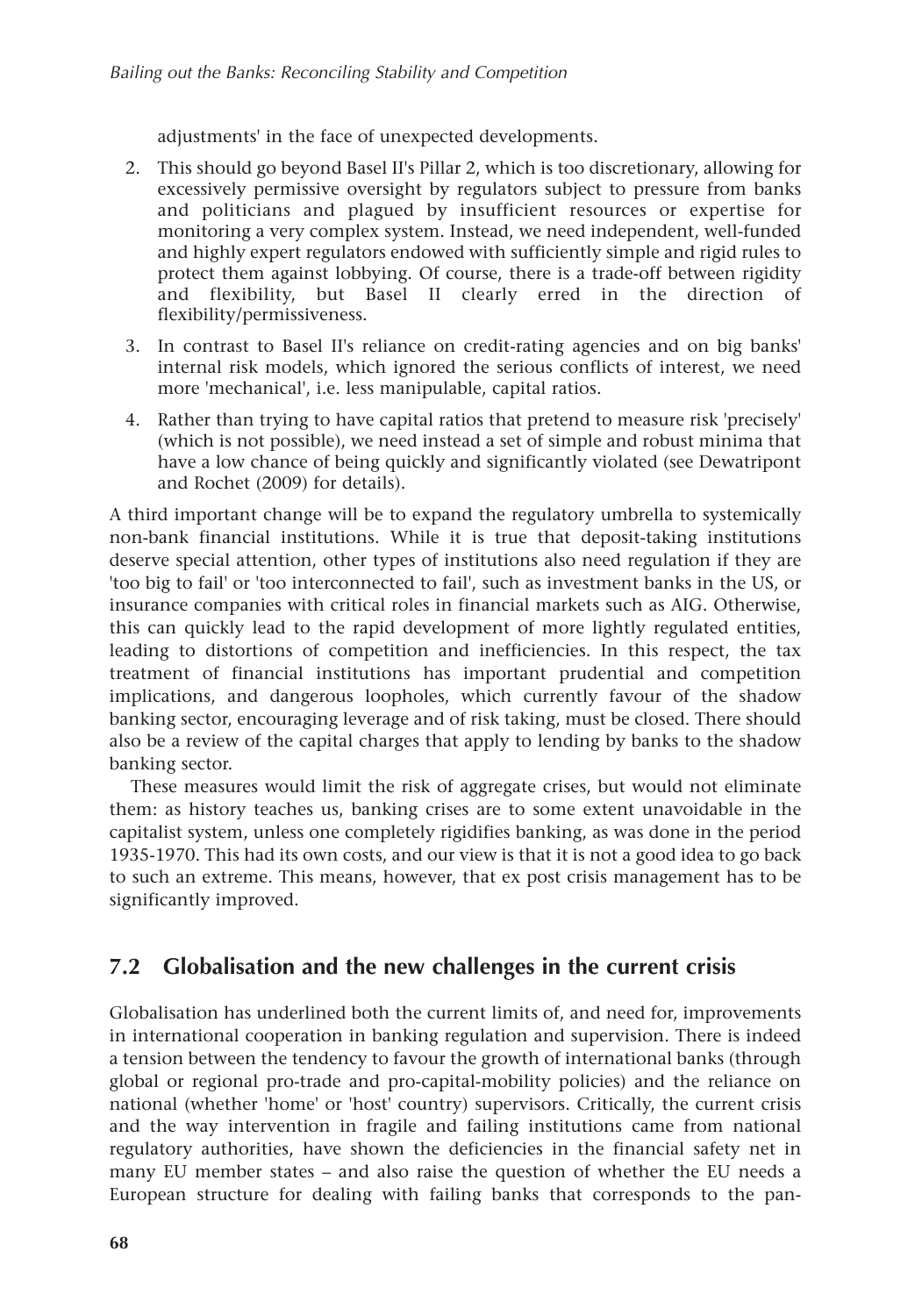adjustments' in the face of unexpected developments.

2. This should go beyond Basel II's Pillar 2, which is too discretionary, allowing for excessively permissive oversight by regulators subject to pressure from banks and politicians and plagued by insufficient resources or expertise for monitoring a very complex system. Instead, we need independent, well-funded and highly expert regulators endowed with sufficiently simple and rigid rules to protect them against lobbying. Of course, there is a trade-off between rigidity and flexibility, but Basel II clearly erred in the direction of flexibility/permissiveness.
3. In contrast to Basel II's reliance on credit-rating agencies and on big banks' internal risk models, which ignored the serious conflicts of interest, we need more 'mechanical', i.e. less manipulable, capital ratios.
4. Rather than trying to have capital ratios that pretend to measure risk 'precisely' (which is not possible), we need instead a set of simple and robust minima that have a low chance of being quickly and significantly violated (see Dewatripont and Rochet (2009) for details).

A third important change will be to expand the regulatory umbrella to systemically non-bank financial institutions. While it is true that deposit-taking institutions deserve special attention, other types of institutions also need regulation if they are 'too big to fail' or 'too interconnected to fail', such as investment banks in the US, or insurance companies with critical roles in financial markets such as AIG. Otherwise, this can quickly lead to the rapid development of more lightly regulated entities, leading to distortions of competition and inefficiencies. In this respect, the tax treatment of financial institutions has important prudential and competition implications, and dangerous loopholes, which currently favour of the shadow banking sector, encouraging leverage and of risk taking, must be closed. There should also be a review of the capital charges that apply to lending by banks to the shadow banking sector.

These measures would limit the risk of aggregate crises, but would not eliminate them: as history teaches us, banking crises are to some extent unavoidable in the capitalist system, unless one completely rigidifies banking, as was done in the period 1935-1970. This had its own costs, and our view is that it is not a good idea to go back to such an extreme. This means, however, that ex post crisis management has to be significantly improved.

## 7.2 Globalisation and the new challenges in the current crisis

Globalisation has underlined both the current limits of, and need for, improvements in international cooperation in banking regulation and supervision. There is indeed a tension between the tendency to favour the growth of international banks (through global or regional pro-trade and pro-capital-mobility policies) and the reliance on national (whether 'home' or 'host' country) supervisors. Critically, the current crisis and the way intervention in fragile and failing institutions came from national regulatory authorities, have shown the deficiencies in the financial safety net in many EU member states – and also raise the question of whether the EU needs a European structure for dealing with failing banks that corresponds to the pan-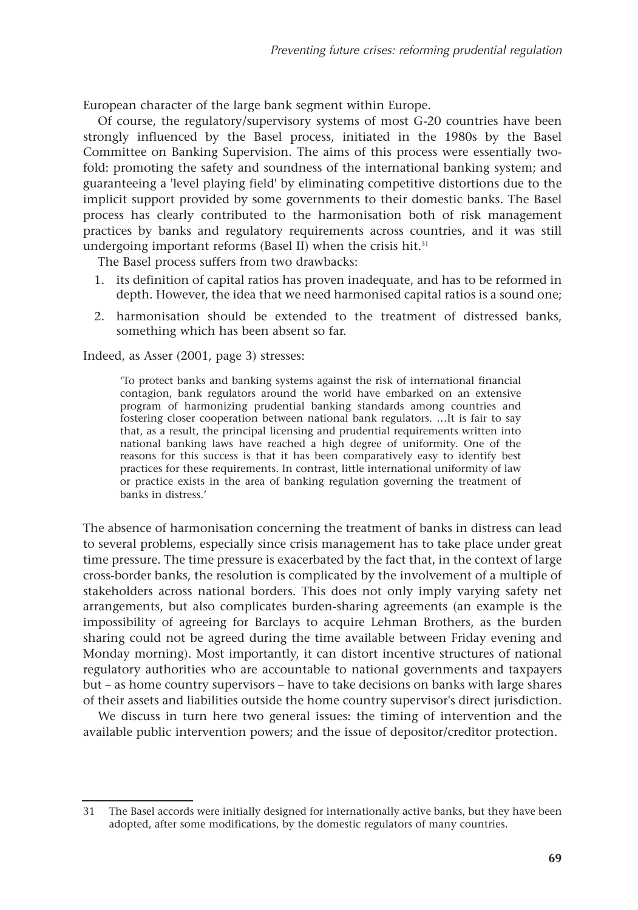European character of the large bank segment within Europe.

Of course, the regulatory/supervisory systems of most G-20 countries have been strongly influenced by the Basel process, initiated in the 1980s by the Basel Committee on Banking Supervision. The aims of this process were essentially two-fold: promoting the safety and soundness of the international banking system; and guaranteeing a 'level playing field' by eliminating competitive distortions due to the implicit support provided by some governments to their domestic banks. The Basel process has clearly contributed to the harmonisation both of risk management practices by banks and regulatory requirements across countries, and it was still undergoing important reforms (Basel II) when the crisis hit.[31]

The Basel process suffers from two drawbacks:

1. its definition of capital ratios has proven inadequate, and has to be reformed in depth. However, the idea that we need harmonised capital ratios is a sound one;
2. harmonisation should be extended to the treatment of distressed banks, something which has been absent so far.

Indeed, as Asser (2001, page 3) stresses:

> 'To protect banks and banking systems against the risk of international financial contagion, bank regulators around the world have embarked on an extensive program of harmonizing prudential banking standards among countries and fostering closer cooperation between national bank regulators. …It is fair to say that, as a result, the principal licensing and prudential requirements written into national banking laws have reached a high degree of uniformity. One of the reasons for this success is that it has been comparatively easy to identify best practices for these requirements. In contrast, little international uniformity of law or practice exists in the area of banking regulation governing the treatment of banks in distress.'

The absence of harmonisation concerning the treatment of banks in distress can lead to several problems, especially since crisis management has to take place under great time pressure. The time pressure is exacerbated by the fact that, in the context of large cross-border banks, the resolution is complicated by the involvement of a multiple of stakeholders across national borders. This does not only imply varying safety net arrangements, but also complicates burden-sharing agreements (an example is the impossibility of agreeing for Barclays to acquire Lehman Brothers, as the burden sharing could not be agreed during the time available between Friday evening and Monday morning). Most importantly, it can distort incentive structures of national regulatory authorities who are accountable to national governments and taxpayers but – as home country supervisors – have to take decisions on banks with large shares of their assets and liabilities outside the home country supervisor's direct jurisdiction.

We discuss in turn here two general issues: the timing of intervention and the available public intervention powers; and the issue of depositor/creditor protection.

---

31 The Basel accords were initially designed for internationally active banks, but they have been adopted, after some modifications, by the domestic regulators of many countries.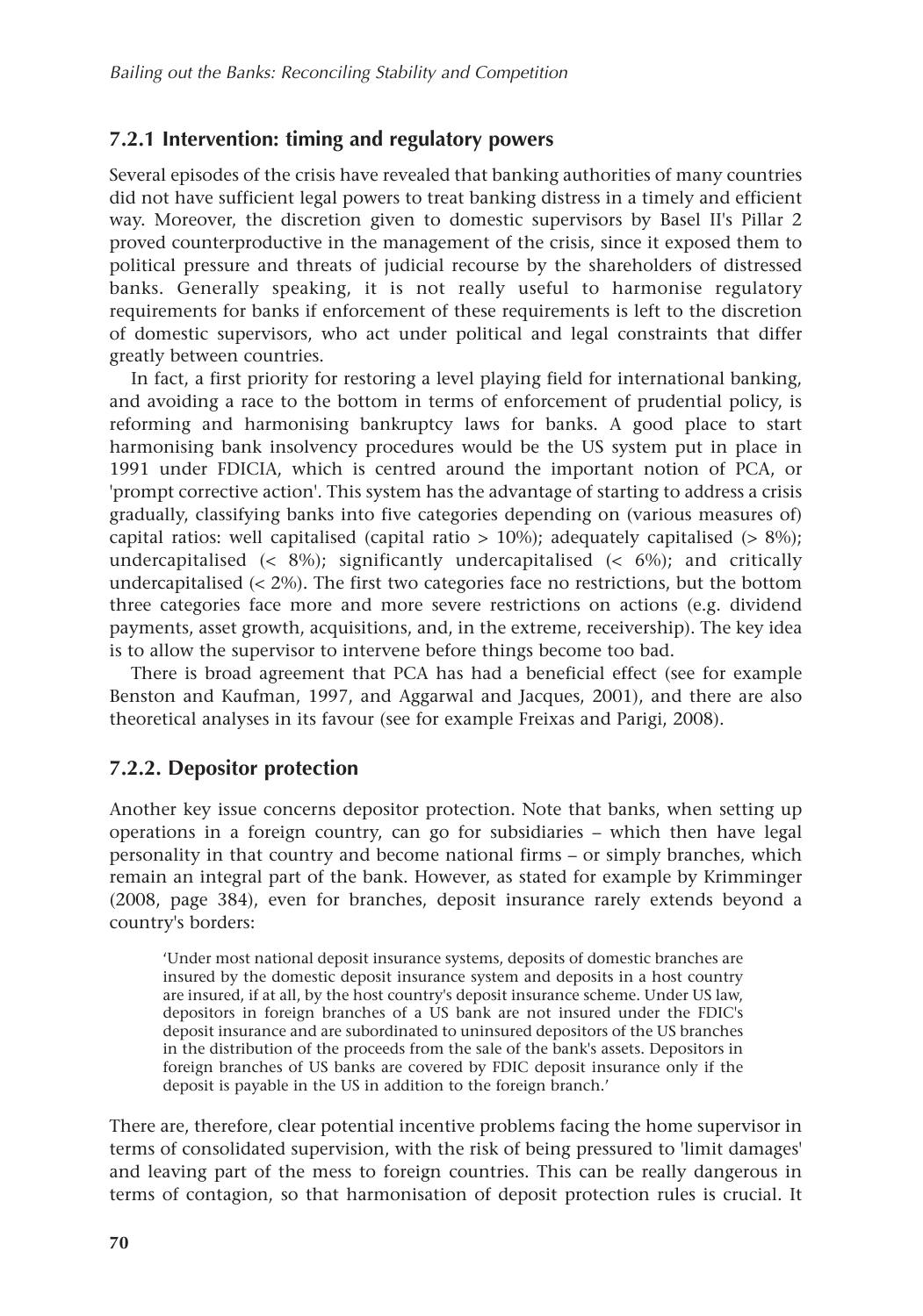### 7.2.1 Intervention: timing and regulatory powers

Several episodes of the crisis have revealed that banking authorities of many countries did not have sufficient legal powers to treat banking distress in a timely and efficient way. Moreover, the discretion given to domestic supervisors by Basel II's Pillar 2 proved counterproductive in the management of the crisis, since it exposed them to political pressure and threats of judicial recourse by the shareholders of distressed banks. Generally speaking, it is not really useful to harmonise regulatory requirements for banks if enforcement of these requirements is left to the discretion of domestic supervisors, who act under political and legal constraints that differ greatly between countries.

In fact, a first priority for restoring a level playing field for international banking, and avoiding a race to the bottom in terms of enforcement of prudential policy, is reforming and harmonising bankruptcy laws for banks. A good place to start harmonising bank insolvency procedures would be the US system put in place in 1991 under FDICIA, which is centred around the important notion of PCA, or 'prompt corrective action'. This system has the advantage of starting to address a crisis gradually, classifying banks into five categories depending on (various measures of) capital ratios: well capitalised (capital ratio > 10%); adequately capitalised (> 8%); undercapitalised (< 8%); significantly undercapitalised (< 6%); and critically undercapitalised (< 2%). The first two categories face no restrictions, but the bottom three categories face more and more severe restrictions on actions (e.g. dividend payments, asset growth, acquisitions, and, in the extreme, receivership). The key idea is to allow the supervisor to intervene before things become too bad.

There is broad agreement that PCA has had a beneficial effect (see for example Benston and Kaufman, 1997, and Aggarwal and Jacques, 2001), and there are also theoretical analyses in its favour (see for example Freixas and Parigi, 2008).

### 7.2.2. Depositor protection

Another key issue concerns depositor protection. Note that banks, when setting up operations in a foreign country, can go for subsidiaries – which then have legal personality in that country and become national firms – or simply branches, which remain an integral part of the bank. However, as stated for example by Krimminger (2008, page 384), even for branches, deposit insurance rarely extends beyond a country's borders:

> 'Under most national deposit insurance systems, deposits of domestic branches are insured by the domestic deposit insurance system and deposits in a host country are insured, if at all, by the host country's deposit insurance scheme. Under US law, depositors in foreign branches of a US bank are not insured under the FDIC's deposit insurance and are subordinated to uninsured depositors of the US branches in the distribution of the proceeds from the sale of the bank's assets. Depositors in foreign branches of US banks are covered by FDIC deposit insurance only if the deposit is payable in the US in addition to the foreign branch.'

There are, therefore, clear potential incentive problems facing the home supervisor in terms of consolidated supervision, with the risk of being pressured to 'limit damages' and leaving part of the mess to foreign countries. This can be really dangerous in terms of contagion, so that harmonisation of deposit protection rules is crucial. It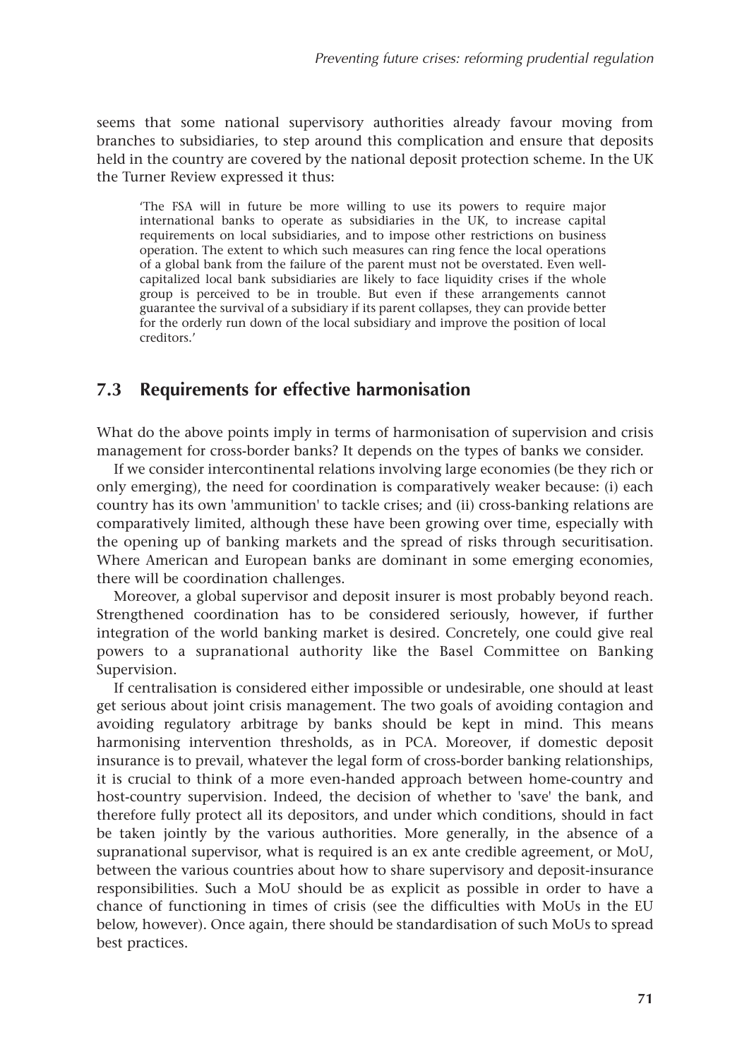seems that some national supervisory authorities already favour moving from branches to subsidiaries, to step around this complication and ensure that deposits held in the country are covered by the national deposit protection scheme. In the UK the Turner Review expressed it thus:

> 'The FSA will in future be more willing to use its powers to require major international banks to operate as subsidiaries in the UK, to increase capital requirements on local subsidiaries, and to impose other restrictions on business operation. The extent to which such measures can ring fence the local operations of a global bank from the failure of the parent must not be overstated. Even well-capitalized local bank subsidiaries are likely to face liquidity crises if the whole group is perceived to be in trouble. But even if these arrangements cannot guarantee the survival of a subsidiary if its parent collapses, they can provide better for the orderly run down of the local subsidiary and improve the position of local creditors.'

## 7.3 Requirements for effective harmonisation

What do the above points imply in terms of harmonisation of supervision and crisis management for cross-border banks? It depends on the types of banks we consider.

If we consider intercontinental relations involving large economies (be they rich or only emerging), the need for coordination is comparatively weaker because: (i) each country has its own 'ammunition' to tackle crises; and (ii) cross-banking relations are comparatively limited, although these have been growing over time, especially with the opening up of banking markets and the spread of risks through securitisation. Where American and European banks are dominant in some emerging economies, there will be coordination challenges.

Moreover, a global supervisor and deposit insurer is most probably beyond reach. Strengthened coordination has to be considered seriously, however, if further integration of the world banking market is desired. Concretely, one could give real powers to a supranational authority like the Basel Committee on Banking Supervision.

If centralisation is considered either impossible or undesirable, one should at least get serious about joint crisis management. The two goals of avoiding contagion and avoiding regulatory arbitrage by banks should be kept in mind. This means harmonising intervention thresholds, as in PCA. Moreover, if domestic deposit insurance is to prevail, whatever the legal form of cross-border banking relationships, it is crucial to think of a more even-handed approach between home-country and host-country supervision. Indeed, the decision of whether to 'save' the bank, and therefore fully protect all its depositors, and under which conditions, should in fact be taken jointly by the various authorities. More generally, in the absence of a supranational supervisor, what is required is an ex ante credible agreement, or MoU, between the various countries about how to share supervisory and deposit-insurance responsibilities. Such a MoU should be as explicit as possible in order to have a chance of functioning in times of crisis (see the difficulties with MoUs in the EU below, however). Once again, there should be standardisation of such MoUs to spread best practices.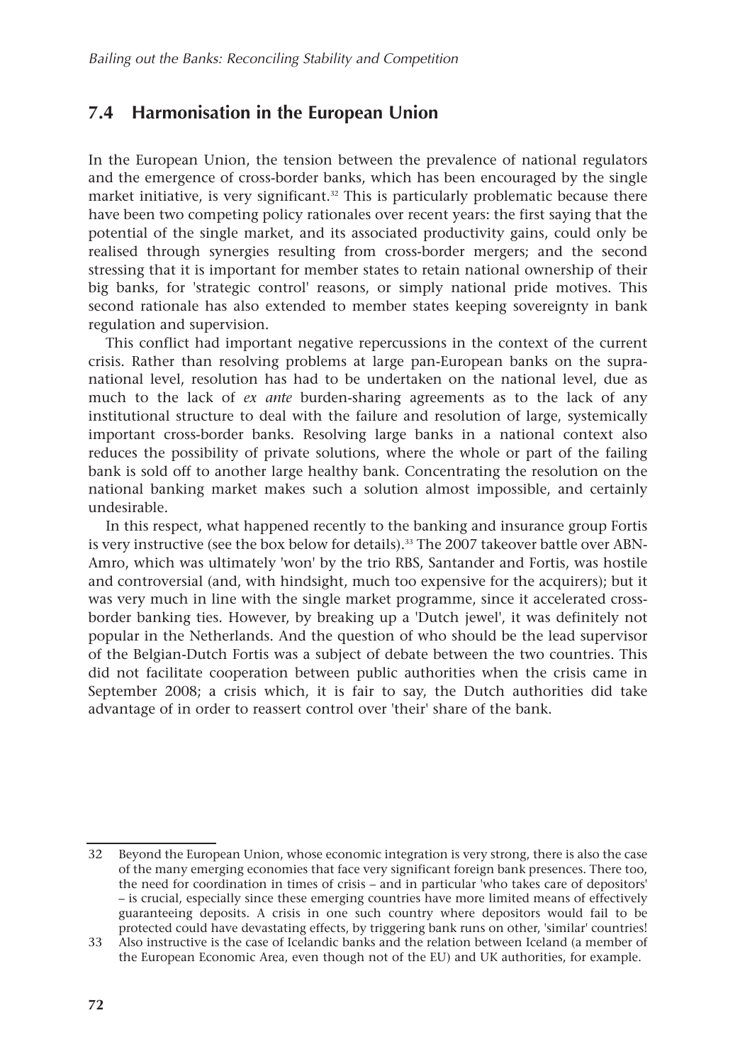## 7.4 Harmonisation in the European Union

In the European Union, the tension between the prevalence of national regulators and the emergence of cross-border banks, which has been encouraged by the single market initiative, is very significant.[32] This is particularly problematic because there have been two competing policy rationales over recent years: the first saying that the potential of the single market, and its associated productivity gains, could only be realised through synergies resulting from cross-border mergers; and the second stressing that it is important for member states to retain national ownership of their big banks, for 'strategic control' reasons, or simply national pride motives. This second rationale has also extended to member states keeping sovereignty in bank regulation and supervision.

This conflict had important negative repercussions in the context of the current crisis. Rather than resolving problems at large pan-European banks on the supra-national level, resolution has had to be undertaken on the national level, due as much to the lack of *ex ante* burden-sharing agreements as to the lack of any institutional structure to deal with the failure and resolution of large, systemically important cross-border banks. Resolving large banks in a national context also reduces the possibility of private solutions, where the whole or part of the failing bank is sold off to another large healthy bank. Concentrating the resolution on the national banking market makes such a solution almost impossible, and certainly undesirable.

In this respect, what happened recently to the banking and insurance group Fortis is very instructive (see the box below for details).[33] The 2007 takeover battle over ABN-Amro, which was ultimately 'won' by the trio RBS, Santander and Fortis, was hostile and controversial (and, with hindsight, much too expensive for the acquirers); but it was very much in line with the single market programme, since it accelerated cross-border banking ties. However, by breaking up a 'Dutch jewel', it was definitely not popular in the Netherlands. And the question of who should be the lead supervisor of the Belgian-Dutch Fortis was a subject of debate between the two countries. This did not facilitate cooperation between public authorities when the crisis came in September 2008; a crisis which, it is fair to say, the Dutch authorities did take advantage of in order to reassert control over 'their' share of the bank.

---

[32] Beyond the European Union, whose economic integration is very strong, there is also the case of the many emerging economies that face very significant foreign bank presences. There too, the need for coordination in times of crisis – and in particular 'who takes care of depositors' – is crucial, especially since these emerging countries have more limited means of effectively guaranteeing deposits. A crisis in one such country where depositors would fail to be protected could have devastating effects, by triggering bank runs on other, 'similar' countries!

[33] Also instructive is the case of Icelandic banks and the relation between Iceland (a member of the European Economic Area, even though not of the EU) and UK authorities, for example.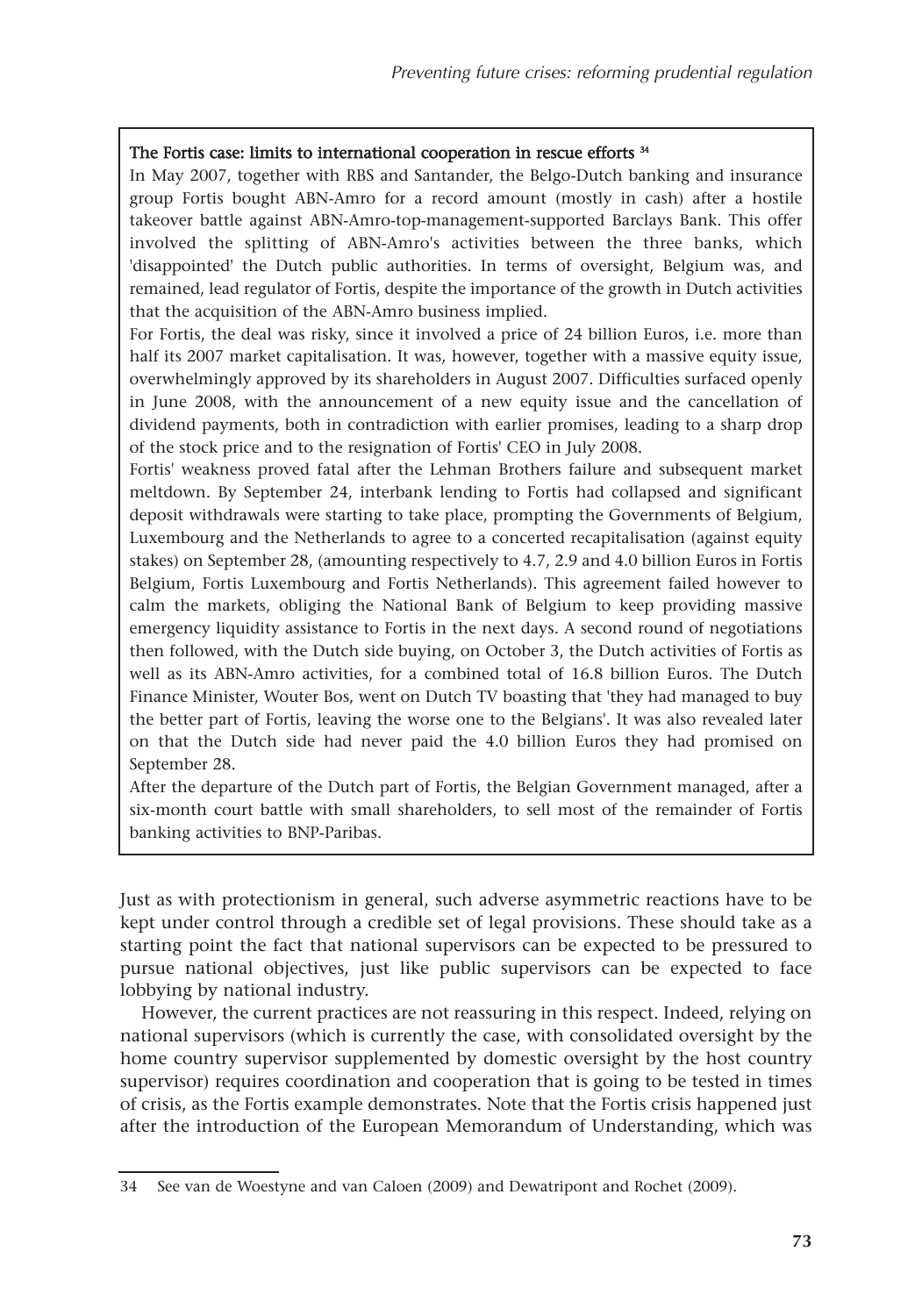**The Fortis case: limits to international cooperation in rescue efforts** [34]

In May 2007, together with RBS and Santander, the Belgo-Dutch banking and insurance group Fortis bought ABN-Amro for a record amount (mostly in cash) after a hostile takeover battle against ABN-Amro-top-management-supported Barclays Bank. This offer involved the splitting of ABN-Amro's activities between the three banks, which 'disappointed' the Dutch public authorities. In terms of oversight, Belgium was, and remained, lead regulator of Fortis, despite the importance of the growth in Dutch activities that the acquisition of the ABN-Amro business implied.

For Fortis, the deal was risky, since it involved a price of 24 billion Euros, i.e. more than half its 2007 market capitalisation. It was, however, together with a massive equity issue, overwhelmingly approved by its shareholders in August 2007. Difficulties surfaced openly in June 2008, with the announcement of a new equity issue and the cancellation of dividend payments, both in contradiction with earlier promises, leading to a sharp drop of the stock price and to the resignation of Fortis' CEO in July 2008.

Fortis' weakness proved fatal after the Lehman Brothers failure and subsequent market meltdown. By September 24, interbank lending to Fortis had collapsed and significant deposit withdrawals were starting to take place, prompting the Governments of Belgium, Luxembourg and the Netherlands to agree to a concerted recapitalisation (against equity stakes) on September 28, (amounting respectively to 4.7, 2.9 and 4.0 billion Euros in Fortis Belgium, Fortis Luxembourg and Fortis Netherlands). This agreement failed however to calm the markets, obliging the National Bank of Belgium to keep providing massive emergency liquidity assistance to Fortis in the next days. A second round of negotiations then followed, with the Dutch side buying, on October 3, the Dutch activities of Fortis as well as its ABN-Amro activities, for a combined total of 16.8 billion Euros. The Dutch Finance Minister, Wouter Bos, went on Dutch TV boasting that 'they had managed to buy the better part of Fortis, leaving the worse one to the Belgians'. It was also revealed later on that the Dutch side had never paid the 4.0 billion Euros they had promised on September 28.

After the departure of the Dutch part of Fortis, the Belgian Government managed, after a six-month court battle with small shareholders, to sell most of the remainder of Fortis banking activities to BNP-Paribas.

Just as with protectionism in general, such adverse asymmetric reactions have to be kept under control through a credible set of legal provisions. These should take as a starting point the fact that national supervisors can be expected to be pressured to pursue national objectives, just like public supervisors can be expected to face lobbying by national industry.

However, the current practices are not reassuring in this respect. Indeed, relying on national supervisors (which is currently the case, with consolidated oversight by the home country supervisor supplemented by domestic oversight by the host country supervisor) requires coordination and cooperation that is going to be tested in times of crisis, as the Fortis example demonstrates. Note that the Fortis crisis happened just after the introduction of the European Memorandum of Understanding, which was

---

34 See van de Woestyne and van Caloen (2009) and Dewatripont and Rochet (2009).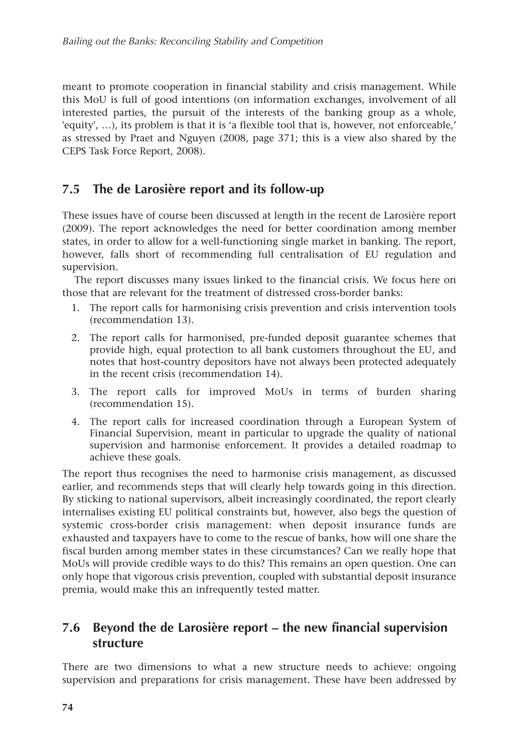meant to promote cooperation in financial stability and crisis management. While this MoU is full of good intentions (on information exchanges, involvement of all interested parties, the pursuit of the interests of the banking group as a whole, 'equity', …), its problem is that it is 'a flexible tool that is, however, not enforceable,' as stressed by Praet and Nguyen (2008, page 371; this is a view also shared by the CEPS Task Force Report, 2008).

## 7.5 The de Larosière report and its follow-up

These issues have of course been discussed at length in the recent de Larosière report (2009). The report acknowledges the need for better coordination among member states, in order to allow for a well-functioning single market in banking. The report, however, falls short of recommending full centralisation of EU regulation and supervision.

The report discusses many issues linked to the financial crisis. We focus here on those that are relevant for the treatment of distressed cross-border banks:

1. The report calls for harmonising crisis prevention and crisis intervention tools (recommendation 13).
2. The report calls for harmonised, pre-funded deposit guarantee schemes that provide high, equal protection to all bank customers throughout the EU, and notes that host-country depositors have not always been protected adequately in the recent crisis (recommendation 14).
3. The report calls for improved MoUs in terms of burden sharing (recommendation 15).
4. The report calls for increased coordination through a European System of Financial Supervision, meant in particular to upgrade the quality of national supervision and harmonise enforcement. It provides a detailed roadmap to achieve these goals.

The report thus recognises the need to harmonise crisis management, as discussed earlier, and recommends steps that will clearly help towards going in this direction. By sticking to national supervisors, albeit increasingly coordinated, the report clearly internalises existing EU political constraints but, however, also begs the question of systemic cross-border crisis management: when deposit insurance funds are exhausted and taxpayers have to come to the rescue of banks, how will one share the fiscal burden among member states in these circumstances? Can we really hope that MoUs will provide credible ways to do this? This remains an open question. One can only hope that vigorous crisis prevention, coupled with substantial deposit insurance premia, would make this an infrequently tested matter.

## 7.6 Beyond the de Larosière report – the new financial supervision structure

There are two dimensions to what a new structure needs to achieve: ongoing supervision and preparations for crisis management. These have been addressed by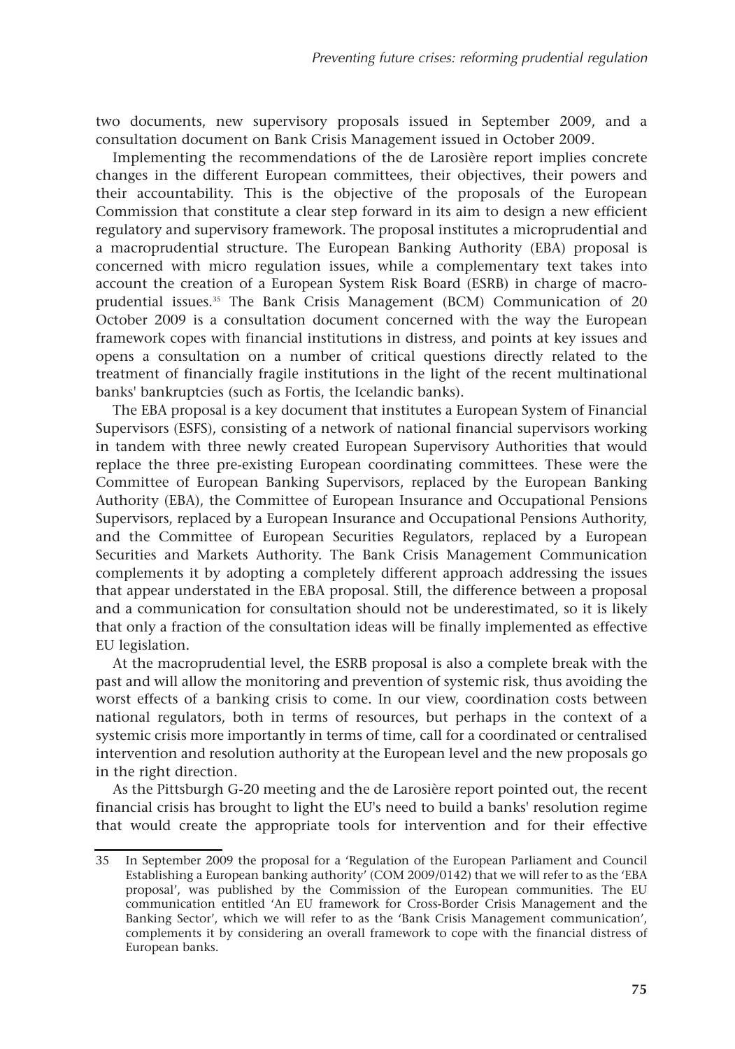two documents, new supervisory proposals issued in September 2009, and a consultation document on Bank Crisis Management issued in October 2009.

Implementing the recommendations of the de Larosière report implies concrete changes in the different European committees, their objectives, their powers and their accountability. This is the objective of the proposals of the European Commission that constitute a clear step forward in its aim to design a new efficient regulatory and supervisory framework. The proposal institutes a microprudential and a macroprudential structure. The European Banking Authority (EBA) proposal is concerned with micro regulation issues, while a complementary text takes into account the creation of a European System Risk Board (ESRB) in charge of macroprudential issues.[35] The Bank Crisis Management (BCM) Communication of 20 October 2009 is a consultation document concerned with the way the European framework copes with financial institutions in distress, and points at key issues and opens a consultation on a number of critical questions directly related to the treatment of financially fragile institutions in the light of the recent multinational banks' bankruptcies (such as Fortis, the Icelandic banks).

The EBA proposal is a key document that institutes a European System of Financial Supervisors (ESFS), consisting of a network of national financial supervisors working in tandem with three newly created European Supervisory Authorities that would replace the three pre-existing European coordinating committees. These were the Committee of European Banking Supervisors, replaced by the European Banking Authority (EBA), the Committee of European Insurance and Occupational Pensions Supervisors, replaced by a European Insurance and Occupational Pensions Authority, and the Committee of European Securities Regulators, replaced by a European Securities and Markets Authority. The Bank Crisis Management Communication complements it by adopting a completely different approach addressing the issues that appear understated in the EBA proposal. Still, the difference between a proposal and a communication for consultation should not be underestimated, so it is likely that only a fraction of the consultation ideas will be finally implemented as effective EU legislation.

At the macroprudential level, the ESRB proposal is also a complete break with the past and will allow the monitoring and prevention of systemic risk, thus avoiding the worst effects of a banking crisis to come. In our view, coordination costs between national regulators, both in terms of resources, but perhaps in the context of a systemic crisis more importantly in terms of time, call for a coordinated or centralised intervention and resolution authority at the European level and the new proposals go in the right direction.

As the Pittsburgh G-20 meeting and the de Larosière report pointed out, the recent financial crisis has brought to light the EU's need to build a banks' resolution regime that would create the appropriate tools for intervention and for their effective

---

35 In September 2009 the proposal for a 'Regulation of the European Parliament and Council Establishing a European banking authority' (COM 2009/0142) that we will refer to as the 'EBA proposal', was published by the Commission of the European communities. The EU communication entitled 'An EU framework for Cross-Border Crisis Management and the Banking Sector', which we will refer to as the 'Bank Crisis Management communication', complements it by considering an overall framework to cope with the financial distress of European banks.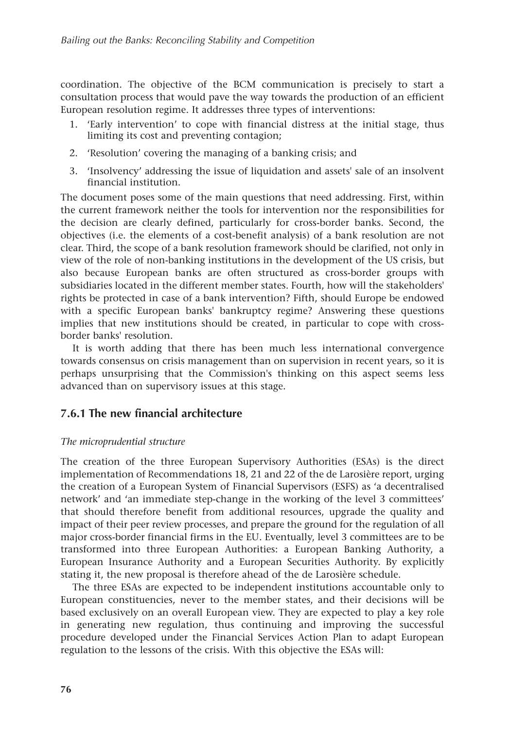coordination. The objective of the BCM communication is precisely to start a consultation process that would pave the way towards the production of an efficient European resolution regime. It addresses three types of interventions:

1. 'Early intervention' to cope with financial distress at the initial stage, thus limiting its cost and preventing contagion;
2. 'Resolution' covering the managing of a banking crisis; and
3. 'Insolvency' addressing the issue of liquidation and assets' sale of an insolvent financial institution.

The document poses some of the main questions that need addressing. First, within the current framework neither the tools for intervention nor the responsibilities for the decision are clearly defined, particularly for cross-border banks. Second, the objectives (i.e. the elements of a cost-benefit analysis) of a bank resolution are not clear. Third, the scope of a bank resolution framework should be clarified, not only in view of the role of non-banking institutions in the development of the US crisis, but also because European banks are often structured as cross-border groups with subsidiaries located in the different member states. Fourth, how will the stakeholders' rights be protected in case of a bank intervention? Fifth, should Europe be endowed with a specific European banks' bankruptcy regime? Answering these questions implies that new institutions should be created, in particular to cope with cross-border banks' resolution.

It is worth adding that there has been much less international convergence towards consensus on crisis management than on supervision in recent years, so it is perhaps unsurprising that the Commission's thinking on this aspect seems less advanced than on supervisory issues at this stage.

### 7.6.1 The new financial architecture

*The microprudential structure*

The creation of the three European Supervisory Authorities (ESAs) is the direct implementation of Recommendations 18, 21 and 22 of the de Larosière report, urging the creation of a European System of Financial Supervisors (ESFS) as 'a decentralised network' and 'an immediate step-change in the working of the level 3 committees' that should therefore benefit from additional resources, upgrade the quality and impact of their peer review processes, and prepare the ground for the regulation of all major cross-border financial firms in the EU. Eventually, level 3 committees are to be transformed into three European Authorities: a European Banking Authority, a European Insurance Authority and a European Securities Authority. By explicitly stating it, the new proposal is therefore ahead of the de Larosière schedule.

The three ESAs are expected to be independent institutions accountable only to European constituencies, never to the member states, and their decisions will be based exclusively on an overall European view. They are expected to play a key role in generating new regulation, thus continuing and improving the successful procedure developed under the Financial Services Action Plan to adapt European regulation to the lessons of the crisis. With this objective the ESAs will: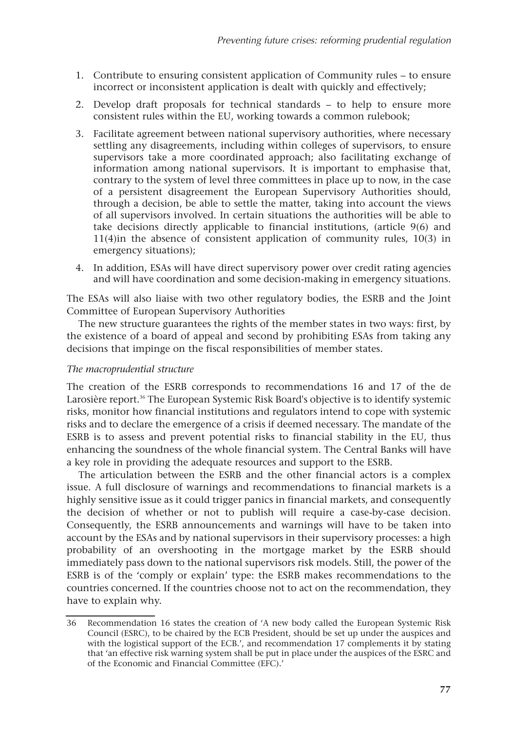1. Contribute to ensuring consistent application of Community rules – to ensure incorrect or inconsistent application is dealt with quickly and effectively;
2. Develop draft proposals for technical standards – to help to ensure more consistent rules within the EU, working towards a common rulebook;
3. Facilitate agreement between national supervisory authorities, where necessary settling any disagreements, including within colleges of supervisors, to ensure supervisors take a more coordinated approach; also facilitating exchange of information among national supervisors. It is important to emphasise that, contrary to the system of level three committees in place up to now, in the case of a persistent disagreement the European Supervisory Authorities should, through a decision, be able to settle the matter, taking into account the views of all supervisors involved. In certain situations the authorities will be able to take decisions directly applicable to financial institutions, (article 9(6) and 11(4)in the absence of consistent application of community rules, 10(3) in emergency situations);
4. In addition, ESAs will have direct supervisory power over credit rating agencies and will have coordination and some decision-making in emergency situations.

The ESAs will also liaise with two other regulatory bodies, the ESRB and the Joint Committee of European Supervisory Authorities

The new structure guarantees the rights of the member states in two ways: first, by the existence of a board of appeal and second by prohibiting ESAs from taking any decisions that impinge on the fiscal responsibilities of member states.

*The macroprudential structure*

The creation of the ESRB corresponds to recommendations 16 and 17 of the de Larosière report.[36] The European Systemic Risk Board's objective is to identify systemic risks, monitor how financial institutions and regulators intend to cope with systemic risks and to declare the emergence of a crisis if deemed necessary. The mandate of the ESRB is to assess and prevent potential risks to financial stability in the EU, thus enhancing the soundness of the whole financial system. The Central Banks will have a key role in providing the adequate resources and support to the ESRB.

The articulation between the ESRB and the other financial actors is a complex issue. A full disclosure of warnings and recommendations to financial markets is a highly sensitive issue as it could trigger panics in financial markets, and consequently the decision of whether or not to publish will require a case-by-case decision. Consequently, the ESRB announcements and warnings will have to be taken into account by the ESAs and by national supervisors in their supervisory processes: a high probability of an overshooting in the mortgage market by the ESRB should immediately pass down to the national supervisors risk models. Still, the power of the ESRB is of the 'comply or explain' type: the ESRB makes recommendations to the countries concerned. If the countries choose not to act on the recommendation, they have to explain why.

36 Recommendation 16 states the creation of 'A new body called the European Systemic Risk Council (ESRC), to be chaired by the ECB President, should be set up under the auspices and with the logistical support of the ECB.', and recommendation 17 complements it by stating that 'an effective risk warning system shall be put in place under the auspices of the ESRC and of the Economic and Financial Committee (EFC).'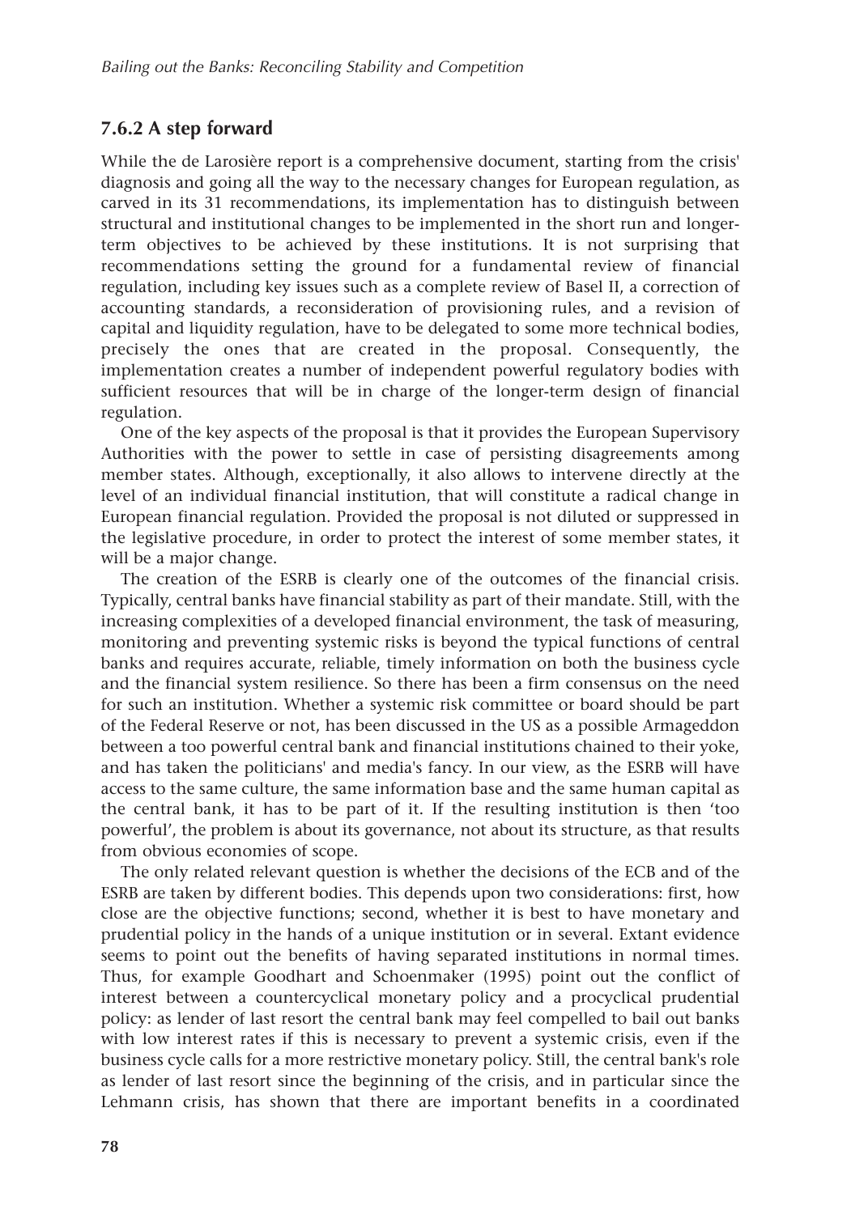### 7.6.2 A step forward

While the de Larosière report is a comprehensive document, starting from the crisis' diagnosis and going all the way to the necessary changes for European regulation, as carved in its 31 recommendations, its implementation has to distinguish between structural and institutional changes to be implemented in the short run and longer-term objectives to be achieved by these institutions. It is not surprising that recommendations setting the ground for a fundamental review of financial regulation, including key issues such as a complete review of Basel II, a correction of accounting standards, a reconsideration of provisioning rules, and a revision of capital and liquidity regulation, have to be delegated to some more technical bodies, precisely the ones that are created in the proposal. Consequently, the implementation creates a number of independent powerful regulatory bodies with sufficient resources that will be in charge of the longer-term design of financial regulation.

One of the key aspects of the proposal is that it provides the European Supervisory Authorities with the power to settle in case of persisting disagreements among member states. Although, exceptionally, it also allows to intervene directly at the level of an individual financial institution, that will constitute a radical change in European financial regulation. Provided the proposal is not diluted or suppressed in the legislative procedure, in order to protect the interest of some member states, it will be a major change.

The creation of the ESRB is clearly one of the outcomes of the financial crisis. Typically, central banks have financial stability as part of their mandate. Still, with the increasing complexities of a developed financial environment, the task of measuring, monitoring and preventing systemic risks is beyond the typical functions of central banks and requires accurate, reliable, timely information on both the business cycle and the financial system resilience. So there has been a firm consensus on the need for such an institution. Whether a systemic risk committee or board should be part of the Federal Reserve or not, has been discussed in the US as a possible Armageddon between a too powerful central bank and financial institutions chained to their yoke, and has taken the politicians' and media's fancy. In our view, as the ESRB will have access to the same culture, the same information base and the same human capital as the central bank, it has to be part of it. If the resulting institution is then 'too powerful', the problem is about its governance, not about its structure, as that results from obvious economies of scope.

The only related relevant question is whether the decisions of the ECB and of the ESRB are taken by different bodies. This depends upon two considerations: first, how close are the objective functions; second, whether it is best to have monetary and prudential policy in the hands of a unique institution or in several. Extant evidence seems to point out the benefits of having separated institutions in normal times. Thus, for example Goodhart and Schoenmaker (1995) point out the conflict of interest between a countercyclical monetary policy and a procyclical prudential policy: as lender of last resort the central bank may feel compelled to bail out banks with low interest rates if this is necessary to prevent a systemic crisis, even if the business cycle calls for a more restrictive monetary policy. Still, the central bank's role as lender of last resort since the beginning of the crisis, and in particular since the Lehmann crisis, has shown that there are important benefits in a coordinated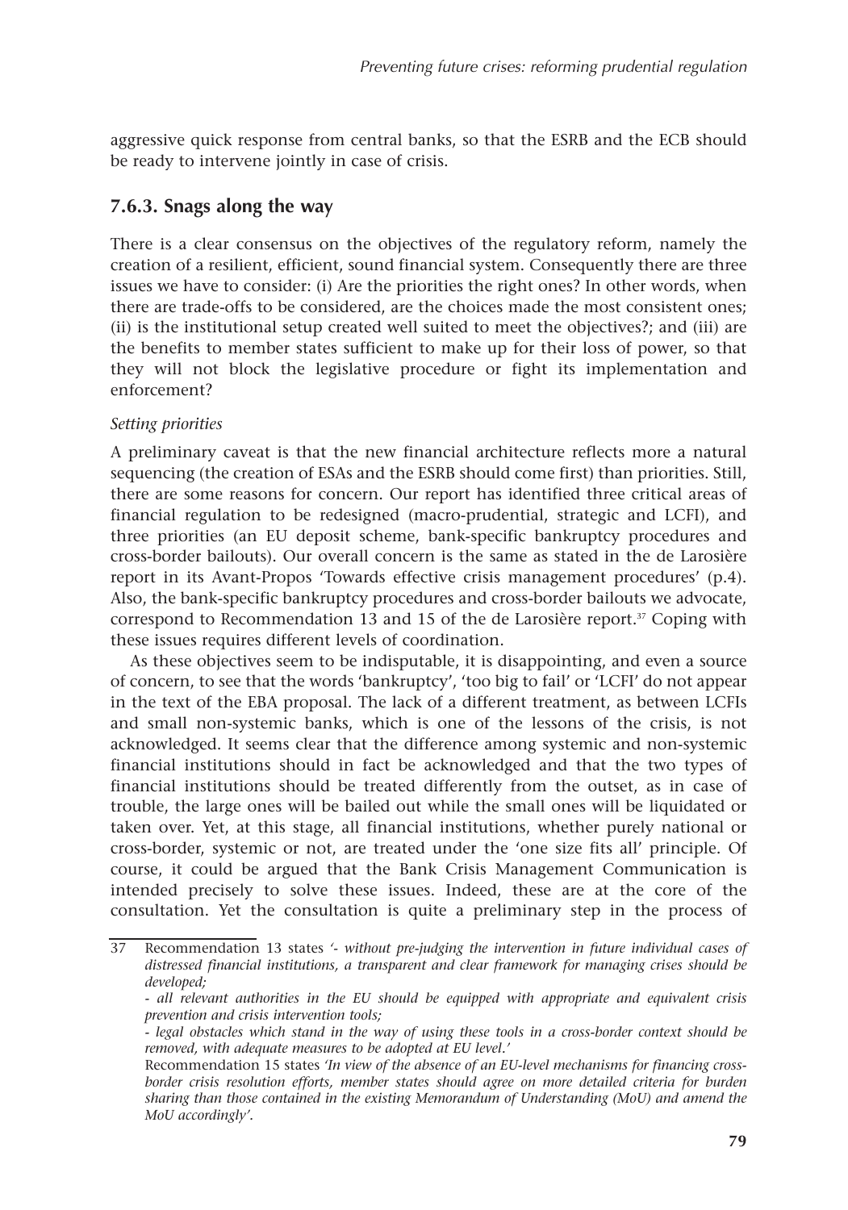aggressive quick response from central banks, so that the ESRB and the ECB should be ready to intervene jointly in case of crisis.

### 7.6.3. Snags along the way

There is a clear consensus on the objectives of the regulatory reform, namely the creation of a resilient, efficient, sound financial system. Consequently there are three issues we have to consider: (i) Are the priorities the right ones? In other words, when there are trade-offs to be considered, are the choices made the most consistent ones; (ii) is the institutional setup created well suited to meet the objectives?; and (iii) are the benefits to member states sufficient to make up for their loss of power, so that they will not block the legislative procedure or fight its implementation and enforcement?

*Setting priorities*

A preliminary caveat is that the new financial architecture reflects more a natural sequencing (the creation of ESAs and the ESRB should come first) than priorities. Still, there are some reasons for concern. Our report has identified three critical areas of financial regulation to be redesigned (macro-prudential, strategic and LCFI), and three priorities (an EU deposit scheme, bank-specific bankruptcy procedures and cross-border bailouts). Our overall concern is the same as stated in the de Larosière report in its Avant-Propos 'Towards effective crisis management procedures' (p.4). Also, the bank-specific bankruptcy procedures and cross-border bailouts we advocate, correspond to Recommendation 13 and 15 of the de Larosière report.[37] Coping with these issues requires different levels of coordination.

As these objectives seem to be indisputable, it is disappointing, and even a source of concern, to see that the words 'bankruptcy', 'too big to fail' or 'LCFI' do not appear in the text of the EBA proposal. The lack of a different treatment, as between LCFIs and small non-systemic banks, which is one of the lessons of the crisis, is not acknowledged. It seems clear that the difference among systemic and non-systemic financial institutions should in fact be acknowledged and that the two types of financial institutions should be treated differently from the outset, as in case of trouble, the large ones will be bailed out while the small ones will be liquidated or taken over. Yet, at this stage, all financial institutions, whether purely national or cross-border, systemic or not, are treated under the 'one size fits all' principle. Of course, it could be argued that the Bank Crisis Management Communication is intended precisely to solve these issues. Indeed, these are at the core of the consultation. Yet the consultation is quite a preliminary step in the process of

---

37 Recommendation 13 states *'- without pre-judging the intervention in future individual cases of distressed financial institutions, a transparent and clear framework for managing crises should be developed;*

*- all relevant authorities in the EU should be equipped with appropriate and equivalent crisis prevention and crisis intervention tools;*

*- legal obstacles which stand in the way of using these tools in a cross-border context should be removed, with adequate measures to be adopted at EU level.'*

Recommendation 15 states *'In view of the absence of an EU-level mechanisms for financing cross-border crisis resolution efforts, member states should agree on more detailed criteria for burden sharing than those contained in the existing Memorandum of Understanding (MoU) and amend the MoU accordingly'.*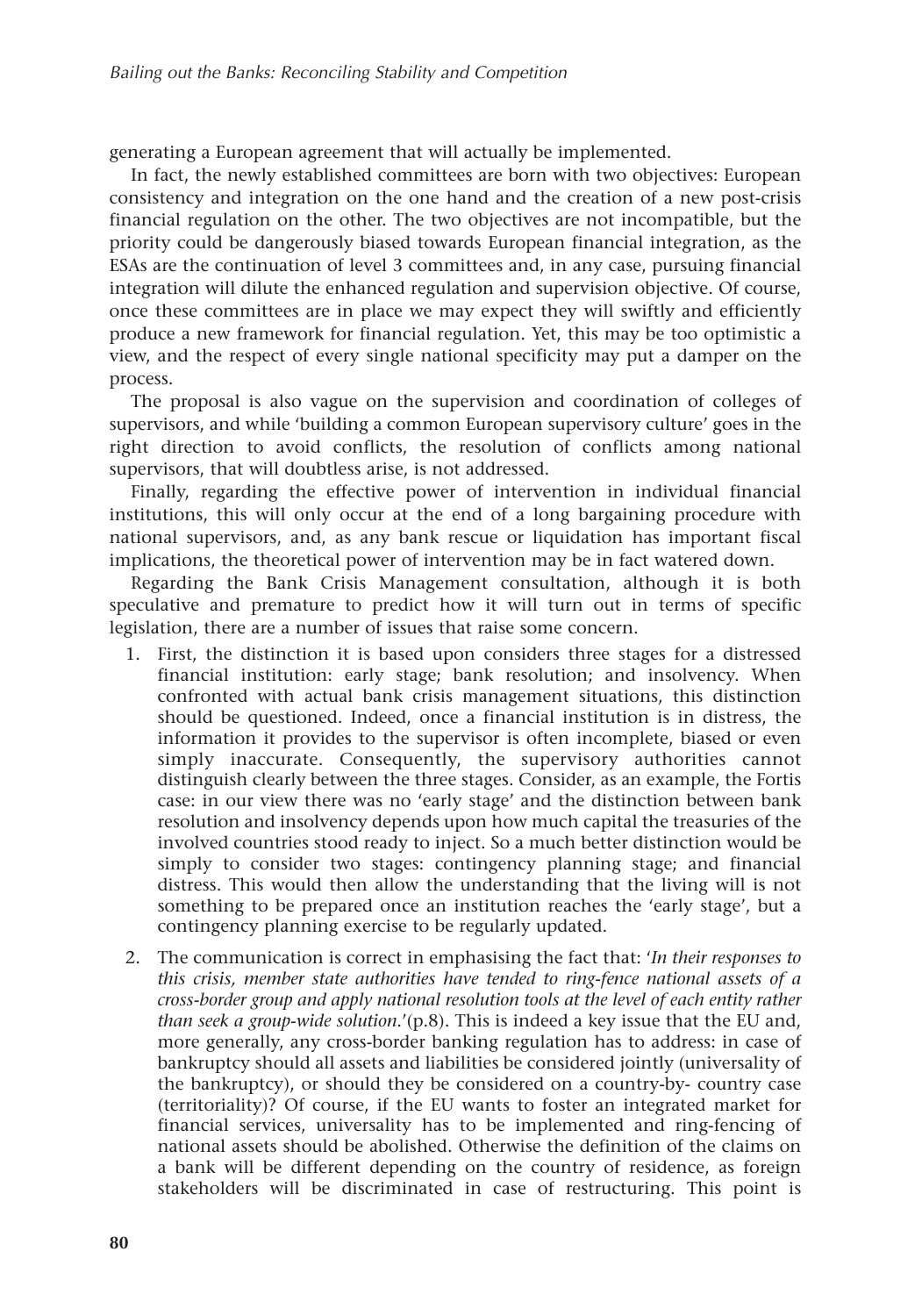generating a European agreement that will actually be implemented.

In fact, the newly established committees are born with two objectives: European consistency and integration on the one hand and the creation of a new post-crisis financial regulation on the other. The two objectives are not incompatible, but the priority could be dangerously biased towards European financial integration, as the ESAs are the continuation of level 3 committees and, in any case, pursuing financial integration will dilute the enhanced regulation and supervision objective. Of course, once these committees are in place we may expect they will swiftly and efficiently produce a new framework for financial regulation. Yet, this may be too optimistic a view, and the respect of every single national specificity may put a damper on the process.

The proposal is also vague on the supervision and coordination of colleges of supervisors, and while 'building a common European supervisory culture' goes in the right direction to avoid conflicts, the resolution of conflicts among national supervisors, that will doubtless arise, is not addressed.

Finally, regarding the effective power of intervention in individual financial institutions, this will only occur at the end of a long bargaining procedure with national supervisors, and, as any bank rescue or liquidation has important fiscal implications, the theoretical power of intervention may be in fact watered down.

Regarding the Bank Crisis Management consultation, although it is both speculative and premature to predict how it will turn out in terms of specific legislation, there are a number of issues that raise some concern.

1. First, the distinction it is based upon considers three stages for a distressed financial institution: early stage; bank resolution; and insolvency. When confronted with actual bank crisis management situations, this distinction should be questioned. Indeed, once a financial institution is in distress, the information it provides to the supervisor is often incomplete, biased or even simply inaccurate. Consequently, the supervisory authorities cannot distinguish clearly between the three stages. Consider, as an example, the Fortis case: in our view there was no 'early stage' and the distinction between bank resolution and insolvency depends upon how much capital the treasuries of the involved countries stood ready to inject. So a much better distinction would be simply to consider two stages: contingency planning stage; and financial distress. This would then allow the understanding that the living will is not something to be prepared once an institution reaches the 'early stage', but a contingency planning exercise to be regularly updated.
2. The communication is correct in emphasising the fact that: '*In their responses to this crisis, member state authorities have tended to ring-fence national assets of a cross-border group and apply national resolution tools at the level of each entity rather than seek a group-wide solution.*'(p.8). This is indeed a key issue that the EU and, more generally, any cross-border banking regulation has to address: in case of bankruptcy should all assets and liabilities be considered jointly (universality of the bankruptcy), or should they be considered on a country-by- country case (territoriality)? Of course, if the EU wants to foster an integrated market for financial services, universality has to be implemented and ring-fencing of national assets should be abolished. Otherwise the definition of the claims on a bank will be different depending on the country of residence, as foreign stakeholders will be discriminated in case of restructuring. This point is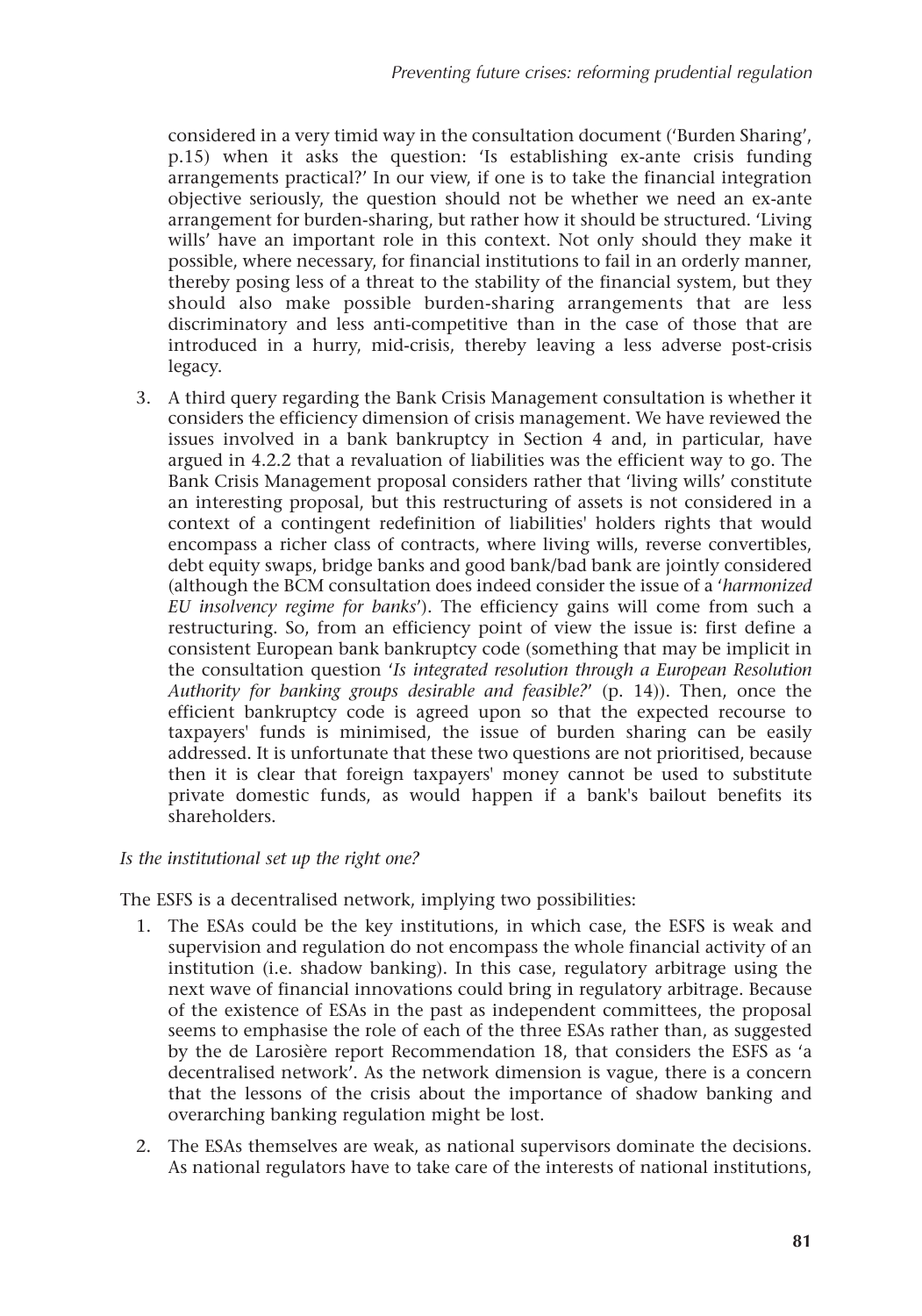considered in a very timid way in the consultation document ('Burden Sharing', p.15) when it asks the question: 'Is establishing ex-ante crisis funding arrangements practical?' In our view, if one is to take the financial integration objective seriously, the question should not be whether we need an ex-ante arrangement for burden-sharing, but rather how it should be structured. 'Living wills' have an important role in this context. Not only should they make it possible, where necessary, for financial institutions to fail in an orderly manner, thereby posing less of a threat to the stability of the financial system, but they should also make possible burden-sharing arrangements that are less discriminatory and less anti-competitive than in the case of those that are introduced in a hurry, mid-crisis, thereby leaving a less adverse post-crisis legacy.

3. A third query regarding the Bank Crisis Management consultation is whether it considers the efficiency dimension of crisis management. We have reviewed the issues involved in a bank bankruptcy in Section 4 and, in particular, have argued in 4.2.2 that a revaluation of liabilities was the efficient way to go. The Bank Crisis Management proposal considers rather that 'living wills' constitute an interesting proposal, but this restructuring of assets is not considered in a context of a contingent redefinition of liabilities' holders rights that would encompass a richer class of contracts, where living wills, reverse convertibles, debt equity swaps, bridge banks and good bank/bad bank are jointly considered (although the BCM consultation does indeed consider the issue of a '*harmonized EU insolvency regime for banks*'). The efficiency gains will come from such a restructuring. So, from an efficiency point of view the issue is: first define a consistent European bank bankruptcy code (something that may be implicit in the consultation question '*Is integrated resolution through a European Resolution Authority for banking groups desirable and feasible?*' (p. 14)). Then, once the efficient bankruptcy code is agreed upon so that the expected recourse to taxpayers' funds is minimised, the issue of burden sharing can be easily addressed. It is unfortunate that these two questions are not prioritised, because then it is clear that foreign taxpayers' money cannot be used to substitute private domestic funds, as would happen if a bank's bailout benefits its shareholders.

*Is the institutional set up the right one?*

The ESFS is a decentralised network, implying two possibilities:

1. The ESAs could be the key institutions, in which case, the ESFS is weak and supervision and regulation do not encompass the whole financial activity of an institution (i.e. shadow banking). In this case, regulatory arbitrage using the next wave of financial innovations could bring in regulatory arbitrage. Because of the existence of ESAs in the past as independent committees, the proposal seems to emphasise the role of each of the three ESAs rather than, as suggested by the de Larosière report Recommendation 18, that considers the ESFS as 'a decentralised network'. As the network dimension is vague, there is a concern that the lessons of the crisis about the importance of shadow banking and overarching banking regulation might be lost.

2. The ESAs themselves are weak, as national supervisors dominate the decisions. As national regulators have to take care of the interests of national institutions,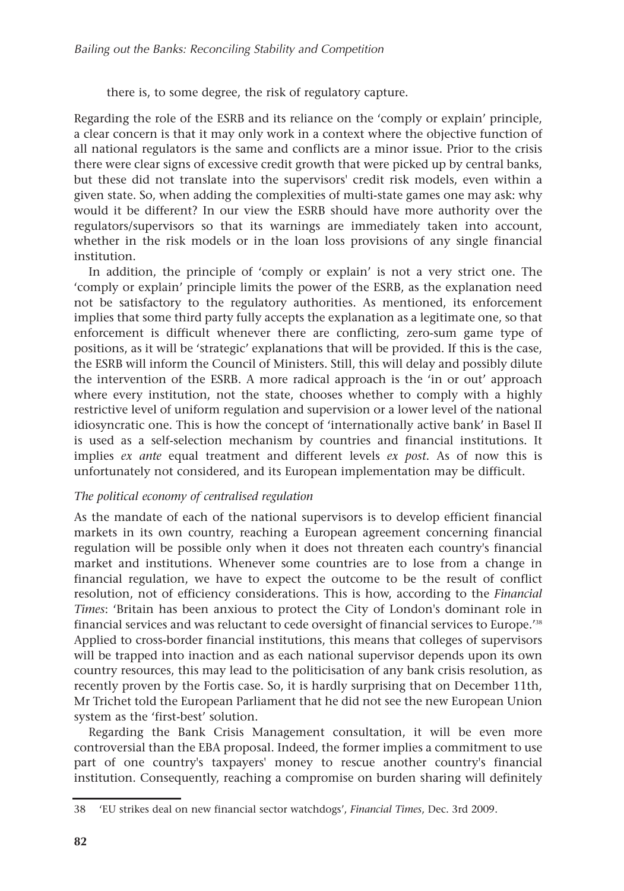there is, to some degree, the risk of regulatory capture.

Regarding the role of the ESRB and its reliance on the 'comply or explain' principle, a clear concern is that it may only work in a context where the objective function of all national regulators is the same and conflicts are a minor issue. Prior to the crisis there were clear signs of excessive credit growth that were picked up by central banks, but these did not translate into the supervisors' credit risk models, even within a given state. So, when adding the complexities of multi-state games one may ask: why would it be different? In our view the ESRB should have more authority over the regulators/supervisors so that its warnings are immediately taken into account, whether in the risk models or in the loan loss provisions of any single financial institution.

In addition, the principle of 'comply or explain' is not a very strict one. The 'comply or explain' principle limits the power of the ESRB, as the explanation need not be satisfactory to the regulatory authorities. As mentioned, its enforcement implies that some third party fully accepts the explanation as a legitimate one, so that enforcement is difficult whenever there are conflicting, zero-sum game type of positions, as it will be 'strategic' explanations that will be provided. If this is the case, the ESRB will inform the Council of Ministers. Still, this will delay and possibly dilute the intervention of the ESRB. A more radical approach is the 'in or out' approach where every institution, not the state, chooses whether to comply with a highly restrictive level of uniform regulation and supervision or a lower level of the national idiosyncratic one. This is how the concept of 'internationally active bank' in Basel II is used as a self-selection mechanism by countries and financial institutions. It implies *ex ante* equal treatment and different levels *ex post*. As of now this is unfortunately not considered, and its European implementation may be difficult.

*The political economy of centralised regulation*

As the mandate of each of the national supervisors is to develop efficient financial markets in its own country, reaching a European agreement concerning financial regulation will be possible only when it does not threaten each country's financial market and institutions. Whenever some countries are to lose from a change in financial regulation, we have to expect the outcome to be the result of conflict resolution, not of efficiency considerations. This is how, according to the *Financial Times*: 'Britain has been anxious to protect the City of London's dominant role in financial services and was reluctant to cede oversight of financial services to Europe.'[38] Applied to cross-border financial institutions, this means that colleges of supervisors will be trapped into inaction and as each national supervisor depends upon its own country resources, this may lead to the politicisation of any bank crisis resolution, as recently proven by the Fortis case. So, it is hardly surprising that on December 11th, Mr Trichet told the European Parliament that he did not see the new European Union system as the 'first-best' solution.

Regarding the Bank Crisis Management consultation, it will be even more controversial than the EBA proposal. Indeed, the former implies a commitment to use part of one country's taxpayers' money to rescue another country's financial institution. Consequently, reaching a compromise on burden sharing will definitely

38 'EU strikes deal on new financial sector watchdogs', *Financial Times*, Dec. 3rd 2009.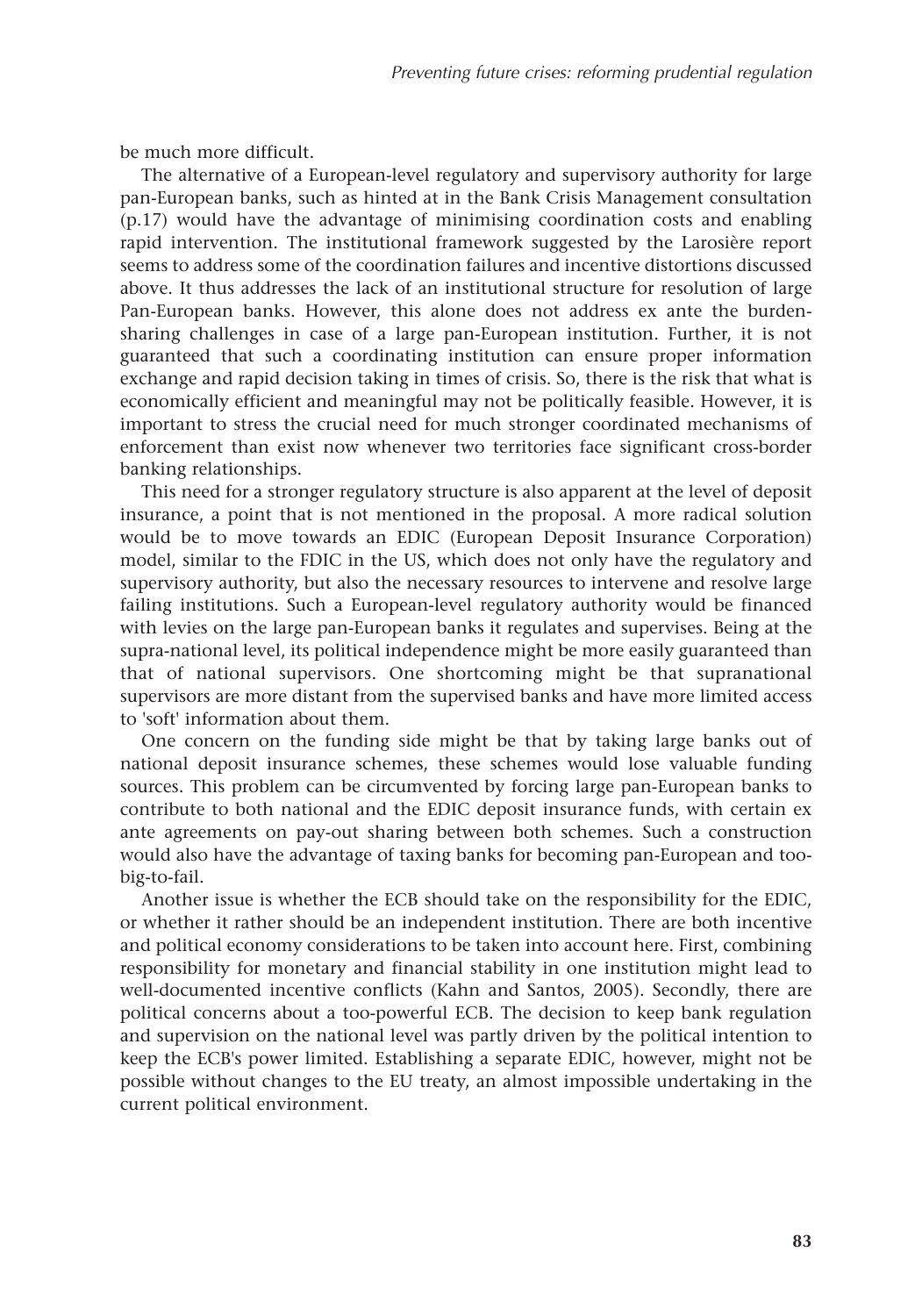be much more difficult.

The alternative of a European-level regulatory and supervisory authority for large pan-European banks, such as hinted at in the Bank Crisis Management consultation (p.17) would have the advantage of minimising coordination costs and enabling rapid intervention. The institutional framework suggested by the Larosière report seems to address some of the coordination failures and incentive distortions discussed above. It thus addresses the lack of an institutional structure for resolution of large Pan-European banks. However, this alone does not address ex ante the burden-sharing challenges in case of a large pan-European institution. Further, it is not guaranteed that such a coordinating institution can ensure proper information exchange and rapid decision taking in times of crisis. So, there is the risk that what is economically efficient and meaningful may not be politically feasible. However, it is important to stress the crucial need for much stronger coordinated mechanisms of enforcement than exist now whenever two territories face significant cross-border banking relationships.

This need for a stronger regulatory structure is also apparent at the level of deposit insurance, a point that is not mentioned in the proposal. A more radical solution would be to move towards an EDIC (European Deposit Insurance Corporation) model, similar to the FDIC in the US, which does not only have the regulatory and supervisory authority, but also the necessary resources to intervene and resolve large failing institutions. Such a European-level regulatory authority would be financed with levies on the large pan-European banks it regulates and supervises. Being at the supra-national level, its political independence might be more easily guaranteed than that of national supervisors. One shortcoming might be that supranational supervisors are more distant from the supervised banks and have more limited access to 'soft' information about them.

One concern on the funding side might be that by taking large banks out of national deposit insurance schemes, these schemes would lose valuable funding sources. This problem can be circumvented by forcing large pan-European banks to contribute to both national and the EDIC deposit insurance funds, with certain ex ante agreements on pay-out sharing between both schemes. Such a construction would also have the advantage of taxing banks for becoming pan-European and too-big-to-fail.

Another issue is whether the ECB should take on the responsibility for the EDIC, or whether it rather should be an independent institution. There are both incentive and political economy considerations to be taken into account here. First, combining responsibility for monetary and financial stability in one institution might lead to well-documented incentive conflicts (Kahn and Santos, 2005). Secondly, there are political concerns about a too-powerful ECB. The decision to keep bank regulation and supervision on the national level was partly driven by the political intention to keep the ECB's power limited. Establishing a separate EDIC, however, might not be possible without changes to the EU treaty, an almost impossible undertaking in the current political environment.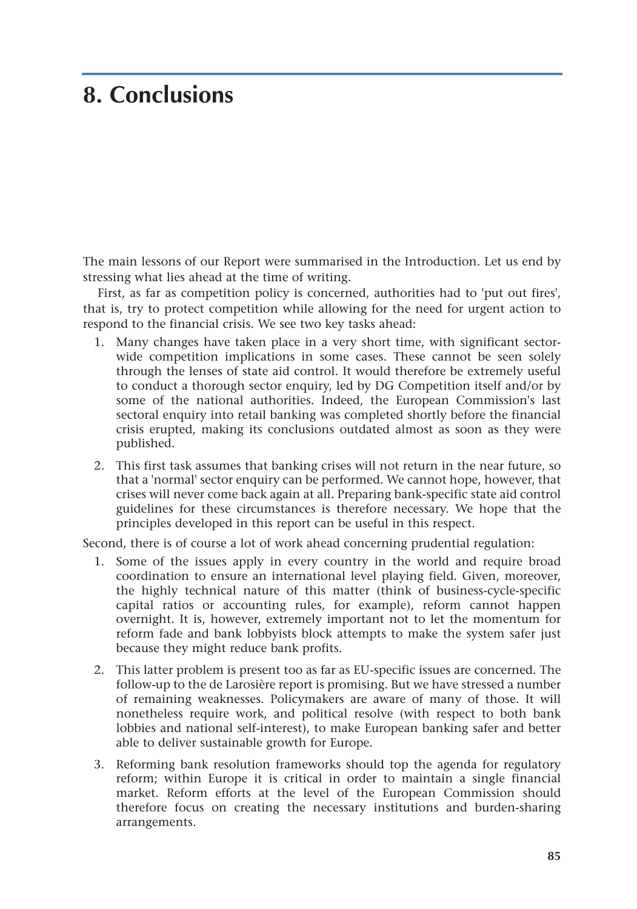# 8. Conclusions

The main lessons of our Report were summarised in the Introduction. Let us end by stressing what lies ahead at the time of writing.

First, as far as competition policy is concerned, authorities had to 'put out fires', that is, try to protect competition while allowing for the need for urgent action to respond to the financial crisis. We see two key tasks ahead:

1. Many changes have taken place in a very short time, with significant sector-wide competition implications in some cases. These cannot be seen solely through the lenses of state aid control. It would therefore be extremely useful to conduct a thorough sector enquiry, led by DG Competition itself and/or by some of the national authorities. Indeed, the European Commission's last sectoral enquiry into retail banking was completed shortly before the financial crisis erupted, making its conclusions outdated almost as soon as they were published.

2. This first task assumes that banking crises will not return in the near future, so that a 'normal' sector enquiry can be performed. We cannot hope, however, that crises will never come back again at all. Preparing bank-specific state aid control guidelines for these circumstances is therefore necessary. We hope that the principles developed in this report can be useful in this respect.

Second, there is of course a lot of work ahead concerning prudential regulation:

1. Some of the issues apply in every country in the world and require broad coordination to ensure an international level playing field. Given, moreover, the highly technical nature of this matter (think of business-cycle-specific capital ratios or accounting rules, for example), reform cannot happen overnight. It is, however, extremely important not to let the momentum for reform fade and bank lobbyists block attempts to make the system safer just because they might reduce bank profits.

2. This latter problem is present too as far as EU-specific issues are concerned. The follow-up to the de Larosière report is promising. But we have stressed a number of remaining weaknesses. Policymakers are aware of many of those. It will nonetheless require work, and political resolve (with respect to both bank lobbies and national self-interest), to make European banking safer and better able to deliver sustainable growth for Europe.

3. Reforming bank resolution frameworks should top the agenda for regulatory reform; within Europe it is critical in order to maintain a single financial market. Reform efforts at the level of the European Commission should therefore focus on creating the necessary institutions and burden-sharing arrangements.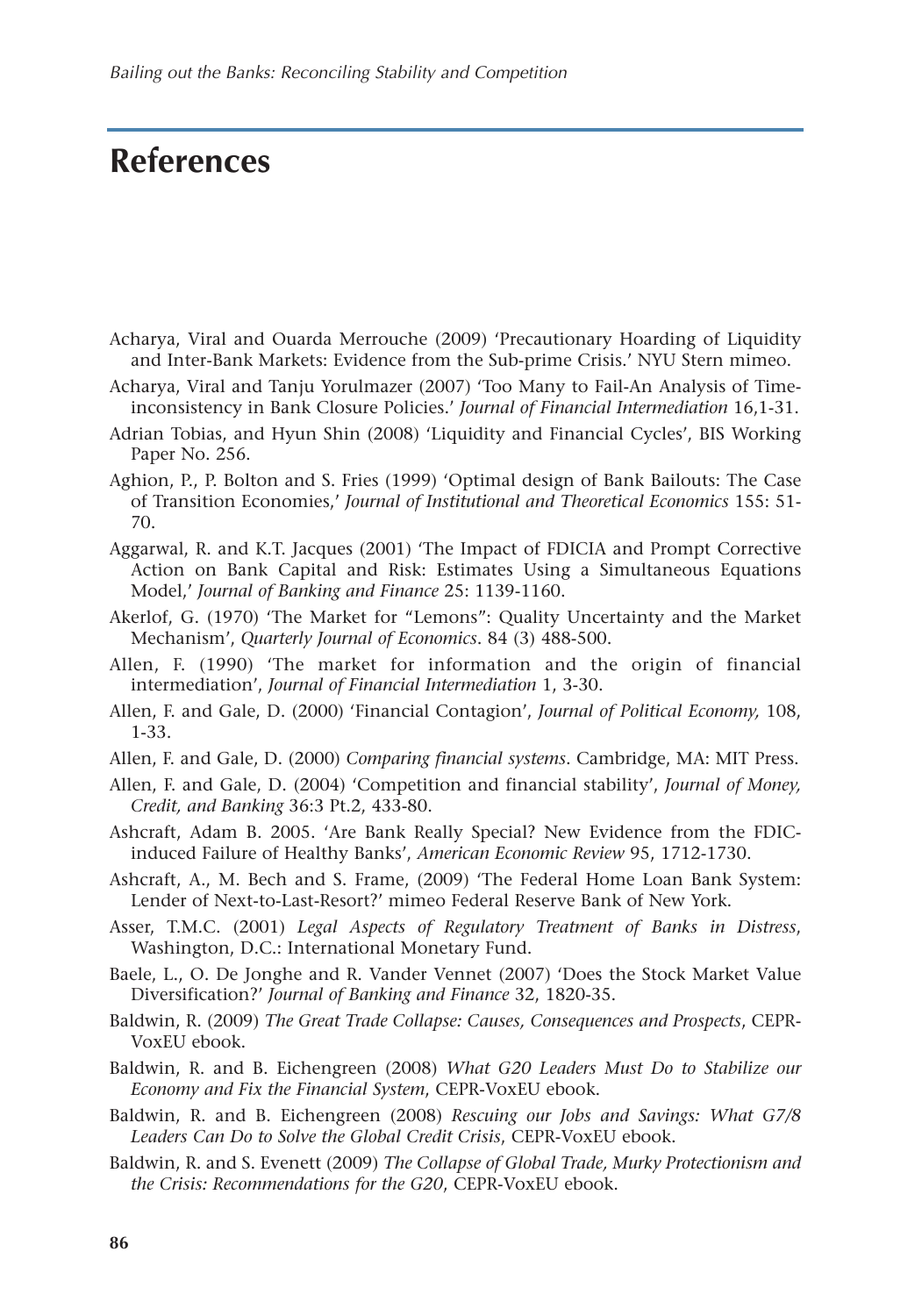# References

Acharya, Viral and Ouarda Merrouche (2009) 'Precautionary Hoarding of Liquidity and Inter-Bank Markets: Evidence from the Sub-prime Crisis.' NYU Stern mimeo.

Acharya, Viral and Tanju Yorulmazer (2007) 'Too Many to Fail-An Analysis of Time-inconsistency in Bank Closure Policies.' *Journal of Financial Intermediation* 16,1-31.

Adrian Tobias, and Hyun Shin (2008) 'Liquidity and Financial Cycles', BIS Working Paper No. 256.

Aghion, P., P. Bolton and S. Fries (1999) 'Optimal design of Bank Bailouts: The Case of Transition Economies,' *Journal of Institutional and Theoretical Economics* 155: 51-70.

Aggarwal, R. and K.T. Jacques (2001) 'The Impact of FDICIA and Prompt Corrective Action on Bank Capital and Risk: Estimates Using a Simultaneous Equations Model,' *Journal of Banking and Finance* 25: 1139-1160.

Akerlof, G. (1970) 'The Market for "Lemons": Quality Uncertainty and the Market Mechanism', *Quarterly Journal of Economics*. 84 (3) 488-500.

Allen, F. (1990) 'The market for information and the origin of financial intermediation', *Journal of Financial Intermediation* 1, 3-30.

Allen, F. and Gale, D. (2000) 'Financial Contagion', *Journal of Political Economy,* 108, 1-33.

Allen, F. and Gale, D. (2000) *Comparing financial systems*. Cambridge, MA: MIT Press.

Allen, F. and Gale, D. (2004) 'Competition and financial stability', *Journal of Money, Credit, and Banking* 36:3 Pt.2, 433-80.

Ashcraft, Adam B. 2005. 'Are Bank Really Special? New Evidence from the FDIC-induced Failure of Healthy Banks', *American Economic Review* 95, 1712-1730.

Ashcraft, A., M. Bech and S. Frame, (2009) 'The Federal Home Loan Bank System: Lender of Next-to-Last-Resort?' mimeo Federal Reserve Bank of New York.

Asser, T.M.C. (2001) *Legal Aspects of Regulatory Treatment of Banks in Distress*, Washington, D.C.: International Monetary Fund.

Baele, L., O. De Jonghe and R. Vander Vennet (2007) 'Does the Stock Market Value Diversification?' *Journal of Banking and Finance* 32, 1820-35.

Baldwin, R. (2009) *The Great Trade Collapse: Causes, Consequences and Prospects*, CEPR-VoxEU ebook.

Baldwin, R. and B. Eichengreen (2008) *What G20 Leaders Must Do to Stabilize our Economy and Fix the Financial System*, CEPR-VoxEU ebook.

Baldwin, R. and B. Eichengreen (2008) *Rescuing our Jobs and Savings: What G7/8 Leaders Can Do to Solve the Global Credit Crisis*, CEPR-VoxEU ebook.

Baldwin, R. and S. Evenett (2009) *The Collapse of Global Trade, Murky Protectionism and the Crisis: Recommendations for the G20*, CEPR-VoxEU ebook.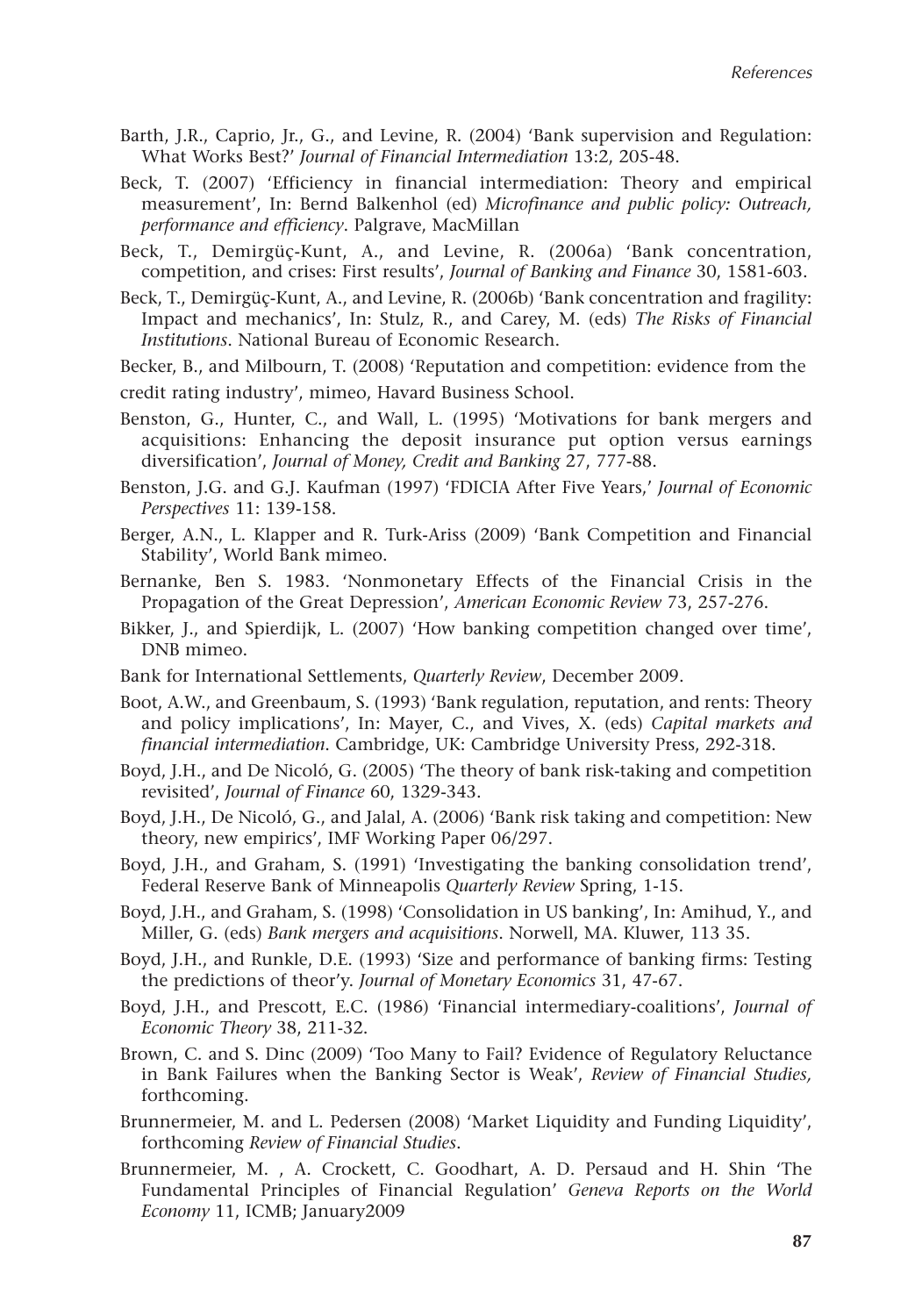Barth, J.R., Caprio, Jr., G., and Levine, R. (2004) 'Bank supervision and Regulation: What Works Best?' *Journal of Financial Intermediation* 13:2, 205-48.

Beck, T. (2007) 'Efficiency in financial intermediation: Theory and empirical measurement', In: Bernd Balkenhol (ed) *Microfinance and public policy: Outreach, performance and efficiency*. Palgrave, MacMillan

Beck, T., Demirgüç-Kunt, A., and Levine, R. (2006a) 'Bank concentration, competition, and crises: First results', *Journal of Banking and Finance* 30, 1581-603.

Beck, T., Demirgüç-Kunt, A., and Levine, R. (2006b) 'Bank concentration and fragility: Impact and mechanics', In: Stulz, R., and Carey, M. (eds) *The Risks of Financial Institutions*. National Bureau of Economic Research.

Becker, B., and Milbourn, T. (2008) 'Reputation and competition: evidence from the credit rating industry', mimeo, Havard Business School.

Benston, G., Hunter, C., and Wall, L. (1995) 'Motivations for bank mergers and acquisitions: Enhancing the deposit insurance put option versus earnings diversification', *Journal of Money, Credit and Banking* 27, 777-88.

Benston, J.G. and G.J. Kaufman (1997) 'FDICIA After Five Years,' *Journal of Economic Perspectives* 11: 139-158.

Berger, A.N., L. Klapper and R. Turk-Ariss (2009) 'Bank Competition and Financial Stability', World Bank mimeo.

Bernanke, Ben S. 1983. 'Nonmonetary Effects of the Financial Crisis in the Propagation of the Great Depression', *American Economic Review* 73, 257-276.

Bikker, J., and Spierdijk, L. (2007) 'How banking competition changed over time', DNB mimeo.

Bank for International Settlements, *Quarterly Review*, December 2009.

Boot, A.W., and Greenbaum, S. (1993) 'Bank regulation, reputation, and rents: Theory and policy implications', In: Mayer, C., and Vives, X. (eds) *Capital markets and financial intermediation*. Cambridge, UK: Cambridge University Press, 292-318.

Boyd, J.H., and De Nicoló, G. (2005) 'The theory of bank risk-taking and competition revisited', *Journal of Finance* 60, 1329-343.

Boyd, J.H., De Nicoló, G., and Jalal, A. (2006) 'Bank risk taking and competition: New theory, new empirics', IMF Working Paper 06/297.

Boyd, J.H., and Graham, S. (1991) 'Investigating the banking consolidation trend', Federal Reserve Bank of Minneapolis *Quarterly Review* Spring, 1-15.

Boyd, J.H., and Graham, S. (1998) 'Consolidation in US banking', In: Amihud, Y., and Miller, G. (eds) *Bank mergers and acquisitions*. Norwell, MA. Kluwer, 113 35.

Boyd, J.H., and Runkle, D.E. (1993) 'Size and performance of banking firms: Testing the predictions of theor'y. *Journal of Monetary Economics* 31, 47-67.

Boyd, J.H., and Prescott, E.C. (1986) 'Financial intermediary-coalitions', *Journal of Economic Theory* 38, 211-32.

Brown, C. and S. Dinc (2009) 'Too Many to Fail? Evidence of Regulatory Reluctance in Bank Failures when the Banking Sector is Weak', *Review of Financial Studies,* forthcoming.

Brunnermeier, M. and L. Pedersen (2008) 'Market Liquidity and Funding Liquidity', forthcoming *Review of Financial Studies*.

Brunnermeier, M. , A. Crockett, C. Goodhart, A. D. Persaud and H. Shin 'The Fundamental Principles of Financial Regulation' *Geneva Reports on the World Economy* 11, ICMB; January2009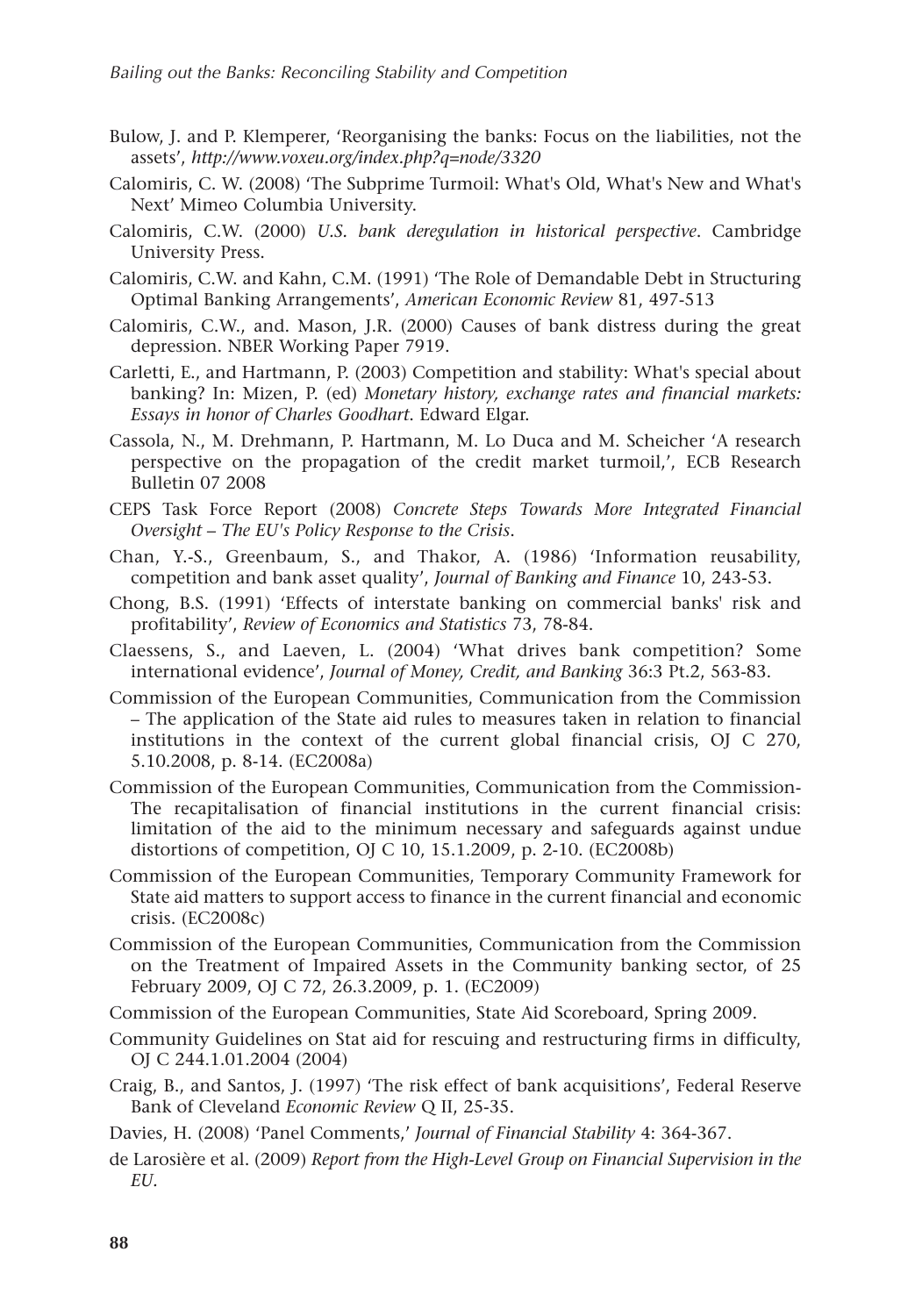Bulow, J. and P. Klemperer, 'Reorganising the banks: Focus on the liabilities, not the assets', *http://www.voxeu.org/index.php?q=node/3320*

Calomiris, C. W. (2008) 'The Subprime Turmoil: What's Old, What's New and What's Next' Mimeo Columbia University.

Calomiris, C.W. (2000) *U.S. bank deregulation in historical perspective*. Cambridge University Press.

Calomiris, C.W. and Kahn, C.M. (1991) 'The Role of Demandable Debt in Structuring Optimal Banking Arrangements', *American Economic Review* 81, 497-513

Calomiris, C.W., and. Mason, J.R. (2000) Causes of bank distress during the great depression. NBER Working Paper 7919.

Carletti, E., and Hartmann, P. (2003) Competition and stability: What's special about banking? In: Mizen, P. (ed) *Monetary history, exchange rates and financial markets: Essays in honor of Charles Goodhart*. Edward Elgar.

Cassola, N., M. Drehmann, P. Hartmann, M. Lo Duca and M. Scheicher 'A research perspective on the propagation of the credit market turmoil,', ECB Research Bulletin 07 2008

CEPS Task Force Report (2008) *Concrete Steps Towards More Integrated Financial Oversight – The EU's Policy Response to the Crisis*.

Chan, Y.-S., Greenbaum, S., and Thakor, A. (1986) 'Information reusability, competition and bank asset quality', *Journal of Banking and Finance* 10, 243-53.

Chong, B.S. (1991) 'Effects of interstate banking on commercial banks' risk and profitability', *Review of Economics and Statistics* 73, 78-84.

Claessens, S., and Laeven, L. (2004) 'What drives bank competition? Some international evidence', *Journal of Money, Credit, and Banking* 36:3 Pt.2, 563-83.

Commission of the European Communities, Communication from the Commission – The application of the State aid rules to measures taken in relation to financial institutions in the context of the current global financial crisis, OJ C 270, 5.10.2008, p. 8-14. (EC2008a)

Commission of the European Communities, Communication from the Commission- The recapitalisation of financial institutions in the current financial crisis: limitation of the aid to the minimum necessary and safeguards against undue distortions of competition, OJ C 10, 15.1.2009, p. 2-10. (EC2008b)

Commission of the European Communities, Temporary Community Framework for State aid matters to support access to finance in the current financial and economic crisis. (EC2008c)

Commission of the European Communities, Communication from the Commission on the Treatment of Impaired Assets in the Community banking sector, of 25 February 2009, OJ C 72, 26.3.2009, p. 1. (EC2009)

Commission of the European Communities, State Aid Scoreboard, Spring 2009.

Community Guidelines on Stat aid for rescuing and restructuring firms in difficulty, OJ C 244.1.01.2004 (2004)

Craig, B., and Santos, J. (1997) 'The risk effect of bank acquisitions', Federal Reserve Bank of Cleveland *Economic Review* Q II, 25-35.

Davies, H. (2008) 'Panel Comments,' *Journal of Financial Stability* 4: 364-367.

de Larosière et al. (2009) *Report from the High-Level Group on Financial Supervision in the EU*.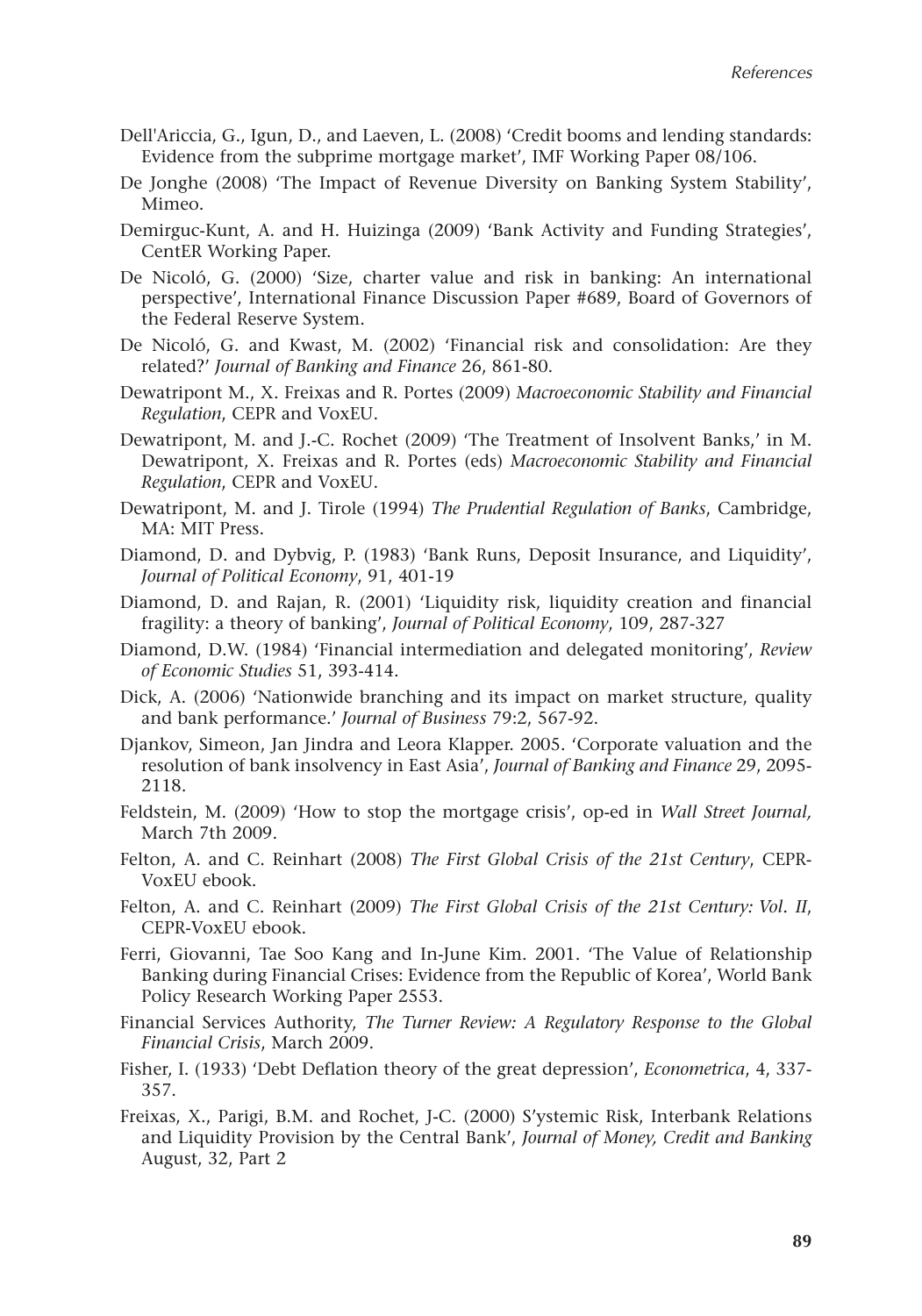Dell'Ariccia, G., Igun, D., and Laeven, L. (2008) 'Credit booms and lending standards: Evidence from the subprime mortgage market', IMF Working Paper 08/106.

De Jonghe (2008) 'The Impact of Revenue Diversity on Banking System Stability', Mimeo.

Demirguc-Kunt, A. and H. Huizinga (2009) 'Bank Activity and Funding Strategies', CentER Working Paper.

De Nicoló, G. (2000) 'Size, charter value and risk in banking: An international perspective', International Finance Discussion Paper #689, Board of Governors of the Federal Reserve System.

De Nicoló, G. and Kwast, M. (2002) 'Financial risk and consolidation: Are they related?' *Journal of Banking and Finance* 26, 861-80.

Dewatripont M., X. Freixas and R. Portes (2009) *Macroeconomic Stability and Financial Regulation*, CEPR and VoxEU.

Dewatripont, M. and J.-C. Rochet (2009) 'The Treatment of Insolvent Banks,' in M. Dewatripont, X. Freixas and R. Portes (eds) *Macroeconomic Stability and Financial Regulation*, CEPR and VoxEU.

Dewatripont, M. and J. Tirole (1994) *The Prudential Regulation of Banks*, Cambridge, MA: MIT Press.

Diamond, D. and Dybvig, P. (1983) 'Bank Runs, Deposit Insurance, and Liquidity', *Journal of Political Economy*, 91, 401-19

Diamond, D. and Rajan, R. (2001) 'Liquidity risk, liquidity creation and financial fragility: a theory of banking', *Journal of Political Economy*, 109, 287-327

Diamond, D.W. (1984) 'Financial intermediation and delegated monitoring', *Review of Economic Studies* 51, 393-414.

Dick, A. (2006) 'Nationwide branching and its impact on market structure, quality and bank performance.' *Journal of Business* 79:2, 567-92.

Djankov, Simeon, Jan Jindra and Leora Klapper. 2005. 'Corporate valuation and the resolution of bank insolvency in East Asia', *Journal of Banking and Finance* 29, 2095-2118.

Feldstein, M. (2009) 'How to stop the mortgage crisis', op-ed in *Wall Street Journal,* March 7th 2009.

Felton, A. and C. Reinhart (2008) *The First Global Crisis of the 21st Century*, CEPR-VoxEU ebook.

Felton, A. and C. Reinhart (2009) *The First Global Crisis of the 21st Century: Vol. II*, CEPR-VoxEU ebook.

Ferri, Giovanni, Tae Soo Kang and In-June Kim. 2001. 'The Value of Relationship Banking during Financial Crises: Evidence from the Republic of Korea', World Bank Policy Research Working Paper 2553.

Financial Services Authority, *The Turner Review: A Regulatory Response to the Global Financial Crisis*, March 2009.

Fisher, I. (1933) 'Debt Deflation theory of the great depression', *Econometrica*, 4, 337-357.

Freixas, X., Parigi, B.M. and Rochet, J-C. (2000) S'ystemic Risk, Interbank Relations and Liquidity Provision by the Central Bank', *Journal of Money, Credit and Banking* August, 32, Part 2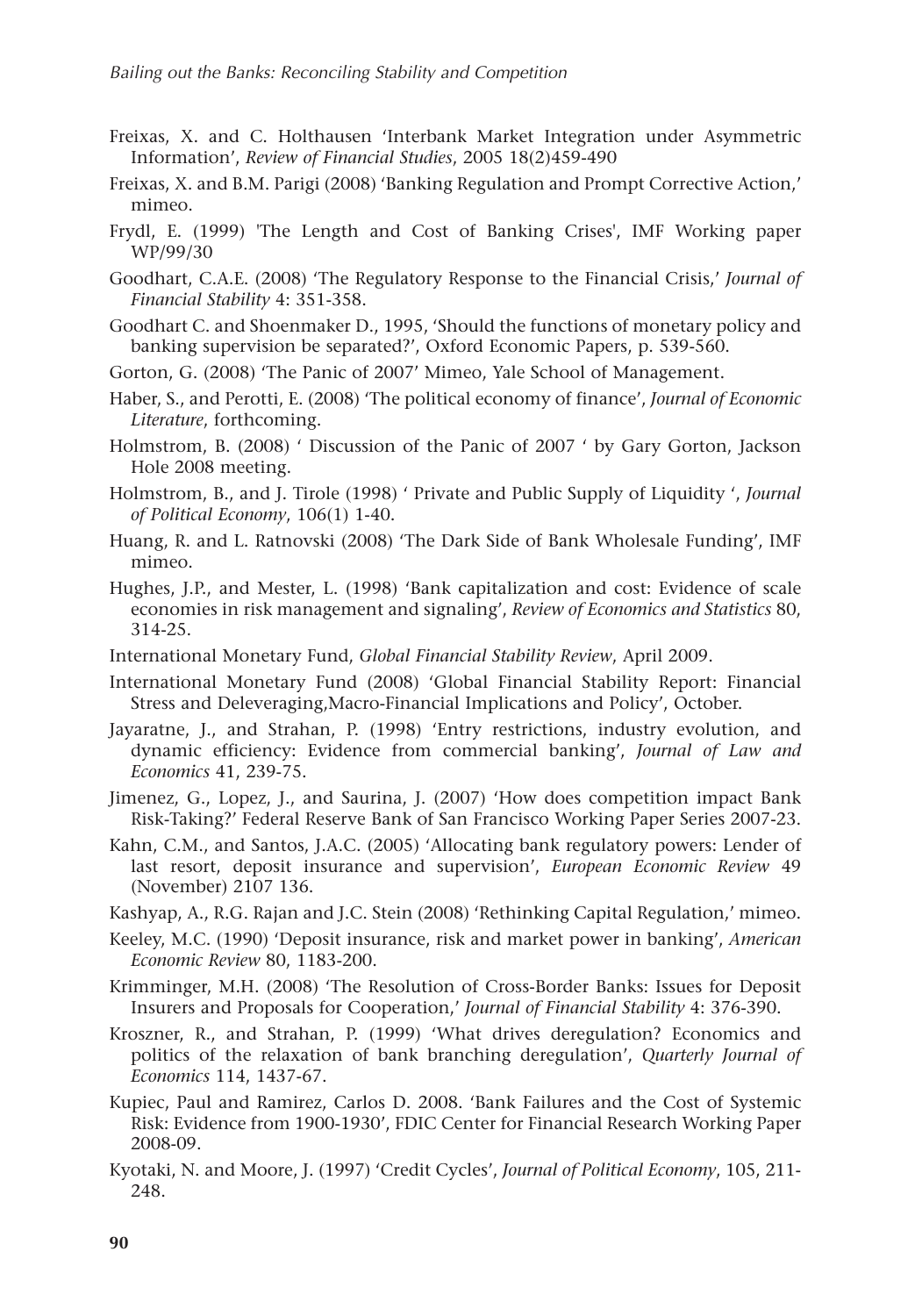Freixas, X. and C. Holthausen 'Interbank Market Integration under Asymmetric Information', *Review of Financial Studies*, 2005 18(2)459-490

Freixas, X. and B.M. Parigi (2008) 'Banking Regulation and Prompt Corrective Action,' mimeo.

Frydl, E. (1999) 'The Length and Cost of Banking Crises', IMF Working paper WP/99/30

Goodhart, C.A.E. (2008) 'The Regulatory Response to the Financial Crisis,' *Journal of Financial Stability* 4: 351-358.

Goodhart C. and Shoenmaker D., 1995, 'Should the functions of monetary policy and banking supervision be separated?', Oxford Economic Papers, p. 539-560.

Gorton, G. (2008) 'The Panic of 2007' Mimeo, Yale School of Management.

Haber, S., and Perotti, E. (2008) 'The political economy of finance', *Journal of Economic Literature*, forthcoming.

Holmstrom, B. (2008) ' Discussion of the Panic of 2007 ' by Gary Gorton, Jackson Hole 2008 meeting.

Holmstrom, B., and J. Tirole (1998) ' Private and Public Supply of Liquidity ', *Journal of Political Economy*, 106(1) 1-40.

Huang, R. and L. Ratnovski (2008) 'The Dark Side of Bank Wholesale Funding', IMF mimeo.

Hughes, J.P., and Mester, L. (1998) 'Bank capitalization and cost: Evidence of scale economies in risk management and signaling', *Review of Economics and Statistics* 80, 314-25.

International Monetary Fund, *Global Financial Stability Review*, April 2009.

International Monetary Fund (2008) 'Global Financial Stability Report: Financial Stress and Deleveraging,Macro-Financial Implications and Policy', October.

Jayaratne, J., and Strahan, P. (1998) 'Entry restrictions, industry evolution, and dynamic efficiency: Evidence from commercial banking', *Journal of Law and Economics* 41, 239-75.

Jimenez, G., Lopez, J., and Saurina, J. (2007) 'How does competition impact Bank Risk-Taking?' Federal Reserve Bank of San Francisco Working Paper Series 2007-23.

Kahn, C.M., and Santos, J.A.C. (2005) 'Allocating bank regulatory powers: Lender of last resort, deposit insurance and supervision', *European Economic Review* 49 (November) 2107 136.

Kashyap, A., R.G. Rajan and J.C. Stein (2008) 'Rethinking Capital Regulation,' mimeo.

Keeley, M.C. (1990) 'Deposit insurance, risk and market power in banking', *American Economic Review* 80, 1183-200.

Krimminger, M.H. (2008) 'The Resolution of Cross-Border Banks: Issues for Deposit Insurers and Proposals for Cooperation,' *Journal of Financial Stability* 4: 376-390.

Kroszner, R., and Strahan, P. (1999) 'What drives deregulation? Economics and politics of the relaxation of bank branching deregulation', *Quarterly Journal of Economics* 114, 1437-67.

Kupiec, Paul and Ramirez, Carlos D. 2008. 'Bank Failures and the Cost of Systemic Risk: Evidence from 1900-1930', FDIC Center for Financial Research Working Paper 2008-09.

Kyotaki, N. and Moore, J. (1997) 'Credit Cycles', *Journal of Political Economy*, 105, 211-248.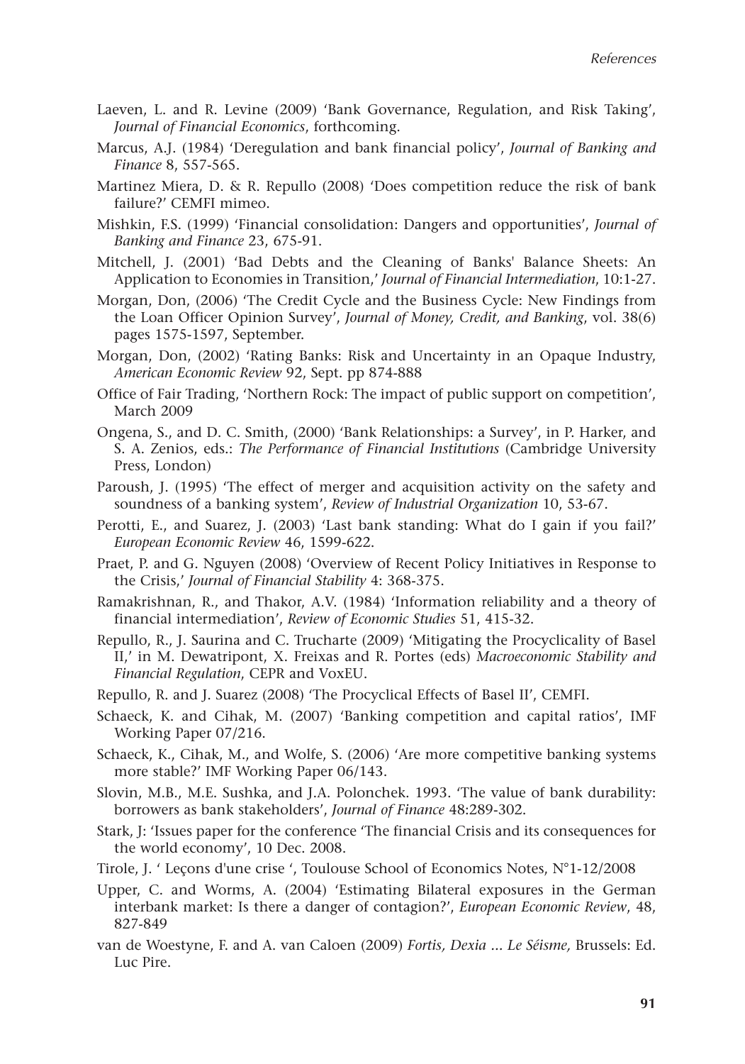Laeven, L. and R. Levine (2009) 'Bank Governance, Regulation, and Risk Taking', *Journal of Financial Economics*, forthcoming.

Marcus, A.J. (1984) 'Deregulation and bank financial policy', *Journal of Banking and Finance* 8, 557-565.

Martinez Miera, D. & R. Repullo (2008) 'Does competition reduce the risk of bank failure?' CEMFI mimeo.

Mishkin, F.S. (1999) 'Financial consolidation: Dangers and opportunities', *Journal of Banking and Finance* 23, 675-91.

Mitchell, J. (2001) 'Bad Debts and the Cleaning of Banks' Balance Sheets: An Application to Economies in Transition,' *Journal of Financial Intermediation*, 10:1-27.

Morgan, Don, (2006) 'The Credit Cycle and the Business Cycle: New Findings from the Loan Officer Opinion Survey', *Journal of Money, Credit, and Banking*, vol. 38(6) pages 1575-1597, September.

Morgan, Don, (2002) 'Rating Banks: Risk and Uncertainty in an Opaque Industry, *American Economic Review* 92, Sept. pp 874-888

Office of Fair Trading, 'Northern Rock: The impact of public support on competition', March 2009

Ongena, S., and D. C. Smith, (2000) 'Bank Relationships: a Survey', in P. Harker, and S. A. Zenios, eds.: *The Performance of Financial Institutions* (Cambridge University Press, London)

Paroush, J. (1995) 'The effect of merger and acquisition activity on the safety and soundness of a banking system', *Review of Industrial Organization* 10, 53-67.

Perotti, E., and Suarez, J. (2003) 'Last bank standing: What do I gain if you fail?' *European Economic Review* 46, 1599-622.

Praet, P. and G. Nguyen (2008) 'Overview of Recent Policy Initiatives in Response to the Crisis,' *Journal of Financial Stability* 4: 368-375.

Ramakrishnan, R., and Thakor, A.V. (1984) 'Information reliability and a theory of financial intermediation', *Review of Economic Studies* 51, 415-32.

Repullo, R., J. Saurina and C. Trucharte (2009) 'Mitigating the Procyclicality of Basel II,' in M. Dewatripont, X. Freixas and R. Portes (eds) *Macroeconomic Stability and Financial Regulation*, CEPR and VoxEU.

Repullo, R. and J. Suarez (2008) 'The Procyclical Effects of Basel II', CEMFI.

Schaeck, K. and Cihak, M. (2007) 'Banking competition and capital ratios', IMF Working Paper 07/216.

Schaeck, K., Cihak, M., and Wolfe, S. (2006) 'Are more competitive banking systems more stable?' IMF Working Paper 06/143.

Slovin, M.B., M.E. Sushka, and J.A. Polonchek. 1993. 'The value of bank durability: borrowers as bank stakeholders', *Journal of Finance* 48:289-302.

Stark, J: 'Issues paper for the conference 'The financial Crisis and its consequences for the world economy', 10 Dec. 2008.

Tirole, J. ' Leçons d'une crise ', Toulouse School of Economics Notes, N°1-12/2008

Upper, C. and Worms, A. (2004) 'Estimating Bilateral exposures in the German interbank market: Is there a danger of contagion?', *European Economic Review*, 48, 827-849

van de Woestyne, F. and A. van Caloen (2009) *Fortis, Dexia ... Le Séisme,* Brussels: Ed. Luc Pire.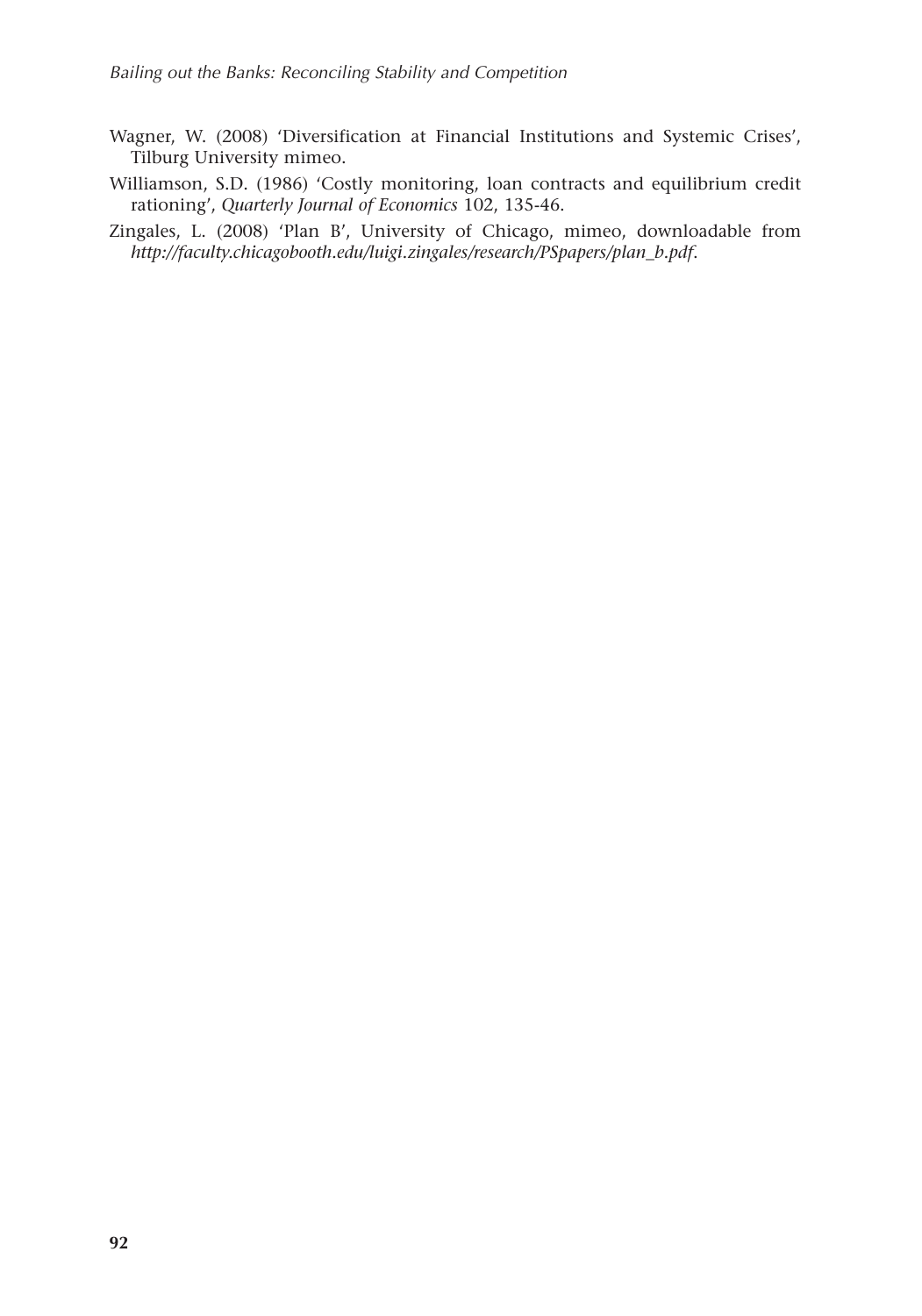Wagner, W. (2008) 'Diversification at Financial Institutions and Systemic Crises', Tilburg University mimeo.

Williamson, S.D. (1986) 'Costly monitoring, loan contracts and equilibrium credit rationing', *Quarterly Journal of Economics* 102, 135-46.

Zingales, L. (2008) 'Plan B', University of Chicago, mimeo, downloadable from *http://faculty.chicagobooth.edu/luigi.zingales/research/PSpapers/plan_b.pdf*.